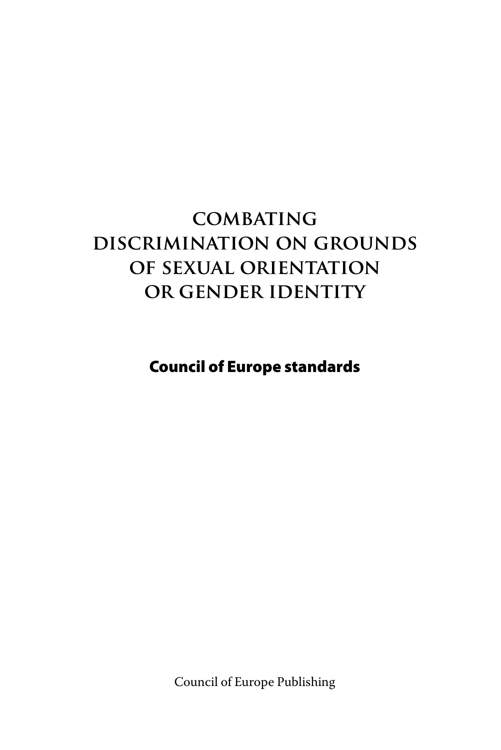# COMBATING DISCRIMINATION ON GROUNDS OF SEXUAL ORIENTATION OR GENDER IDENTITY

## Council of Europe standards

Council of Europe Publishing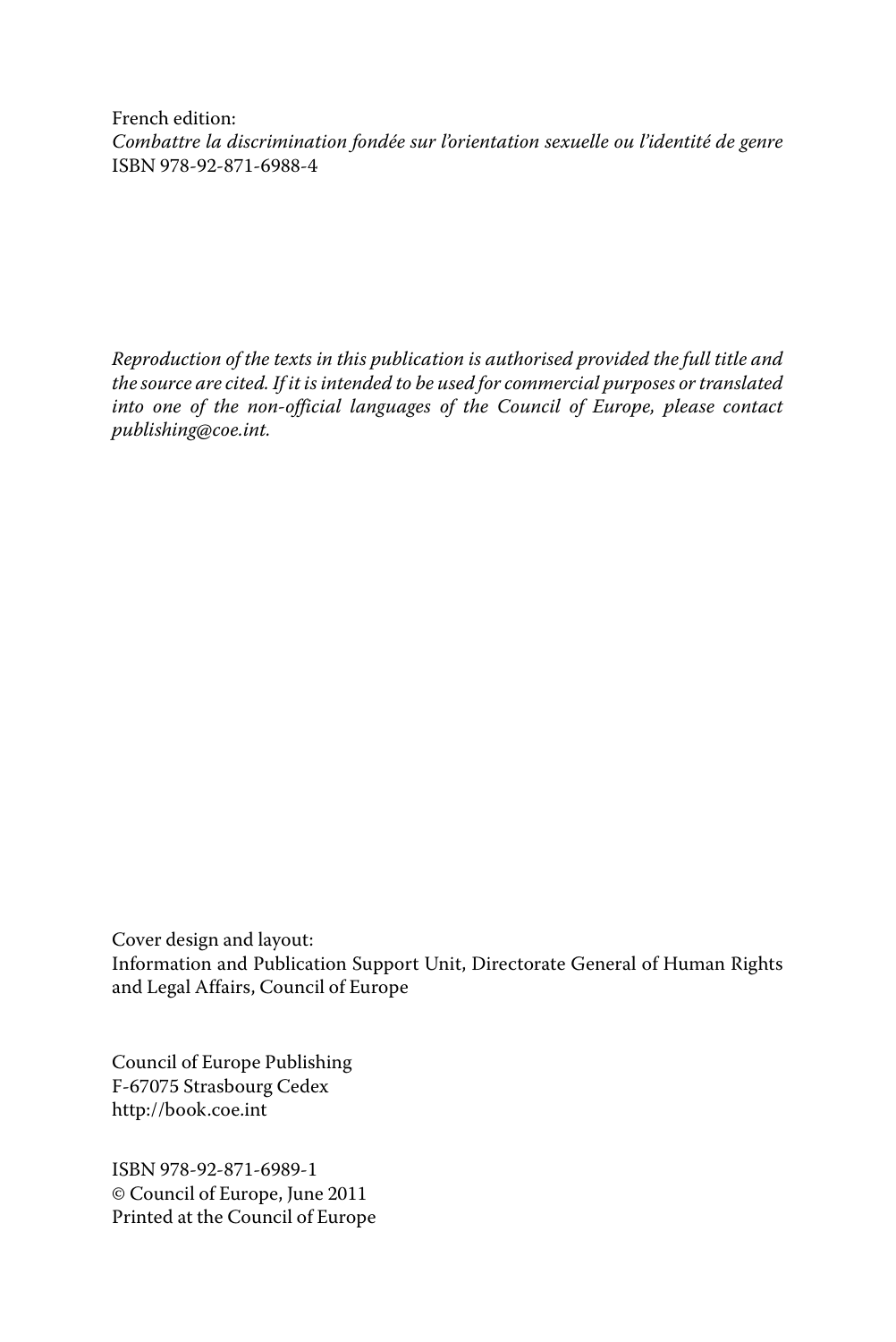French edition:
*Combattre la discrimination fondée sur l'orientation sexuelle ou l'identité de genre*
ISBN 978-92-871-6988-4

*Reproduction of the texts in this publication is authorised provided the full title and the source are cited. If it is intended to be used for commercial purposes or translated into one of the non-official languages of the Council of Europe, please contact publishing@coe.int.*

Cover design and layout:
Information and Publication Support Unit, Directorate General of Human Rights and Legal Affairs, Council of Europe

Council of Europe Publishing
F-67075 Strasbourg Cedex
http://book.coe.int

ISBN 978-92-871-6989-1
© Council of Europe, June 2011
Printed at the Council of Europe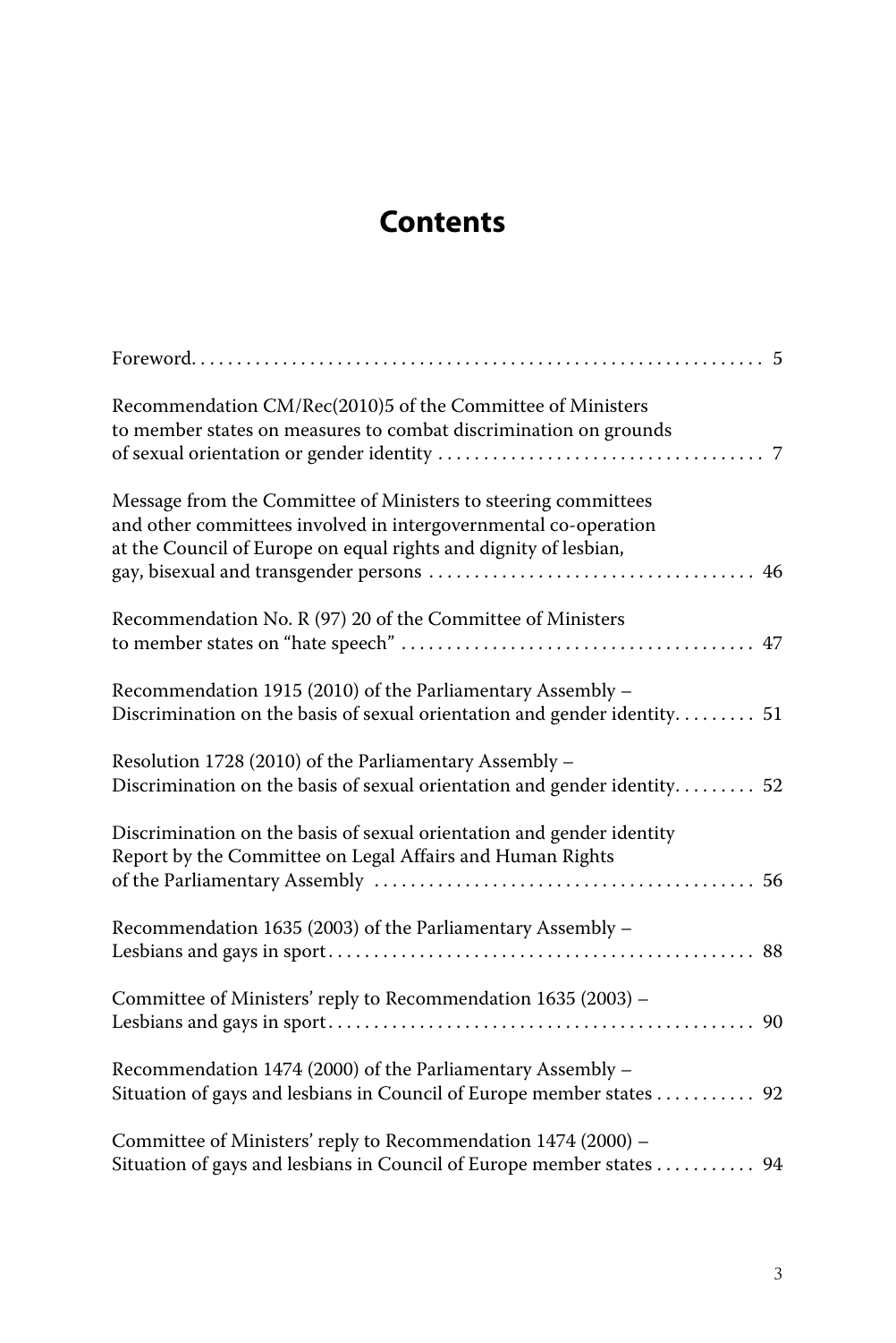# Contents

Foreword. . . . . . . . . . . . . . . . . . . . . . . . . . . . . . . . . . . . . . . . . . . . . . . . . . . . . . . . . . . . . . 5

Recommendation CM/Rec(2010)5 of the Committee of Ministers to member states on measures to combat discrimination on grounds of sexual orientation or gender identity . . . . . . . . . . . . . . . . . . . . . . . . . . . . . . . . . . . 7

Message from the Committee of Ministers to steering committees and other committees involved in intergovernmental co-operation at the Council of Europe on equal rights and dignity of lesbian, gay, bisexual and transgender persons . . . . . . . . . . . . . . . . . . . . . . . . . . . . . . . . . . . 46

Recommendation No. R (97) 20 of the Committee of Ministers to member states on "hate speech" . . . . . . . . . . . . . . . . . . . . . . . . . . . . . . . . . . . . . . 47

Recommendation 1915 (2010) of the Parliamentary Assembly – Discrimination on the basis of sexual orientation and gender identity. . . . . . . . . 51

Resolution 1728 (2010) of the Parliamentary Assembly – Discrimination on the basis of sexual orientation and gender identity. . . . . . . . . 52

Discrimination on the basis of sexual orientation and gender identity Report by the Committee on Legal Affairs and Human Rights of the Parliamentary Assembly . . . . . . . . . . . . . . . . . . . . . . . . . . . . . . . . . . . . . . . . 56

Recommendation 1635 (2003) of the Parliamentary Assembly – Lesbians and gays in sport. . . . . . . . . . . . . . . . . . . . . . . . . . . . . . . . . . . . . . . . . . . . . . 88

Committee of Ministers' reply to Recommendation 1635 (2003) – Lesbians and gays in sport. . . . . . . . . . . . . . . . . . . . . . . . . . . . . . . . . . . . . . . . . . . . . . 90

Recommendation 1474 (2000) of the Parliamentary Assembly – Situation of gays and lesbians in Council of Europe member states . . . . . . . . . . . 92

Committee of Ministers' reply to Recommendation 1474 (2000) – Situation of gays and lesbians in Council of Europe member states . . . . . . . . . . . 94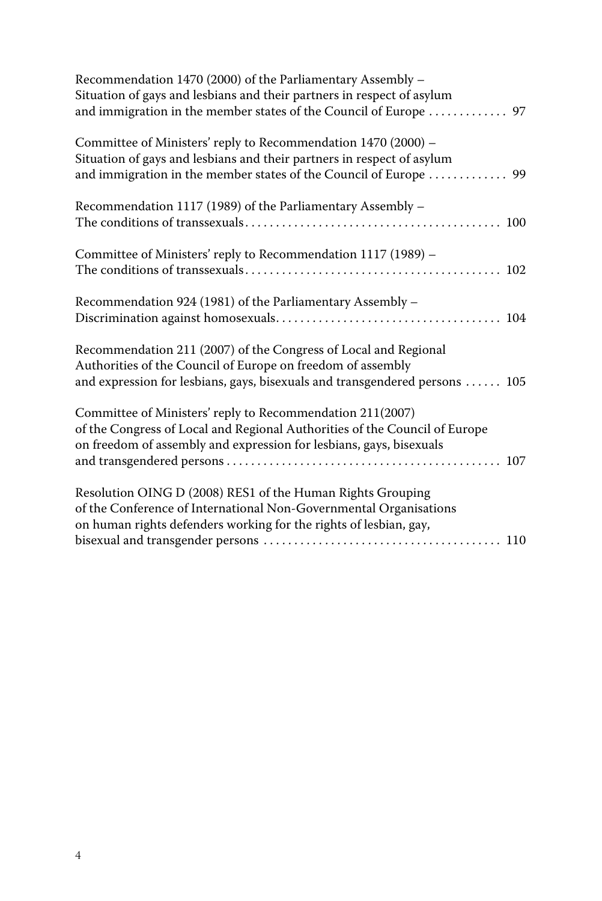Recommendation 1470 (2000) of the Parliamentary Assembly –
Situation of gays and lesbians and their partners in respect of asylum
and immigration in the member states of the Council of Europe . . . . . . . . . . . . 97

Committee of Ministers' reply to Recommendation 1470 (2000) –
Situation of gays and lesbians and their partners in respect of asylum
and immigration in the member states of the Council of Europe . . . . . . . . . . . . 99

Recommendation 1117 (1989) of the Parliamentary Assembly –
The conditions of transsexuals . . . . . . . . . . . . . . . . . . . . . . . . . . . . . . . . . . . . . . . . . 100

Committee of Ministers' reply to Recommendation 1117 (1989) –
The conditions of transsexuals . . . . . . . . . . . . . . . . . . . . . . . . . . . . . . . . . . . . . . . . . 102

Recommendation 924 (1981) of the Parliamentary Assembly –
Discrimination against homosexuals . . . . . . . . . . . . . . . . . . . . . . . . . . . . . . . . . . . . 104

Recommendation 211 (2007) of the Congress of Local and Regional
Authorities of the Council of Europe on freedom of assembly
and expression for lesbians, gays, bisexuals and transgendered persons . . . . . . 105

Committee of Ministers' reply to Recommendation 211(2007)
of the Congress of Local and Regional Authorities of the Council of Europe
on freedom of assembly and expression for lesbians, gays, bisexuals
and transgendered persons . . . . . . . . . . . . . . . . . . . . . . . . . . . . . . . . . . . . . . . . . . . . 107

Resolution OING D (2008) RES1 of the Human Rights Grouping
of the Conference of International Non-Governmental Organisations
on human rights defenders working for the rights of lesbian, gay,
bisexual and transgender persons . . . . . . . . . . . . . . . . . . . . . . . . . . . . . . . . . . . . . . 110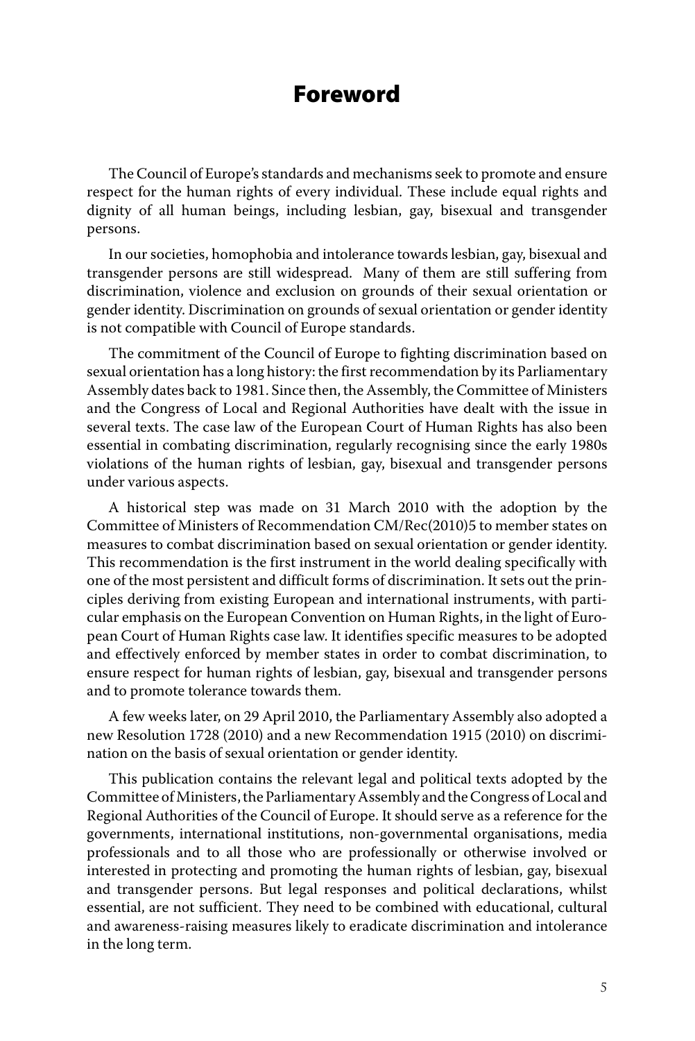# Foreword

The Council of Europe's standards and mechanisms seek to promote and ensure respect for the human rights of every individual. These include equal rights and dignity of all human beings, including lesbian, gay, bisexual and transgender persons.

In our societies, homophobia and intolerance towards lesbian, gay, bisexual and transgender persons are still widespread. Many of them are still suffering from discrimination, violence and exclusion on grounds of their sexual orientation or gender identity. Discrimination on grounds of sexual orientation or gender identity is not compatible with Council of Europe standards.

The commitment of the Council of Europe to fighting discrimination based on sexual orientation has a long history: the first recommendation by its Parliamentary Assembly dates back to 1981. Since then, the Assembly, the Committee of Ministers and the Congress of Local and Regional Authorities have dealt with the issue in several texts. The case law of the European Court of Human Rights has also been essential in combating discrimination, regularly recognising since the early 1980s violations of the human rights of lesbian, gay, bisexual and transgender persons under various aspects.

A historical step was made on 31 March 2010 with the adoption by the Committee of Ministers of Recommendation CM/Rec(2010)5 to member states on measures to combat discrimination based on sexual orientation or gender identity. This recommendation is the first instrument in the world dealing specifically with one of the most persistent and difficult forms of discrimination. It sets out the principles deriving from existing European and international instruments, with particular emphasis on the European Convention on Human Rights, in the light of European Court of Human Rights case law. It identifies specific measures to be adopted and effectively enforced by member states in order to combat discrimination, to ensure respect for human rights of lesbian, gay, bisexual and transgender persons and to promote tolerance towards them.

A few weeks later, on 29 April 2010, the Parliamentary Assembly also adopted a new Resolution 1728 (2010) and a new Recommendation 1915 (2010) on discrimination on the basis of sexual orientation or gender identity.

This publication contains the relevant legal and political texts adopted by the Committee of Ministers, the Parliamentary Assembly and the Congress of Local and Regional Authorities of the Council of Europe. It should serve as a reference for the governments, international institutions, non-governmental organisations, media professionals and to all those who are professionally or otherwise involved or interested in protecting and promoting the human rights of lesbian, gay, bisexual and transgender persons. But legal responses and political declarations, whilst essential, are not sufficient. They need to be combined with educational, cultural and awareness-raising measures likely to eradicate discrimination and intolerance in the long term.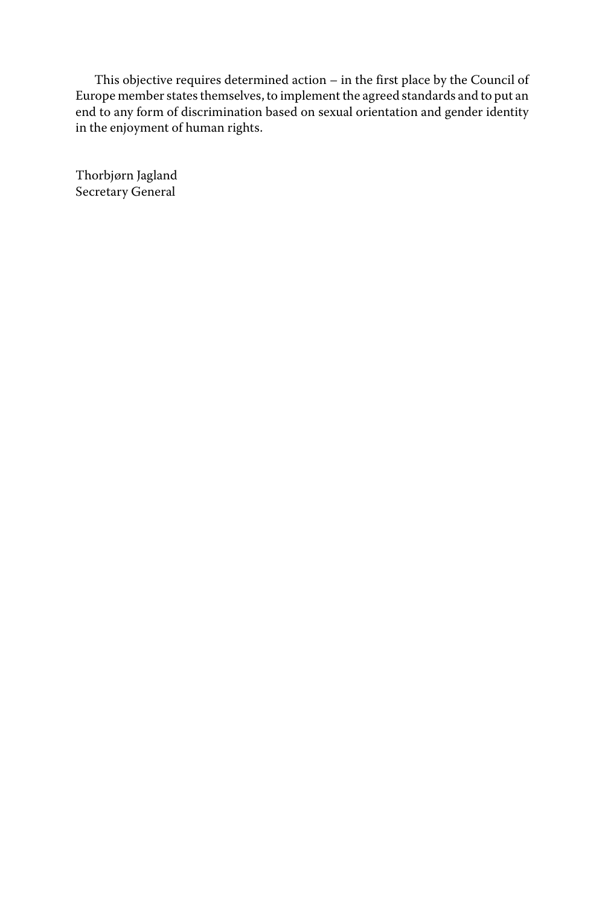This objective requires determined action – in the first place by the Council of Europe member states themselves, to implement the agreed standards and to put an end to any form of discrimination based on sexual orientation and gender identity in the enjoyment of human rights.

Thorbjørn Jagland
Secretary General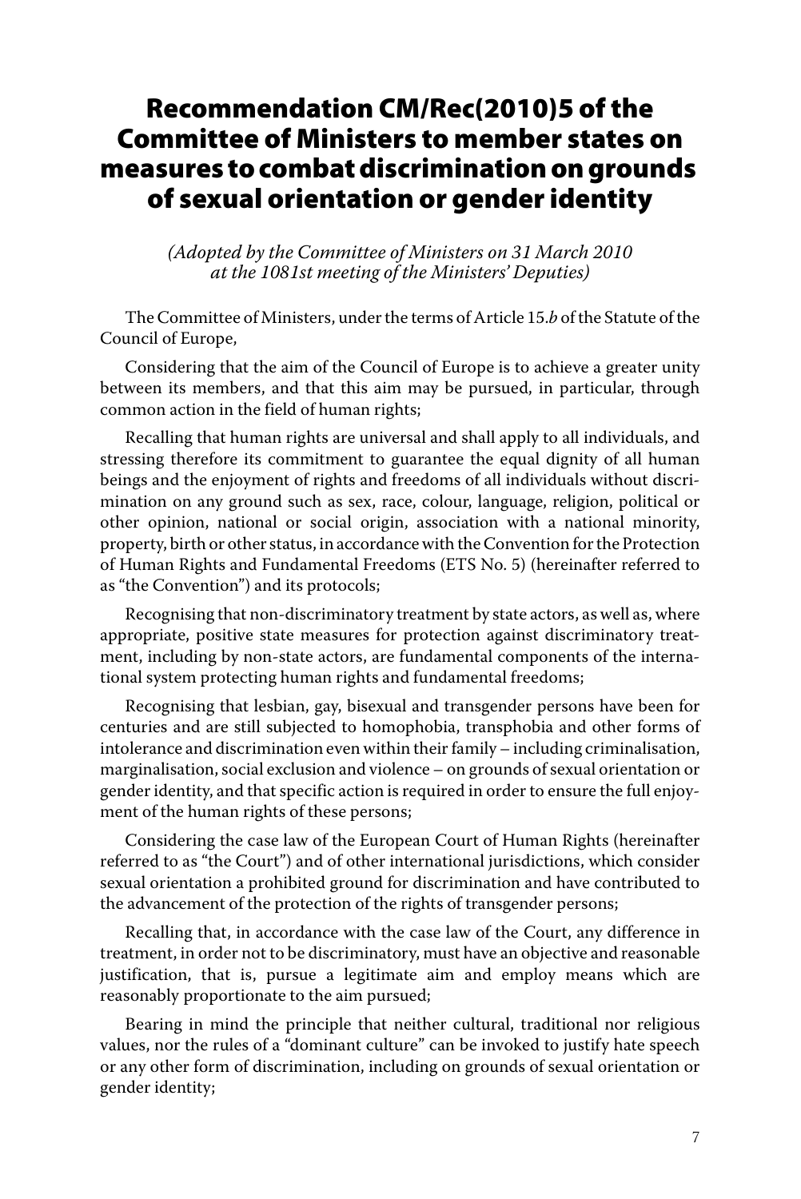# Recommendation CM/Rec(2010)5 of the Committee of Ministers to member states on measures to combat discrimination on grounds of sexual orientation or gender identity

*(Adopted by the Committee of Ministers on 31 March 2010 at the 1081st meeting of the Ministers' Deputies)*

The Committee of Ministers, under the terms of Article 15.*b* of the Statute of the Council of Europe,

Considering that the aim of the Council of Europe is to achieve a greater unity between its members, and that this aim may be pursued, in particular, through common action in the field of human rights;

Recalling that human rights are universal and shall apply to all individuals, and stressing therefore its commitment to guarantee the equal dignity of all human beings and the enjoyment of rights and freedoms of all individuals without discrimination on any ground such as sex, race, colour, language, religion, political or other opinion, national or social origin, association with a national minority, property, birth or other status, in accordance with the Convention for the Protection of Human Rights and Fundamental Freedoms (ETS No. 5) (hereinafter referred to as "the Convention") and its protocols;

Recognising that non-discriminatory treatment by state actors, as well as, where appropriate, positive state measures for protection against discriminatory treatment, including by non-state actors, are fundamental components of the international system protecting human rights and fundamental freedoms;

Recognising that lesbian, gay, bisexual and transgender persons have been for centuries and are still subjected to homophobia, transphobia and other forms of intolerance and discrimination even within their family – including criminalisation, marginalisation, social exclusion and violence – on grounds of sexual orientation or gender identity, and that specific action is required in order to ensure the full enjoyment of the human rights of these persons;

Considering the case law of the European Court of Human Rights (hereinafter referred to as "the Court") and of other international jurisdictions, which consider sexual orientation a prohibited ground for discrimination and have contributed to the advancement of the protection of the rights of transgender persons;

Recalling that, in accordance with the case law of the Court, any difference in treatment, in order not to be discriminatory, must have an objective and reasonable justification, that is, pursue a legitimate aim and employ means which are reasonably proportionate to the aim pursued;

Bearing in mind the principle that neither cultural, traditional nor religious values, nor the rules of a "dominant culture" can be invoked to justify hate speech or any other form of discrimination, including on grounds of sexual orientation or gender identity;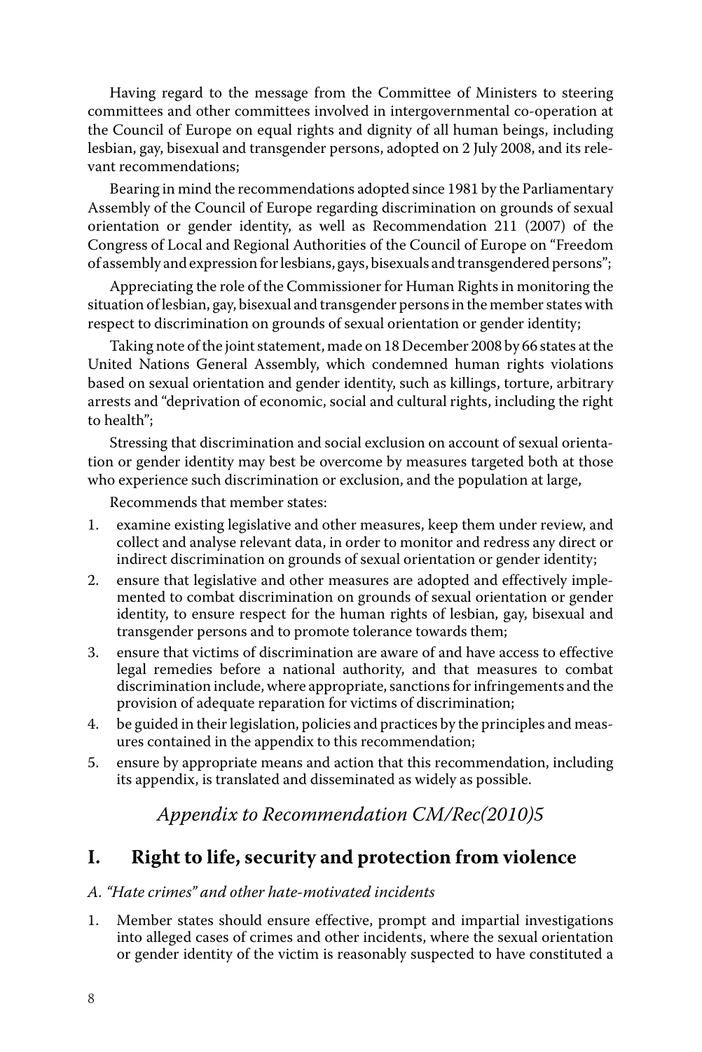Having regard to the message from the Committee of Ministers to steering committees and other committees involved in intergovernmental co-operation at the Council of Europe on equal rights and dignity of all human beings, including lesbian, gay, bisexual and transgender persons, adopted on 2 July 2008, and its relevant recommendations;

Bearing in mind the recommendations adopted since 1981 by the Parliamentary Assembly of the Council of Europe regarding discrimination on grounds of sexual orientation or gender identity, as well as Recommendation 211 (2007) of the Congress of Local and Regional Authorities of the Council of Europe on "Freedom of assembly and expression for lesbians, gays, bisexuals and transgendered persons";

Appreciating the role of the Commissioner for Human Rights in monitoring the situation of lesbian, gay, bisexual and transgender persons in the member states with respect to discrimination on grounds of sexual orientation or gender identity;

Taking note of the joint statement, made on 18 December 2008 by 66 states at the United Nations General Assembly, which condemned human rights violations based on sexual orientation and gender identity, such as killings, torture, arbitrary arrests and "deprivation of economic, social and cultural rights, including the right to health";

Stressing that discrimination and social exclusion on account of sexual orientation or gender identity may best be overcome by measures targeted both at those who experience such discrimination or exclusion, and the population at large,

Recommends that member states:

1. examine existing legislative and other measures, keep them under review, and collect and analyse relevant data, in order to monitor and redress any direct or indirect discrimination on grounds of sexual orientation or gender identity;
2. ensure that legislative and other measures are adopted and effectively implemented to combat discrimination on grounds of sexual orientation or gender identity, to ensure respect for the human rights of lesbian, gay, bisexual and transgender persons and to promote tolerance towards them;
3. ensure that victims of discrimination are aware of and have access to effective legal remedies before a national authority, and that measures to combat discrimination include, where appropriate, sanctions for infringements and the provision of adequate reparation for victims of discrimination;
4. be guided in their legislation, policies and practices by the principles and measures contained in the appendix to this recommendation;
5. ensure by appropriate means and action that this recommendation, including its appendix, is translated and disseminated as widely as possible.

## *Appendix to Recommendation CM/Rec(2010)5*

## I. Right to life, security and protection from violence

### *A. "Hate crimes" and other hate-motivated incidents*

1. Member states should ensure effective, prompt and impartial investigations into alleged cases of crimes and other incidents, where the sexual orientation or gender identity of the victim is reasonably suspected to have constituted a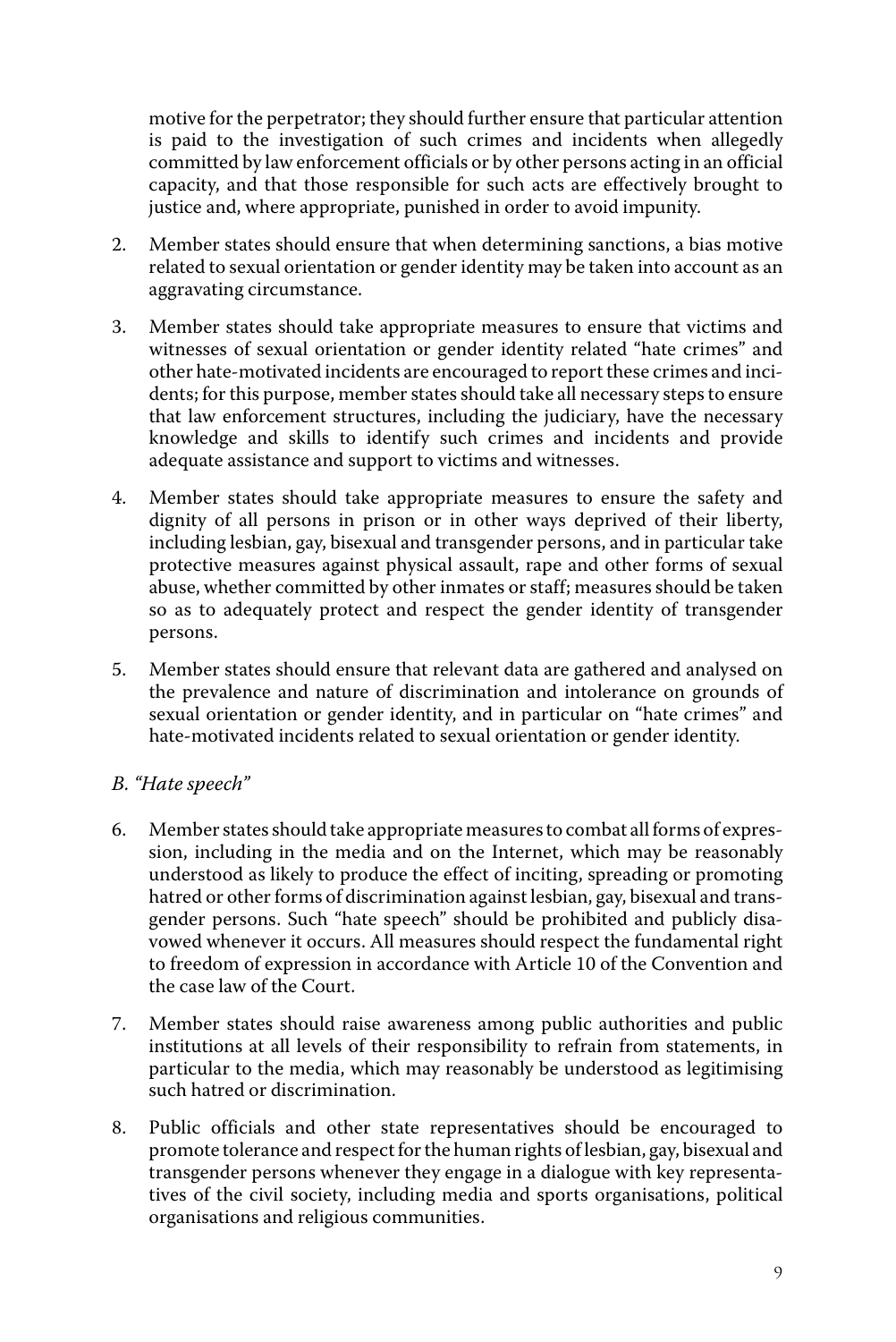motive for the perpetrator; they should further ensure that particular attention is paid to the investigation of such crimes and incidents when allegedly committed by law enforcement officials or by other persons acting in an official capacity, and that those responsible for such acts are effectively brought to justice and, where appropriate, punished in order to avoid impunity.

2. Member states should ensure that when determining sanctions, a bias motive related to sexual orientation or gender identity may be taken into account as an aggravating circumstance.

3. Member states should take appropriate measures to ensure that victims and witnesses of sexual orientation or gender identity related "hate crimes" and other hate-motivated incidents are encouraged to report these crimes and incidents; for this purpose, member states should take all necessary steps to ensure that law enforcement structures, including the judiciary, have the necessary knowledge and skills to identify such crimes and incidents and provide adequate assistance and support to victims and witnesses.

4. Member states should take appropriate measures to ensure the safety and dignity of all persons in prison or in other ways deprived of their liberty, including lesbian, gay, bisexual and transgender persons, and in particular take protective measures against physical assault, rape and other forms of sexual abuse, whether committed by other inmates or staff; measures should be taken so as to adequately protect and respect the gender identity of transgender persons.

5. Member states should ensure that relevant data are gathered and analysed on the prevalence and nature of discrimination and intolerance on grounds of sexual orientation or gender identity, and in particular on "hate crimes" and hate-motivated incidents related to sexual orientation or gender identity.

*B. "Hate speech"*

6. Member states should take appropriate measures to combat all forms of expression, including in the media and on the Internet, which may be reasonably understood as likely to produce the effect of inciting, spreading or promoting hatred or other forms of discrimination against lesbian, gay, bisexual and transgender persons. Such "hate speech" should be prohibited and publicly disavowed whenever it occurs. All measures should respect the fundamental right to freedom of expression in accordance with Article 10 of the Convention and the case law of the Court.

7. Member states should raise awareness among public authorities and public institutions at all levels of their responsibility to refrain from statements, in particular to the media, which may reasonably be understood as legitimising such hatred or discrimination.

8. Public officials and other state representatives should be encouraged to promote tolerance and respect for the human rights of lesbian, gay, bisexual and transgender persons whenever they engage in a dialogue with key representatives of the civil society, including media and sports organisations, political organisations and religious communities.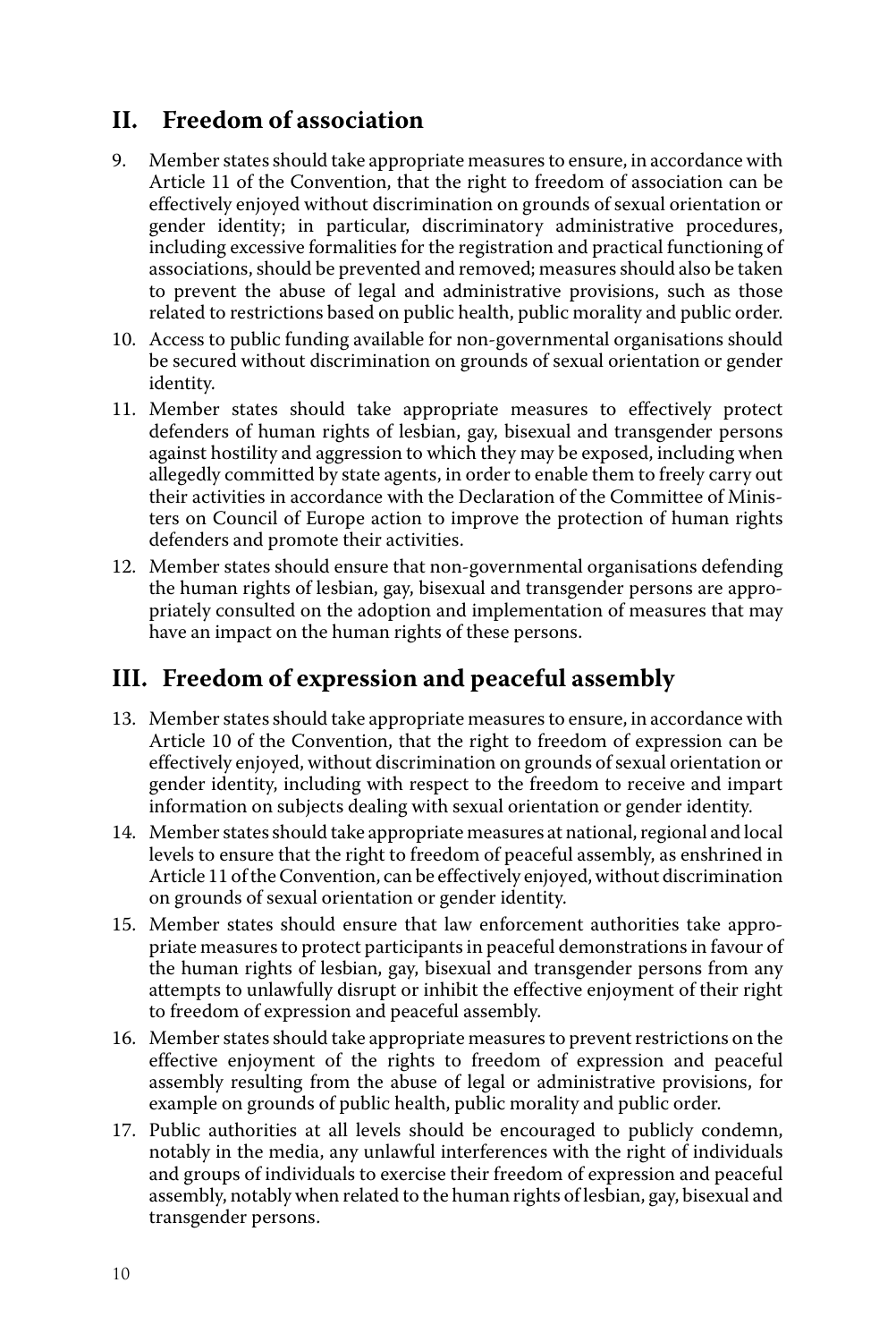## II. Freedom of association

9. Member states should take appropriate measures to ensure, in accordance with Article 11 of the Convention, that the right to freedom of association can be effectively enjoyed without discrimination on grounds of sexual orientation or gender identity; in particular, discriminatory administrative procedures, including excessive formalities for the registration and practical functioning of associations, should be prevented and removed; measures should also be taken to prevent the abuse of legal and administrative provisions, such as those related to restrictions based on public health, public morality and public order.
10. Access to public funding available for non-governmental organisations should be secured without discrimination on grounds of sexual orientation or gender identity.
11. Member states should take appropriate measures to effectively protect defenders of human rights of lesbian, gay, bisexual and transgender persons against hostility and aggression to which they may be exposed, including when allegedly committed by state agents, in order to enable them to freely carry out their activities in accordance with the Declaration of the Committee of Ministers on Council of Europe action to improve the protection of human rights defenders and promote their activities.
12. Member states should ensure that non-governmental organisations defending the human rights of lesbian, gay, bisexual and transgender persons are appropriately consulted on the adoption and implementation of measures that may have an impact on the human rights of these persons.

## III. Freedom of expression and peaceful assembly

13. Member states should take appropriate measures to ensure, in accordance with Article 10 of the Convention, that the right to freedom of expression can be effectively enjoyed, without discrimination on grounds of sexual orientation or gender identity, including with respect to the freedom to receive and impart information on subjects dealing with sexual orientation or gender identity.
14. Member states should take appropriate measures at national, regional and local levels to ensure that the right to freedom of peaceful assembly, as enshrined in Article 11 of the Convention, can be effectively enjoyed, without discrimination on grounds of sexual orientation or gender identity.
15. Member states should ensure that law enforcement authorities take appropriate measures to protect participants in peaceful demonstrations in favour of the human rights of lesbian, gay, bisexual and transgender persons from any attempts to unlawfully disrupt or inhibit the effective enjoyment of their right to freedom of expression and peaceful assembly.
16. Member states should take appropriate measures to prevent restrictions on the effective enjoyment of the rights to freedom of expression and peaceful assembly resulting from the abuse of legal or administrative provisions, for example on grounds of public health, public morality and public order.
17. Public authorities at all levels should be encouraged to publicly condemn, notably in the media, any unlawful interferences with the right of individuals and groups of individuals to exercise their freedom of expression and peaceful assembly, notably when related to the human rights of lesbian, gay, bisexual and transgender persons.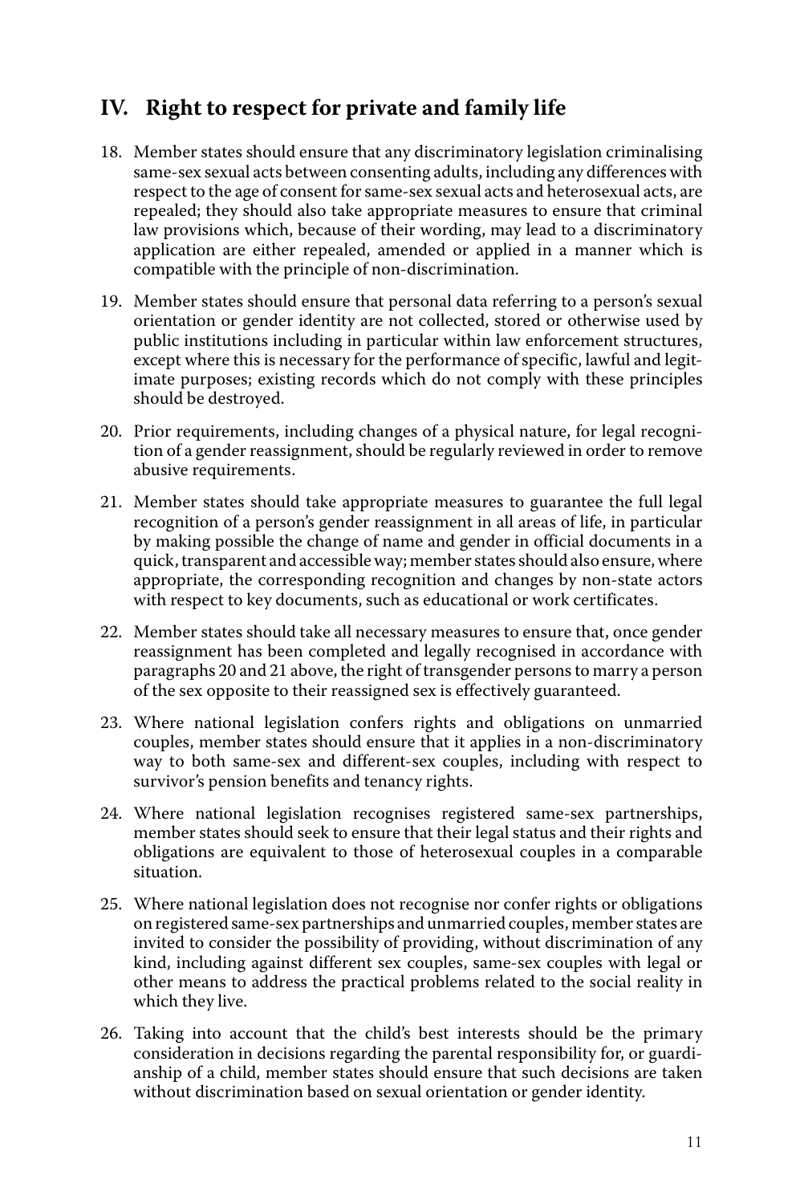## IV. Right to respect for private and family life

18. Member states should ensure that any discriminatory legislation criminalising same-sex sexual acts between consenting adults, including any differences with respect to the age of consent for same-sex sexual acts and heterosexual acts, are repealed; they should also take appropriate measures to ensure that criminal law provisions which, because of their wording, may lead to a discriminatory application are either repealed, amended or applied in a manner which is compatible with the principle of non-discrimination.

19. Member states should ensure that personal data referring to a person's sexual orientation or gender identity are not collected, stored or otherwise used by public institutions including in particular within law enforcement structures, except where this is necessary for the performance of specific, lawful and legitimate purposes; existing records which do not comply with these principles should be destroyed.

20. Prior requirements, including changes of a physical nature, for legal recognition of a gender reassignment, should be regularly reviewed in order to remove abusive requirements.

21. Member states should take appropriate measures to guarantee the full legal recognition of a person's gender reassignment in all areas of life, in particular by making possible the change of name and gender in official documents in a quick, transparent and accessible way; member states should also ensure, where appropriate, the corresponding recognition and changes by non-state actors with respect to key documents, such as educational or work certificates.

22. Member states should take all necessary measures to ensure that, once gender reassignment has been completed and legally recognised in accordance with paragraphs 20 and 21 above, the right of transgender persons to marry a person of the sex opposite to their reassigned sex is effectively guaranteed.

23. Where national legislation confers rights and obligations on unmarried couples, member states should ensure that it applies in a non-discriminatory way to both same-sex and different-sex couples, including with respect to survivor's pension benefits and tenancy rights.

24. Where national legislation recognises registered same-sex partnerships, member states should seek to ensure that their legal status and their rights and obligations are equivalent to those of heterosexual couples in a comparable situation.

25. Where national legislation does not recognise nor confer rights or obligations on registered same-sex partnerships and unmarried couples, member states are invited to consider the possibility of providing, without discrimination of any kind, including against different sex couples, same-sex couples with legal or other means to address the practical problems related to the social reality in which they live.

26. Taking into account that the child's best interests should be the primary consideration in decisions regarding the parental responsibility for, or guardianship of a child, member states should ensure that such decisions are taken without discrimination based on sexual orientation or gender identity.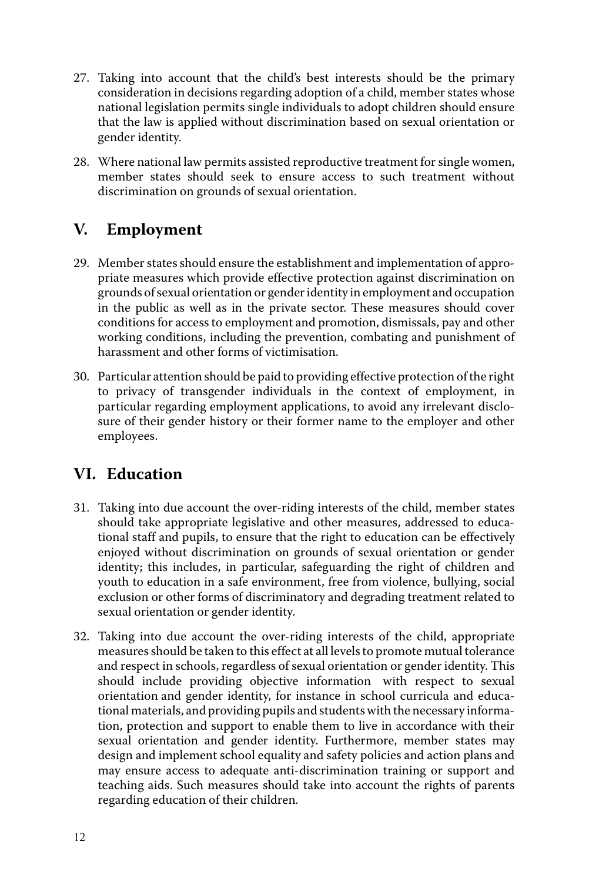27. Taking into account that the child's best interests should be the primary consideration in decisions regarding adoption of a child, member states whose national legislation permits single individuals to adopt children should ensure that the law is applied without discrimination based on sexual orientation or gender identity.

28. Where national law permits assisted reproductive treatment for single women, member states should seek to ensure access to such treatment without discrimination on grounds of sexual orientation.

## V. Employment

29. Member states should ensure the establishment and implementation of appropriate measures which provide effective protection against discrimination on grounds of sexual orientation or gender identity in employment and occupation in the public as well as in the private sector. These measures should cover conditions for access to employment and promotion, dismissals, pay and other working conditions, including the prevention, combating and punishment of harassment and other forms of victimisation.

30. Particular attention should be paid to providing effective protection of the right to privacy of transgender individuals in the context of employment, in particular regarding employment applications, to avoid any irrelevant disclosure of their gender history or their former name to the employer and other employees.

## VI. Education

31. Taking into due account the over-riding interests of the child, member states should take appropriate legislative and other measures, addressed to educational staff and pupils, to ensure that the right to education can be effectively enjoyed without discrimination on grounds of sexual orientation or gender identity; this includes, in particular, safeguarding the right of children and youth to education in a safe environment, free from violence, bullying, social exclusion or other forms of discriminatory and degrading treatment related to sexual orientation or gender identity.

32. Taking into due account the over-riding interests of the child, appropriate measures should be taken to this effect at all levels to promote mutual tolerance and respect in schools, regardless of sexual orientation or gender identity. This should include providing objective information with respect to sexual orientation and gender identity, for instance in school curricula and educational materials, and providing pupils and students with the necessary information, protection and support to enable them to live in accordance with their sexual orientation and gender identity. Furthermore, member states may design and implement school equality and safety policies and action plans and may ensure access to adequate anti-discrimination training or support and teaching aids. Such measures should take into account the rights of parents regarding education of their children.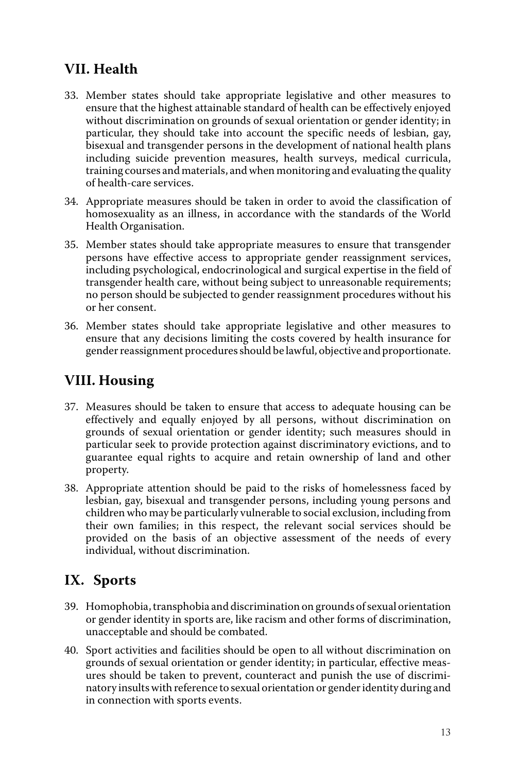## VII. Health

33. Member states should take appropriate legislative and other measures to ensure that the highest attainable standard of health can be effectively enjoyed without discrimination on grounds of sexual orientation or gender identity; in particular, they should take into account the specific needs of lesbian, gay, bisexual and transgender persons in the development of national health plans including suicide prevention measures, health surveys, medical curricula, training courses and materials, and when monitoring and evaluating the quality of health-care services.

34. Appropriate measures should be taken in order to avoid the classification of homosexuality as an illness, in accordance with the standards of the World Health Organisation.

35. Member states should take appropriate measures to ensure that transgender persons have effective access to appropriate gender reassignment services, including psychological, endocrinological and surgical expertise in the field of transgender health care, without being subject to unreasonable requirements; no person should be subjected to gender reassignment procedures without his or her consent.

36. Member states should take appropriate legislative and other measures to ensure that any decisions limiting the costs covered by health insurance for gender reassignment procedures should be lawful, objective and proportionate.

## VIII. Housing

37. Measures should be taken to ensure that access to adequate housing can be effectively and equally enjoyed by all persons, without discrimination on grounds of sexual orientation or gender identity; such measures should in particular seek to provide protection against discriminatory evictions, and to guarantee equal rights to acquire and retain ownership of land and other property.

38. Appropriate attention should be paid to the risks of homelessness faced by lesbian, gay, bisexual and transgender persons, including young persons and children who may be particularly vulnerable to social exclusion, including from their own families; in this respect, the relevant social services should be provided on the basis of an objective assessment of the needs of every individual, without discrimination.

## IX. Sports

39. Homophobia, transphobia and discrimination on grounds of sexual orientation or gender identity in sports are, like racism and other forms of discrimination, unacceptable and should be combated.

40. Sport activities and facilities should be open to all without discrimination on grounds of sexual orientation or gender identity; in particular, effective measures should be taken to prevent, counteract and punish the use of discriminatory insults with reference to sexual orientation or gender identity during and in connection with sports events.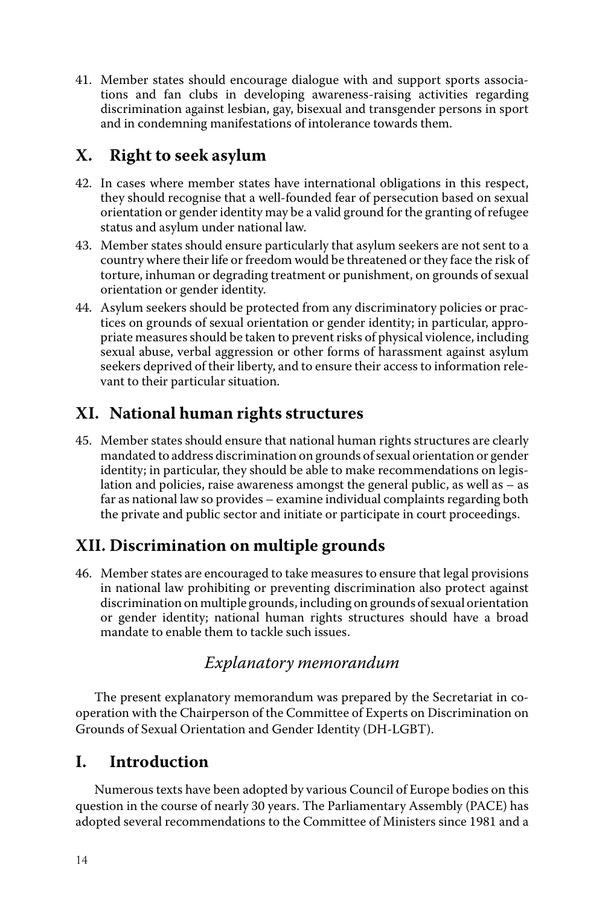41. Member states should encourage dialogue with and support sports associations and fan clubs in developing awareness-raising activities regarding discrimination against lesbian, gay, bisexual and transgender persons in sport and in condemning manifestations of intolerance towards them.

## X. Right to seek asylum

42. In cases where member states have international obligations in this respect, they should recognise that a well-founded fear of persecution based on sexual orientation or gender identity may be a valid ground for the granting of refugee status and asylum under national law.
43. Member states should ensure particularly that asylum seekers are not sent to a country where their life or freedom would be threatened or they face the risk of torture, inhuman or degrading treatment or punishment, on grounds of sexual orientation or gender identity.
44. Asylum seekers should be protected from any discriminatory policies or practices on grounds of sexual orientation or gender identity; in particular, appropriate measures should be taken to prevent risks of physical violence, including sexual abuse, verbal aggression or other forms of harassment against asylum seekers deprived of their liberty, and to ensure their access to information relevant to their particular situation.

## XI. National human rights structures

45. Member states should ensure that national human rights structures are clearly mandated to address discrimination on grounds of sexual orientation or gender identity; in particular, they should be able to make recommendations on legislation and policies, raise awareness amongst the general public, as well as – as far as national law so provides – examine individual complaints regarding both the private and public sector and initiate or participate in court proceedings.

## XII. Discrimination on multiple grounds

46. Member states are encouraged to take measures to ensure that legal provisions in national law prohibiting or preventing discrimination also protect against discrimination on multiple grounds, including on grounds of sexual orientation or gender identity; national human rights structures should have a broad mandate to enable them to tackle such issues.

# *Explanatory memorandum*

The present explanatory memorandum was prepared by the Secretariat in co-operation with the Chairperson of the Committee of Experts on Discrimination on Grounds of Sexual Orientation and Gender Identity (DH-LGBT).

## I. Introduction

Numerous texts have been adopted by various Council of Europe bodies on this question in the course of nearly 30 years. The Parliamentary Assembly (PACE) has adopted several recommendations to the Committee of Ministers since 1981 and a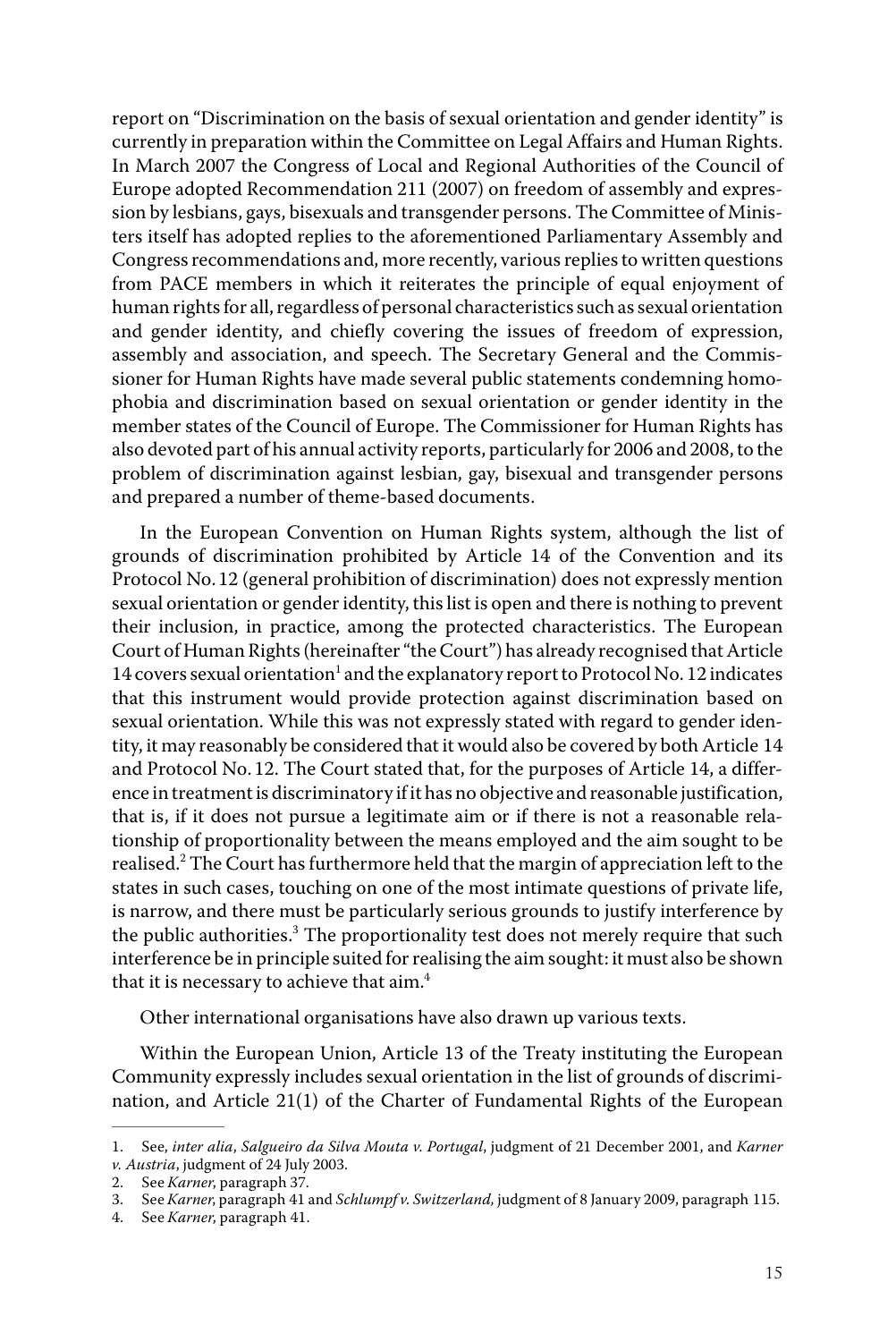report on "Discrimination on the basis of sexual orientation and gender identity" is currently in preparation within the Committee on Legal Affairs and Human Rights. In March 2007 the Congress of Local and Regional Authorities of the Council of Europe adopted Recommendation 211 (2007) on freedom of assembly and expression by lesbians, gays, bisexuals and transgender persons. The Committee of Ministers itself has adopted replies to the aforementioned Parliamentary Assembly and Congress recommendations and, more recently, various replies to written questions from PACE members in which it reiterates the principle of equal enjoyment of human rights for all, regardless of personal characteristics such as sexual orientation and gender identity, and chiefly covering the issues of freedom of expression, assembly and association, and speech. The Secretary General and the Commissioner for Human Rights have made several public statements condemning homophobia and discrimination based on sexual orientation or gender identity in the member states of the Council of Europe. The Commissioner for Human Rights has also devoted part of his annual activity reports, particularly for 2006 and 2008, to the problem of discrimination against lesbian, gay, bisexual and transgender persons and prepared a number of theme-based documents.

In the European Convention on Human Rights system, although the list of grounds of discrimination prohibited by Article 14 of the Convention and its Protocol No. 12 (general prohibition of discrimination) does not expressly mention sexual orientation or gender identity, this list is open and there is nothing to prevent their inclusion, in practice, among the protected characteristics. The European Court of Human Rights (hereinafter "the Court") has already recognised that Article 14 covers sexual orientation[1] and the explanatory report to Protocol No. 12 indicates that this instrument would provide protection against discrimination based on sexual orientation. While this was not expressly stated with regard to gender identity, it may reasonably be considered that it would also be covered by both Article 14 and Protocol No. 12. The Court stated that, for the purposes of Article 14, a difference in treatment is discriminatory if it has no objective and reasonable justification, that is, if it does not pursue a legitimate aim or if there is not a reasonable relationship of proportionality between the means employed and the aim sought to be realised.[2] The Court has furthermore held that the margin of appreciation left to the states in such cases, touching on one of the most intimate questions of private life, is narrow, and there must be particularly serious grounds to justify interference by the public authorities.[3] The proportionality test does not merely require that such interference be in principle suited for realising the aim sought: it must also be shown that it is necessary to achieve that aim.[4]

Other international organisations have also drawn up various texts.

Within the European Union, Article 13 of the Treaty instituting the European Community expressly includes sexual orientation in the list of grounds of discrimination, and Article 21(1) of the Charter of Fundamental Rights of the European

---

1. See, *inter alia*, *Salgueiro da Silva Mouta v. Portugal*, judgment of 21 December 2001, and *Karner v. Austria*, judgment of 24 July 2003.
2. See *Karner*, paragraph 37.
3. See *Karner*, paragraph 41 and *Schlumpf v. Switzerland,* judgment of 8 January 2009, paragraph 115.
4. See *Karner*, paragraph 41.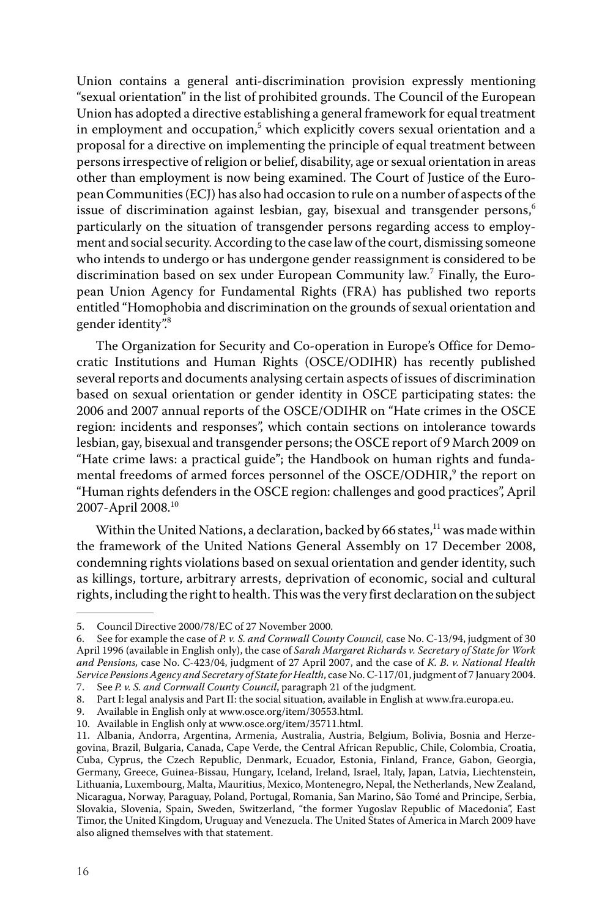Union contains a general anti-discrimination provision expressly mentioning "sexual orientation" in the list of prohibited grounds. The Council of the European Union has adopted a directive establishing a general framework for equal treatment in employment and occupation,[5] which explicitly covers sexual orientation and a proposal for a directive on implementing the principle of equal treatment between persons irrespective of religion or belief, disability, age or sexual orientation in areas other than employment is now being examined. The Court of Justice of the European Communities (ECJ) has also had occasion to rule on a number of aspects of the issue of discrimination against lesbian, gay, bisexual and transgender persons,[6] particularly on the situation of transgender persons regarding access to employment and social security. According to the case law of the court, dismissing someone who intends to undergo or has undergone gender reassignment is considered to be discrimination based on sex under European Community law.[7] Finally, the European Union Agency for Fundamental Rights (FRA) has published two reports entitled "Homophobia and discrimination on the grounds of sexual orientation and gender identity".[8]

The Organization for Security and Co-operation in Europe's Office for Democratic Institutions and Human Rights (OSCE/ODIHR) has recently published several reports and documents analysing certain aspects of issues of discrimination based on sexual orientation or gender identity in OSCE participating states: the 2006 and 2007 annual reports of the OSCE/ODIHR on "Hate crimes in the OSCE region: incidents and responses", which contain sections on intolerance towards lesbian, gay, bisexual and transgender persons; the OSCE report of 9 March 2009 on "Hate crime laws: a practical guide"; the Handbook on human rights and fundamental freedoms of armed forces personnel of the OSCE/ODHIR,[9] the report on "Human rights defenders in the OSCE region: challenges and good practices", April 2007-April 2008.[10]

Within the United Nations, a declaration, backed by 66 states,[11] was made within the framework of the United Nations General Assembly on 17 December 2008, condemning rights violations based on sexual orientation and gender identity, such as killings, torture, arbitrary arrests, deprivation of economic, social and cultural rights, including the right to health. This was the very first declaration on the subject

---

5. Council Directive 2000/78/EC of 27 November 2000.

6. See for example the case of *P. v. S. and Cornwall County Council*, case No. C-13/94, judgment of 30 April 1996 (available in English only), the case of *Sarah Margaret Richards v. Secretary of State for Work and Pensions*, case No. C-423/04, judgment of 27 April 2007, and the case of *K. B. v. National Health Service Pensions Agency and Secretary of State for Health*, case No. C-117/01, judgment of 7 January 2004.

7. See *P. v. S. and Cornwall County Council*, paragraph 21 of the judgment.

8. Part I: legal analysis and Part II: the social situation, available in English at www.fra.europa.eu.

9. Available in English only at www.osce.org/item/30553.html.

10. Available in English only at www.osce.org/item/35711.html.

11. Albania, Andorra, Argentina, Armenia, Australia, Austria, Belgium, Bolivia, Bosnia and Herzegovina, Brazil, Bulgaria, Canada, Cape Verde, the Central African Republic, Chile, Colombia, Croatia, Cuba, Cyprus, the Czech Republic, Denmark, Ecuador, Estonia, Finland, France, Gabon, Georgia, Germany, Greece, Guinea-Bissau, Hungary, Iceland, Ireland, Israel, Italy, Japan, Latvia, Liechtenstein, Lithuania, Luxembourg, Malta, Mauritius, Mexico, Montenegro, Nepal, the Netherlands, New Zealand, Nicaragua, Norway, Paraguay, Poland, Portugal, Romania, San Marino, São Tomé and Principe, Serbia, Slovakia, Slovenia, Spain, Sweden, Switzerland, "the former Yugoslav Republic of Macedonia", East Timor, the United Kingdom, Uruguay and Venezuela. The United States of America in March 2009 have also aligned themselves with that statement.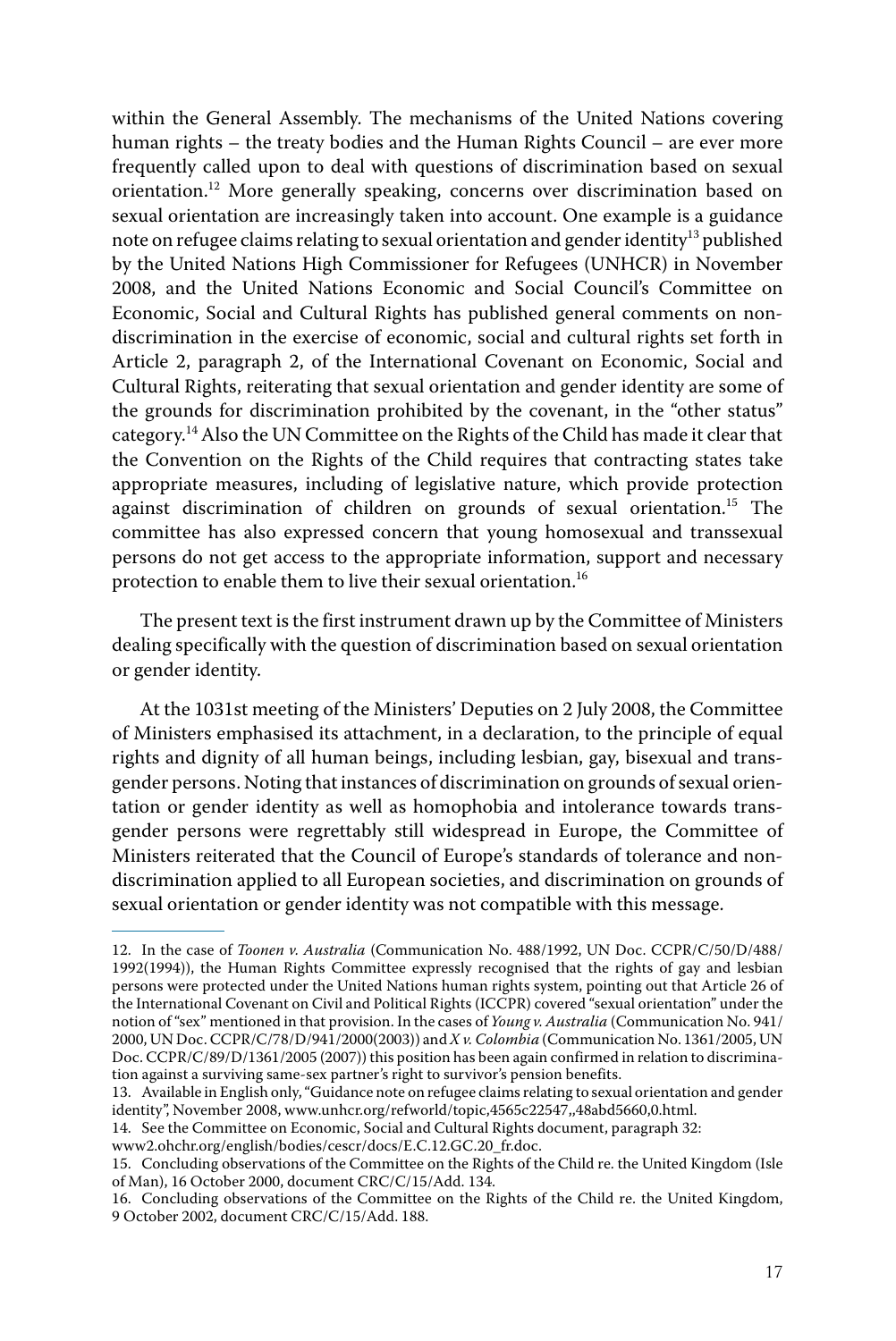within the General Assembly. The mechanisms of the United Nations covering human rights – the treaty bodies and the Human Rights Council – are ever more frequently called upon to deal with questions of discrimination based on sexual orientation.[12] More generally speaking, concerns over discrimination based on sexual orientation are increasingly taken into account. One example is a guidance note on refugee claims relating to sexual orientation and gender identity[13] published by the United Nations High Commissioner for Refugees (UNHCR) in November 2008, and the United Nations Economic and Social Council's Committee on Economic, Social and Cultural Rights has published general comments on non-discrimination in the exercise of economic, social and cultural rights set forth in Article 2, paragraph 2, of the International Covenant on Economic, Social and Cultural Rights, reiterating that sexual orientation and gender identity are some of the grounds for discrimination prohibited by the covenant, in the "other status" category.[14] Also the UN Committee on the Rights of the Child has made it clear that the Convention on the Rights of the Child requires that contracting states take appropriate measures, including of legislative nature, which provide protection against discrimination of children on grounds of sexual orientation.[15] The committee has also expressed concern that young homosexual and transsexual persons do not get access to the appropriate information, support and necessary protection to enable them to live their sexual orientation.[16]

The present text is the first instrument drawn up by the Committee of Ministers dealing specifically with the question of discrimination based on sexual orientation or gender identity.

At the 1031st meeting of the Ministers' Deputies on 2 July 2008, the Committee of Ministers emphasised its attachment, in a declaration, to the principle of equal rights and dignity of all human beings, including lesbian, gay, bisexual and transgender persons. Noting that instances of discrimination on grounds of sexual orientation or gender identity as well as homophobia and intolerance towards transgender persons were regrettably still widespread in Europe, the Committee of Ministers reiterated that the Council of Europe's standards of tolerance and non-discrimination applied to all European societies, and discrimination on grounds of sexual orientation or gender identity was not compatible with this message.

---

12. In the case of *Toonen v. Australia* (Communication No. 488/1992, UN Doc. CCPR/C/50/D/488/1992(1994)), the Human Rights Committee expressly recognised that the rights of gay and lesbian persons were protected under the United Nations human rights system, pointing out that Article 26 of the International Covenant on Civil and Political Rights (ICCPR) covered "sexual orientation" under the notion of "sex" mentioned in that provision. In the cases of *Young v. Australia* (Communication No. 941/2000, UN Doc. CCPR/C/78/D/941/2000(2003)) and *X v. Colombia* (Communication No. 1361/2005, UN Doc. CCPR/C/89/D/1361/2005 (2007)) this position has been again confirmed in relation to discrimination against a surviving same-sex partner's right to survivor's pension benefits.

13. Available in English only, "Guidance note on refugee claims relating to sexual orientation and gender identity", November 2008, www.unhcr.org/refworld/topic,4565c22547,,48abd5660,0.html.

14. See the Committee on Economic, Social and Cultural Rights document, paragraph 32: www2.ohchr.org/english/bodies/cescr/docs/E.C.12.GC.20_fr.doc.

15. Concluding observations of the Committee on the Rights of the Child re. the United Kingdom (Isle of Man), 16 October 2000, document CRC/C/15/Add. 134.

16. Concluding observations of the Committee on the Rights of the Child re. the United Kingdom, 9 October 2002, document CRC/C/15/Add. 188.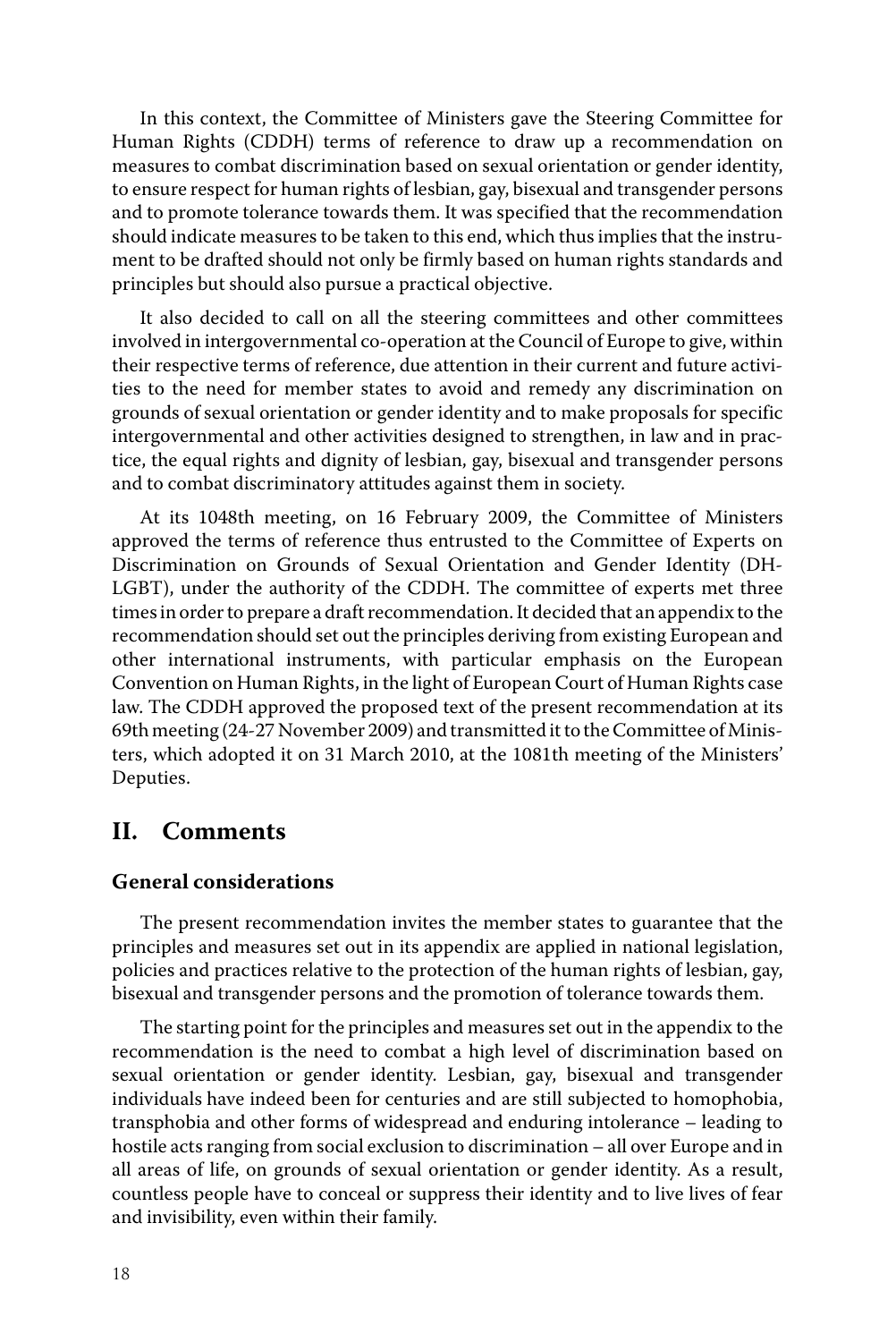In this context, the Committee of Ministers gave the Steering Committee for Human Rights (CDDH) terms of reference to draw up a recommendation on measures to combat discrimination based on sexual orientation or gender identity, to ensure respect for human rights of lesbian, gay, bisexual and transgender persons and to promote tolerance towards them. It was specified that the recommendation should indicate measures to be taken to this end, which thus implies that the instrument to be drafted should not only be firmly based on human rights standards and principles but should also pursue a practical objective.

It also decided to call on all the steering committees and other committees involved in intergovernmental co-operation at the Council of Europe to give, within their respective terms of reference, due attention in their current and future activities to the need for member states to avoid and remedy any discrimination on grounds of sexual orientation or gender identity and to make proposals for specific intergovernmental and other activities designed to strengthen, in law and in practice, the equal rights and dignity of lesbian, gay, bisexual and transgender persons and to combat discriminatory attitudes against them in society.

At its 1048th meeting, on 16 February 2009, the Committee of Ministers approved the terms of reference thus entrusted to the Committee of Experts on Discrimination on Grounds of Sexual Orientation and Gender Identity (DH-LGBT), under the authority of the CDDH. The committee of experts met three times in order to prepare a draft recommendation. It decided that an appendix to the recommendation should set out the principles deriving from existing European and other international instruments, with particular emphasis on the European Convention on Human Rights, in the light of European Court of Human Rights case law. The CDDH approved the proposed text of the present recommendation at its 69th meeting (24-27 November 2009) and transmitted it to the Committee of Ministers, which adopted it on 31 March 2010, at the 1081th meeting of the Ministers' Deputies.

## II. Comments

### General considerations

The present recommendation invites the member states to guarantee that the principles and measures set out in its appendix are applied in national legislation, policies and practices relative to the protection of the human rights of lesbian, gay, bisexual and transgender persons and the promotion of tolerance towards them.

The starting point for the principles and measures set out in the appendix to the recommendation is the need to combat a high level of discrimination based on sexual orientation or gender identity. Lesbian, gay, bisexual and transgender individuals have indeed been for centuries and are still subjected to homophobia, transphobia and other forms of widespread and enduring intolerance – leading to hostile acts ranging from social exclusion to discrimination – all over Europe and in all areas of life, on grounds of sexual orientation or gender identity. As a result, countless people have to conceal or suppress their identity and to live lives of fear and invisibility, even within their family.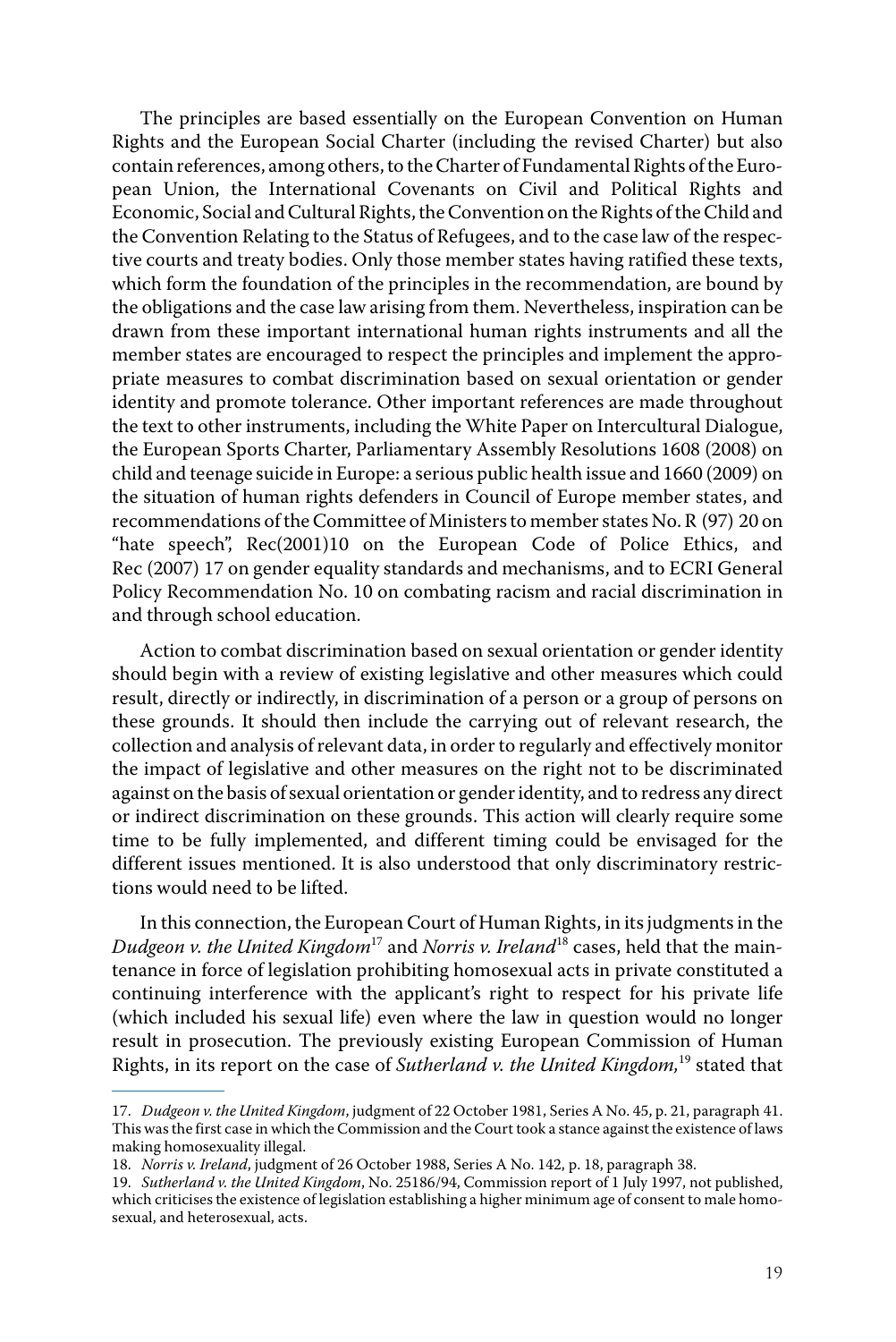The principles are based essentially on the European Convention on Human Rights and the European Social Charter (including the revised Charter) but also contain references, among others, to the Charter of Fundamental Rights of the European Union, the International Covenants on Civil and Political Rights and Economic, Social and Cultural Rights, the Convention on the Rights of the Child and the Convention Relating to the Status of Refugees, and to the case law of the respective courts and treaty bodies. Only those member states having ratified these texts, which form the foundation of the principles in the recommendation, are bound by the obligations and the case law arising from them. Nevertheless, inspiration can be drawn from these important international human rights instruments and all the member states are encouraged to respect the principles and implement the appropriate measures to combat discrimination based on sexual orientation or gender identity and promote tolerance. Other important references are made throughout the text to other instruments, including the White Paper on Intercultural Dialogue, the European Sports Charter, Parliamentary Assembly Resolutions 1608 (2008) on child and teenage suicide in Europe: a serious public health issue and 1660 (2009) on the situation of human rights defenders in Council of Europe member states, and recommendations of the Committee of Ministers to member states No. R (97) 20 on "hate speech", Rec(2001)10 on the European Code of Police Ethics, and Rec (2007) 17 on gender equality standards and mechanisms, and to ECRI General Policy Recommendation No. 10 on combating racism and racial discrimination in and through school education.

Action to combat discrimination based on sexual orientation or gender identity should begin with a review of existing legislative and other measures which could result, directly or indirectly, in discrimination of a person or a group of persons on these grounds. It should then include the carrying out of relevant research, the collection and analysis of relevant data, in order to regularly and effectively monitor the impact of legislative and other measures on the right not to be discriminated against on the basis of sexual orientation or gender identity, and to redress any direct or indirect discrimination on these grounds. This action will clearly require some time to be fully implemented, and different timing could be envisaged for the different issues mentioned. It is also understood that only discriminatory restrictions would need to be lifted.

In this connection, the European Court of Human Rights, in its judgments in the *Dudgeon v. the United Kingdom*[17] and *Norris v. Ireland*[18] cases, held that the maintenance in force of legislation prohibiting homosexual acts in private constituted a continuing interference with the applicant's right to respect for his private life (which included his sexual life) even where the law in question would no longer result in prosecution. The previously existing European Commission of Human Rights, in its report on the case of *Sutherland v. the United Kingdom,*[19] stated that

---

17. *Dudgeon v. the United Kingdom*, judgment of 22 October 1981, Series A No. 45, p. 21, paragraph 41. This was the first case in which the Commission and the Court took a stance against the existence of laws making homosexuality illegal.

18. *Norris v. Ireland*, judgment of 26 October 1988, Series A No. 142, p. 18, paragraph 38.

19. *Sutherland v. the United Kingdom*, No. 25186/94, Commission report of 1 July 1997, not published, which criticises the existence of legislation establishing a higher minimum age of consent to male homosexual, and heterosexual, acts.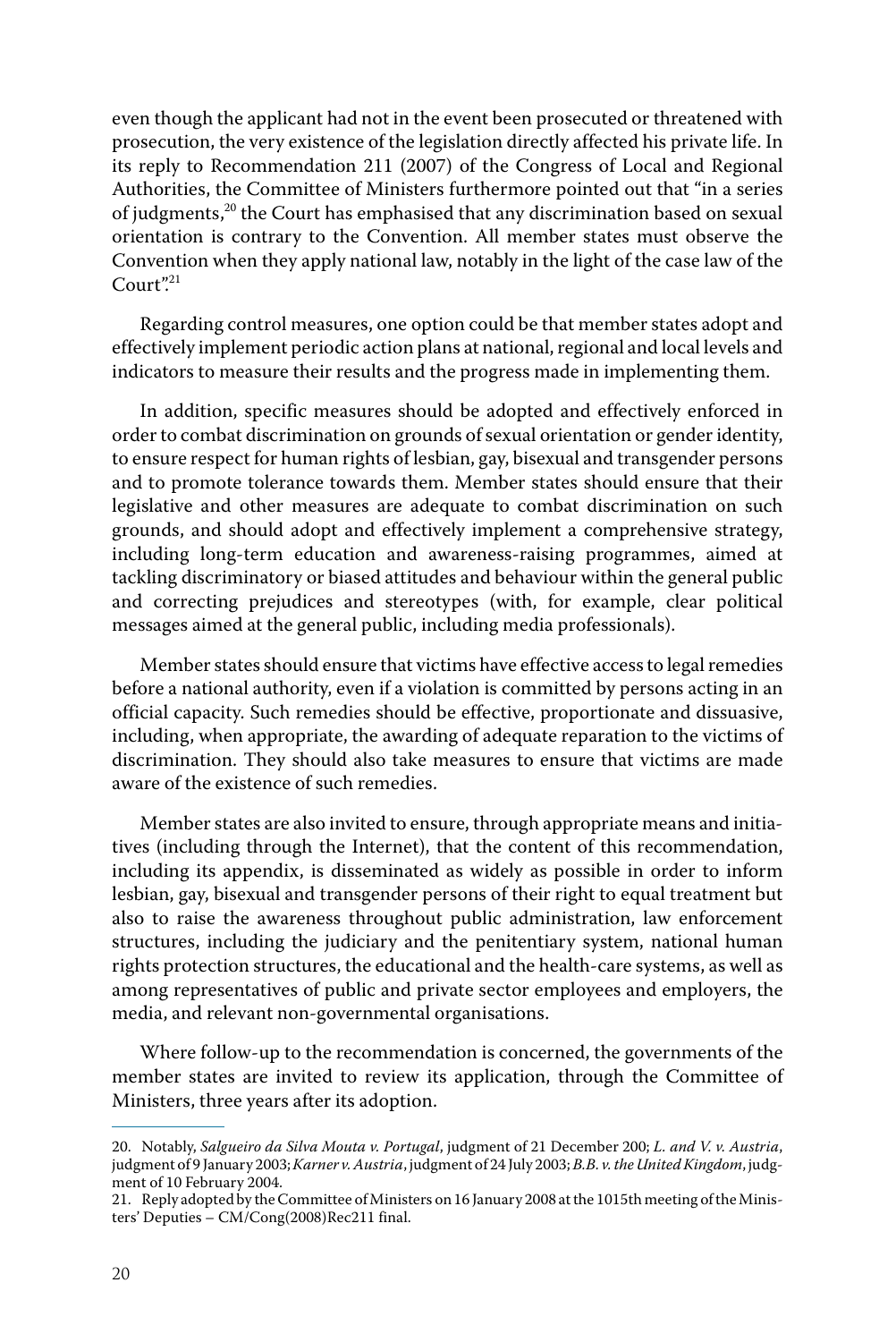even though the applicant had not in the event been prosecuted or threatened with prosecution, the very existence of the legislation directly affected his private life. In its reply to Recommendation 211 (2007) of the Congress of Local and Regional Authorities, the Committee of Ministers furthermore pointed out that "in a series of judgments,[20] the Court has emphasised that any discrimination based on sexual orientation is contrary to the Convention. All member states must observe the Convention when they apply national law, notably in the light of the case law of the Court".[21]

Regarding control measures, one option could be that member states adopt and effectively implement periodic action plans at national, regional and local levels and indicators to measure their results and the progress made in implementing them.

In addition, specific measures should be adopted and effectively enforced in order to combat discrimination on grounds of sexual orientation or gender identity, to ensure respect for human rights of lesbian, gay, bisexual and transgender persons and to promote tolerance towards them. Member states should ensure that their legislative and other measures are adequate to combat discrimination on such grounds, and should adopt and effectively implement a comprehensive strategy, including long-term education and awareness-raising programmes, aimed at tackling discriminatory or biased attitudes and behaviour within the general public and correcting prejudices and stereotypes (with, for example, clear political messages aimed at the general public, including media professionals).

Member states should ensure that victims have effective access to legal remedies before a national authority, even if a violation is committed by persons acting in an official capacity. Such remedies should be effective, proportionate and dissuasive, including, when appropriate, the awarding of adequate reparation to the victims of discrimination. They should also take measures to ensure that victims are made aware of the existence of such remedies.

Member states are also invited to ensure, through appropriate means and initiatives (including through the Internet), that the content of this recommendation, including its appendix, is disseminated as widely as possible in order to inform lesbian, gay, bisexual and transgender persons of their right to equal treatment but also to raise the awareness throughout public administration, law enforcement structures, including the judiciary and the penitentiary system, national human rights protection structures, the educational and the health-care systems, as well as among representatives of public and private sector employees and employers, the media, and relevant non-governmental organisations.

Where follow-up to the recommendation is concerned, the governments of the member states are invited to review its application, through the Committee of Ministers, three years after its adoption.

---

20. Notably, *Salgueiro da Silva Mouta v. Portugal*, judgment of 21 December 200; *L. and V. v. Austria*, judgment of 9 January 2003; *Karner v. Austria*, judgment of 24 July 2003; *B.B. v. the United Kingdom*, judgment of 10 February 2004.

21. Reply adopted by the Committee of Ministers on 16 January 2008 at the 1015th meeting of the Ministers' Deputies – CM/Cong(2008)Rec211 final.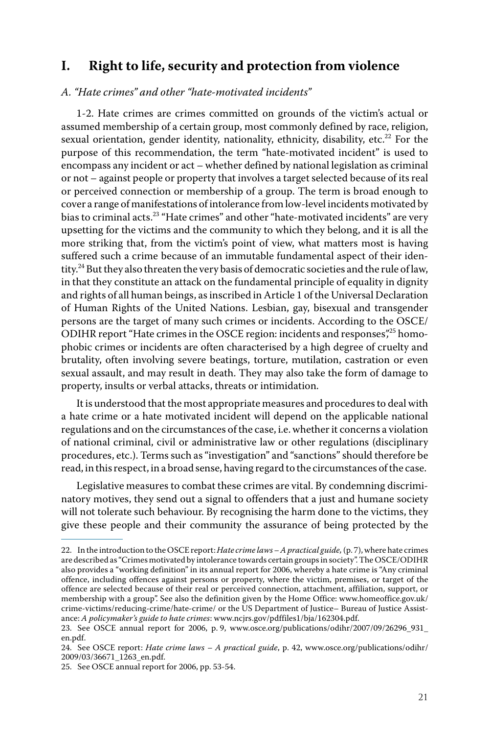## I. Right to life, security and protection from violence

### *A. "Hate crimes" and other "hate-motivated incidents"*

1-2. Hate crimes are crimes committed on grounds of the victim's actual or assumed membership of a certain group, most commonly defined by race, religion, sexual orientation, gender identity, nationality, ethnicity, disability, etc.[22] For the purpose of this recommendation, the term "hate-motivated incident" is used to encompass any incident or act – whether defined by national legislation as criminal or not – against people or property that involves a target selected because of its real or perceived connection or membership of a group. The term is broad enough to cover a range of manifestations of intolerance from low-level incidents motivated by bias to criminal acts.[23] "Hate crimes" and other "hate-motivated incidents" are very upsetting for the victims and the community to which they belong, and it is all the more striking that, from the victim's point of view, what matters most is having suffered such a crime because of an immutable fundamental aspect of their identity.[24] But they also threaten the very basis of democratic societies and the rule of law, in that they constitute an attack on the fundamental principle of equality in dignity and rights of all human beings, as inscribed in Article 1 of the Universal Declaration of Human Rights of the United Nations. Lesbian, gay, bisexual and transgender persons are the target of many such crimes or incidents. According to the OSCE/ODIHR report "Hate crimes in the OSCE region: incidents and responses",[25] homophobic crimes or incidents are often characterised by a high degree of cruelty and brutality, often involving severe beatings, torture, mutilation, castration or even sexual assault, and may result in death. They may also take the form of damage to property, insults or verbal attacks, threats or intimidation.

It is understood that the most appropriate measures and procedures to deal with a hate crime or a hate motivated incident will depend on the applicable national regulations and on the circumstances of the case, i.e. whether it concerns a violation of national criminal, civil or administrative law or other regulations (disciplinary procedures, etc.). Terms such as "investigation" and "sanctions" should therefore be read, in this respect, in a broad sense, having regard to the circumstances of the case.

Legislative measures to combat these crimes are vital. By condemning discriminatory motives, they send out a signal to offenders that a just and humane society will not tolerate such behaviour. By recognising the harm done to the victims, they give these people and their community the assurance of being protected by the

---

22. In the introduction to the OSCE report: *Hate crime laws – A practical guide*, (p. 7), where hate crimes are described as "Crimes motivated by intolerance towards certain groups in society". The OSCE/ODIHR also provides a "working definition" in its annual report for 2006, whereby a hate crime is "Any criminal offence, including offences against persons or property, where the victim, premises, or target of the offence are selected because of their real or perceived connection, attachment, affiliation, support, or membership with a group". See also the definition given by the Home Office: www.homeoffice.gov.uk/crime-victims/reducing-crime/hate-crime/ or the US Department of Justice– Bureau of Justice Assistance: *A policymaker's guide to hate crimes*: www.ncjrs.gov/pdffiles1/bja/162304.pdf.

23. See OSCE annual report for 2006, p. 9, www.osce.org/publications/odihr/2007/09/26296_931_en.pdf.

24. See OSCE report: *Hate crime laws – A practical guide*, p. 42, www.osce.org/publications/odihr/2009/03/36671_1263_en.pdf.

25. See OSCE annual report for 2006, pp. 53-54.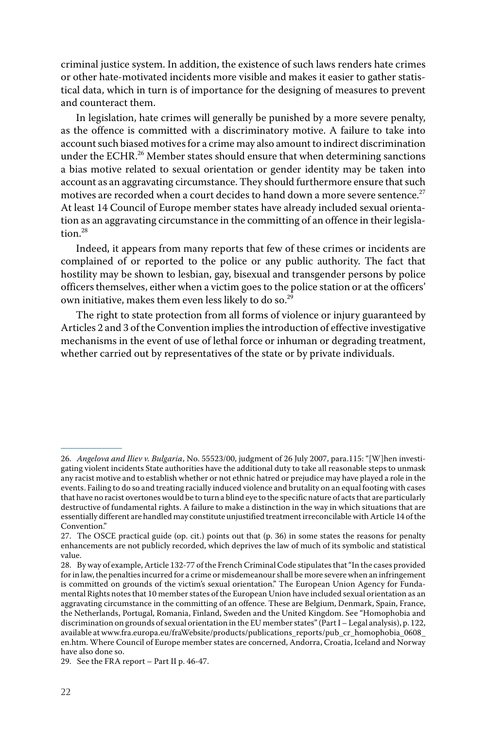criminal justice system. In addition, the existence of such laws renders hate crimes or other hate-motivated incidents more visible and makes it easier to gather statistical data, which in turn is of importance for the designing of measures to prevent and counteract them.

In legislation, hate crimes will generally be punished by a more severe penalty, as the offence is committed with a discriminatory motive. A failure to take into account such biased motives for a crime may also amount to indirect discrimination under the ECHR.[26] Member states should ensure that when determining sanctions a bias motive related to sexual orientation or gender identity may be taken into account as an aggravating circumstance. They should furthermore ensure that such motives are recorded when a court decides to hand down a more severe sentence.[27] At least 14 Council of Europe member states have already included sexual orientation as an aggravating circumstance in the committing of an offence in their legislation.[28]

Indeed, it appears from many reports that few of these crimes or incidents are complained of or reported to the police or any public authority. The fact that hostility may be shown to lesbian, gay, bisexual and transgender persons by police officers themselves, either when a victim goes to the police station or at the officers' own initiative, makes them even less likely to do so.[29]

The right to state protection from all forms of violence or injury guaranteed by Articles 2 and 3 of the Convention implies the introduction of effective investigative mechanisms in the event of use of lethal force or inhuman or degrading treatment, whether carried out by representatives of the state or by private individuals.

---

26. *Angelova and Iliev v. Bulgaria*, No. 55523/00, judgment of 26 July 2007, para.115: "[W]hen investigating violent incidents State authorities have the additional duty to take all reasonable steps to unmask any racist motive and to establish whether or not ethnic hatred or prejudice may have played a role in the events. Failing to do so and treating racially induced violence and brutality on an equal footing with cases that have no racist overtones would be to turn a blind eye to the specific nature of acts that are particularly destructive of fundamental rights. A failure to make a distinction in the way in which situations that are essentially different are handled may constitute unjustified treatment irreconcilable with Article 14 of the Convention."

27. The OSCE practical guide (op. cit.) points out that (p. 36) in some states the reasons for penalty enhancements are not publicly recorded, which deprives the law of much of its symbolic and statistical value.

28. By way of example, Article 132-77 of the French Criminal Code stipulates that "In the cases provided for in law, the penalties incurred for a crime or misdemeanour shall be more severe when an infringement is committed on grounds of the victim's sexual orientation." The European Union Agency for Fundamental Rights notes that 10 member states of the European Union have included sexual orientation as an aggravating circumstance in the committing of an offence. These are Belgium, Denmark, Spain, France, the Netherlands, Portugal, Romania, Finland, Sweden and the United Kingdom. See "Homophobia and discrimination on grounds of sexual orientation in the EU member states" (Part I – Legal analysis), p. 122, available at www.fra.europa.eu/fraWebsite/products/publications_reports/pub_cr_homophobia_0608_en.htm. Where Council of Europe member states are concerned, Andorra, Croatia, Iceland and Norway have also done so.

29. See the FRA report – Part II p. 46-47.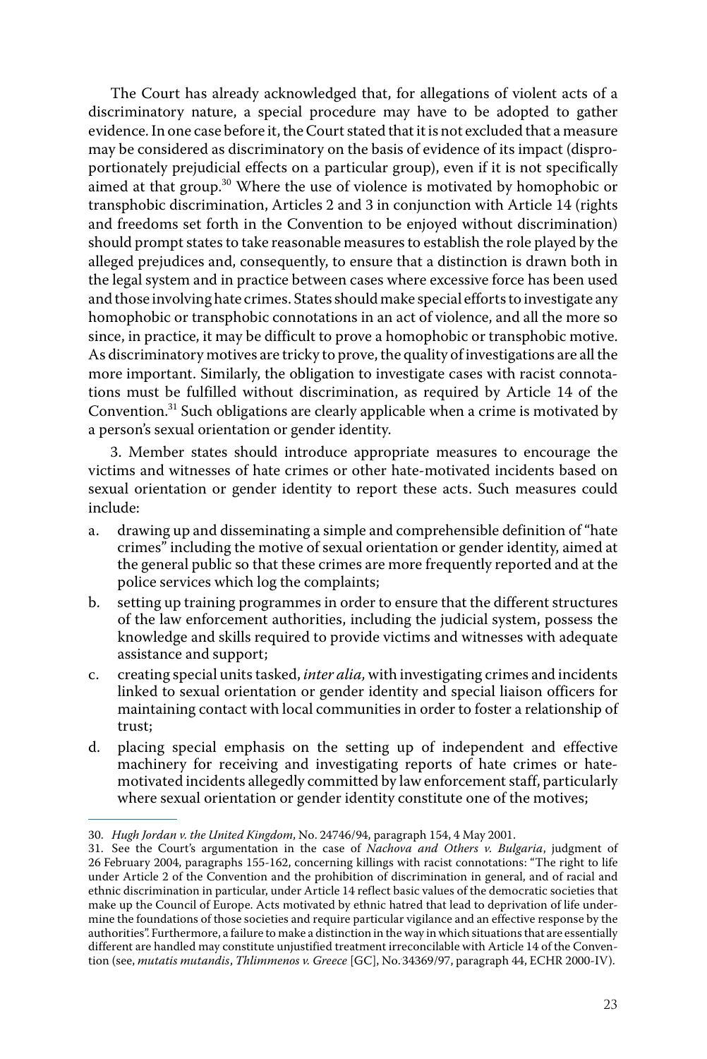The Court has already acknowledged that, for allegations of violent acts of a discriminatory nature, a special procedure may have to be adopted to gather evidence. In one case before it, the Court stated that it is not excluded that a measure may be considered as discriminatory on the basis of evidence of its impact (disproportionately prejudicial effects on a particular group), even if it is not specifically aimed at that group.[30] Where the use of violence is motivated by homophobic or transphobic discrimination, Articles 2 and 3 in conjunction with Article 14 (rights and freedoms set forth in the Convention to be enjoyed without discrimination) should prompt states to take reasonable measures to establish the role played by the alleged prejudices and, consequently, to ensure that a distinction is drawn both in the legal system and in practice between cases where excessive force has been used and those involving hate crimes. States should make special efforts to investigate any homophobic or transphobic connotations in an act of violence, and all the more so since, in practice, it may be difficult to prove a homophobic or transphobic motive. As discriminatory motives are tricky to prove, the quality of investigations are all the more important. Similarly, the obligation to investigate cases with racist connotations must be fulfilled without discrimination, as required by Article 14 of the Convention.[31] Such obligations are clearly applicable when a crime is motivated by a person's sexual orientation or gender identity.

3. Member states should introduce appropriate measures to encourage the victims and witnesses of hate crimes or other hate-motivated incidents based on sexual orientation or gender identity to report these acts. Such measures could include:

a. drawing up and disseminating a simple and comprehensible definition of "hate crimes" including the motive of sexual orientation or gender identity, aimed at the general public so that these crimes are more frequently reported and at the police services which log the complaints;
b. setting up training programmes in order to ensure that the different structures of the law enforcement authorities, including the judicial system, possess the knowledge and skills required to provide victims and witnesses with adequate assistance and support;
c. creating special units tasked, *inter alia,* with investigating crimes and incidents linked to sexual orientation or gender identity and special liaison officers for maintaining contact with local communities in order to foster a relationship of trust;
d. placing special emphasis on the setting up of independent and effective machinery for receiving and investigating reports of hate crimes or hate-motivated incidents allegedly committed by law enforcement staff, particularly where sexual orientation or gender identity constitute one of the motives;

---

30. *Hugh Jordan v. the United Kingdom*, No. 24746/94, paragraph 154, 4 May 2001.

31. See the Court's argumentation in the case of *Nachova and Others v. Bulgaria*, judgment of 26 February 2004, paragraphs 155-162, concerning killings with racist connotations: "The right to life under Article 2 of the Convention and the prohibition of discrimination in general, and of racial and ethnic discrimination in particular, under Article 14 reflect basic values of the democratic societies that make up the Council of Europe. Acts motivated by ethnic hatred that lead to deprivation of life undermine the foundations of those societies and require particular vigilance and an effective response by the authorities". Furthermore, a failure to make a distinction in the way in which situations that are essentially different are handled may constitute unjustified treatment irreconcilable with Article 14 of the Convention (see, *mutatis mutandis*, *Thlimmenos v. Greece* [GC], No. 34369/97, paragraph 44, ECHR 2000-IV).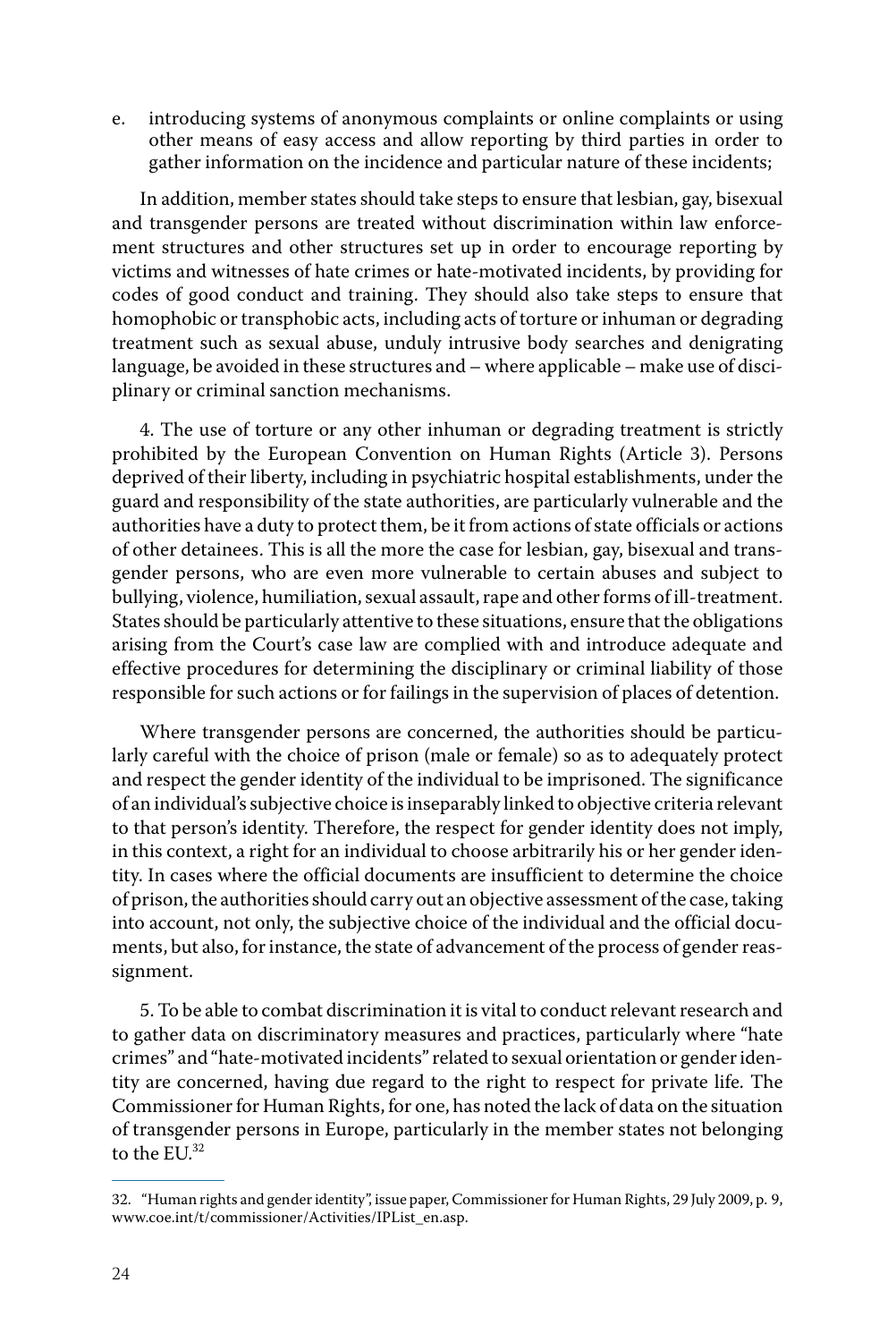e. introducing systems of anonymous complaints or online complaints or using other means of easy access and allow reporting by third parties in order to gather information on the incidence and particular nature of these incidents;

In addition, member states should take steps to ensure that lesbian, gay, bisexual and transgender persons are treated without discrimination within law enforcement structures and other structures set up in order to encourage reporting by victims and witnesses of hate crimes or hate-motivated incidents, by providing for codes of good conduct and training. They should also take steps to ensure that homophobic or transphobic acts, including acts of torture or inhuman or degrading treatment such as sexual abuse, unduly intrusive body searches and denigrating language, be avoided in these structures and – where applicable – make use of disciplinary or criminal sanction mechanisms.

4. The use of torture or any other inhuman or degrading treatment is strictly prohibited by the European Convention on Human Rights (Article 3). Persons deprived of their liberty, including in psychiatric hospital establishments, under the guard and responsibility of the state authorities, are particularly vulnerable and the authorities have a duty to protect them, be it from actions of state officials or actions of other detainees. This is all the more the case for lesbian, gay, bisexual and transgender persons, who are even more vulnerable to certain abuses and subject to bullying, violence, humiliation, sexual assault, rape and other forms of ill-treatment. States should be particularly attentive to these situations, ensure that the obligations arising from the Court's case law are complied with and introduce adequate and effective procedures for determining the disciplinary or criminal liability of those responsible for such actions or for failings in the supervision of places of detention.

Where transgender persons are concerned, the authorities should be particularly careful with the choice of prison (male or female) so as to adequately protect and respect the gender identity of the individual to be imprisoned. The significance of an individual's subjective choice is inseparably linked to objective criteria relevant to that person's identity. Therefore, the respect for gender identity does not imply, in this context, a right for an individual to choose arbitrarily his or her gender identity. In cases where the official documents are insufficient to determine the choice of prison, the authorities should carry out an objective assessment of the case, taking into account, not only, the subjective choice of the individual and the official documents, but also, for instance, the state of advancement of the process of gender reassignment.

5. To be able to combat discrimination it is vital to conduct relevant research and to gather data on discriminatory measures and practices, particularly where "hate crimes" and "hate-motivated incidents" related to sexual orientation or gender identity are concerned, having due regard to the right to respect for private life. The Commissioner for Human Rights, for one, has noted the lack of data on the situation of transgender persons in Europe, particularly in the member states not belonging to the EU.[32]

---

32. "Human rights and gender identity", issue paper, Commissioner for Human Rights, 29 July 2009, p. 9, www.coe.int/t/commissioner/Activities/IPList_en.asp.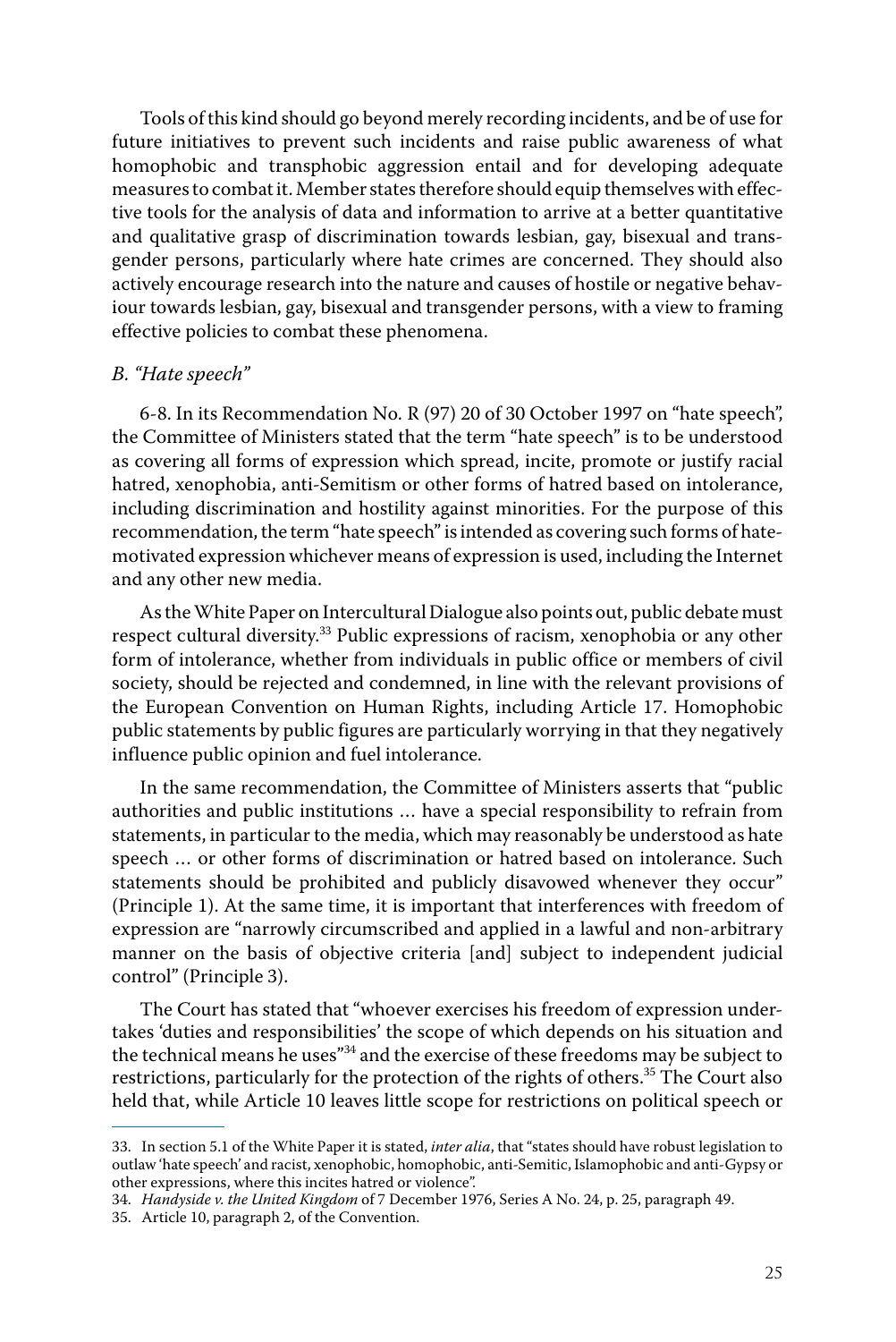Tools of this kind should go beyond merely recording incidents, and be of use for future initiatives to prevent such incidents and raise public awareness of what homophobic and transphobic aggression entail and for developing adequate measures to combat it. Member states therefore should equip themselves with effective tools for the analysis of data and information to arrive at a better quantitative and qualitative grasp of discrimination towards lesbian, gay, bisexual and transgender persons, particularly where hate crimes are concerned. They should also actively encourage research into the nature and causes of hostile or negative behaviour towards lesbian, gay, bisexual and transgender persons, with a view to framing effective policies to combat these phenomena.

### *B. "Hate speech"*

6-8. In its Recommendation No. R (97) 20 of 30 October 1997 on "hate speech", the Committee of Ministers stated that the term "hate speech" is to be understood as covering all forms of expression which spread, incite, promote or justify racial hatred, xenophobia, anti-Semitism or other forms of hatred based on intolerance, including discrimination and hostility against minorities. For the purpose of this recommendation, the term "hate speech" is intended as covering such forms of hate-motivated expression whichever means of expression is used, including the Internet and any other new media.

As the White Paper on Intercultural Dialogue also points out, public debate must respect cultural diversity.[33] Public expressions of racism, xenophobia or any other form of intolerance, whether from individuals in public office or members of civil society, should be rejected and condemned, in line with the relevant provisions of the European Convention on Human Rights, including Article 17. Homophobic public statements by public figures are particularly worrying in that they negatively influence public opinion and fuel intolerance.

In the same recommendation, the Committee of Ministers asserts that "public authorities and public institutions … have a special responsibility to refrain from statements, in particular to the media, which may reasonably be understood as hate speech … or other forms of discrimination or hatred based on intolerance. Such statements should be prohibited and publicly disavowed whenever they occur" (Principle 1). At the same time, it is important that interferences with freedom of expression are "narrowly circumscribed and applied in a lawful and non-arbitrary manner on the basis of objective criteria [and] subject to independent judicial control" (Principle 3).

The Court has stated that "whoever exercises his freedom of expression undertakes 'duties and responsibilities' the scope of which depends on his situation and the technical means he uses"[34] and the exercise of these freedoms may be subject to restrictions, particularly for the protection of the rights of others.[35] The Court also held that, while Article 10 leaves little scope for restrictions on political speech or

---

33. In section 5.1 of the White Paper it is stated, *inter alia*, that "states should have robust legislation to outlaw 'hate speech' and racist, xenophobic, homophobic, anti-Semitic, Islamophobic and anti-Gypsy or other expressions, where this incites hatred or violence".

34. *Handyside v. the United Kingdom* of 7 December 1976, Series A No. 24, p. 25, paragraph 49.

35. Article 10, paragraph 2, of the Convention.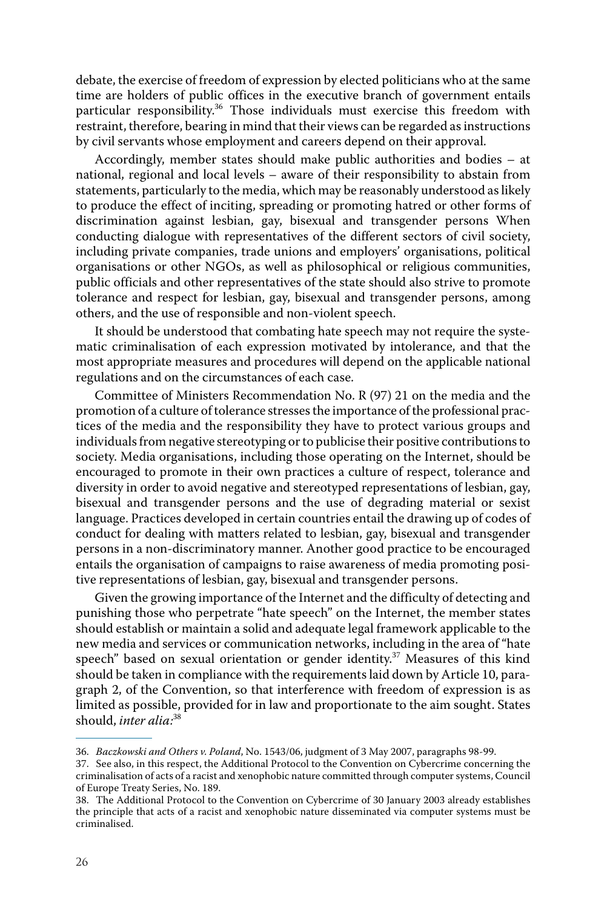debate, the exercise of freedom of expression by elected politicians who at the same time are holders of public offices in the executive branch of government entails particular responsibility.[36] Those individuals must exercise this freedom with restraint, therefore, bearing in mind that their views can be regarded as instructions by civil servants whose employment and careers depend on their approval.

Accordingly, member states should make public authorities and bodies – at national, regional and local levels – aware of their responsibility to abstain from statements, particularly to the media, which may be reasonably understood as likely to produce the effect of inciting, spreading or promoting hatred or other forms of discrimination against lesbian, gay, bisexual and transgender persons When conducting dialogue with representatives of the different sectors of civil society, including private companies, trade unions and employers' organisations, political organisations or other NGOs, as well as philosophical or religious communities, public officials and other representatives of the state should also strive to promote tolerance and respect for lesbian, gay, bisexual and transgender persons, among others, and the use of responsible and non-violent speech.

It should be understood that combating hate speech may not require the systematic criminalisation of each expression motivated by intolerance, and that the most appropriate measures and procedures will depend on the applicable national regulations and on the circumstances of each case.

Committee of Ministers Recommendation No. R (97) 21 on the media and the promotion of a culture of tolerance stresses the importance of the professional practices of the media and the responsibility they have to protect various groups and individuals from negative stereotyping or to publicise their positive contributions to society. Media organisations, including those operating on the Internet, should be encouraged to promote in their own practices a culture of respect, tolerance and diversity in order to avoid negative and stereotyped representations of lesbian, gay, bisexual and transgender persons and the use of degrading material or sexist language. Practices developed in certain countries entail the drawing up of codes of conduct for dealing with matters related to lesbian, gay, bisexual and transgender persons in a non-discriminatory manner. Another good practice to be encouraged entails the organisation of campaigns to raise awareness of media promoting positive representations of lesbian, gay, bisexual and transgender persons.

Given the growing importance of the Internet and the difficulty of detecting and punishing those who perpetrate "hate speech" on the Internet, the member states should establish or maintain a solid and adequate legal framework applicable to the new media and services or communication networks, including in the area of "hate speech" based on sexual orientation or gender identity.[37] Measures of this kind should be taken in compliance with the requirements laid down by Article 10, paragraph 2, of the Convention, so that interference with freedom of expression is as limited as possible, provided for in law and proportionate to the aim sought. States should, *inter alia:*[38]

---

36. *Baczkowski and Others v. Poland*, No. 1543/06, judgment of 3 May 2007, paragraphs 98-99.

37. See also, in this respect, the Additional Protocol to the Convention on Cybercrime concerning the criminalisation of acts of a racist and xenophobic nature committed through computer systems, Council of Europe Treaty Series, No. 189.

38. The Additional Protocol to the Convention on Cybercrime of 30 January 2003 already establishes the principle that acts of a racist and xenophobic nature disseminated via computer systems must be criminalised.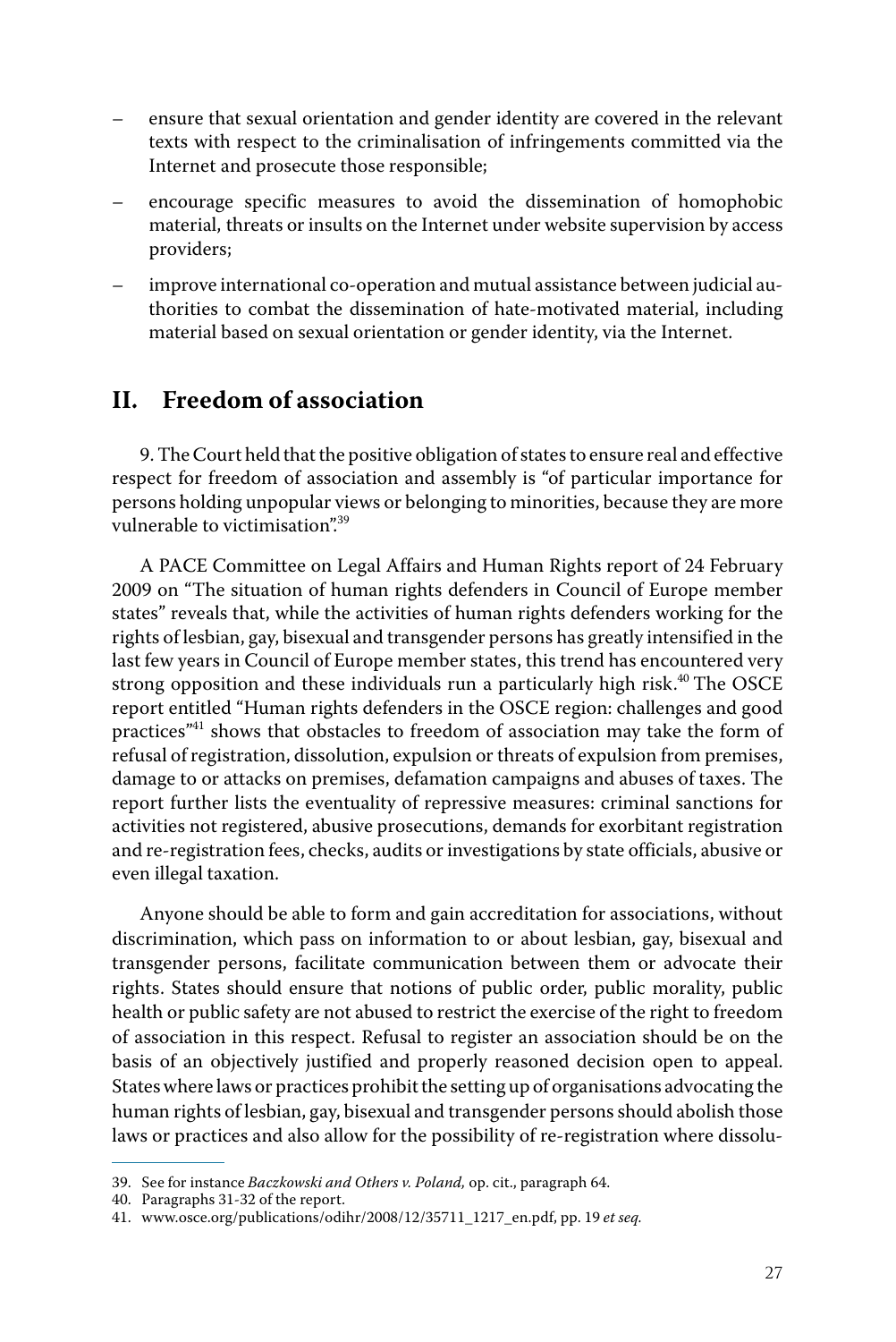- ensure that sexual orientation and gender identity are covered in the relevant texts with respect to the criminalisation of infringements committed via the Internet and prosecute those responsible;
- encourage specific measures to avoid the dissemination of homophobic material, threats or insults on the Internet under website supervision by access providers;
- improve international co-operation and mutual assistance between judicial authorities to combat the dissemination of hate-motivated material, including material based on sexual orientation or gender identity, via the Internet.

## II. Freedom of association

9. The Court held that the positive obligation of states to ensure real and effective respect for freedom of association and assembly is "of particular importance for persons holding unpopular views or belonging to minorities, because they are more vulnerable to victimisation".[39]

A PACE Committee on Legal Affairs and Human Rights report of 24 February 2009 on "The situation of human rights defenders in Council of Europe member states" reveals that, while the activities of human rights defenders working for the rights of lesbian, gay, bisexual and transgender persons has greatly intensified in the last few years in Council of Europe member states, this trend has encountered very strong opposition and these individuals run a particularly high risk.[40] The OSCE report entitled "Human rights defenders in the OSCE region: challenges and good practices"[41] shows that obstacles to freedom of association may take the form of refusal of registration, dissolution, expulsion or threats of expulsion from premises, damage to or attacks on premises, defamation campaigns and abuses of taxes. The report further lists the eventuality of repressive measures: criminal sanctions for activities not registered, abusive prosecutions, demands for exorbitant registration and re-registration fees, checks, audits or investigations by state officials, abusive or even illegal taxation.

Anyone should be able to form and gain accreditation for associations, without discrimination, which pass on information to or about lesbian, gay, bisexual and transgender persons, facilitate communication between them or advocate their rights. States should ensure that notions of public order, public morality, public health or public safety are not abused to restrict the exercise of the right to freedom of association in this respect. Refusal to register an association should be on the basis of an objectively justified and properly reasoned decision open to appeal. States where laws or practices prohibit the setting up of organisations advocating the human rights of lesbian, gay, bisexual and transgender persons should abolish those laws or practices and also allow for the possibility of re-registration where dissolu-

39. See for instance *Baczkowski and Others v. Poland,* op. cit., paragraph 64.
40. Paragraphs 31-32 of the report.
41. www.osce.org/publications/odihr/2008/12/35711_1217_en.pdf, pp. 19 *et seq.*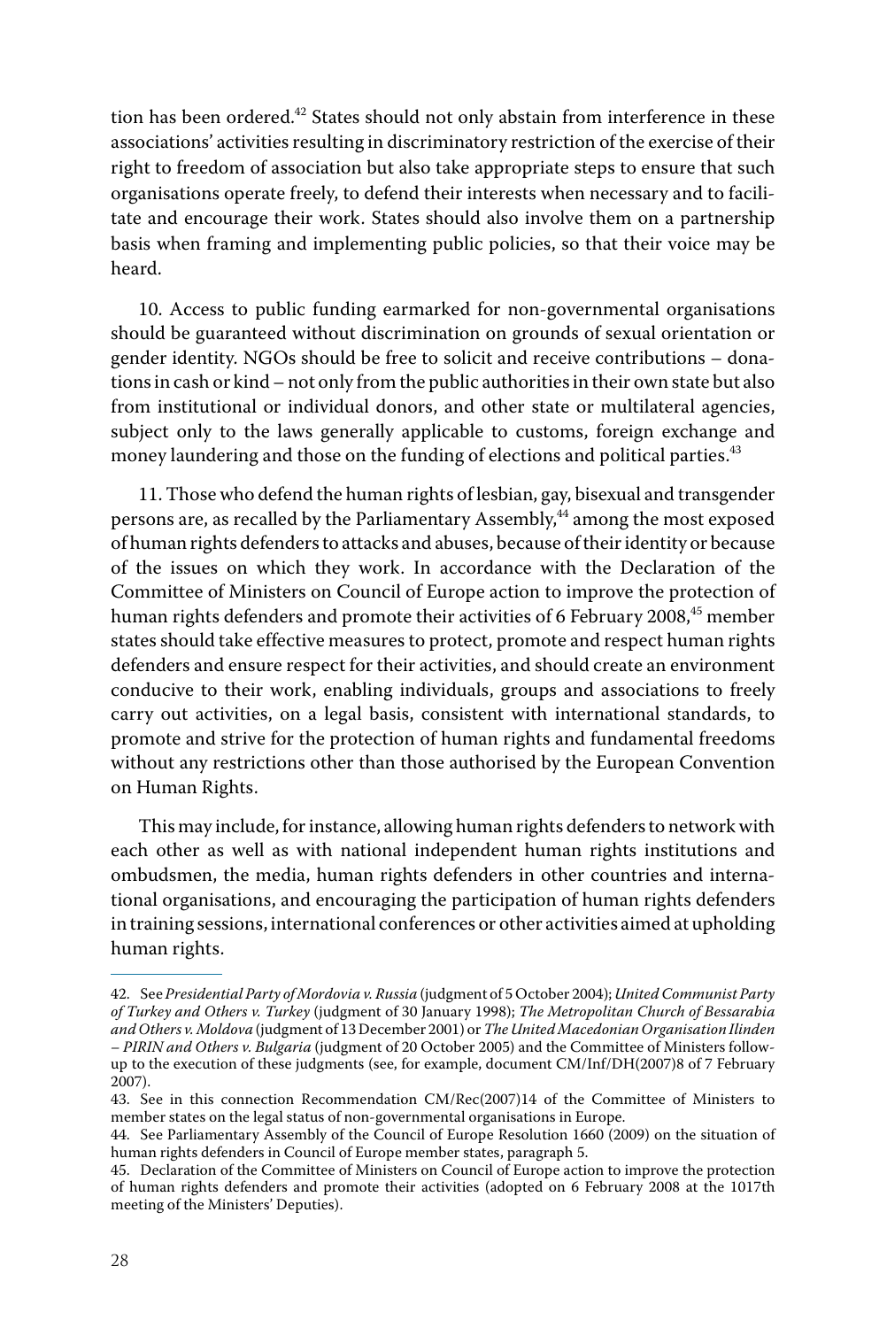tion has been ordered.[42] States should not only abstain from interference in these associations' activities resulting in discriminatory restriction of the exercise of their right to freedom of association but also take appropriate steps to ensure that such organisations operate freely, to defend their interests when necessary and to facilitate and encourage their work. States should also involve them on a partnership basis when framing and implementing public policies, so that their voice may be heard.

10. Access to public funding earmarked for non-governmental organisations should be guaranteed without discrimination on grounds of sexual orientation or gender identity. NGOs should be free to solicit and receive contributions – donations in cash or kind – not only from the public authorities in their own state but also from institutional or individual donors, and other state or multilateral agencies, subject only to the laws generally applicable to customs, foreign exchange and money laundering and those on the funding of elections and political parties.[43]

11. Those who defend the human rights of lesbian, gay, bisexual and transgender persons are, as recalled by the Parliamentary Assembly,[44] among the most exposed of human rights defenders to attacks and abuses, because of their identity or because of the issues on which they work. In accordance with the Declaration of the Committee of Ministers on Council of Europe action to improve the protection of human rights defenders and promote their activities of 6 February 2008,[45] member states should take effective measures to protect, promote and respect human rights defenders and ensure respect for their activities, and should create an environment conducive to their work, enabling individuals, groups and associations to freely carry out activities, on a legal basis, consistent with international standards, to promote and strive for the protection of human rights and fundamental freedoms without any restrictions other than those authorised by the European Convention on Human Rights.

This may include, for instance, allowing human rights defenders to network with each other as well as with national independent human rights institutions and ombudsmen, the media, human rights defenders in other countries and international organisations, and encouraging the participation of human rights defenders in training sessions, international conferences or other activities aimed at upholding human rights.

---

42. See *Presidential Party of Mordovia v. Russia* (judgment of 5 October 2004); *United Communist Party of Turkey and Others v. Turkey* (judgment of 30 January 1998); *The Metropolitan Church of Bessarabia and Others v. Moldova* (judgment of 13 December 2001) or *The United Macedonian Organisation Ilinden – PIRIN and Others v. Bulgaria* (judgment of 20 October 2005) and the Committee of Ministers follow-up to the execution of these judgments (see, for example, document CM/Inf/DH(2007)8 of 7 February 2007).

43. See in this connection Recommendation CM/Rec(2007)14 of the Committee of Ministers to member states on the legal status of non-governmental organisations in Europe.

44. See Parliamentary Assembly of the Council of Europe Resolution 1660 (2009) on the situation of human rights defenders in Council of Europe member states, paragraph 5.

45. Declaration of the Committee of Ministers on Council of Europe action to improve the protection of human rights defenders and promote their activities (adopted on 6 February 2008 at the 1017th meeting of the Ministers' Deputies).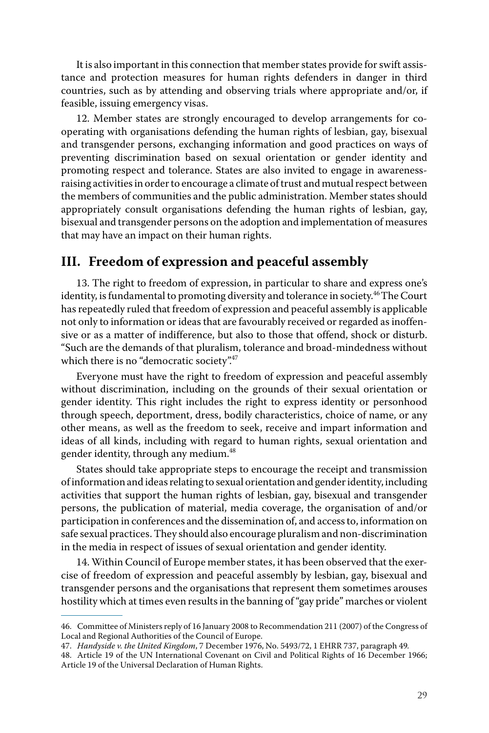It is also important in this connection that member states provide for swift assistance and protection measures for human rights defenders in danger in third countries, such as by attending and observing trials where appropriate and/or, if feasible, issuing emergency visas.

12. Member states are strongly encouraged to develop arrangements for co-operating with organisations defending the human rights of lesbian, gay, bisexual and transgender persons, exchanging information and good practices on ways of preventing discrimination based on sexual orientation or gender identity and promoting respect and tolerance. States are also invited to engage in awareness-raising activities in order to encourage a climate of trust and mutual respect between the members of communities and the public administration. Member states should appropriately consult organisations defending the human rights of lesbian, gay, bisexual and transgender persons on the adoption and implementation of measures that may have an impact on their human rights.

## III. Freedom of expression and peaceful assembly

13. The right to freedom of expression, in particular to share and express one's identity, is fundamental to promoting diversity and tolerance in society.[46] The Court has repeatedly ruled that freedom of expression and peaceful assembly is applicable not only to information or ideas that are favourably received or regarded as inoffensive or as a matter of indifference, but also to those that offend, shock or disturb. "Such are the demands of that pluralism, tolerance and broad-mindedness without which there is no "democratic society".[47]

Everyone must have the right to freedom of expression and peaceful assembly without discrimination, including on the grounds of their sexual orientation or gender identity. This right includes the right to express identity or personhood through speech, deportment, dress, bodily characteristics, choice of name, or any other means, as well as the freedom to seek, receive and impart information and ideas of all kinds, including with regard to human rights, sexual orientation and gender identity, through any medium.[48]

States should take appropriate steps to encourage the receipt and transmission of information and ideas relating to sexual orientation and gender identity, including activities that support the human rights of lesbian, gay, bisexual and transgender persons, the publication of material, media coverage, the organisation of and/or participation in conferences and the dissemination of, and access to, information on safe sexual practices. They should also encourage pluralism and non-discrimination in the media in respect of issues of sexual orientation and gender identity.

14. Within Council of Europe member states, it has been observed that the exercise of freedom of expression and peaceful assembly by lesbian, gay, bisexual and transgender persons and the organisations that represent them sometimes arouses hostility which at times even results in the banning of "gay pride" marches or violent

---

46. Committee of Ministers reply of 16 January 2008 to Recommendation 211 (2007) of the Congress of Local and Regional Authorities of the Council of Europe.

47. *Handyside v. the United Kingdom*, 7 December 1976, No. 5493/72, 1 EHRR 737, paragraph 49.

48. Article 19 of the UN International Covenant on Civil and Political Rights of 16 December 1966; Article 19 of the Universal Declaration of Human Rights.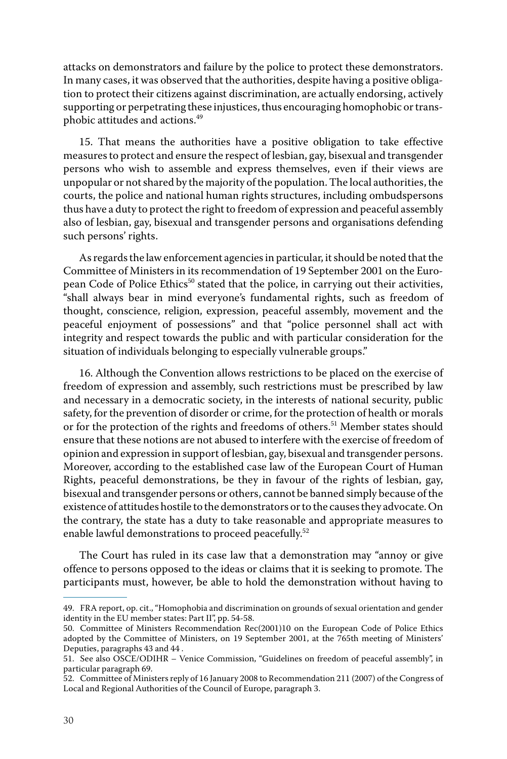attacks on demonstrators and failure by the police to protect these demonstrators. In many cases, it was observed that the authorities, despite having a positive obligation to protect their citizens against discrimination, are actually endorsing, actively supporting or perpetrating these injustices, thus encouraging homophobic or transphobic attitudes and actions.[49]

15. That means the authorities have a positive obligation to take effective measures to protect and ensure the respect of lesbian, gay, bisexual and transgender persons who wish to assemble and express themselves, even if their views are unpopular or not shared by the majority of the population. The local authorities, the courts, the police and national human rights structures, including ombudspersons thus have a duty to protect the right to freedom of expression and peaceful assembly also of lesbian, gay, bisexual and transgender persons and organisations defending such persons' rights.

As regards the law enforcement agencies in particular, it should be noted that the Committee of Ministers in its recommendation of 19 September 2001 on the European Code of Police Ethics[50] stated that the police, in carrying out their activities, "shall always bear in mind everyone's fundamental rights, such as freedom of thought, conscience, religion, expression, peaceful assembly, movement and the peaceful enjoyment of possessions" and that "police personnel shall act with integrity and respect towards the public and with particular consideration for the situation of individuals belonging to especially vulnerable groups."

16. Although the Convention allows restrictions to be placed on the exercise of freedom of expression and assembly, such restrictions must be prescribed by law and necessary in a democratic society, in the interests of national security, public safety, for the prevention of disorder or crime, for the protection of health or morals or for the protection of the rights and freedoms of others.[51] Member states should ensure that these notions are not abused to interfere with the exercise of freedom of opinion and expression in support of lesbian, gay, bisexual and transgender persons. Moreover, according to the established case law of the European Court of Human Rights, peaceful demonstrations, be they in favour of the rights of lesbian, gay, bisexual and transgender persons or others, cannot be banned simply because of the existence of attitudes hostile to the demonstrators or to the causes they advocate. On the contrary, the state has a duty to take reasonable and appropriate measures to enable lawful demonstrations to proceed peacefully.[52]

The Court has ruled in its case law that a demonstration may "annoy or give offence to persons opposed to the ideas or claims that it is seeking to promote. The participants must, however, be able to hold the demonstration without having to

---

49. FRA report, op. cit., "Homophobia and discrimination on grounds of sexual orientation and gender identity in the EU member states: Part II", pp. 54-58.

50. Committee of Ministers Recommendation Rec(2001)10 on the European Code of Police Ethics adopted by the Committee of Ministers, on 19 September 2001, at the 765th meeting of Ministers' Deputies, paragraphs 43 and 44 .

51. See also OSCE/ODIHR – Venice Commission, "Guidelines on freedom of peaceful assembly", in particular paragraph 69.

52. Committee of Ministers reply of 16 January 2008 to Recommendation 211 (2007) of the Congress of Local and Regional Authorities of the Council of Europe, paragraph 3.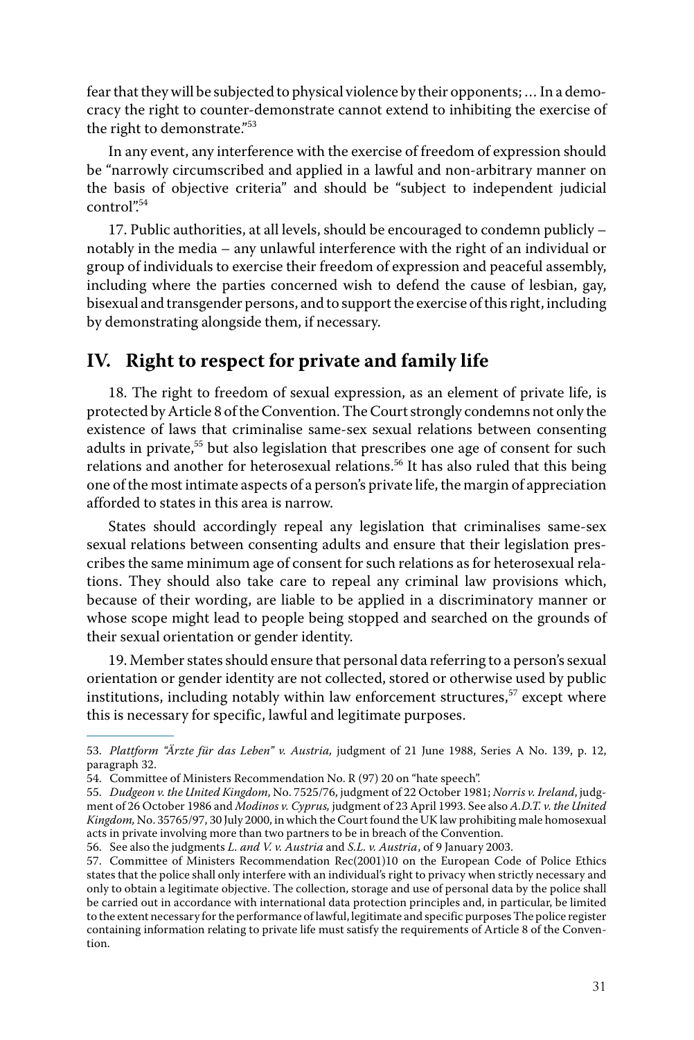fear that they will be subjected to physical violence by their opponents; ... In a democracy the right to counter-demonstrate cannot extend to inhibiting the exercise of the right to demonstrate."[53]

In any event, any interference with the exercise of freedom of expression should be "narrowly circumscribed and applied in a lawful and non-arbitrary manner on the basis of objective criteria" and should be "subject to independent judicial control".[54]

17. Public authorities, at all levels, should be encouraged to condemn publicly – notably in the media – any unlawful interference with the right of an individual or group of individuals to exercise their freedom of expression and peaceful assembly, including where the parties concerned wish to defend the cause of lesbian, gay, bisexual and transgender persons, and to support the exercise of this right, including by demonstrating alongside them, if necessary.

## IV. Right to respect for private and family life

18. The right to freedom of sexual expression, as an element of private life, is protected by Article 8 of the Convention. The Court strongly condemns not only the existence of laws that criminalise same-sex sexual relations between consenting adults in private,[55] but also legislation that prescribes one age of consent for such relations and another for heterosexual relations.[56] It has also ruled that this being one of the most intimate aspects of a person's private life, the margin of appreciation afforded to states in this area is narrow.

States should accordingly repeal any legislation that criminalises same-sex sexual relations between consenting adults and ensure that their legislation prescribes the same minimum age of consent for such relations as for heterosexual relations. They should also take care to repeal any criminal law provisions which, because of their wording, are liable to be applied in a discriminatory manner or whose scope might lead to people being stopped and searched on the grounds of their sexual orientation or gender identity.

19. Member states should ensure that personal data referring to a person's sexual orientation or gender identity are not collected, stored or otherwise used by public institutions, including notably within law enforcement structures,[57] except where this is necessary for specific, lawful and legitimate purposes.

---

53. *Plattform "Ärzte für das Leben" v. Austria,* judgment of 21 June 1988, Series A No. 139, p. 12, paragraph 32.

54. Committee of Ministers Recommendation No. R (97) 20 on "hate speech".

55. *Dudgeon v. the United Kingdom*, No. 7525/76, judgment of 22 October 1981; *Norris v. Ireland*, judgment of 26 October 1986 and *Modinos v. Cyprus,* judgment of 23 April 1993. See also *A.D.T. v. the United Kingdom,* No. 35765/97, 30 July 2000, in which the Court found the UK law prohibiting male homosexual acts in private involving more than two partners to be in breach of the Convention.

56. See also the judgments *L. and V. v. Austria* and *S.L. v. Austria*, of 9 January 2003.

57. Committee of Ministers Recommendation Rec(2001)10 on the European Code of Police Ethics states that the police shall only interfere with an individual's right to privacy when strictly necessary and only to obtain a legitimate objective. The collection, storage and use of personal data by the police shall be carried out in accordance with international data protection principles and, in particular, be limited to the extent necessary for the performance of lawful, legitimate and specific purposes The police register containing information relating to private life must satisfy the requirements of Article 8 of the Convention.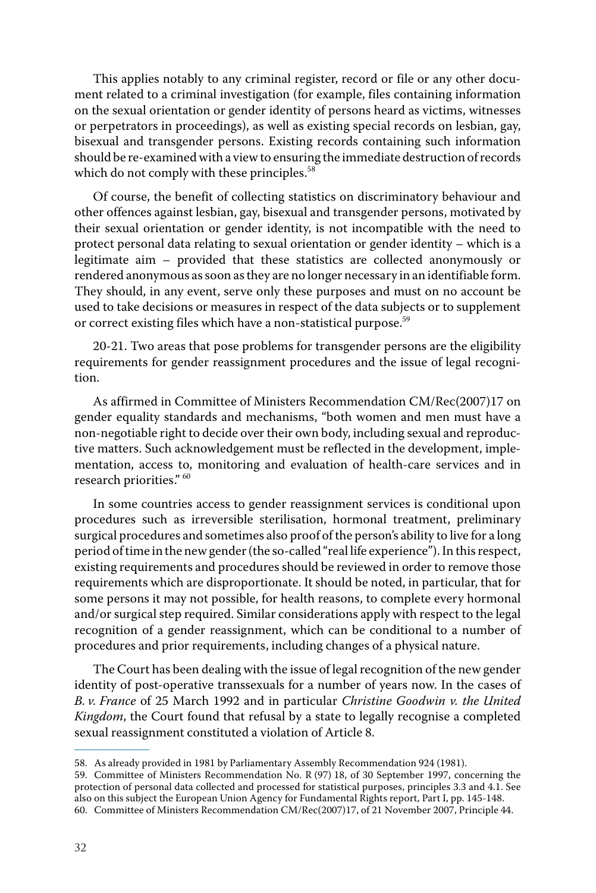This applies notably to any criminal register, record or file or any other document related to a criminal investigation (for example, files containing information on the sexual orientation or gender identity of persons heard as victims, witnesses or perpetrators in proceedings), as well as existing special records on lesbian, gay, bisexual and transgender persons. Existing records containing such information should be re-examined with a view to ensuring the immediate destruction of records which do not comply with these principles.[58]

Of course, the benefit of collecting statistics on discriminatory behaviour and other offences against lesbian, gay, bisexual and transgender persons, motivated by their sexual orientation or gender identity, is not incompatible with the need to protect personal data relating to sexual orientation or gender identity – which is a legitimate aim – provided that these statistics are collected anonymously or rendered anonymous as soon as they are no longer necessary in an identifiable form. They should, in any event, serve only these purposes and must on no account be used to take decisions or measures in respect of the data subjects or to supplement or correct existing files which have a non-statistical purpose.[59]

20-21. Two areas that pose problems for transgender persons are the eligibility requirements for gender reassignment procedures and the issue of legal recognition.

As affirmed in Committee of Ministers Recommendation CM/Rec(2007)17 on gender equality standards and mechanisms, "both women and men must have a non-negotiable right to decide over their own body, including sexual and reproductive matters. Such acknowledgement must be reflected in the development, implementation, access to, monitoring and evaluation of health-care services and in research priorities." [60]

In some countries access to gender reassignment services is conditional upon procedures such as irreversible sterilisation, hormonal treatment, preliminary surgical procedures and sometimes also proof of the person's ability to live for a long period of time in the new gender (the so-called "real life experience"). In this respect, existing requirements and procedures should be reviewed in order to remove those requirements which are disproportionate. It should be noted, in particular, that for some persons it may not possible, for health reasons, to complete every hormonal and/or surgical step required. Similar considerations apply with respect to the legal recognition of a gender reassignment, which can be conditional to a number of procedures and prior requirements, including changes of a physical nature.

The Court has been dealing with the issue of legal recognition of the new gender identity of post-operative transsexuals for a number of years now. In the cases of *B. v. France* of 25 March 1992 and in particular *Christine Goodwin v. the United Kingdom*, the Court found that refusal by a state to legally recognise a completed sexual reassignment constituted a violation of Article 8.

---

58. As already provided in 1981 by Parliamentary Assembly Recommendation 924 (1981).

59. Committee of Ministers Recommendation No. R (97) 18, of 30 September 1997, concerning the protection of personal data collected and processed for statistical purposes, principles 3.3 and 4.1. See also on this subject the European Union Agency for Fundamental Rights report, Part I, pp. 145-148.

60. Committee of Ministers Recommendation CM/Rec(2007)17, of 21 November 2007, Principle 44.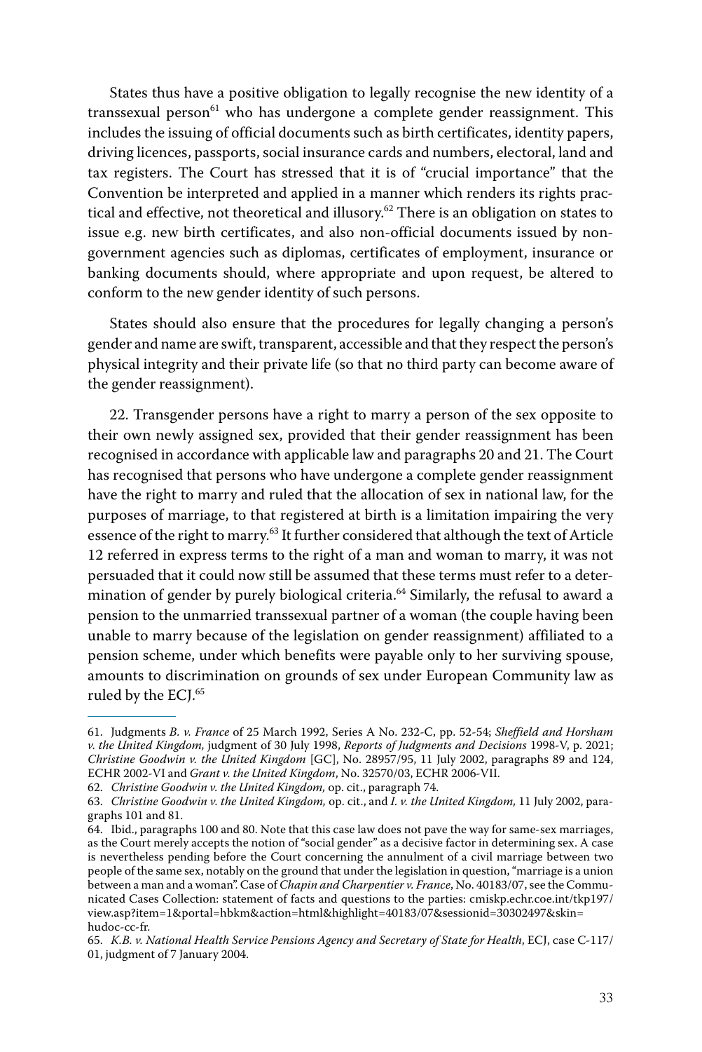States thus have a positive obligation to legally recognise the new identity of a transsexual person[61] who has undergone a complete gender reassignment. This includes the issuing of official documents such as birth certificates, identity papers, driving licences, passports, social insurance cards and numbers, electoral, land and tax registers. The Court has stressed that it is of "crucial importance" that the Convention be interpreted and applied in a manner which renders its rights practical and effective, not theoretical and illusory.[62] There is an obligation on states to issue e.g. new birth certificates, and also non-official documents issued by non-government agencies such as diplomas, certificates of employment, insurance or banking documents should, where appropriate and upon request, be altered to conform to the new gender identity of such persons.

States should also ensure that the procedures for legally changing a person's gender and name are swift, transparent, accessible and that they respect the person's physical integrity and their private life (so that no third party can become aware of the gender reassignment).

22. Transgender persons have a right to marry a person of the sex opposite to their own newly assigned sex, provided that their gender reassignment has been recognised in accordance with applicable law and paragraphs 20 and 21. The Court has recognised that persons who have undergone a complete gender reassignment have the right to marry and ruled that the allocation of sex in national law, for the purposes of marriage, to that registered at birth is a limitation impairing the very essence of the right to marry.[63] It further considered that although the text of Article 12 referred in express terms to the right of a man and woman to marry, it was not persuaded that it could now still be assumed that these terms must refer to a determination of gender by purely biological criteria.[64] Similarly, the refusal to award a pension to the unmarried transsexual partner of a woman (the couple having been unable to marry because of the legislation on gender reassignment) affiliated to a pension scheme, under which benefits were payable only to her surviving spouse, amounts to discrimination on grounds of sex under European Community law as ruled by the ECJ.[65]

---

61. Judgments *B. v. France* of 25 March 1992, Series A No. 232-C, pp. 52-54; *Sheffield and Horsham v. the United Kingdom*, judgment of 30 July 1998, *Reports of Judgments and Decisions* 1998-V, p. 2021; *Christine Goodwin v. the United Kingdom* [GC], No. 28957/95, 11 July 2002, paragraphs 89 and 124, ECHR 2002-VI and *Grant v. the United Kingdom*, No. 32570/03, ECHR 2006-VII.

62. *Christine Goodwin v. the United Kingdom*, op. cit., paragraph 74.

63. *Christine Goodwin v. the United Kingdom*, op. cit., and *I. v. the United Kingdom*, 11 July 2002, paragraphs 101 and 81.

64. Ibid., paragraphs 100 and 80. Note that this case law does not pave the way for same-sex marriages, as the Court merely accepts the notion of "social gender" as a decisive factor in determining sex. A case is nevertheless pending before the Court concerning the annulment of a civil marriage between two people of the same sex, notably on the ground that under the legislation in question, "marriage is a union between a man and a woman". Case of *Chapin and Charpentier v. France*, No. 40183/07, see the Communicated Cases Collection: statement of facts and questions to the parties: cmiskp.echr.coe.int/tkp197/view.asp?item=1&portal=hbkm&action=html&highlight=40183/07&sessionid=30302497&skin=hudoc-cc-fr.

65. *K.B. v. National Health Service Pensions Agency and Secretary of State for Health*, ECJ, case C-117/01, judgment of 7 January 2004.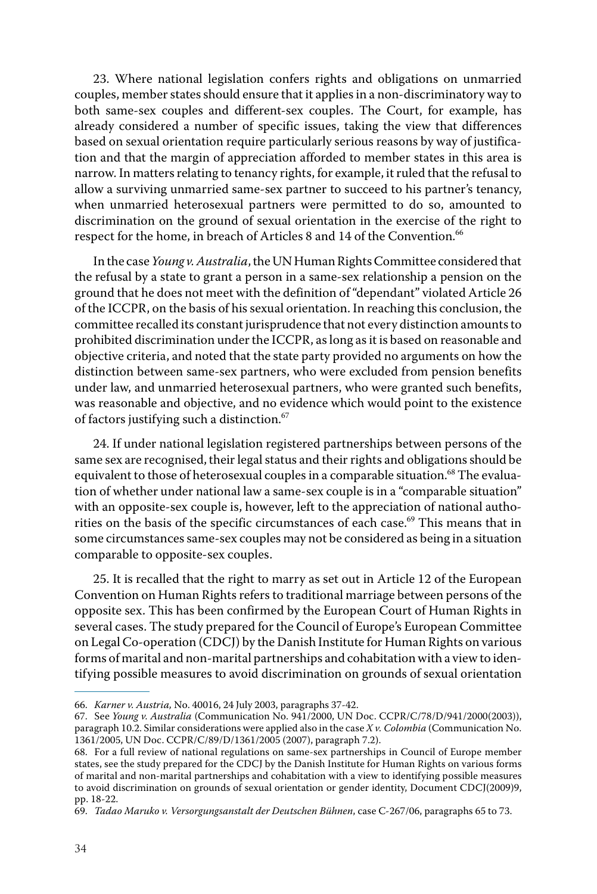23. Where national legislation confers rights and obligations on unmarried couples, member states should ensure that it applies in a non-discriminatory way to both same-sex couples and different-sex couples. The Court, for example, has already considered a number of specific issues, taking the view that differences based on sexual orientation require particularly serious reasons by way of justification and that the margin of appreciation afforded to member states in this area is narrow. In matters relating to tenancy rights, for example, it ruled that the refusal to allow a surviving unmarried same-sex partner to succeed to his partner's tenancy, when unmarried heterosexual partners were permitted to do so, amounted to discrimination on the ground of sexual orientation in the exercise of the right to respect for the home, in breach of Articles 8 and 14 of the Convention.[66]

In the case *Young v. Australia*, the UN Human Rights Committee considered that the refusal by a state to grant a person in a same-sex relationship a pension on the ground that he does not meet with the definition of "dependant" violated Article 26 of the ICCPR, on the basis of his sexual orientation. In reaching this conclusion, the committee recalled its constant jurisprudence that not every distinction amounts to prohibited discrimination under the ICCPR, as long as it is based on reasonable and objective criteria, and noted that the state party provided no arguments on how the distinction between same-sex partners, who were excluded from pension benefits under law, and unmarried heterosexual partners, who were granted such benefits, was reasonable and objective, and no evidence which would point to the existence of factors justifying such a distinction.[67]

24. If under national legislation registered partnerships between persons of the same sex are recognised, their legal status and their rights and obligations should be equivalent to those of heterosexual couples in a comparable situation.[68] The evaluation of whether under national law a same-sex couple is in a "comparable situation" with an opposite-sex couple is, however, left to the appreciation of national authorities on the basis of the specific circumstances of each case.[69] This means that in some circumstances same-sex couples may not be considered as being in a situation comparable to opposite-sex couples.

25. It is recalled that the right to marry as set out in Article 12 of the European Convention on Human Rights refers to traditional marriage between persons of the opposite sex. This has been confirmed by the European Court of Human Rights in several cases. The study prepared for the Council of Europe's European Committee on Legal Co-operation (CDCJ) by the Danish Institute for Human Rights on various forms of marital and non-marital partnerships and cohabitation with a view to identifying possible measures to avoid discrimination on grounds of sexual orientation

66. *Karner v. Austria*, No. 40016, 24 July 2003, paragraphs 37-42.

67. See *Young v. Australia* (Communication No. 941/2000, UN Doc. CCPR/C/78/D/941/2000(2003)), paragraph 10.2. Similar considerations were applied also in the case *X v. Colombia* (Communication No. 1361/2005, UN Doc. CCPR/C/89/D/1361/2005 (2007), paragraph 7.2).

68. For a full review of national regulations on same-sex partnerships in Council of Europe member states, see the study prepared for the CDCJ by the Danish Institute for Human Rights on various forms of marital and non-marital partnerships and cohabitation with a view to identifying possible measures to avoid discrimination on grounds of sexual orientation or gender identity, Document CDCJ(2009)9, pp. 18-22.

69. *Tadao Maruko v. Versorgungsanstalt der Deutschen Bühnen*, case C-267/06, paragraphs 65 to 73.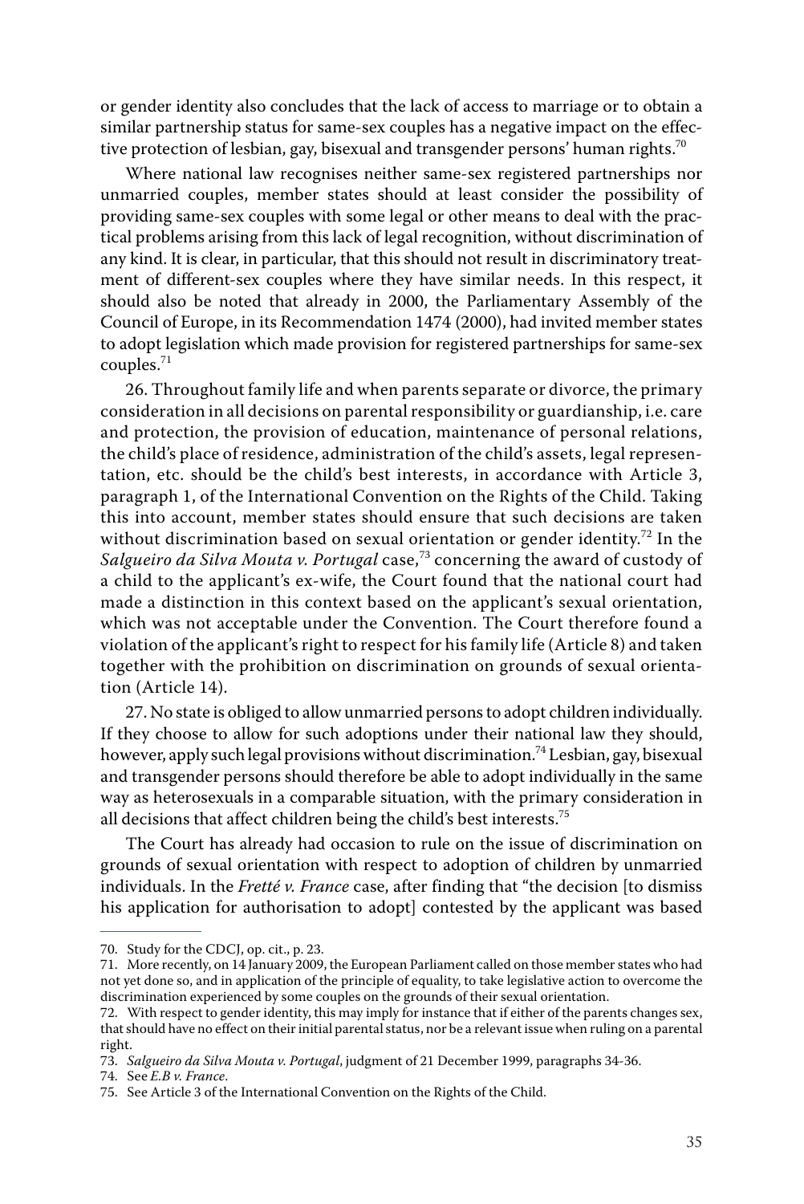or gender identity also concludes that the lack of access to marriage or to obtain a similar partnership status for same-sex couples has a negative impact on the effective protection of lesbian, gay, bisexual and transgender persons' human rights.[70]

Where national law recognises neither same-sex registered partnerships nor unmarried couples, member states should at least consider the possibility of providing same-sex couples with some legal or other means to deal with the practical problems arising from this lack of legal recognition, without discrimination of any kind. It is clear, in particular, that this should not result in discriminatory treatment of different-sex couples where they have similar needs. In this respect, it should also be noted that already in 2000, the Parliamentary Assembly of the Council of Europe, in its Recommendation 1474 (2000), had invited member states to adopt legislation which made provision for registered partnerships for same-sex couples.[71]

26. Throughout family life and when parents separate or divorce, the primary consideration in all decisions on parental responsibility or guardianship, i.e. care and protection, the provision of education, maintenance of personal relations, the child's place of residence, administration of the child's assets, legal representation, etc. should be the child's best interests, in accordance with Article 3, paragraph 1, of the International Convention on the Rights of the Child. Taking this into account, member states should ensure that such decisions are taken without discrimination based on sexual orientation or gender identity.[72] In the *Salgueiro da Silva Mouta v. Portugal* case,[73] concerning the award of custody of a child to the applicant's ex-wife, the Court found that the national court had made a distinction in this context based on the applicant's sexual orientation, which was not acceptable under the Convention. The Court therefore found a violation of the applicant's right to respect for his family life (Article 8) and taken together with the prohibition on discrimination on grounds of sexual orientation (Article 14).

27. No state is obliged to allow unmarried persons to adopt children individually. If they choose to allow for such adoptions under their national law they should, however, apply such legal provisions without discrimination.[74] Lesbian, gay, bisexual and transgender persons should therefore be able to adopt individually in the same way as heterosexuals in a comparable situation, with the primary consideration in all decisions that affect children being the child's best interests.[75]

The Court has already had occasion to rule on the issue of discrimination on grounds of sexual orientation with respect to adoption of children by unmarried individuals. In the *Fretté v. France* case, after finding that "the decision [to dismiss his application for authorisation to adopt] contested by the applicant was based

---

70. Study for the CDCJ, op. cit., p. 23.

71. More recently, on 14 January 2009, the European Parliament called on those member states who had not yet done so, and in application of the principle of equality, to take legislative action to overcome the discrimination experienced by some couples on the grounds of their sexual orientation.

72. With respect to gender identity, this may imply for instance that if either of the parents changes sex, that should have no effect on their initial parental status, nor be a relevant issue when ruling on a parental right.

73. *Salgueiro da Silva Mouta v. Portugal*, judgment of 21 December 1999, paragraphs 34-36.

74. See *E.B v. France*.

75. See Article 3 of the International Convention on the Rights of the Child.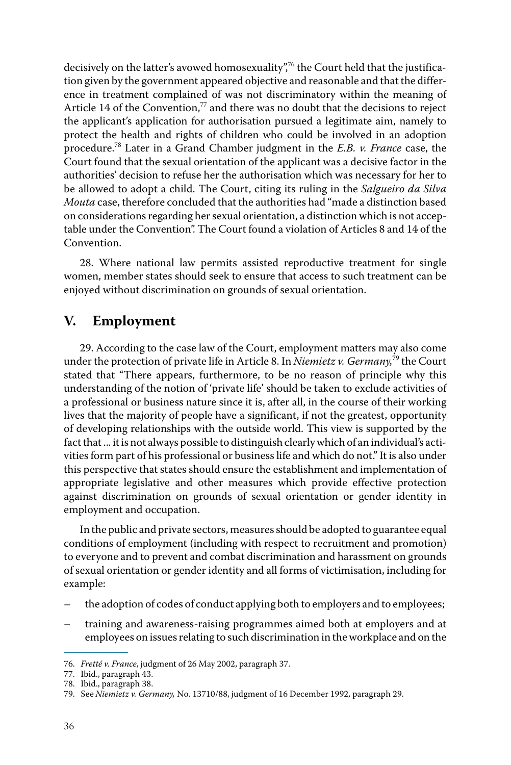decisively on the latter's avowed homosexuality",[76] the Court held that the justification given by the government appeared objective and reasonable and that the difference in treatment complained of was not discriminatory within the meaning of Article 14 of the Convention,[77] and there was no doubt that the decisions to reject the applicant's application for authorisation pursued a legitimate aim, namely to protect the health and rights of children who could be involved in an adoption procedure.[78] Later in a Grand Chamber judgment in the *E.B. v. France* case, the Court found that the sexual orientation of the applicant was a decisive factor in the authorities' decision to refuse her the authorisation which was necessary for her to be allowed to adopt a child. The Court, citing its ruling in the *Salgueiro da Silva Mouta* case, therefore concluded that the authorities had "made a distinction based on considerations regarding her sexual orientation, a distinction which is not acceptable under the Convention". The Court found a violation of Articles 8 and 14 of the Convention.

28. Where national law permits assisted reproductive treatment for single women, member states should seek to ensure that access to such treatment can be enjoyed without discrimination on grounds of sexual orientation.

## V. Employment

29. According to the case law of the Court, employment matters may also come under the protection of private life in Article 8. In *Niemietz v. Germany,*[79] the Court stated that "There appears, furthermore, to be no reason of principle why this understanding of the notion of 'private life' should be taken to exclude activities of a professional or business nature since it is, after all, in the course of their working lives that the majority of people have a significant, if not the greatest, opportunity of developing relationships with the outside world. This view is supported by the fact that ... it is not always possible to distinguish clearly which of an individual's activities form part of his professional or business life and which do not." It is also under this perspective that states should ensure the establishment and implementation of appropriate legislative and other measures which provide effective protection against discrimination on grounds of sexual orientation or gender identity in employment and occupation.

In the public and private sectors, measures should be adopted to guarantee equal conditions of employment (including with respect to recruitment and promotion) to everyone and to prevent and combat discrimination and harassment on grounds of sexual orientation or gender identity and all forms of victimisation, including for example:

- the adoption of codes of conduct applying both to employers and to employees;
- training and awareness-raising programmes aimed both at employers and at employees on issues relating to such discrimination in the workplace and on the

76. *Fretté v. France*, judgment of 26 May 2002, paragraph 37.
77. Ibid., paragraph 43.
78. Ibid., paragraph 38.
79. See *Niemietz v. Germany,* No. 13710/88, judgment of 16 December 1992, paragraph 29.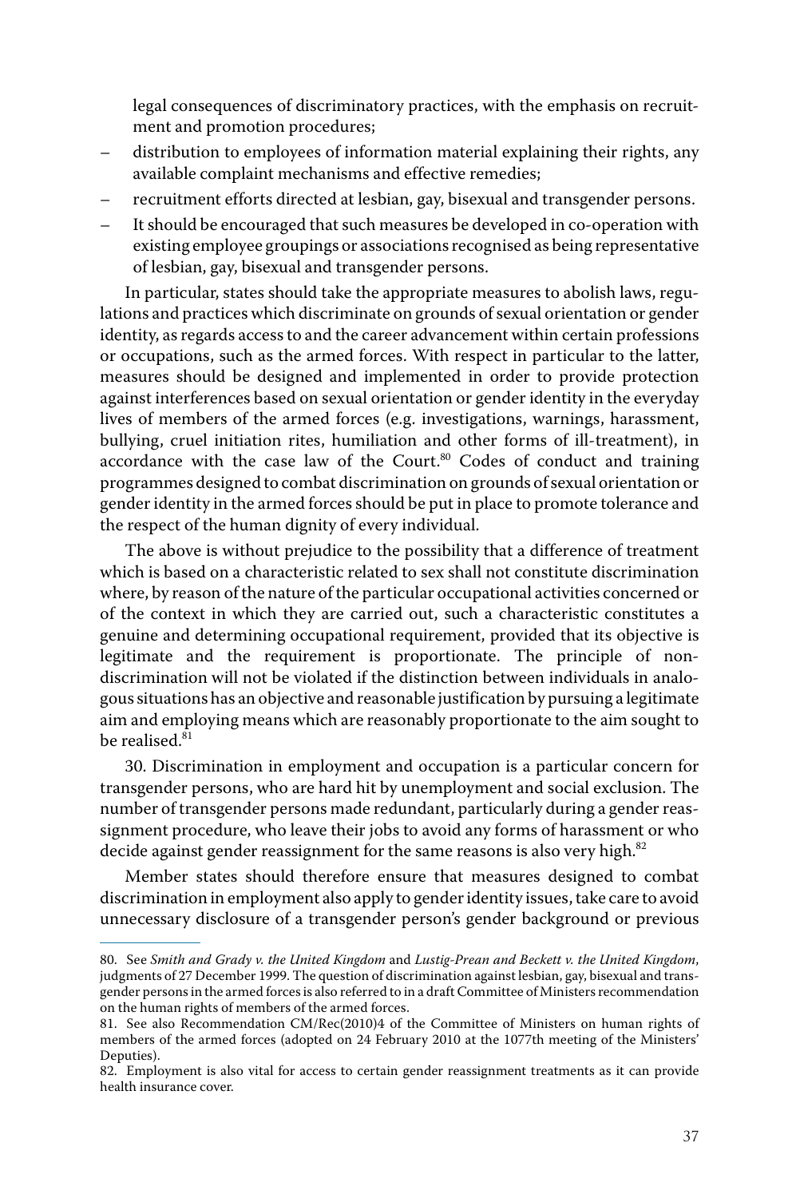legal consequences of discriminatory practices, with the emphasis on recruitment and promotion procedures;

- distribution to employees of information material explaining their rights, any available complaint mechanisms and effective remedies;
- recruitment efforts directed at lesbian, gay, bisexual and transgender persons.
- It should be encouraged that such measures be developed in co-operation with existing employee groupings or associations recognised as being representative of lesbian, gay, bisexual and transgender persons.

In particular, states should take the appropriate measures to abolish laws, regulations and practices which discriminate on grounds of sexual orientation or gender identity, as regards access to and the career advancement within certain professions or occupations, such as the armed forces. With respect in particular to the latter, measures should be designed and implemented in order to provide protection against interferences based on sexual orientation or gender identity in the everyday lives of members of the armed forces (e.g. investigations, warnings, harassment, bullying, cruel initiation rites, humiliation and other forms of ill-treatment), in accordance with the case law of the Court.[80] Codes of conduct and training programmes designed to combat discrimination on grounds of sexual orientation or gender identity in the armed forces should be put in place to promote tolerance and the respect of the human dignity of every individual.

The above is without prejudice to the possibility that a difference of treatment which is based on a characteristic related to sex shall not constitute discrimination where, by reason of the nature of the particular occupational activities concerned or of the context in which they are carried out, such a characteristic constitutes a genuine and determining occupational requirement, provided that its objective is legitimate and the requirement is proportionate. The principle of non-discrimination will not be violated if the distinction between individuals in analogous situations has an objective and reasonable justification by pursuing a legitimate aim and employing means which are reasonably proportionate to the aim sought to be realised.[81]

30. Discrimination in employment and occupation is a particular concern for transgender persons, who are hard hit by unemployment and social exclusion. The number of transgender persons made redundant, particularly during a gender reassignment procedure, who leave their jobs to avoid any forms of harassment or who decide against gender reassignment for the same reasons is also very high.[82]

Member states should therefore ensure that measures designed to combat discrimination in employment also apply to gender identity issues, take care to avoid unnecessary disclosure of a transgender person's gender background or previous

---

80. See *Smith and Grady v. the United Kingdom* and *Lustig-Prean and Beckett v. the United Kingdom*, judgments of 27 December 1999. The question of discrimination against lesbian, gay, bisexual and transgender persons in the armed forces is also referred to in a draft Committee of Ministers recommendation on the human rights of members of the armed forces.

81. See also Recommendation CM/Rec(2010)4 of the Committee of Ministers on human rights of members of the armed forces (adopted on 24 February 2010 at the 1077th meeting of the Ministers' Deputies).

82. Employment is also vital for access to certain gender reassignment treatments as it can provide health insurance cover.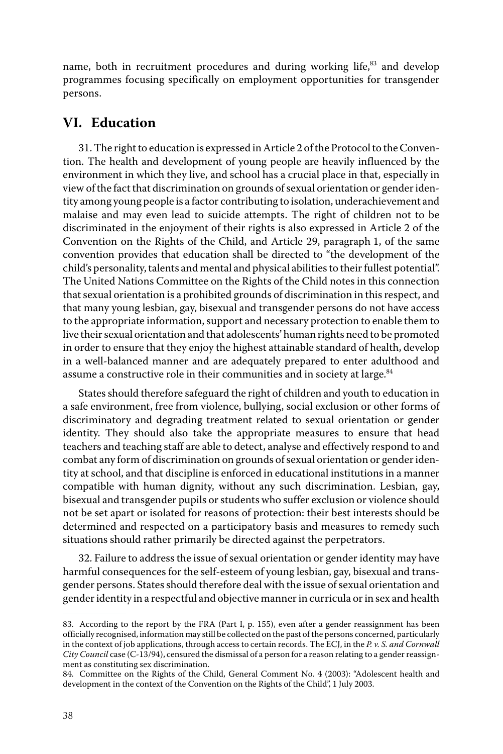name, both in recruitment procedures and during working life,[83] and develop programmes focusing specifically on employment opportunities for transgender persons.

## VI. Education

31. The right to education is expressed in Article 2 of the Protocol to the Convention. The health and development of young people are heavily influenced by the environment in which they live, and school has a crucial place in that, especially in view of the fact that discrimination on grounds of sexual orientation or gender identity among young people is a factor contributing to isolation, underachievement and malaise and may even lead to suicide attempts. The right of children not to be discriminated in the enjoyment of their rights is also expressed in Article 2 of the Convention on the Rights of the Child, and Article 29, paragraph 1, of the same convention provides that education shall be directed to "the development of the child's personality, talents and mental and physical abilities to their fullest potential". The United Nations Committee on the Rights of the Child notes in this connection that sexual orientation is a prohibited grounds of discrimination in this respect, and that many young lesbian, gay, bisexual and transgender persons do not have access to the appropriate information, support and necessary protection to enable them to live their sexual orientation and that adolescents' human rights need to be promoted in order to ensure that they enjoy the highest attainable standard of health, develop in a well-balanced manner and are adequately prepared to enter adulthood and assume a constructive role in their communities and in society at large.[84]

States should therefore safeguard the right of children and youth to education in a safe environment, free from violence, bullying, social exclusion or other forms of discriminatory and degrading treatment related to sexual orientation or gender identity. They should also take the appropriate measures to ensure that head teachers and teaching staff are able to detect, analyse and effectively respond to and combat any form of discrimination on grounds of sexual orientation or gender identity at school, and that discipline is enforced in educational institutions in a manner compatible with human dignity, without any such discrimination. Lesbian, gay, bisexual and transgender pupils or students who suffer exclusion or violence should not be set apart or isolated for reasons of protection: their best interests should be determined and respected on a participatory basis and measures to remedy such situations should rather primarily be directed against the perpetrators.

32. Failure to address the issue of sexual orientation or gender identity may have harmful consequences for the self-esteem of young lesbian, gay, bisexual and transgender persons. States should therefore deal with the issue of sexual orientation and gender identity in a respectful and objective manner in curricula or in sex and health

---

83. According to the report by the FRA (Part I, p. 155), even after a gender reassignment has been officially recognised, information may still be collected on the past of the persons concerned, particularly in the context of job applications, through access to certain records. The ECJ, in the *P. v. S. and Cornwall City Council* case (C-13/94), censured the dismissal of a person for a reason relating to a gender reassignment as constituting sex discrimination.

84. Committee on the Rights of the Child, General Comment No. 4 (2003): "Adolescent health and development in the context of the Convention on the Rights of the Child", 1 July 2003.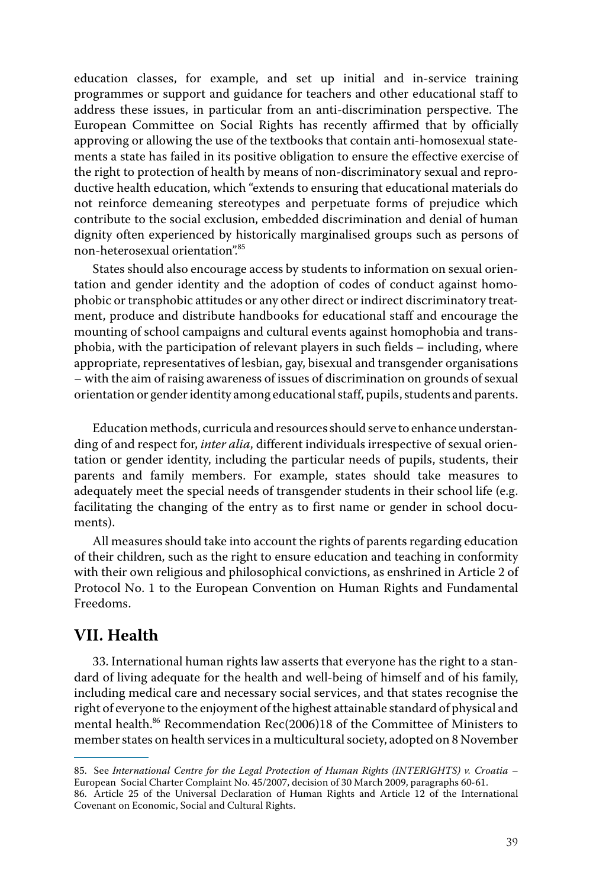education classes, for example, and set up initial and in-service training programmes or support and guidance for teachers and other educational staff to address these issues, in particular from an anti-discrimination perspective. The European Committee on Social Rights has recently affirmed that by officially approving or allowing the use of the textbooks that contain anti-homosexual statements a state has failed in its positive obligation to ensure the effective exercise of the right to protection of health by means of non-discriminatory sexual and reproductive health education, which "extends to ensuring that educational materials do not reinforce demeaning stereotypes and perpetuate forms of prejudice which contribute to the social exclusion, embedded discrimination and denial of human dignity often experienced by historically marginalised groups such as persons of non-heterosexual orientation".[85]

States should also encourage access by students to information on sexual orientation and gender identity and the adoption of codes of conduct against homophobic or transphobic attitudes or any other direct or indirect discriminatory treatment, produce and distribute handbooks for educational staff and encourage the mounting of school campaigns and cultural events against homophobia and transphobia, with the participation of relevant players in such fields – including, where appropriate, representatives of lesbian, gay, bisexual and transgender organisations – with the aim of raising awareness of issues of discrimination on grounds of sexual orientation or gender identity among educational staff, pupils, students and parents.

Education methods, curricula and resources should serve to enhance understanding of and respect for, *inter alia*, different individuals irrespective of sexual orientation or gender identity, including the particular needs of pupils, students, their parents and family members. For example, states should take measures to adequately meet the special needs of transgender students in their school life (e.g. facilitating the changing of the entry as to first name or gender in school documents).

All measures should take into account the rights of parents regarding education of their children, such as the right to ensure education and teaching in conformity with their own religious and philosophical convictions, as enshrined in Article 2 of Protocol No. 1 to the European Convention on Human Rights and Fundamental Freedoms.

## VII. Health

33. International human rights law asserts that everyone has the right to a standard of living adequate for the health and well-being of himself and of his family, including medical care and necessary social services, and that states recognise the right of everyone to the enjoyment of the highest attainable standard of physical and mental health.[86] Recommendation Rec(2006)18 of the Committee of Ministers to member states on health services in a multicultural society, adopted on 8 November

---

85. See *International Centre for the Legal Protection of Human Rights (INTERIGHTS) v. Croatia* – European Social Charter Complaint No. 45/2007, decision of 30 March 2009, paragraphs 60-61.

86. Article 25 of the Universal Declaration of Human Rights and Article 12 of the International Covenant on Economic, Social and Cultural Rights.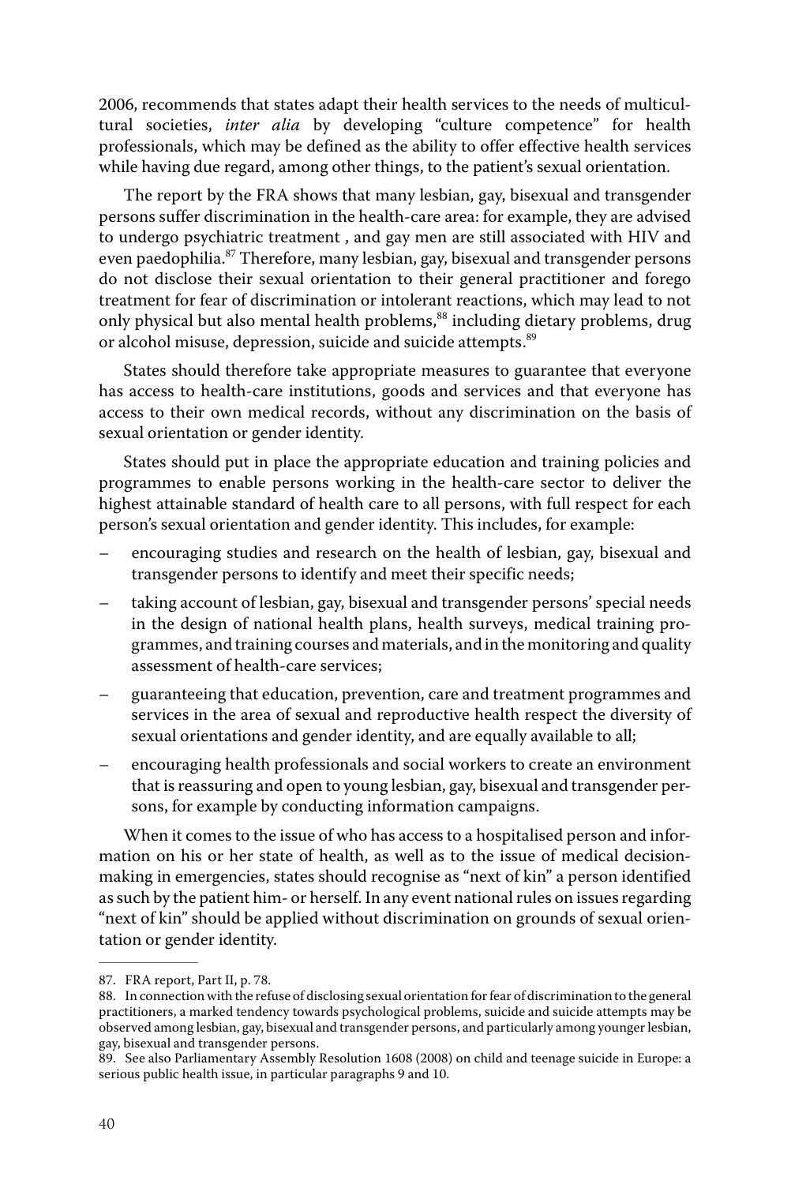2006, recommends that states adapt their health services to the needs of multicultural societies, *inter alia* by developing "culture competence" for health professionals, which may be defined as the ability to offer effective health services while having due regard, among other things, to the patient's sexual orientation.

The report by the FRA shows that many lesbian, gay, bisexual and transgender persons suffer discrimination in the health-care area: for example, they are advised to undergo psychiatric treatment , and gay men are still associated with HIV and even paedophilia.[87] Therefore, many lesbian, gay, bisexual and transgender persons do not disclose their sexual orientation to their general practitioner and forego treatment for fear of discrimination or intolerant reactions, which may lead to not only physical but also mental health problems,[88] including dietary problems, drug or alcohol misuse, depression, suicide and suicide attempts.[89]

States should therefore take appropriate measures to guarantee that everyone has access to health-care institutions, goods and services and that everyone has access to their own medical records, without any discrimination on the basis of sexual orientation or gender identity.

States should put in place the appropriate education and training policies and programmes to enable persons working in the health-care sector to deliver the highest attainable standard of health care to all persons, with full respect for each person's sexual orientation and gender identity. This includes, for example:

- encouraging studies and research on the health of lesbian, gay, bisexual and transgender persons to identify and meet their specific needs;
- taking account of lesbian, gay, bisexual and transgender persons' special needs in the design of national health plans, health surveys, medical training programmes, and training courses and materials, and in the monitoring and quality assessment of health-care services;
- guaranteeing that education, prevention, care and treatment programmes and services in the area of sexual and reproductive health respect the diversity of sexual orientations and gender identity, and are equally available to all;
- encouraging health professionals and social workers to create an environment that is reassuring and open to young lesbian, gay, bisexual and transgender persons, for example by conducting information campaigns.

When it comes to the issue of who has access to a hospitalised person and information on his or her state of health, as well as to the issue of medical decision-making in emergencies, states should recognise as "next of kin" a person identified as such by the patient him- or herself. In any event national rules on issues regarding "next of kin" should be applied without discrimination on grounds of sexual orientation or gender identity.

---

87. FRA report, Part II, p. 78.

88. In connection with the refuse of disclosing sexual orientation for fear of discrimination to the general practitioners, a marked tendency towards psychological problems, suicide and suicide attempts may be observed among lesbian, gay, bisexual and transgender persons, and particularly among younger lesbian, gay, bisexual and transgender persons.

89. See also Parliamentary Assembly Resolution 1608 (2008) on child and teenage suicide in Europe: a serious public health issue, in particular paragraphs 9 and 10.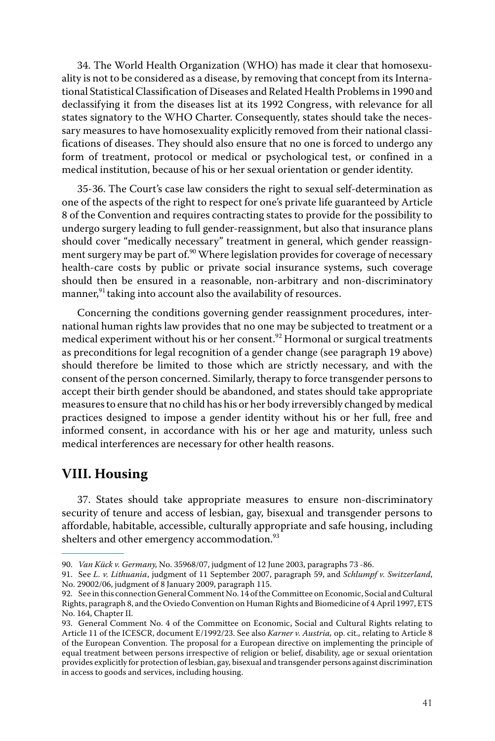34. The World Health Organization (WHO) has made it clear that homosexuality is not to be considered as a disease, by removing that concept from its International Statistical Classification of Diseases and Related Health Problems in 1990 and declassifying it from the diseases list at its 1992 Congress, with relevance for all states signatory to the WHO Charter. Consequently, states should take the necessary measures to have homosexuality explicitly removed from their national classifications of diseases. They should also ensure that no one is forced to undergo any form of treatment, protocol or medical or psychological test, or confined in a medical institution, because of his or her sexual orientation or gender identity.

35-36. The Court's case law considers the right to sexual self-determination as one of the aspects of the right to respect for one's private life guaranteed by Article 8 of the Convention and requires contracting states to provide for the possibility to undergo surgery leading to full gender-reassignment, but also that insurance plans should cover "medically necessary" treatment in general, which gender reassignment surgery may be part of.[90] Where legislation provides for coverage of necessary health-care costs by public or private social insurance systems, such coverage should then be ensured in a reasonable, non-arbitrary and non-discriminatory manner,[91] taking into account also the availability of resources.

Concerning the conditions governing gender reassignment procedures, international human rights law provides that no one may be subjected to treatment or a medical experiment without his or her consent.[92] Hormonal or surgical treatments as preconditions for legal recognition of a gender change (see paragraph 19 above) should therefore be limited to those which are strictly necessary, and with the consent of the person concerned. Similarly, therapy to force transgender persons to accept their birth gender should be abandoned, and states should take appropriate measures to ensure that no child has his or her body irreversibly changed by medical practices designed to impose a gender identity without his or her full, free and informed consent, in accordance with his or her age and maturity, unless such medical interferences are necessary for other health reasons.

## VIII. Housing

37. States should take appropriate measures to ensure non-discriminatory security of tenure and access of lesbian, gay, bisexual and transgender persons to affordable, habitable, accessible, culturally appropriate and safe housing, including shelters and other emergency accommodation.[93]

---

90. *Van Kück v. Germany*, No. 35968/07, judgment of 12 June 2003, paragraphs 73 -86.

91. See *L. v. Lithuania*, judgment of 11 September 2007, paragraph 59, and *Schlumpf v. Switzerland*, No. 29002/06, judgment of 8 January 2009, paragraph 115.

92. See in this connection General Comment No. 14 of the Committee on Economic, Social and Cultural Rights, paragraph 8, and the Oviedo Convention on Human Rights and Biomedicine of 4 April 1997, ETS No. 164, Chapter II.

93. General Comment No. 4 of the Committee on Economic, Social and Cultural Rights relating to Article 11 of the ICESCR, document E/1992/23. See also *Karner v. Austria*, op. cit., relating to Article 8 of the European Convention. The proposal for a European directive on implementing the principle of equal treatment between persons irrespective of religion or belief, disability, age or sexual orientation provides explicitly for protection of lesbian, gay, bisexual and transgender persons against discrimination in access to goods and services, including housing.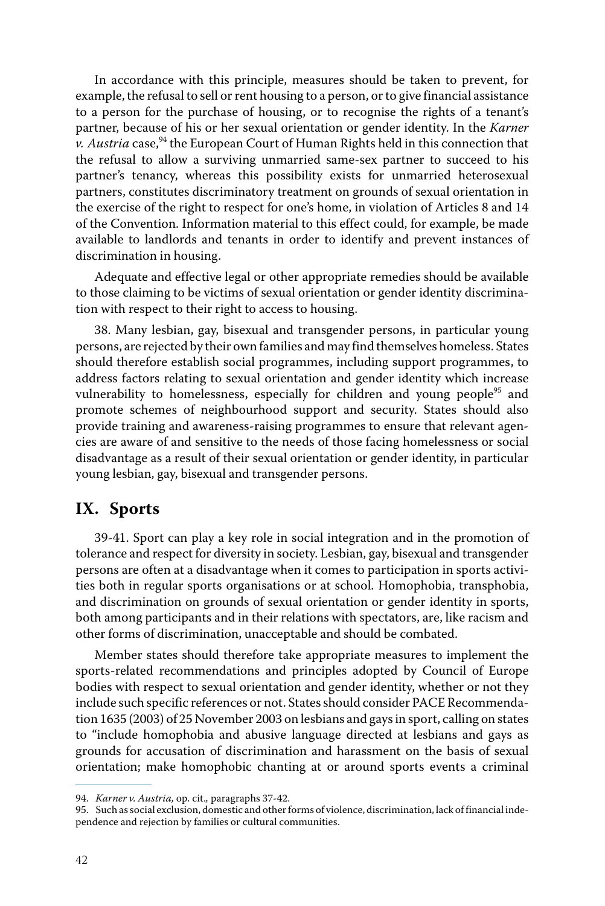In accordance with this principle, measures should be taken to prevent, for example, the refusal to sell or rent housing to a person, or to give financial assistance to a person for the purchase of housing, or to recognise the rights of a tenant's partner, because of his or her sexual orientation or gender identity. In the *Karner v. Austria* case,[94] the European Court of Human Rights held in this connection that the refusal to allow a surviving unmarried same-sex partner to succeed to his partner's tenancy, whereas this possibility exists for unmarried heterosexual partners, constitutes discriminatory treatment on grounds of sexual orientation in the exercise of the right to respect for one's home, in violation of Articles 8 and 14 of the Convention. Information material to this effect could, for example, be made available to landlords and tenants in order to identify and prevent instances of discrimination in housing.

Adequate and effective legal or other appropriate remedies should be available to those claiming to be victims of sexual orientation or gender identity discrimination with respect to their right to access to housing.

38. Many lesbian, gay, bisexual and transgender persons, in particular young persons, are rejected by their own families and may find themselves homeless. States should therefore establish social programmes, including support programmes, to address factors relating to sexual orientation and gender identity which increase vulnerability to homelessness, especially for children and young people[95] and promote schemes of neighbourhood support and security. States should also provide training and awareness-raising programmes to ensure that relevant agencies are aware of and sensitive to the needs of those facing homelessness or social disadvantage as a result of their sexual orientation or gender identity, in particular young lesbian, gay, bisexual and transgender persons.

## IX. Sports

39-41. Sport can play a key role in social integration and in the promotion of tolerance and respect for diversity in society. Lesbian, gay, bisexual and transgender persons are often at a disadvantage when it comes to participation in sports activities both in regular sports organisations or at school. Homophobia, transphobia, and discrimination on grounds of sexual orientation or gender identity in sports, both among participants and in their relations with spectators, are, like racism and other forms of discrimination, unacceptable and should be combated.

Member states should therefore take appropriate measures to implement the sports-related recommendations and principles adopted by Council of Europe bodies with respect to sexual orientation and gender identity, whether or not they include such specific references or not. States should consider PACE Recommendation 1635 (2003) of 25 November 2003 on lesbians and gays in sport, calling on states to "include homophobia and abusive language directed at lesbians and gays as grounds for accusation of discrimination and harassment on the basis of sexual orientation; make homophobic chanting at or around sports events a criminal

94. *Karner v. Austria*, op. cit., paragraphs 37-42.

95. Such as social exclusion, domestic and other forms of violence, discrimination, lack of financial independence and rejection by families or cultural communities.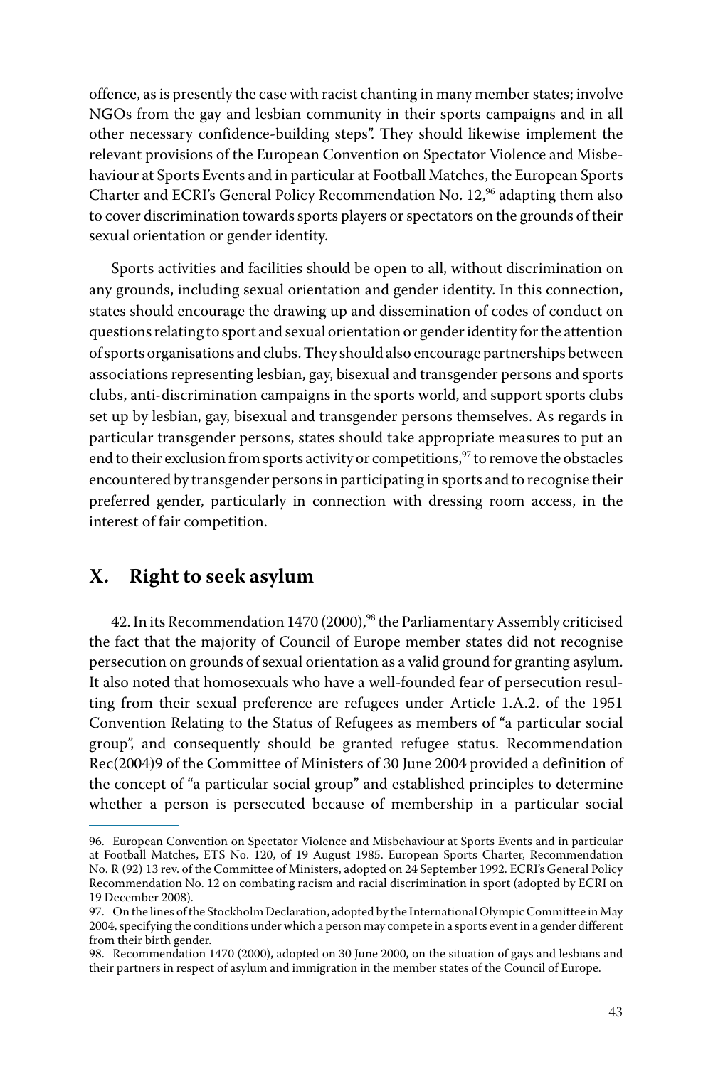offence, as is presently the case with racist chanting in many member states; involve NGOs from the gay and lesbian community in their sports campaigns and in all other necessary confidence-building steps". They should likewise implement the relevant provisions of the European Convention on Spectator Violence and Misbehaviour at Sports Events and in particular at Football Matches, the European Sports Charter and ECRI's General Policy Recommendation No. 12,[96] adapting them also to cover discrimination towards sports players or spectators on the grounds of their sexual orientation or gender identity.

Sports activities and facilities should be open to all, without discrimination on any grounds, including sexual orientation and gender identity. In this connection, states should encourage the drawing up and dissemination of codes of conduct on questions relating to sport and sexual orientation or gender identity for the attention of sports organisations and clubs. They should also encourage partnerships between associations representing lesbian, gay, bisexual and transgender persons and sports clubs, anti-discrimination campaigns in the sports world, and support sports clubs set up by lesbian, gay, bisexual and transgender persons themselves. As regards in particular transgender persons, states should take appropriate measures to put an end to their exclusion from sports activity or competitions,[97] to remove the obstacles encountered by transgender persons in participating in sports and to recognise their preferred gender, particularly in connection with dressing room access, in the interest of fair competition.

## X. Right to seek asylum

42. In its Recommendation 1470 (2000),[98] the Parliamentary Assembly criticised the fact that the majority of Council of Europe member states did not recognise persecution on grounds of sexual orientation as a valid ground for granting asylum. It also noted that homosexuals who have a well-founded fear of persecution resulting from their sexual preference are refugees under Article 1.A.2. of the 1951 Convention Relating to the Status of Refugees as members of "a particular social group", and consequently should be granted refugee status. Recommendation Rec(2004)9 of the Committee of Ministers of 30 June 2004 provided a definition of the concept of "a particular social group" and established principles to determine whether a person is persecuted because of membership in a particular social

---

96. European Convention on Spectator Violence and Misbehaviour at Sports Events and in particular at Football Matches, ETS No. 120, of 19 August 1985. European Sports Charter, Recommendation No. R (92) 13 rev. of the Committee of Ministers, adopted on 24 September 1992. ECRI's General Policy Recommendation No. 12 on combating racism and racial discrimination in sport (adopted by ECRI on 19 December 2008).

97. On the lines of the Stockholm Declaration, adopted by the International Olympic Committee in May 2004, specifying the conditions under which a person may compete in a sports event in a gender different from their birth gender.

98. Recommendation 1470 (2000), adopted on 30 June 2000, on the situation of gays and lesbians and their partners in respect of asylum and immigration in the member states of the Council of Europe.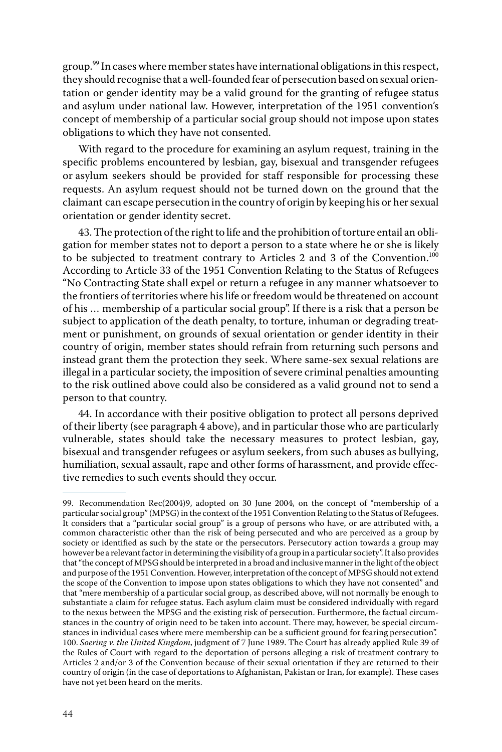group.[99] In cases where member states have international obligations in this respect, they should recognise that a well-founded fear of persecution based on sexual orientation or gender identity may be a valid ground for the granting of refugee status and asylum under national law. However, interpretation of the 1951 convention's concept of membership of a particular social group should not impose upon states obligations to which they have not consented.

With regard to the procedure for examining an asylum request, training in the specific problems encountered by lesbian, gay, bisexual and transgender refugees or asylum seekers should be provided for staff responsible for processing these requests. An asylum request should not be turned down on the ground that the claimant can escape persecution in the country of origin by keeping his or her sexual orientation or gender identity secret.

43. The protection of the right to life and the prohibition of torture entail an obligation for member states not to deport a person to a state where he or she is likely to be subjected to treatment contrary to Articles 2 and 3 of the Convention.[100] According to Article 33 of the 1951 Convention Relating to the Status of Refugees "No Contracting State shall expel or return a refugee in any manner whatsoever to the frontiers of territories where his life or freedom would be threatened on account of his … membership of a particular social group". If there is a risk that a person be subject to application of the death penalty, to torture, inhuman or degrading treatment or punishment, on grounds of sexual orientation or gender identity in their country of origin, member states should refrain from returning such persons and instead grant them the protection they seek. Where same-sex sexual relations are illegal in a particular society, the imposition of severe criminal penalties amounting to the risk outlined above could also be considered as a valid ground not to send a person to that country.

44. In accordance with their positive obligation to protect all persons deprived of their liberty (see paragraph 4 above), and in particular those who are particularly vulnerable, states should take the necessary measures to protect lesbian, gay, bisexual and transgender refugees or asylum seekers, from such abuses as bullying, humiliation, sexual assault, rape and other forms of harassment, and provide effective remedies to such events should they occur.

---

99. Recommendation Rec(2004)9, adopted on 30 June 2004, on the concept of "membership of a particular social group" (MPSG) in the context of the 1951 Convention Relating to the Status of Refugees. It considers that a "particular social group" is a group of persons who have, or are attributed with, a common characteristic other than the risk of being persecuted and who are perceived as a group by society or identified as such by the state or the persecutors. Persecutory action towards a group may however be a relevant factor in determining the visibility of a group in a particular society". It also provides that "the concept of MPSG should be interpreted in a broad and inclusive manner in the light of the object and purpose of the 1951 Convention. However, interpretation of the concept of MPSG should not extend the scope of the Convention to impose upon states obligations to which they have not consented" and that "mere membership of a particular social group, as described above, will not normally be enough to substantiate a claim for refugee status. Each asylum claim must be considered individually with regard to the nexus between the MPSG and the existing risk of persecution. Furthermore, the factual circumstances in the country of origin need to be taken into account. There may, however, be special circumstances in individual cases where mere membership can be a sufficient ground for fearing persecution".

100. *Soering v. the United Kingdom*, judgment of 7 June 1989. The Court has already applied Rule 39 of the Rules of Court with regard to the deportation of persons alleging a risk of treatment contrary to Articles 2 and/or 3 of the Convention because of their sexual orientation if they are returned to their country of origin (in the case of deportations to Afghanistan, Pakistan or Iran, for example). These cases have not yet been heard on the merits.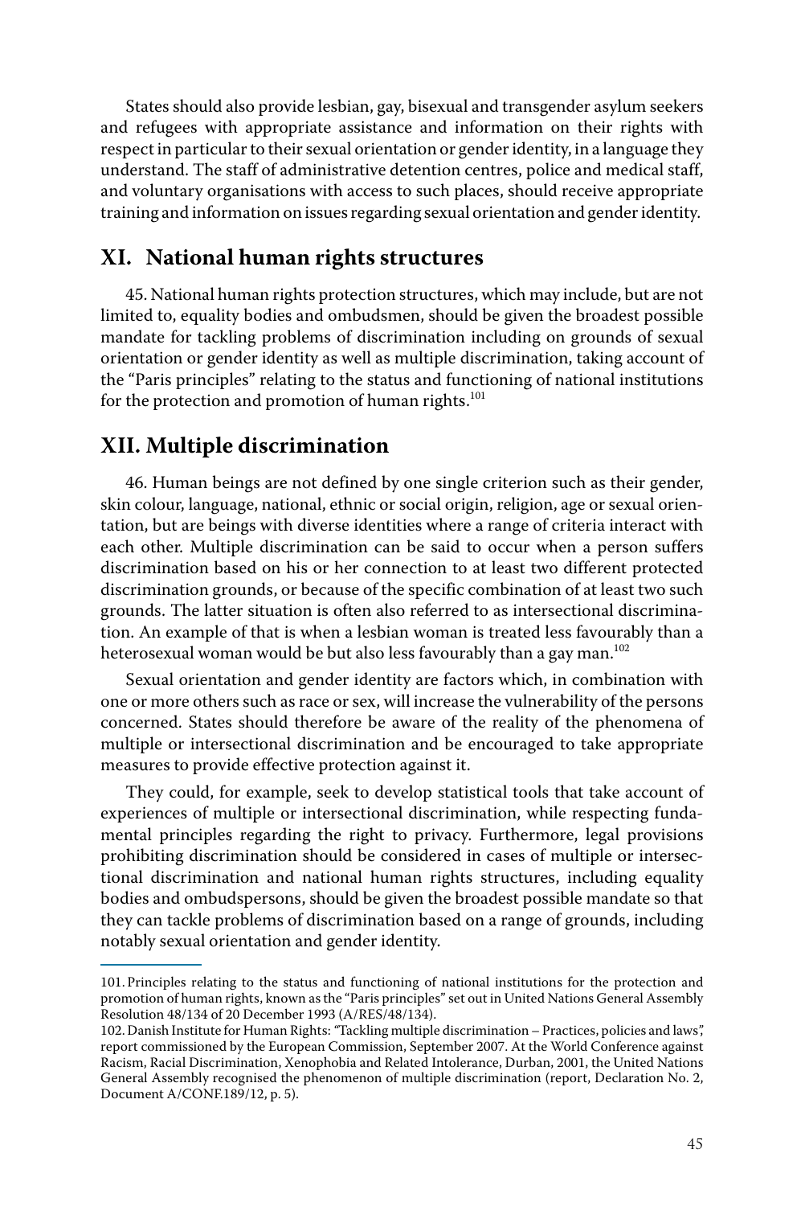States should also provide lesbian, gay, bisexual and transgender asylum seekers and refugees with appropriate assistance and information on their rights with respect in particular to their sexual orientation or gender identity, in a language they understand. The staff of administrative detention centres, police and medical staff, and voluntary organisations with access to such places, should receive appropriate training and information on issues regarding sexual orientation and gender identity.

## XI. National human rights structures

45. National human rights protection structures, which may include, but are not limited to, equality bodies and ombudsmen, should be given the broadest possible mandate for tackling problems of discrimination including on grounds of sexual orientation or gender identity as well as multiple discrimination, taking account of the "Paris principles" relating to the status and functioning of national institutions for the protection and promotion of human rights.[101]

## XII. Multiple discrimination

46. Human beings are not defined by one single criterion such as their gender, skin colour, language, national, ethnic or social origin, religion, age or sexual orientation, but are beings with diverse identities where a range of criteria interact with each other. Multiple discrimination can be said to occur when a person suffers discrimination based on his or her connection to at least two different protected discrimination grounds, or because of the specific combination of at least two such grounds. The latter situation is often also referred to as intersectional discrimination. An example of that is when a lesbian woman is treated less favourably than a heterosexual woman would be but also less favourably than a gay man.[102]

Sexual orientation and gender identity are factors which, in combination with one or more others such as race or sex, will increase the vulnerability of the persons concerned. States should therefore be aware of the reality of the phenomena of multiple or intersectional discrimination and be encouraged to take appropriate measures to provide effective protection against it.

They could, for example, seek to develop statistical tools that take account of experiences of multiple or intersectional discrimination, while respecting fundamental principles regarding the right to privacy. Furthermore, legal provisions prohibiting discrimination should be considered in cases of multiple or intersectional discrimination and national human rights structures, including equality bodies and ombudspersons, should be given the broadest possible mandate so that they can tackle problems of discrimination based on a range of grounds, including notably sexual orientation and gender identity.

---

101. Principles relating to the status and functioning of national institutions for the protection and promotion of human rights, known as the "Paris principles" set out in United Nations General Assembly Resolution 48/134 of 20 December 1993 (A/RES/48/134).

102. Danish Institute for Human Rights: "Tackling multiple discrimination – Practices, policies and laws", report commissioned by the European Commission, September 2007. At the World Conference against Racism, Racial Discrimination, Xenophobia and Related Intolerance, Durban, 2001, the United Nations General Assembly recognised the phenomenon of multiple discrimination (report, Declaration No. 2, Document A/CONF.189/12, p. 5).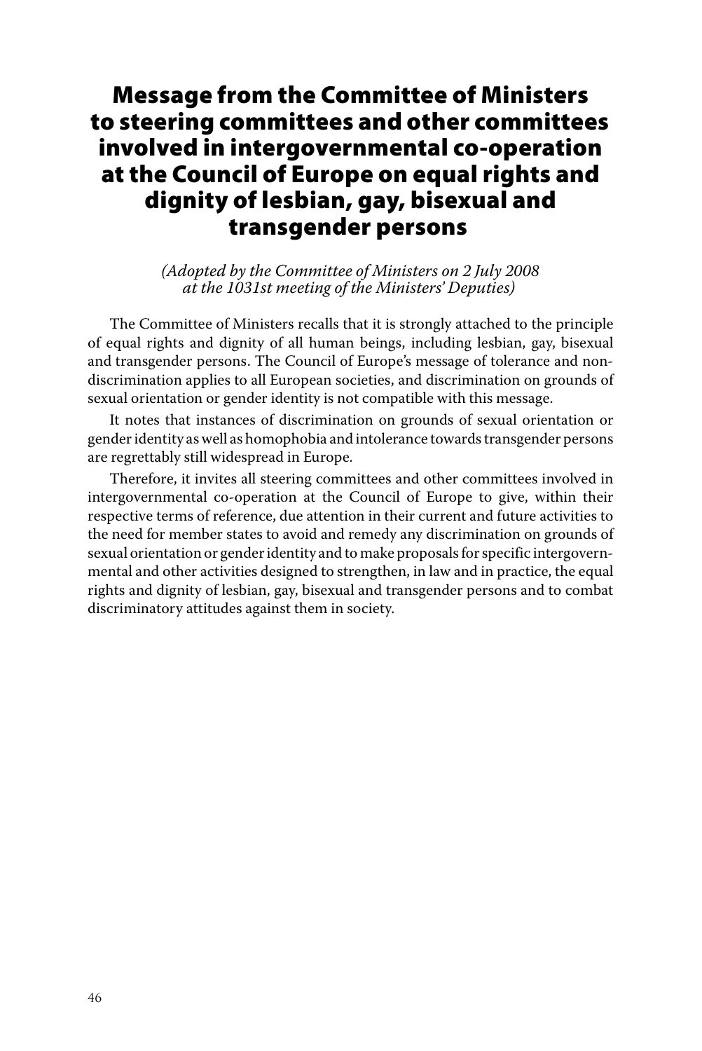# Message from the Committee of Ministers to steering committees and other committees involved in intergovernmental co-operation at the Council of Europe on equal rights and dignity of lesbian, gay, bisexual and transgender persons

*(Adopted by the Committee of Ministers on 2 July 2008 at the 1031st meeting of the Ministers' Deputies)*

The Committee of Ministers recalls that it is strongly attached to the principle of equal rights and dignity of all human beings, including lesbian, gay, bisexual and transgender persons. The Council of Europe's message of tolerance and non-discrimination applies to all European societies, and discrimination on grounds of sexual orientation or gender identity is not compatible with this message.

It notes that instances of discrimination on grounds of sexual orientation or gender identity as well as homophobia and intolerance towards transgender persons are regrettably still widespread in Europe.

Therefore, it invites all steering committees and other committees involved in intergovernmental co-operation at the Council of Europe to give, within their respective terms of reference, due attention in their current and future activities to the need for member states to avoid and remedy any discrimination on grounds of sexual orientation or gender identity and to make proposals for specific intergovernmental and other activities designed to strengthen, in law and in practice, the equal rights and dignity of lesbian, gay, bisexual and transgender persons and to combat discriminatory attitudes against them in society.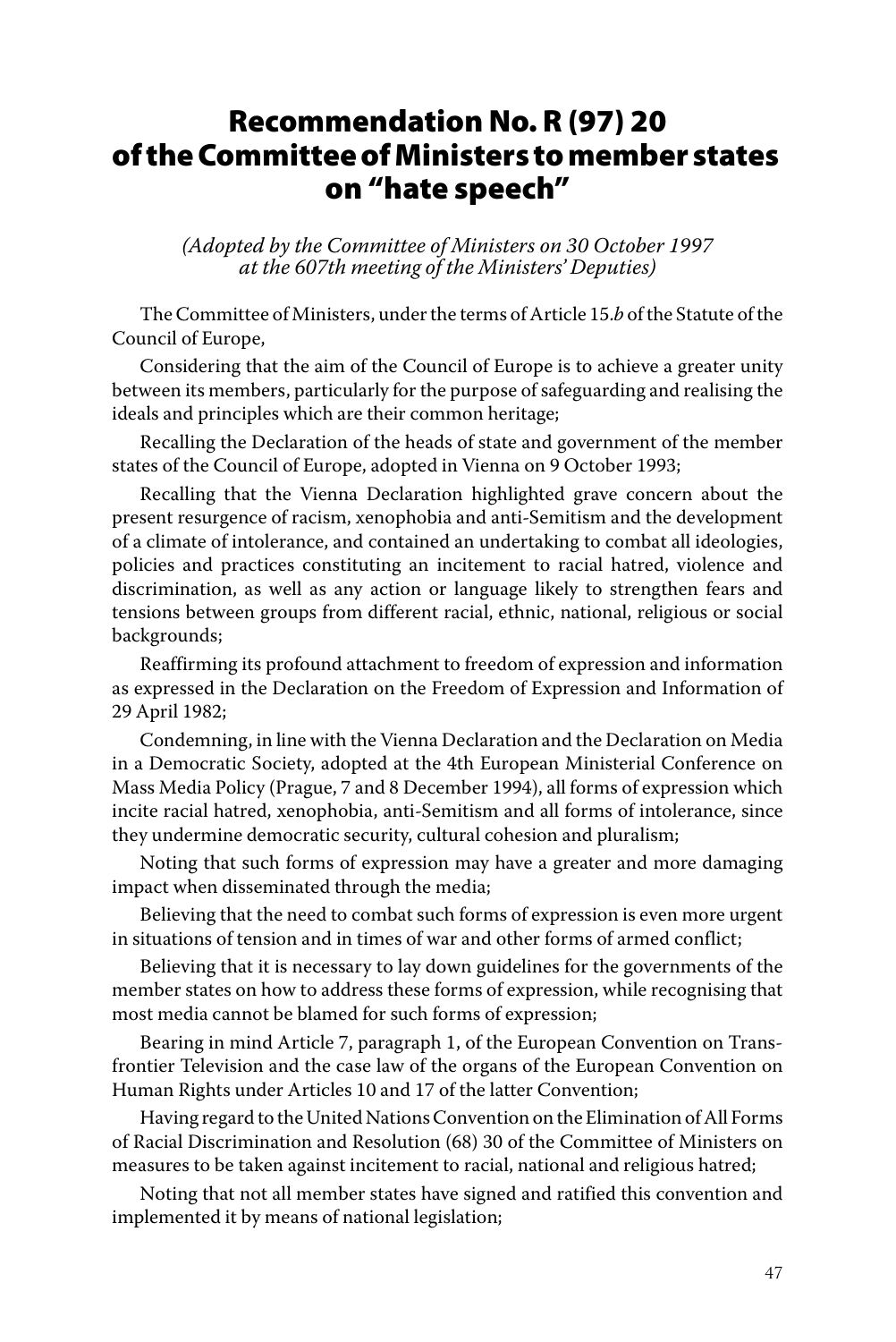# Recommendation No. R (97) 20 of the Committee of Ministers to member states on "hate speech"

*(Adopted by the Committee of Ministers on 30 October 1997 at the 607th meeting of the Ministers' Deputies)*

The Committee of Ministers, under the terms of Article 15.*b* of the Statute of the Council of Europe,

Considering that the aim of the Council of Europe is to achieve a greater unity between its members, particularly for the purpose of safeguarding and realising the ideals and principles which are their common heritage;

Recalling the Declaration of the heads of state and government of the member states of the Council of Europe, adopted in Vienna on 9 October 1993;

Recalling that the Vienna Declaration highlighted grave concern about the present resurgence of racism, xenophobia and anti-Semitism and the development of a climate of intolerance, and contained an undertaking to combat all ideologies, policies and practices constituting an incitement to racial hatred, violence and discrimination, as well as any action or language likely to strengthen fears and tensions between groups from different racial, ethnic, national, religious or social backgrounds;

Reaffirming its profound attachment to freedom of expression and information as expressed in the Declaration on the Freedom of Expression and Information of 29 April 1982;

Condemning, in line with the Vienna Declaration and the Declaration on Media in a Democratic Society, adopted at the 4th European Ministerial Conference on Mass Media Policy (Prague, 7 and 8 December 1994), all forms of expression which incite racial hatred, xenophobia, anti-Semitism and all forms of intolerance, since they undermine democratic security, cultural cohesion and pluralism;

Noting that such forms of expression may have a greater and more damaging impact when disseminated through the media;

Believing that the need to combat such forms of expression is even more urgent in situations of tension and in times of war and other forms of armed conflict;

Believing that it is necessary to lay down guidelines for the governments of the member states on how to address these forms of expression, while recognising that most media cannot be blamed for such forms of expression;

Bearing in mind Article 7, paragraph 1, of the European Convention on Transfrontier Television and the case law of the organs of the European Convention on Human Rights under Articles 10 and 17 of the latter Convention;

Having regard to the United Nations Convention on the Elimination of All Forms of Racial Discrimination and Resolution (68) 30 of the Committee of Ministers on measures to be taken against incitement to racial, national and religious hatred;

Noting that not all member states have signed and ratified this convention and implemented it by means of national legislation;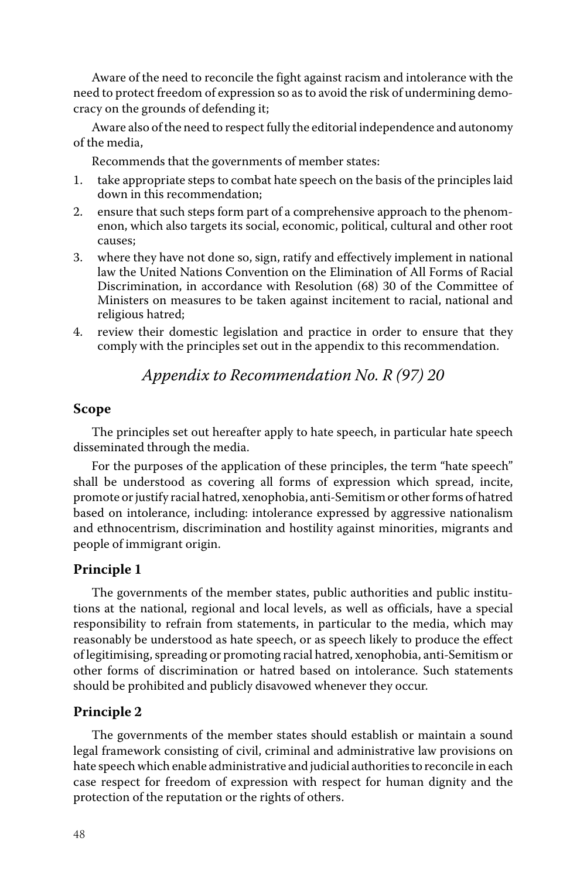Aware of the need to reconcile the fight against racism and intolerance with the need to protect freedom of expression so as to avoid the risk of undermining democracy on the grounds of defending it;

Aware also of the need to respect fully the editorial independence and autonomy of the media,

Recommends that the governments of member states:

1. take appropriate steps to combat hate speech on the basis of the principles laid down in this recommendation;
2. ensure that such steps form part of a comprehensive approach to the phenomenon, which also targets its social, economic, political, cultural and other root causes;
3. where they have not done so, sign, ratify and effectively implement in national law the United Nations Convention on the Elimination of All Forms of Racial Discrimination, in accordance with Resolution (68) 30 of the Committee of Ministers on measures to be taken against incitement to racial, national and religious hatred;
4. review their domestic legislation and practice in order to ensure that they comply with the principles set out in the appendix to this recommendation.

## *Appendix to Recommendation No. R (97) 20*

### Scope

The principles set out hereafter apply to hate speech, in particular hate speech disseminated through the media.

For the purposes of the application of these principles, the term "hate speech" shall be understood as covering all forms of expression which spread, incite, promote or justify racial hatred, xenophobia, anti-Semitism or other forms of hatred based on intolerance, including: intolerance expressed by aggressive nationalism and ethnocentrism, discrimination and hostility against minorities, migrants and people of immigrant origin.

### Principle 1

The governments of the member states, public authorities and public institutions at the national, regional and local levels, as well as officials, have a special responsibility to refrain from statements, in particular to the media, which may reasonably be understood as hate speech, or as speech likely to produce the effect of legitimising, spreading or promoting racial hatred, xenophobia, anti-Semitism or other forms of discrimination or hatred based on intolerance. Such statements should be prohibited and publicly disavowed whenever they occur.

### Principle 2

The governments of the member states should establish or maintain a sound legal framework consisting of civil, criminal and administrative law provisions on hate speech which enable administrative and judicial authorities to reconcile in each case respect for freedom of expression with respect for human dignity and the protection of the reputation or the rights of others.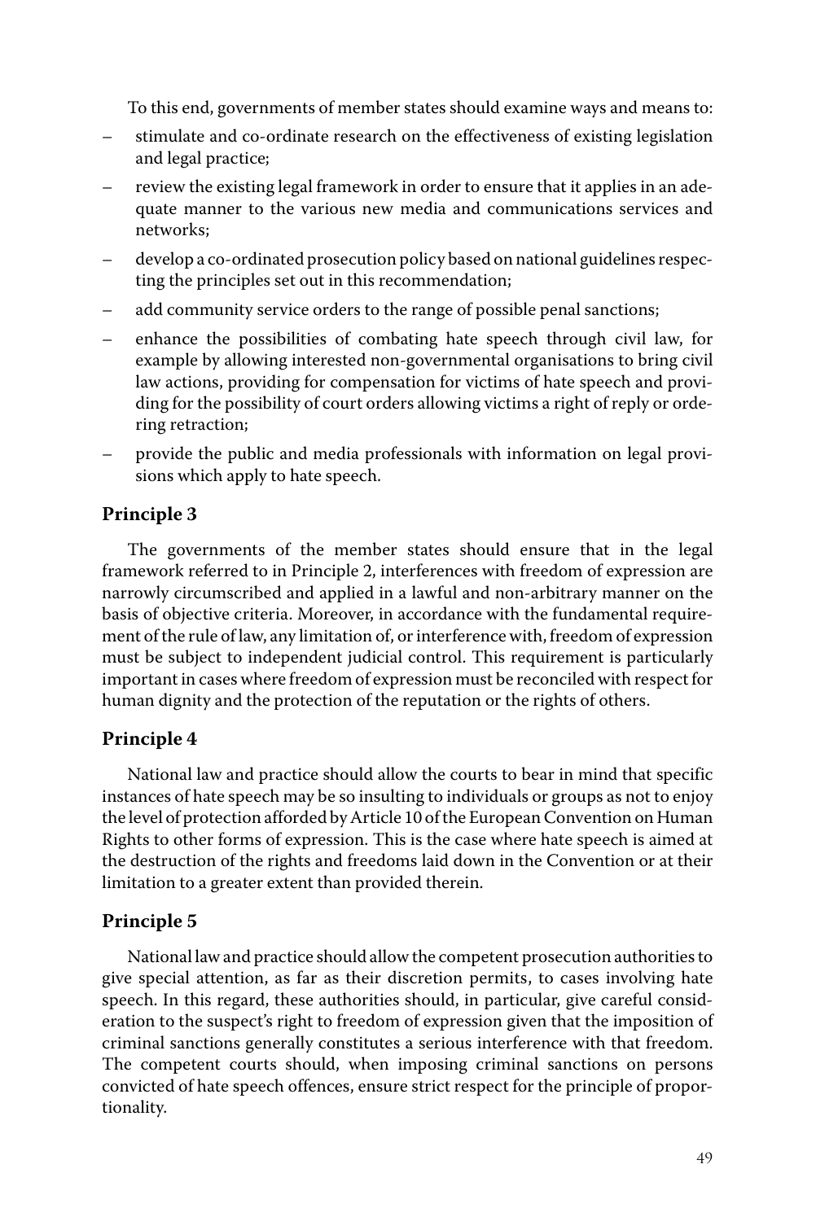To this end, governments of member states should examine ways and means to:

– stimulate and co-ordinate research on the effectiveness of existing legislation and legal practice;
– review the existing legal framework in order to ensure that it applies in an adequate manner to the various new media and communications services and networks;
– develop a co-ordinated prosecution policy based on national guidelines respecting the principles set out in this recommendation;
– add community service orders to the range of possible penal sanctions;
– enhance the possibilities of combating hate speech through civil law, for example by allowing interested non-governmental organisations to bring civil law actions, providing for compensation for victims of hate speech and providing for the possibility of court orders allowing victims a right of reply or ordering retraction;
– provide the public and media professionals with information on legal provisions which apply to hate speech.

## Principle 3

The governments of the member states should ensure that in the legal framework referred to in Principle 2, interferences with freedom of expression are narrowly circumscribed and applied in a lawful and non-arbitrary manner on the basis of objective criteria. Moreover, in accordance with the fundamental requirement of the rule of law, any limitation of, or interference with, freedom of expression must be subject to independent judicial control. This requirement is particularly important in cases where freedom of expression must be reconciled with respect for human dignity and the protection of the reputation or the rights of others.

## Principle 4

National law and practice should allow the courts to bear in mind that specific instances of hate speech may be so insulting to individuals or groups as not to enjoy the level of protection afforded by Article 10 of the European Convention on Human Rights to other forms of expression. This is the case where hate speech is aimed at the destruction of the rights and freedoms laid down in the Convention or at their limitation to a greater extent than provided therein.

## Principle 5

National law and practice should allow the competent prosecution authorities to give special attention, as far as their discretion permits, to cases involving hate speech. In this regard, these authorities should, in particular, give careful consideration to the suspect's right to freedom of expression given that the imposition of criminal sanctions generally constitutes a serious interference with that freedom. The competent courts should, when imposing criminal sanctions on persons convicted of hate speech offences, ensure strict respect for the principle of proportionality.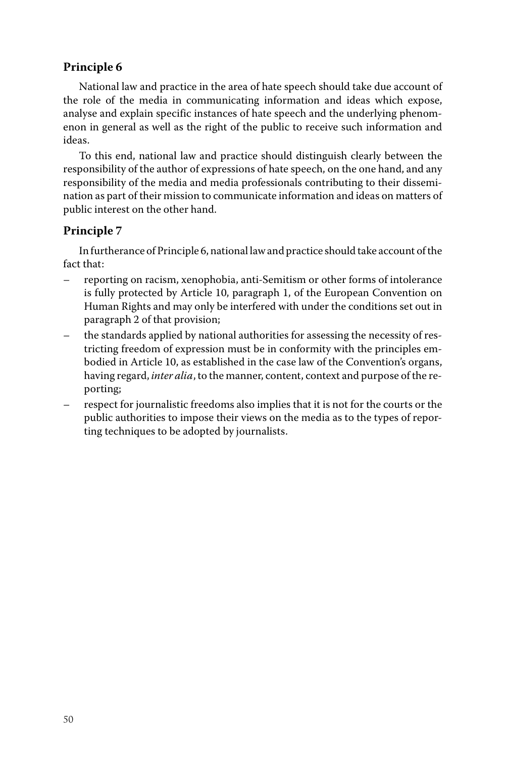## Principle 6

National law and practice in the area of hate speech should take due account of the role of the media in communicating information and ideas which expose, analyse and explain specific instances of hate speech and the underlying phenomenon in general as well as the right of the public to receive such information and ideas.

To this end, national law and practice should distinguish clearly between the responsibility of the author of expressions of hate speech, on the one hand, and any responsibility of the media and media professionals contributing to their dissemination as part of their mission to communicate information and ideas on matters of public interest on the other hand.

## Principle 7

In furtherance of Principle 6, national law and practice should take account of the fact that:

- reporting on racism, xenophobia, anti-Semitism or other forms of intolerance is fully protected by Article 10, paragraph 1, of the European Convention on Human Rights and may only be interfered with under the conditions set out in paragraph 2 of that provision;
- the standards applied by national authorities for assessing the necessity of restricting freedom of expression must be in conformity with the principles embodied in Article 10, as established in the case law of the Convention's organs, having regard, *inter alia*, to the manner, content, context and purpose of the reporting;
- respect for journalistic freedoms also implies that it is not for the courts or the public authorities to impose their views on the media as to the types of reporting techniques to be adopted by journalists.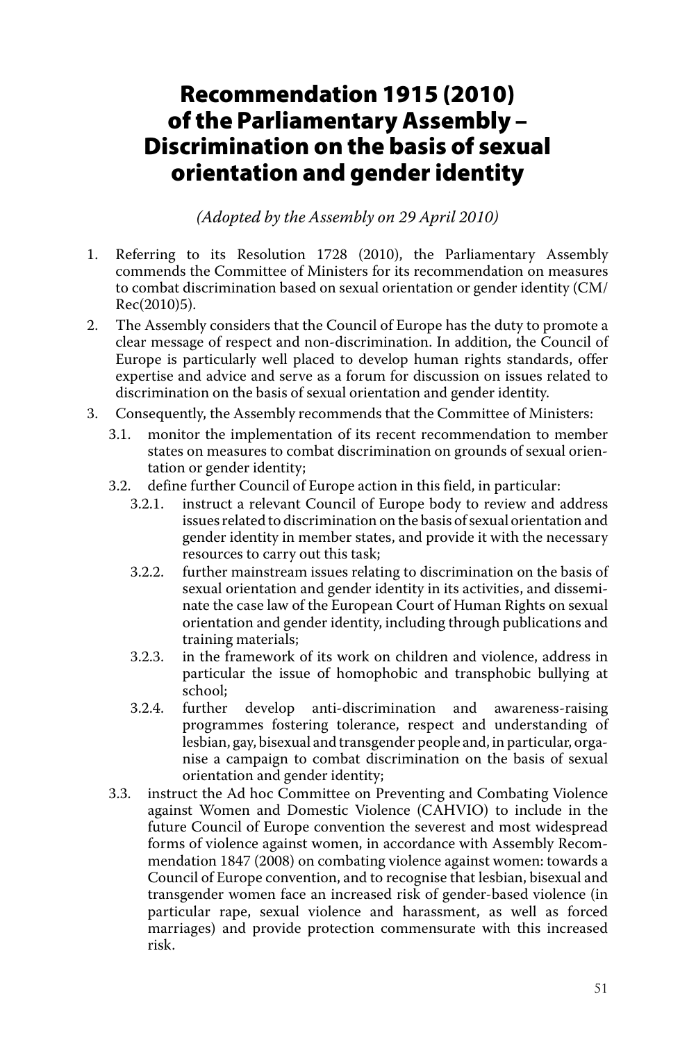# Recommendation 1915 (2010) of the Parliamentary Assembly – Discrimination on the basis of sexual orientation and gender identity

*(Adopted by the Assembly on 29 April 2010)*

1. Referring to its Resolution 1728 (2010), the Parliamentary Assembly commends the Committee of Ministers for its recommendation on measures to combat discrimination based on sexual orientation or gender identity (CM/Rec(2010)5).
2. The Assembly considers that the Council of Europe has the duty to promote a clear message of respect and non-discrimination. In addition, the Council of Europe is particularly well placed to develop human rights standards, offer expertise and advice and serve as a forum for discussion on issues related to discrimination on the basis of sexual orientation and gender identity.
3. Consequently, the Assembly recommends that the Committee of Ministers:
   - 3.1. monitor the implementation of its recent recommendation to member states on measures to combat discrimination on grounds of sexual orientation or gender identity;
   - 3.2. define further Council of Europe action in this field, in particular:
     - 3.2.1. instruct a relevant Council of Europe body to review and address issues related to discrimination on the basis of sexual orientation and gender identity in member states, and provide it with the necessary resources to carry out this task;
     - 3.2.2. further mainstream issues relating to discrimination on the basis of sexual orientation and gender identity in its activities, and disseminate the case law of the European Court of Human Rights on sexual orientation and gender identity, including through publications and training materials;
     - 3.2.3. in the framework of its work on children and violence, address in particular the issue of homophobic and transphobic bullying at school;
     - 3.2.4. further develop anti-discrimination and awareness-raising programmes fostering tolerance, respect and understanding of lesbian, gay, bisexual and transgender people and, in particular, organise a campaign to combat discrimination on the basis of sexual orientation and gender identity;
   - 3.3. instruct the Ad hoc Committee on Preventing and Combating Violence against Women and Domestic Violence (CAHVIO) to include in the future Council of Europe convention the severest and most widespread forms of violence against women, in accordance with Assembly Recommendation 1847 (2008) on combating violence against women: towards a Council of Europe convention, and to recognise that lesbian, bisexual and transgender women face an increased risk of gender-based violence (in particular rape, sexual violence and harassment, as well as forced marriages) and provide protection commensurate with this increased risk.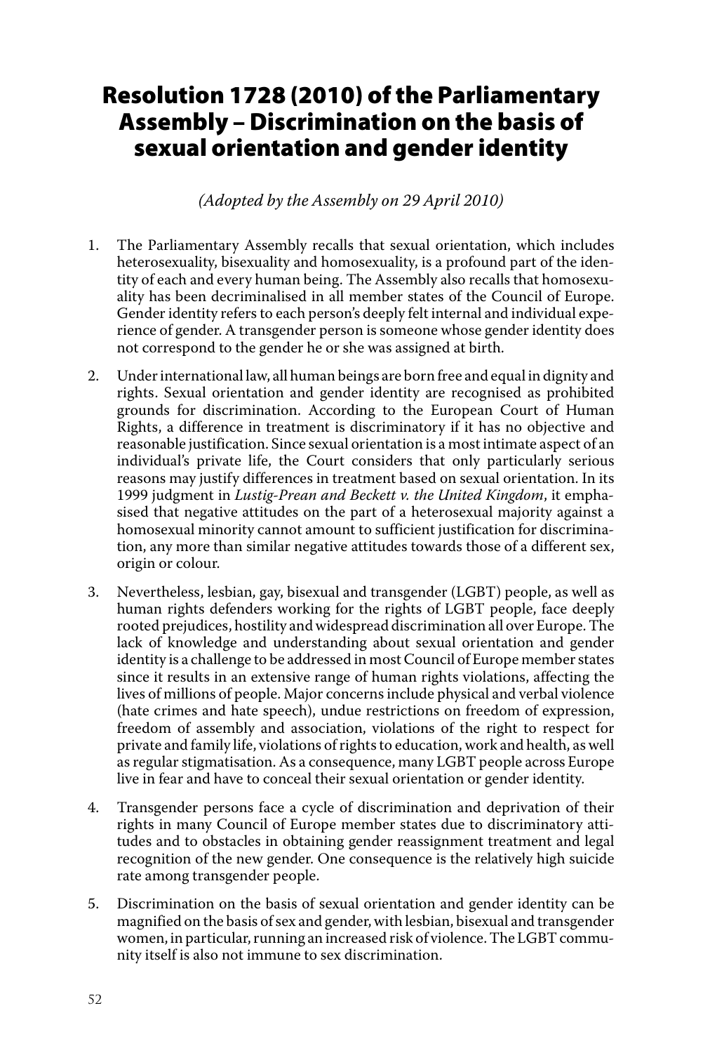# Resolution 1728 (2010) of the Parliamentary Assembly – Discrimination on the basis of sexual orientation and gender identity

*(Adopted by the Assembly on 29 April 2010)*

1. The Parliamentary Assembly recalls that sexual orientation, which includes heterosexuality, bisexuality and homosexuality, is a profound part of the identity of each and every human being. The Assembly also recalls that homosexuality has been decriminalised in all member states of the Council of Europe. Gender identity refers to each person's deeply felt internal and individual experience of gender. A transgender person is someone whose gender identity does not correspond to the gender he or she was assigned at birth.

2. Under international law, all human beings are born free and equal in dignity and rights. Sexual orientation and gender identity are recognised as prohibited grounds for discrimination. According to the European Court of Human Rights, a difference in treatment is discriminatory if it has no objective and reasonable justification. Since sexual orientation is a most intimate aspect of an individual's private life, the Court considers that only particularly serious reasons may justify differences in treatment based on sexual orientation. In its 1999 judgment in *Lustig-Prean and Beckett v. the United Kingdom*, it emphasised that negative attitudes on the part of a heterosexual majority against a homosexual minority cannot amount to sufficient justification for discrimination, any more than similar negative attitudes towards those of a different sex, origin or colour.

3. Nevertheless, lesbian, gay, bisexual and transgender (LGBT) people, as well as human rights defenders working for the rights of LGBT people, face deeply rooted prejudices, hostility and widespread discrimination all over Europe. The lack of knowledge and understanding about sexual orientation and gender identity is a challenge to be addressed in most Council of Europe member states since it results in an extensive range of human rights violations, affecting the lives of millions of people. Major concerns include physical and verbal violence (hate crimes and hate speech), undue restrictions on freedom of expression, freedom of assembly and association, violations of the right to respect for private and family life, violations of rights to education, work and health, as well as regular stigmatisation. As a consequence, many LGBT people across Europe live in fear and have to conceal their sexual orientation or gender identity.

4. Transgender persons face a cycle of discrimination and deprivation of their rights in many Council of Europe member states due to discriminatory attitudes and to obstacles in obtaining gender reassignment treatment and legal recognition of the new gender. One consequence is the relatively high suicide rate among transgender people.

5. Discrimination on the basis of sexual orientation and gender identity can be magnified on the basis of sex and gender, with lesbian, bisexual and transgender women, in particular, running an increased risk of violence. The LGBT community itself is also not immune to sex discrimination.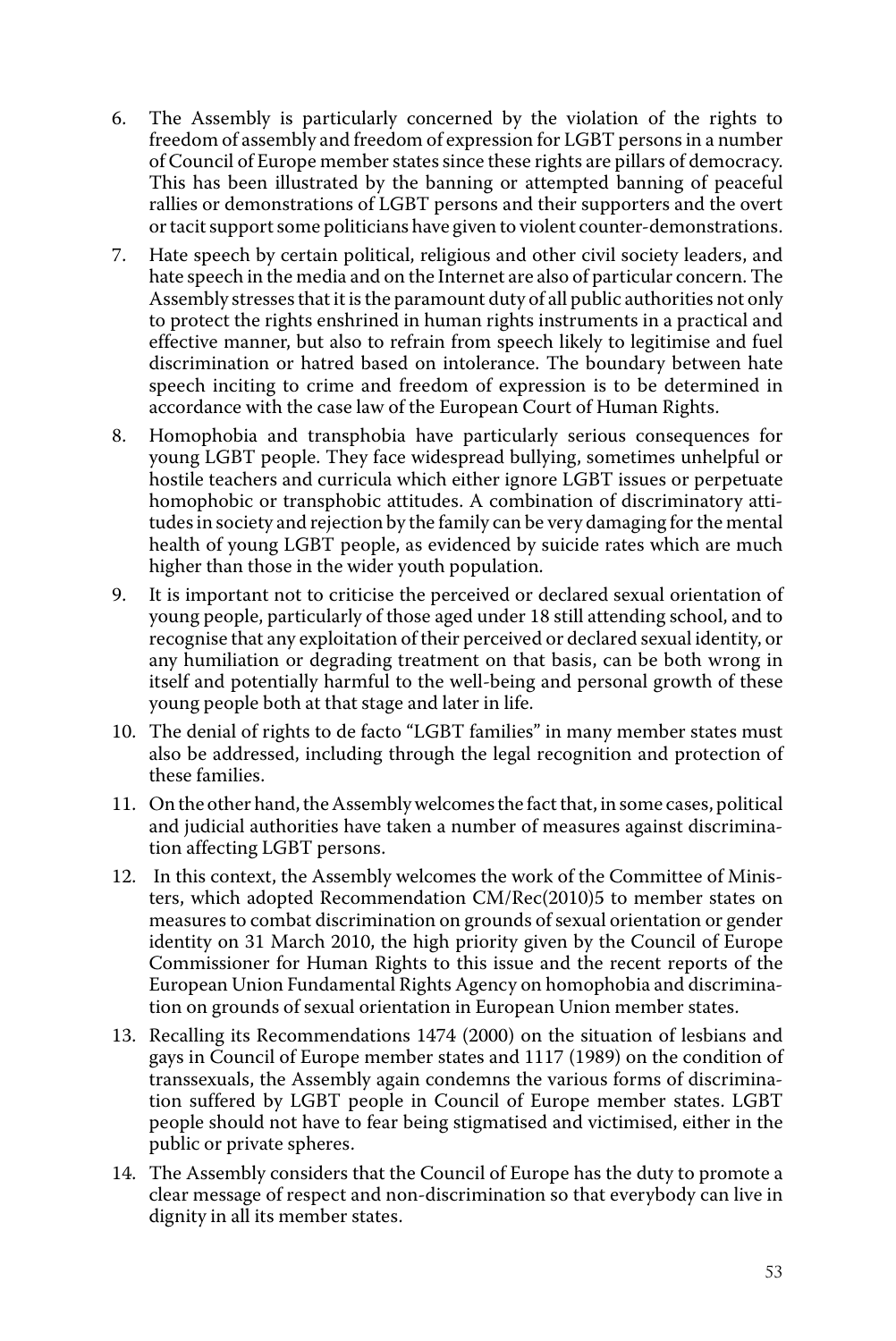6. The Assembly is particularly concerned by the violation of the rights to freedom of assembly and freedom of expression for LGBT persons in a number of Council of Europe member states since these rights are pillars of democracy. This has been illustrated by the banning or attempted banning of peaceful rallies or demonstrations of LGBT persons and their supporters and the overt or tacit support some politicians have given to violent counter-demonstrations.
7. Hate speech by certain political, religious and other civil society leaders, and hate speech in the media and on the Internet are also of particular concern. The Assembly stresses that it is the paramount duty of all public authorities not only to protect the rights enshrined in human rights instruments in a practical and effective manner, but also to refrain from speech likely to legitimise and fuel discrimination or hatred based on intolerance. The boundary between hate speech inciting to crime and freedom of expression is to be determined in accordance with the case law of the European Court of Human Rights.
8. Homophobia and transphobia have particularly serious consequences for young LGBT people. They face widespread bullying, sometimes unhelpful or hostile teachers and curricula which either ignore LGBT issues or perpetuate homophobic or transphobic attitudes. A combination of discriminatory attitudes in society and rejection by the family can be very damaging for the mental health of young LGBT people, as evidenced by suicide rates which are much higher than those in the wider youth population.
9. It is important not to criticise the perceived or declared sexual orientation of young people, particularly of those aged under 18 still attending school, and to recognise that any exploitation of their perceived or declared sexual identity, or any humiliation or degrading treatment on that basis, can be both wrong in itself and potentially harmful to the well-being and personal growth of these young people both at that stage and later in life.
10. The denial of rights to de facto "LGBT families" in many member states must also be addressed, including through the legal recognition and protection of these families.
11. On the other hand, the Assembly welcomes the fact that, in some cases, political and judicial authorities have taken a number of measures against discrimination affecting LGBT persons.
12. In this context, the Assembly welcomes the work of the Committee of Ministers, which adopted Recommendation CM/Rec(2010)5 to member states on measures to combat discrimination on grounds of sexual orientation or gender identity on 31 March 2010, the high priority given by the Council of Europe Commissioner for Human Rights to this issue and the recent reports of the European Union Fundamental Rights Agency on homophobia and discrimination on grounds of sexual orientation in European Union member states.
13. Recalling its Recommendations 1474 (2000) on the situation of lesbians and gays in Council of Europe member states and 1117 (1989) on the condition of transsexuals, the Assembly again condemns the various forms of discrimination suffered by LGBT people in Council of Europe member states. LGBT people should not have to fear being stigmatised and victimised, either in the public or private spheres.
14. The Assembly considers that the Council of Europe has the duty to promote a clear message of respect and non-discrimination so that everybody can live in dignity in all its member states.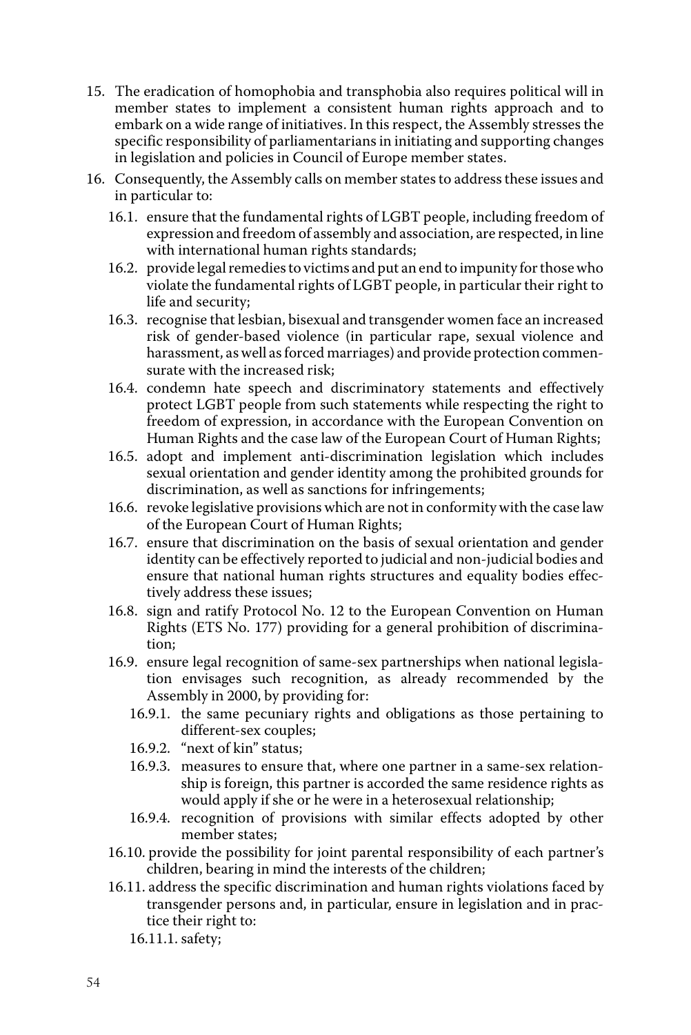15. The eradication of homophobia and transphobia also requires political will in member states to implement a consistent human rights approach and to embark on a wide range of initiatives. In this respect, the Assembly stresses the specific responsibility of parliamentarians in initiating and supporting changes in legislation and policies in Council of Europe member states.

16. Consequently, the Assembly calls on member states to address these issues and in particular to:

    16.1. ensure that the fundamental rights of LGBT people, including freedom of expression and freedom of assembly and association, are respected, in line with international human rights standards;

    16.2. provide legal remedies to victims and put an end to impunity for those who violate the fundamental rights of LGBT people, in particular their right to life and security;

    16.3. recognise that lesbian, bisexual and transgender women face an increased risk of gender-based violence (in particular rape, sexual violence and harassment, as well as forced marriages) and provide protection commensurate with the increased risk;

    16.4. condemn hate speech and discriminatory statements and effectively protect LGBT people from such statements while respecting the right to freedom of expression, in accordance with the European Convention on Human Rights and the case law of the European Court of Human Rights;

    16.5. adopt and implement anti-discrimination legislation which includes sexual orientation and gender identity among the prohibited grounds for discrimination, as well as sanctions for infringements;

    16.6. revoke legislative provisions which are not in conformity with the case law of the European Court of Human Rights;

    16.7. ensure that discrimination on the basis of sexual orientation and gender identity can be effectively reported to judicial and non-judicial bodies and ensure that national human rights structures and equality bodies effectively address these issues;

    16.8. sign and ratify Protocol No. 12 to the European Convention on Human Rights (ETS No. 177) providing for a general prohibition of discrimination;

    16.9. ensure legal recognition of same-sex partnerships when national legislation envisages such recognition, as already recommended by the Assembly in 2000, by providing for:

        16.9.1. the same pecuniary rights and obligations as those pertaining to different-sex couples;

        16.9.2. "next of kin" status;

        16.9.3. measures to ensure that, where one partner in a same-sex relationship is foreign, this partner is accorded the same residence rights as would apply if she or he were in a heterosexual relationship;

        16.9.4. recognition of provisions with similar effects adopted by other member states;

    16.10. provide the possibility for joint parental responsibility of each partner's children, bearing in mind the interests of the children;

    16.11. address the specific discrimination and human rights violations faced by transgender persons and, in particular, ensure in legislation and in practice their right to:

        16.11.1. safety;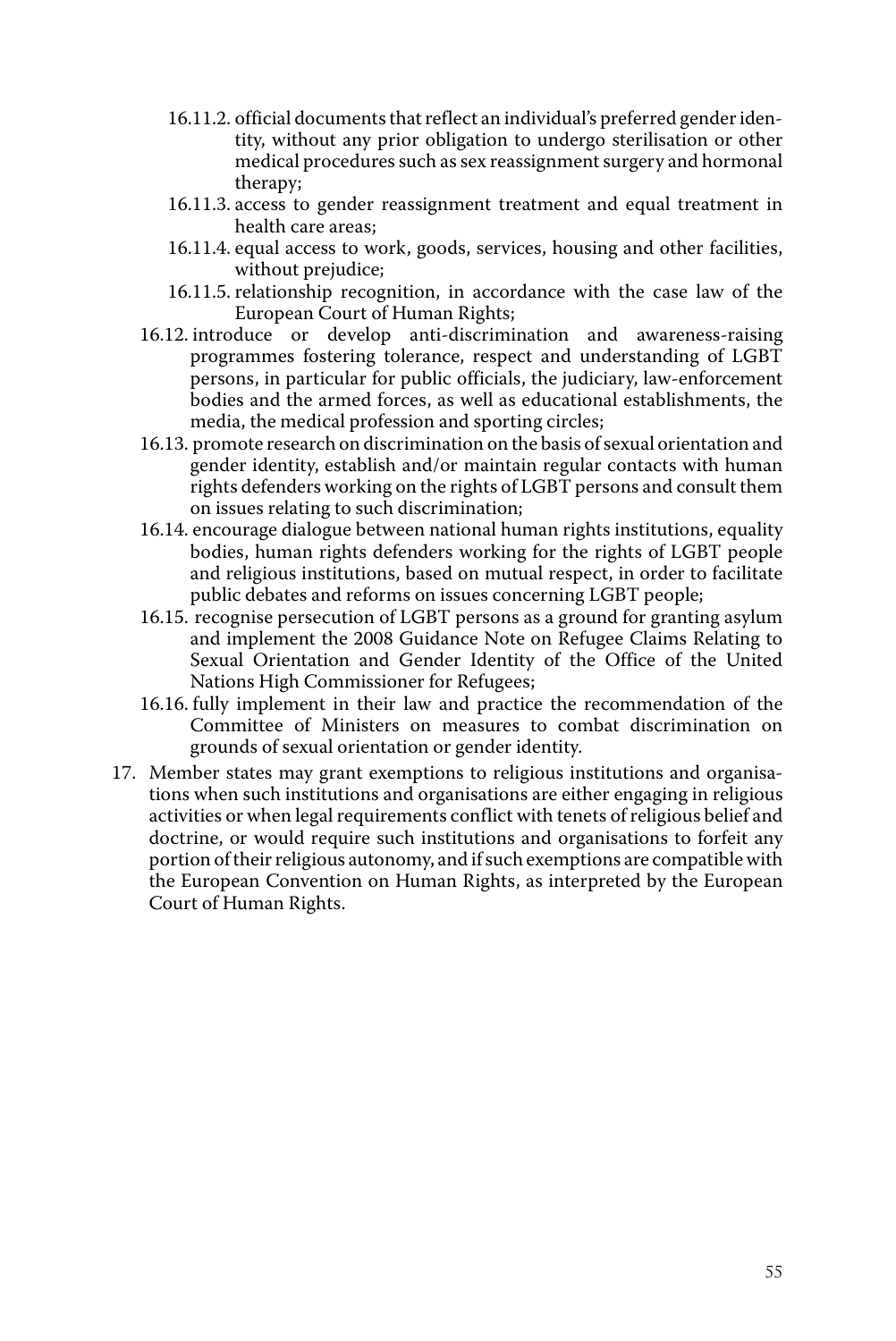16.11.2. official documents that reflect an individual's preferred gender identity, without any prior obligation to undergo sterilisation or other medical procedures such as sex reassignment surgery and hormonal therapy;

16.11.3. access to gender reassignment treatment and equal treatment in health care areas;

16.11.4. equal access to work, goods, services, housing and other facilities, without prejudice;

16.11.5. relationship recognition, in accordance with the case law of the European Court of Human Rights;

16.12. introduce or develop anti-discrimination and awareness-raising programmes fostering tolerance, respect and understanding of LGBT persons, in particular for public officials, the judiciary, law-enforcement bodies and the armed forces, as well as educational establishments, the media, the medical profession and sporting circles;

16.13. promote research on discrimination on the basis of sexual orientation and gender identity, establish and/or maintain regular contacts with human rights defenders working on the rights of LGBT persons and consult them on issues relating to such discrimination;

16.14. encourage dialogue between national human rights institutions, equality bodies, human rights defenders working for the rights of LGBT people and religious institutions, based on mutual respect, in order to facilitate public debates and reforms on issues concerning LGBT people;

16.15. recognise persecution of LGBT persons as a ground for granting asylum and implement the 2008 Guidance Note on Refugee Claims Relating to Sexual Orientation and Gender Identity of the Office of the United Nations High Commissioner for Refugees;

16.16. fully implement in their law and practice the recommendation of the Committee of Ministers on measures to combat discrimination on grounds of sexual orientation or gender identity.

17. Member states may grant exemptions to religious institutions and organisations when such institutions and organisations are either engaging in religious activities or when legal requirements conflict with tenets of religious belief and doctrine, or would require such institutions and organisations to forfeit any portion of their religious autonomy, and if such exemptions are compatible with the European Convention on Human Rights, as interpreted by the European Court of Human Rights.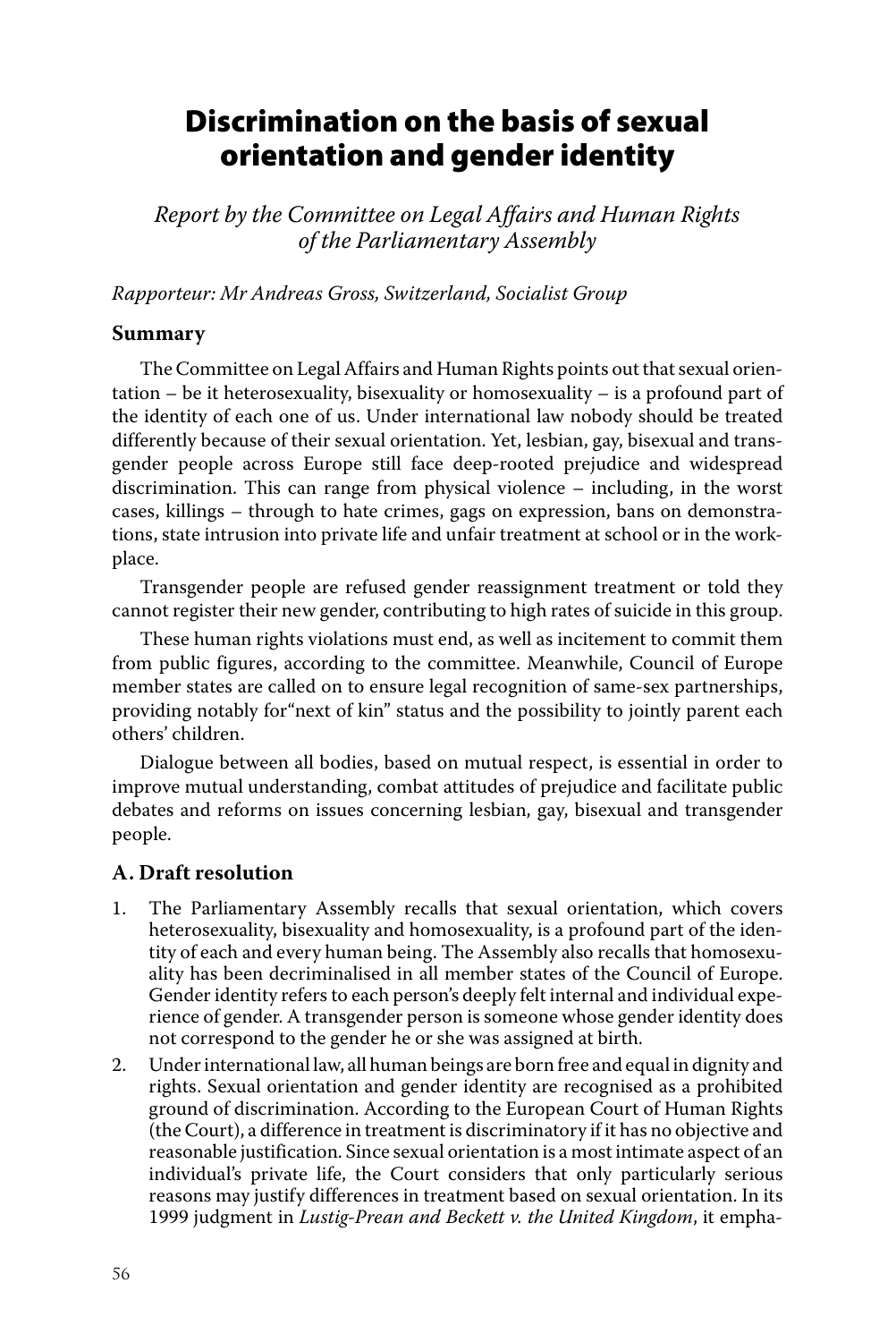# Discrimination on the basis of sexual orientation and gender identity

*Report by the Committee on Legal Affairs and Human Rights of the Parliamentary Assembly*

*Rapporteur: Mr Andreas Gross, Switzerland, Socialist Group*

### Summary

The Committee on Legal Affairs and Human Rights points out that sexual orientation – be it heterosexuality, bisexuality or homosexuality – is a profound part of the identity of each one of us. Under international law nobody should be treated differently because of their sexual orientation. Yet, lesbian, gay, bisexual and transgender people across Europe still face deep-rooted prejudice and widespread discrimination. This can range from physical violence – including, in the worst cases, killings – through to hate crimes, gags on expression, bans on demonstrations, state intrusion into private life and unfair treatment at school or in the workplace.

Transgender people are refused gender reassignment treatment or told they cannot register their new gender, contributing to high rates of suicide in this group.

These human rights violations must end, as well as incitement to commit them from public figures, according to the committee. Meanwhile, Council of Europe member states are called on to ensure legal recognition of same-sex partnerships, providing notably for"next of kin" status and the possibility to jointly parent each others' children.

Dialogue between all bodies, based on mutual respect, is essential in order to improve mutual understanding, combat attitudes of prejudice and facilitate public debates and reforms on issues concerning lesbian, gay, bisexual and transgender people.

### A. Draft resolution

1. The Parliamentary Assembly recalls that sexual orientation, which covers heterosexuality, bisexuality and homosexuality, is a profound part of the identity of each and every human being. The Assembly also recalls that homosexuality has been decriminalised in all member states of the Council of Europe. Gender identity refers to each person's deeply felt internal and individual experience of gender. A transgender person is someone whose gender identity does not correspond to the gender he or she was assigned at birth.
2. Under international law, all human beings are born free and equal in dignity and rights. Sexual orientation and gender identity are recognised as a prohibited ground of discrimination. According to the European Court of Human Rights (the Court), a difference in treatment is discriminatory if it has no objective and reasonable justification. Since sexual orientation is a most intimate aspect of an individual's private life, the Court considers that only particularly serious reasons may justify differences in treatment based on sexual orientation. In its 1999 judgment in *Lustig-Prean and Beckett v. the United Kingdom*, it empha-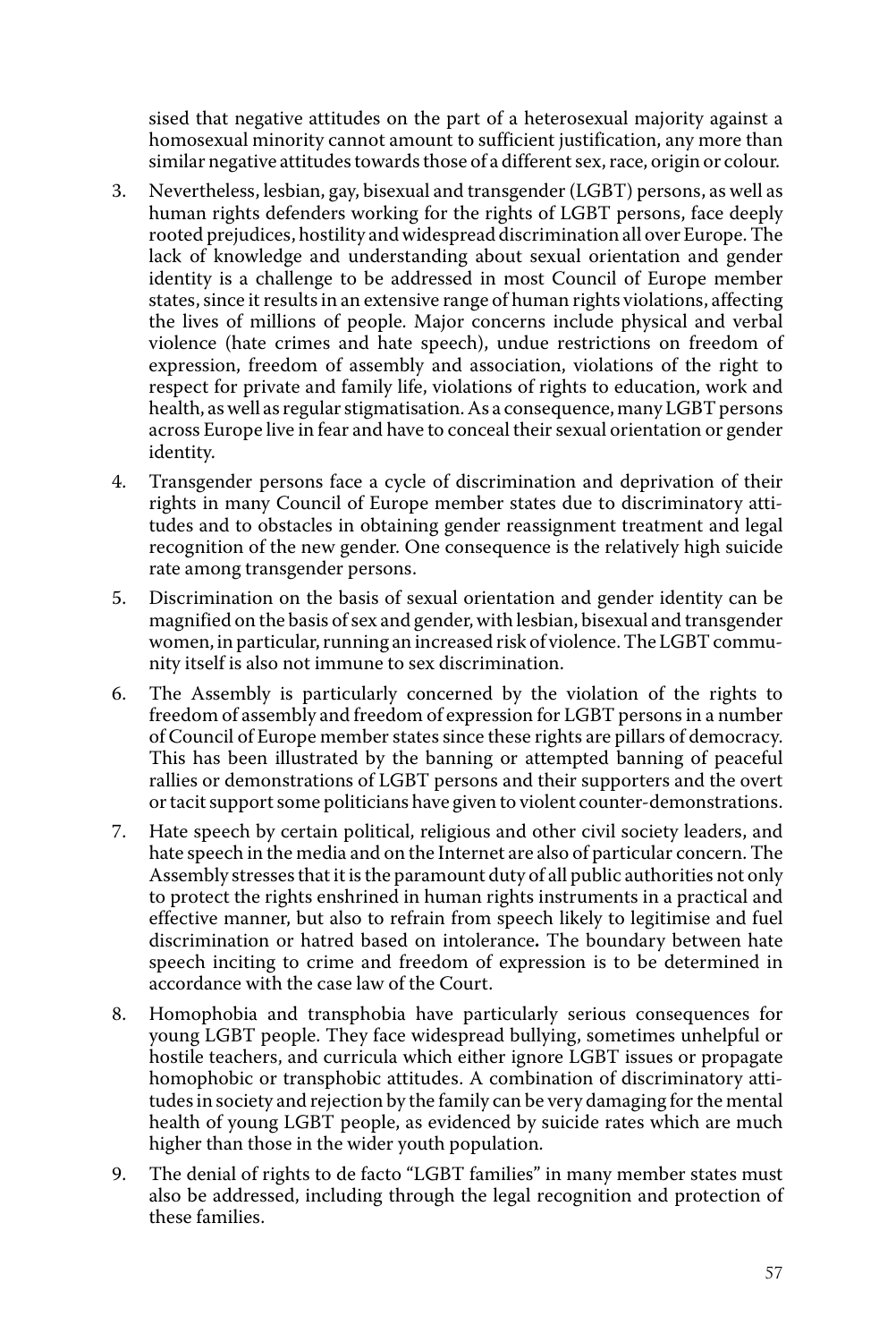sised that negative attitudes on the part of a heterosexual majority against a homosexual minority cannot amount to sufficient justification, any more than similar negative attitudes towards those of a different sex, race, origin or colour.

3. Nevertheless, lesbian, gay, bisexual and transgender (LGBT) persons, as well as human rights defenders working for the rights of LGBT persons, face deeply rooted prejudices, hostility and widespread discrimination all over Europe. The lack of knowledge and understanding about sexual orientation and gender identity is a challenge to be addressed in most Council of Europe member states, since it results in an extensive range of human rights violations, affecting the lives of millions of people. Major concerns include physical and verbal violence (hate crimes and hate speech), undue restrictions on freedom of expression, freedom of assembly and association, violations of the right to respect for private and family life, violations of rights to education, work and health, as well as regular stigmatisation. As a consequence, many LGBT persons across Europe live in fear and have to conceal their sexual orientation or gender identity.

4. Transgender persons face a cycle of discrimination and deprivation of their rights in many Council of Europe member states due to discriminatory attitudes and to obstacles in obtaining gender reassignment treatment and legal recognition of the new gender. One consequence is the relatively high suicide rate among transgender persons.

5. Discrimination on the basis of sexual orientation and gender identity can be magnified on the basis of sex and gender, with lesbian, bisexual and transgender women, in particular, running an increased risk of violence. The LGBT community itself is also not immune to sex discrimination.

6. The Assembly is particularly concerned by the violation of the rights to freedom of assembly and freedom of expression for LGBT persons in a number of Council of Europe member states since these rights are pillars of democracy. This has been illustrated by the banning or attempted banning of peaceful rallies or demonstrations of LGBT persons and their supporters and the overt or tacit support some politicians have given to violent counter-demonstrations.

7. Hate speech by certain political, religious and other civil society leaders, and hate speech in the media and on the Internet are also of particular concern. The Assembly stresses that it is the paramount duty of all public authorities not only to protect the rights enshrined in human rights instruments in a practical and effective manner, but also to refrain from speech likely to legitimise and fuel discrimination or hatred based on intolerance**.** The boundary between hate speech inciting to crime and freedom of expression is to be determined in accordance with the case law of the Court.

8. Homophobia and transphobia have particularly serious consequences for young LGBT people. They face widespread bullying, sometimes unhelpful or hostile teachers, and curricula which either ignore LGBT issues or propagate homophobic or transphobic attitudes. A combination of discriminatory attitudes in society and rejection by the family can be very damaging for the mental health of young LGBT people, as evidenced by suicide rates which are much higher than those in the wider youth population.

9. The denial of rights to de facto "LGBT families" in many member states must also be addressed, including through the legal recognition and protection of these families.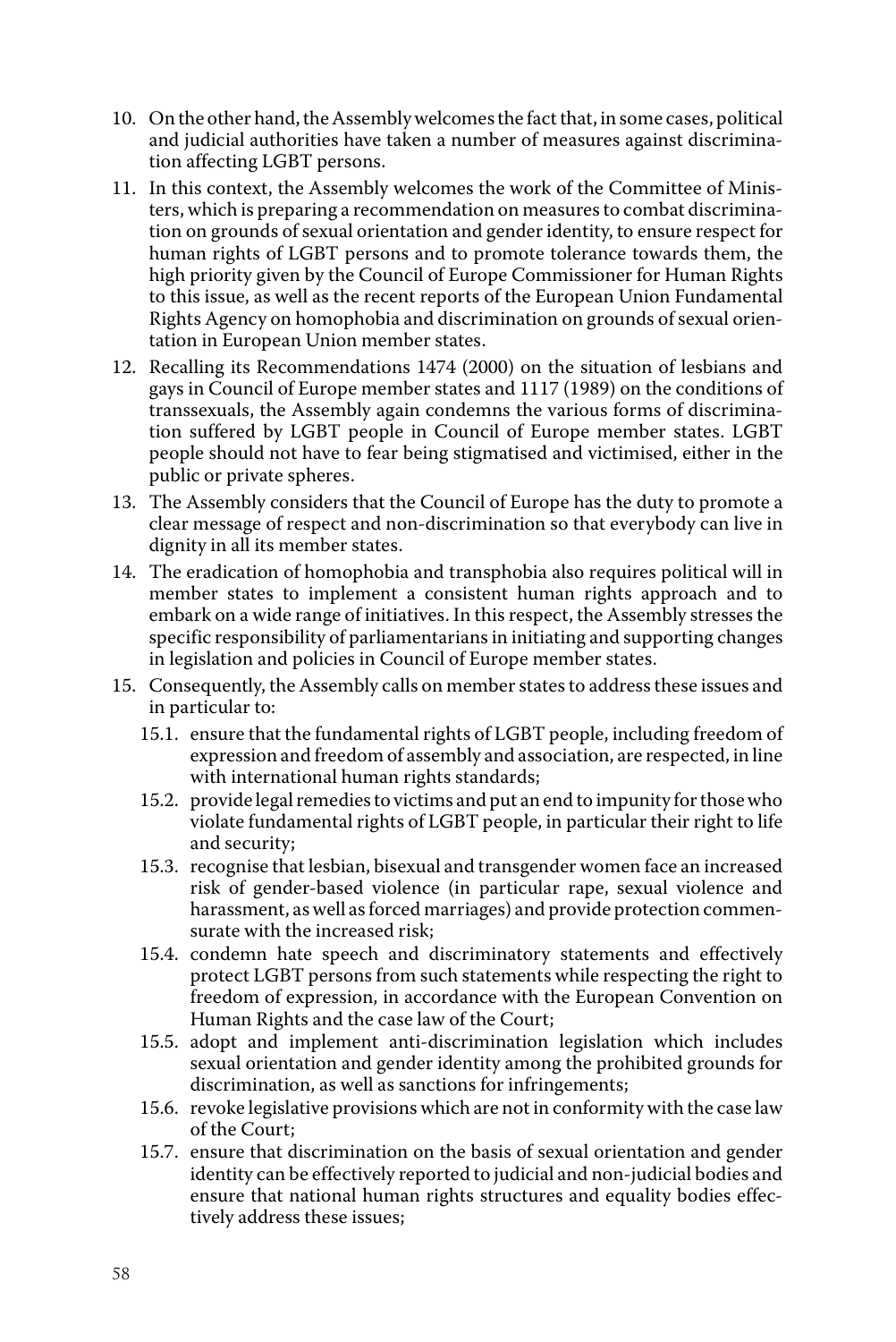10. On the other hand, the Assembly welcomes the fact that, in some cases, political and judicial authorities have taken a number of measures against discrimination affecting LGBT persons.
11. In this context, the Assembly welcomes the work of the Committee of Ministers, which is preparing a recommendation on measures to combat discrimination on grounds of sexual orientation and gender identity, to ensure respect for human rights of LGBT persons and to promote tolerance towards them, the high priority given by the Council of Europe Commissioner for Human Rights to this issue, as well as the recent reports of the European Union Fundamental Rights Agency on homophobia and discrimination on grounds of sexual orientation in European Union member states.
12. Recalling its Recommendations 1474 (2000) on the situation of lesbians and gays in Council of Europe member states and 1117 (1989) on the conditions of transsexuals, the Assembly again condemns the various forms of discrimination suffered by LGBT people in Council of Europe member states. LGBT people should not have to fear being stigmatised and victimised, either in the public or private spheres.
13. The Assembly considers that the Council of Europe has the duty to promote a clear message of respect and non-discrimination so that everybody can live in dignity in all its member states.
14. The eradication of homophobia and transphobia also requires political will in member states to implement a consistent human rights approach and to embark on a wide range of initiatives. In this respect, the Assembly stresses the specific responsibility of parliamentarians in initiating and supporting changes in legislation and policies in Council of Europe member states.
15. Consequently, the Assembly calls on member states to address these issues and in particular to:
    - 15.1. ensure that the fundamental rights of LGBT people, including freedom of expression and freedom of assembly and association, are respected, in line with international human rights standards;
    - 15.2. provide legal remedies to victims and put an end to impunity for those who violate fundamental rights of LGBT people, in particular their right to life and security;
    - 15.3. recognise that lesbian, bisexual and transgender women face an increased risk of gender-based violence (in particular rape, sexual violence and harassment, as well as forced marriages) and provide protection commensurate with the increased risk;
    - 15.4. condemn hate speech and discriminatory statements and effectively protect LGBT persons from such statements while respecting the right to freedom of expression, in accordance with the European Convention on Human Rights and the case law of the Court;
    - 15.5. adopt and implement anti-discrimination legislation which includes sexual orientation and gender identity among the prohibited grounds for discrimination, as well as sanctions for infringements;
    - 15.6. revoke legislative provisions which are not in conformity with the case law of the Court;
    - 15.7. ensure that discrimination on the basis of sexual orientation and gender identity can be effectively reported to judicial and non-judicial bodies and ensure that national human rights structures and equality bodies effectively address these issues;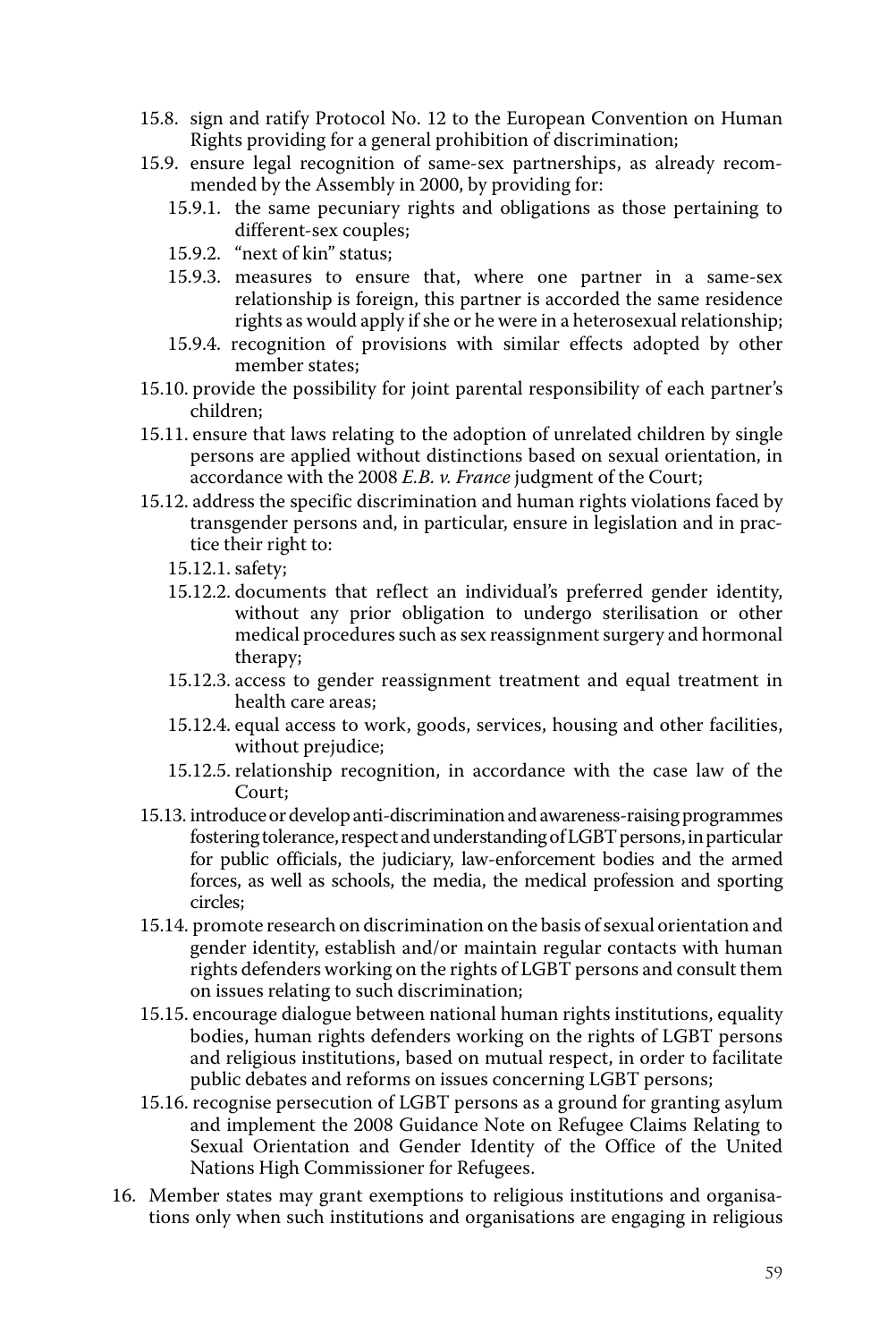15.8. sign and ratify Protocol No. 12 to the European Convention on Human Rights providing for a general prohibition of discrimination;

15.9. ensure legal recognition of same-sex partnerships, as already recommended by the Assembly in 2000, by providing for:

15.9.1. the same pecuniary rights and obligations as those pertaining to different-sex couples;

15.9.2. "next of kin" status;

15.9.3. measures to ensure that, where one partner in a same-sex relationship is foreign, this partner is accorded the same residence rights as would apply if she or he were in a heterosexual relationship;

15.9.4. recognition of provisions with similar effects adopted by other member states;

15.10. provide the possibility for joint parental responsibility of each partner's children;

15.11. ensure that laws relating to the adoption of unrelated children by single persons are applied without distinctions based on sexual orientation, in accordance with the 2008 *E.B. v. France* judgment of the Court;

15.12. address the specific discrimination and human rights violations faced by transgender persons and, in particular, ensure in legislation and in practice their right to:

15.12.1. safety;

15.12.2. documents that reflect an individual's preferred gender identity, without any prior obligation to undergo sterilisation or other medical procedures such as sex reassignment surgery and hormonal therapy;

15.12.3. access to gender reassignment treatment and equal treatment in health care areas;

15.12.4. equal access to work, goods, services, housing and other facilities, without prejudice;

15.12.5. relationship recognition, in accordance with the case law of the Court;

15.13. introduce or develop anti-discrimination and awareness-raising programmes fostering tolerance, respect and understanding of LGBT persons, in particular for public officials, the judiciary, law-enforcement bodies and the armed forces, as well as schools, the media, the medical profession and sporting circles;

15.14. promote research on discrimination on the basis of sexual orientation and gender identity, establish and/or maintain regular contacts with human rights defenders working on the rights of LGBT persons and consult them on issues relating to such discrimination;

15.15. encourage dialogue between national human rights institutions, equality bodies, human rights defenders working on the rights of LGBT persons and religious institutions, based on mutual respect, in order to facilitate public debates and reforms on issues concerning LGBT persons;

15.16. recognise persecution of LGBT persons as a ground for granting asylum and implement the 2008 Guidance Note on Refugee Claims Relating to Sexual Orientation and Gender Identity of the Office of the United Nations High Commissioner for Refugees.

16. Member states may grant exemptions to religious institutions and organisations only when such institutions and organisations are engaging in religious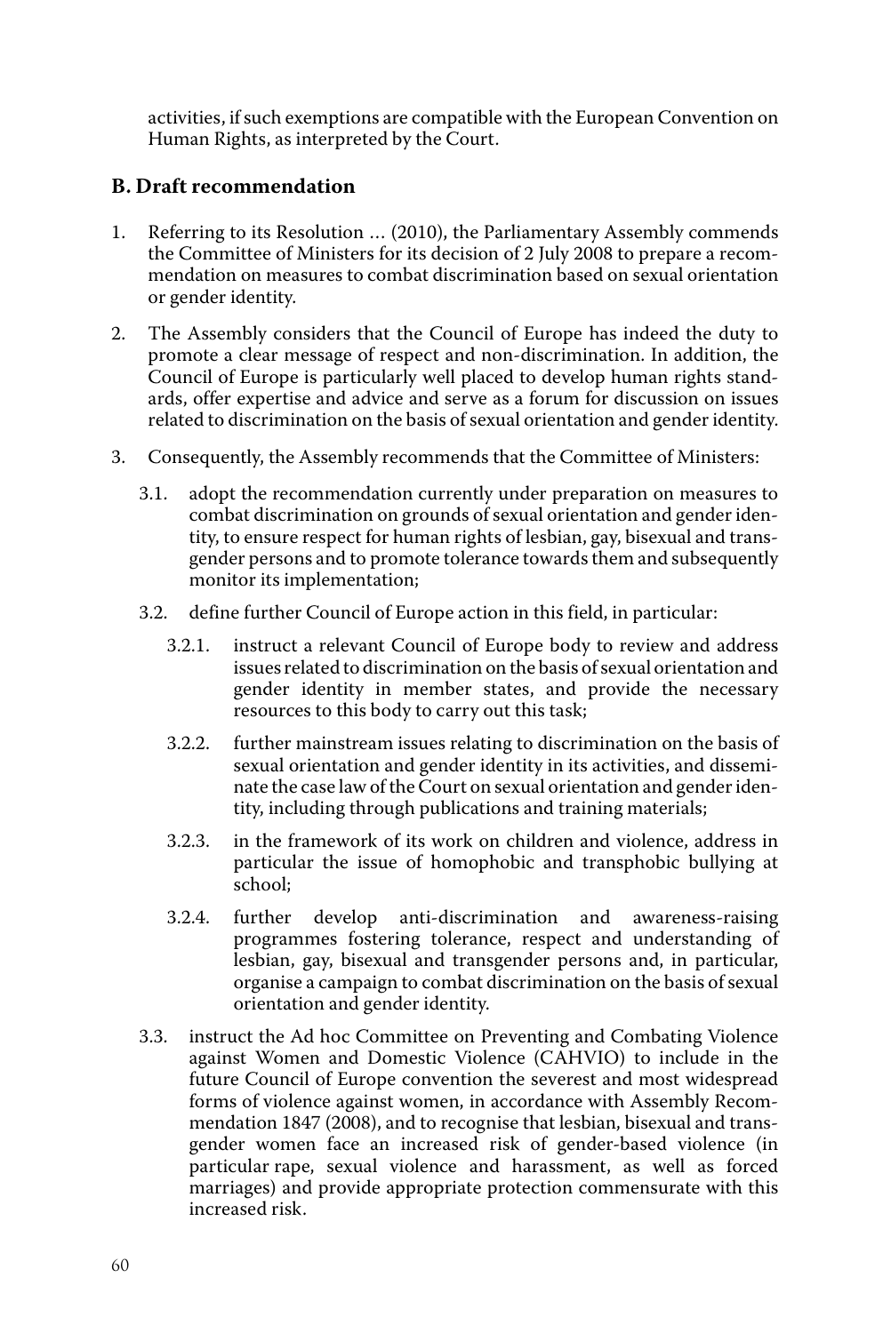activities, if such exemptions are compatible with the European Convention on Human Rights, as interpreted by the Court.

## B. Draft recommendation

1. Referring to its Resolution … (2010), the Parliamentary Assembly commends the Committee of Ministers for its decision of 2 July 2008 to prepare a recommendation on measures to combat discrimination based on sexual orientation or gender identity.

2. The Assembly considers that the Council of Europe has indeed the duty to promote a clear message of respect and non-discrimination. In addition, the Council of Europe is particularly well placed to develop human rights standards, offer expertise and advice and serve as a forum for discussion on issues related to discrimination on the basis of sexual orientation and gender identity.

3. Consequently, the Assembly recommends that the Committee of Ministers:

   3.1. adopt the recommendation currently under preparation on measures to combat discrimination on grounds of sexual orientation and gender identity, to ensure respect for human rights of lesbian, gay, bisexual and transgender persons and to promote tolerance towards them and subsequently monitor its implementation;

   3.2. define further Council of Europe action in this field, in particular:

      3.2.1. instruct a relevant Council of Europe body to review and address issues related to discrimination on the basis of sexual orientation and gender identity in member states, and provide the necessary resources to this body to carry out this task;

      3.2.2. further mainstream issues relating to discrimination on the basis of sexual orientation and gender identity in its activities, and disseminate the case law of the Court on sexual orientation and gender identity, including through publications and training materials;

      3.2.3. in the framework of its work on children and violence, address in particular the issue of homophobic and transphobic bullying at school;

      3.2.4. further develop anti-discrimination and awareness-raising programmes fostering tolerance, respect and understanding of lesbian, gay, bisexual and transgender persons and, in particular, organise a campaign to combat discrimination on the basis of sexual orientation and gender identity.

   3.3. instruct the Ad hoc Committee on Preventing and Combating Violence against Women and Domestic Violence (CAHVIO) to include in the future Council of Europe convention the severest and most widespread forms of violence against women, in accordance with Assembly Recommendation 1847 (2008), and to recognise that lesbian, bisexual and transgender women face an increased risk of gender-based violence (in particular rape, sexual violence and harassment, as well as forced marriages) and provide appropriate protection commensurate with this increased risk.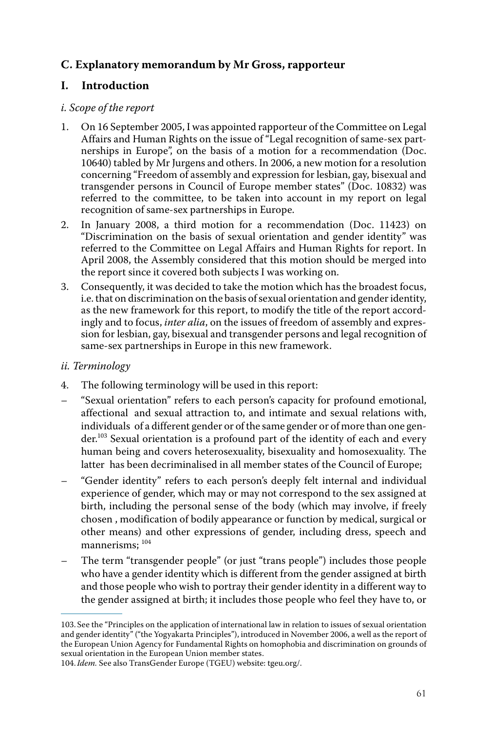## C. Explanatory memorandum by Mr Gross, rapporteur

### I. Introduction

#### *i. Scope of the report*

1. On 16 September 2005, I was appointed rapporteur of the Committee on Legal Affairs and Human Rights on the issue of "Legal recognition of same-sex partnerships in Europe", on the basis of a motion for a recommendation (Doc. 10640) tabled by Mr Jurgens and others. In 2006, a new motion for a resolution concerning "Freedom of assembly and expression for lesbian, gay, bisexual and transgender persons in Council of Europe member states" (Doc. 10832) was referred to the committee, to be taken into account in my report on legal recognition of same-sex partnerships in Europe.
2. In January 2008, a third motion for a recommendation (Doc. 11423) on "Discrimination on the basis of sexual orientation and gender identity" was referred to the Committee on Legal Affairs and Human Rights for report. In April 2008, the Assembly considered that this motion should be merged into the report since it covered both subjects I was working on.
3. Consequently, it was decided to take the motion which has the broadest focus, i.e. that on discrimination on the basis of sexual orientation and gender identity, as the new framework for this report, to modify the title of the report accordingly and to focus, *inter alia*, on the issues of freedom of assembly and expression for lesbian, gay, bisexual and transgender persons and legal recognition of same-sex partnerships in Europe in this new framework.

#### *ii. Terminology*

4. The following terminology will be used in this report:

- "Sexual orientation" refers to each person's capacity for profound emotional, affectional and sexual attraction to, and intimate and sexual relations with, individuals of a different gender or of the same gender or of more than one gender.[103] Sexual orientation is a profound part of the identity of each and every human being and covers heterosexuality, bisexuality and homosexuality. The latter has been decriminalised in all member states of the Council of Europe;
- "Gender identity" refers to each person's deeply felt internal and individual experience of gender, which may or may not correspond to the sex assigned at birth, including the personal sense of the body (which may involve, if freely chosen , modification of bodily appearance or function by medical, surgical or other means) and other expressions of gender, including dress, speech and mannerisms; [104]
- The term "transgender people" (or just "trans people") includes those people who have a gender identity which is different from the gender assigned at birth and those people who wish to portray their gender identity in a different way to the gender assigned at birth; it includes those people who feel they have to, or

---

103. See the "Principles on the application of international law in relation to issues of sexual orientation and gender identity" ("the Yogyakarta Principles"), introduced in November 2006, a well as the report of the European Union Agency for Fundamental Rights on homophobia and discrimination on grounds of sexual orientation in the European Union member states.

104. *Idem.* See also TransGender Europe (TGEU) website: tgeu.org/.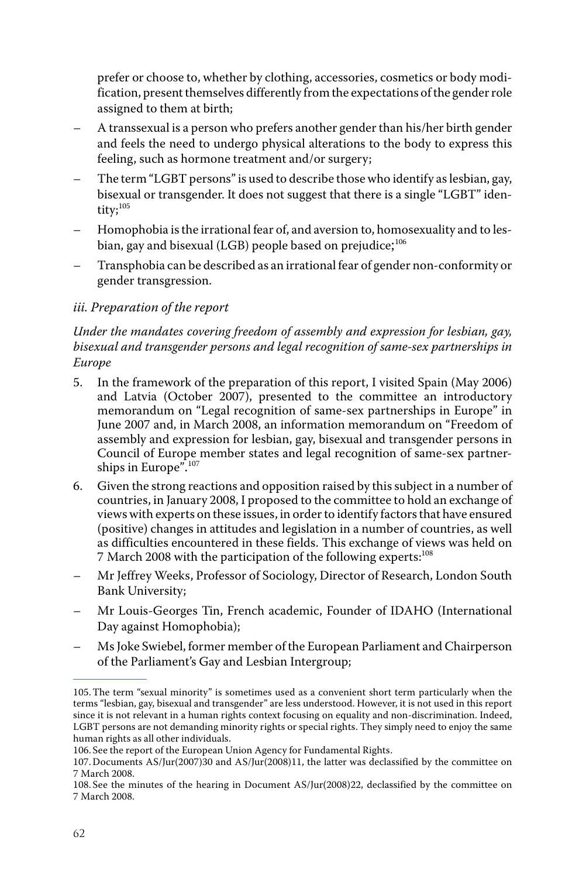prefer or choose to, whether by clothing, accessories, cosmetics or body modification, present themselves differently from the expectations of the gender role assigned to them at birth;

- A transsexual is a person who prefers another gender than his/her birth gender and feels the need to undergo physical alterations to the body to express this feeling, such as hormone treatment and/or surgery;
- The term "LGBT persons" is used to describe those who identify as lesbian, gay, bisexual or transgender. It does not suggest that there is a single "LGBT" identity;[105]
- Homophobia is the irrational fear of, and aversion to, homosexuality and to lesbian, gay and bisexual (LGB) people based on prejudice;[106]
- Transphobia can be described as an irrational fear of gender non-conformity or gender transgression.

*iii. Preparation of the report*

*Under the mandates covering freedom of assembly and expression for lesbian, gay, bisexual and transgender persons and legal recognition of same-sex partnerships in Europe*

5. In the framework of the preparation of this report, I visited Spain (May 2006) and Latvia (October 2007), presented to the committee an introductory memorandum on "Legal recognition of same-sex partnerships in Europe" in June 2007 and, in March 2008, an information memorandum on "Freedom of assembly and expression for lesbian, gay, bisexual and transgender persons in Council of Europe member states and legal recognition of same-sex partnerships in Europe".[107]

6. Given the strong reactions and opposition raised by this subject in a number of countries, in January 2008, I proposed to the committee to hold an exchange of views with experts on these issues, in order to identify factors that have ensured (positive) changes in attitudes and legislation in a number of countries, as well as difficulties encountered in these fields. This exchange of views was held on 7 March 2008 with the participation of the following experts:[108]

- Mr Jeffrey Weeks, Professor of Sociology, Director of Research, London South Bank University;
- Mr Louis-Georges Tin, French academic, Founder of IDAHO (International Day against Homophobia);
- Ms Joke Swiebel, former member of the European Parliament and Chairperson of the Parliament's Gay and Lesbian Intergroup;

---

105. The term "sexual minority" is sometimes used as a convenient short term particularly when the terms "lesbian, gay, bisexual and transgender" are less understood. However, it is not used in this report since it is not relevant in a human rights context focusing on equality and non-discrimination. Indeed, LGBT persons are not demanding minority rights or special rights. They simply need to enjoy the same human rights as all other individuals.

106. See the report of the European Union Agency for Fundamental Rights.

107. Documents AS/Jur(2007)30 and AS/Jur(2008)11, the latter was declassified by the committee on 7 March 2008.

108. See the minutes of the hearing in Document AS/Jur(2008)22, declassified by the committee on 7 March 2008.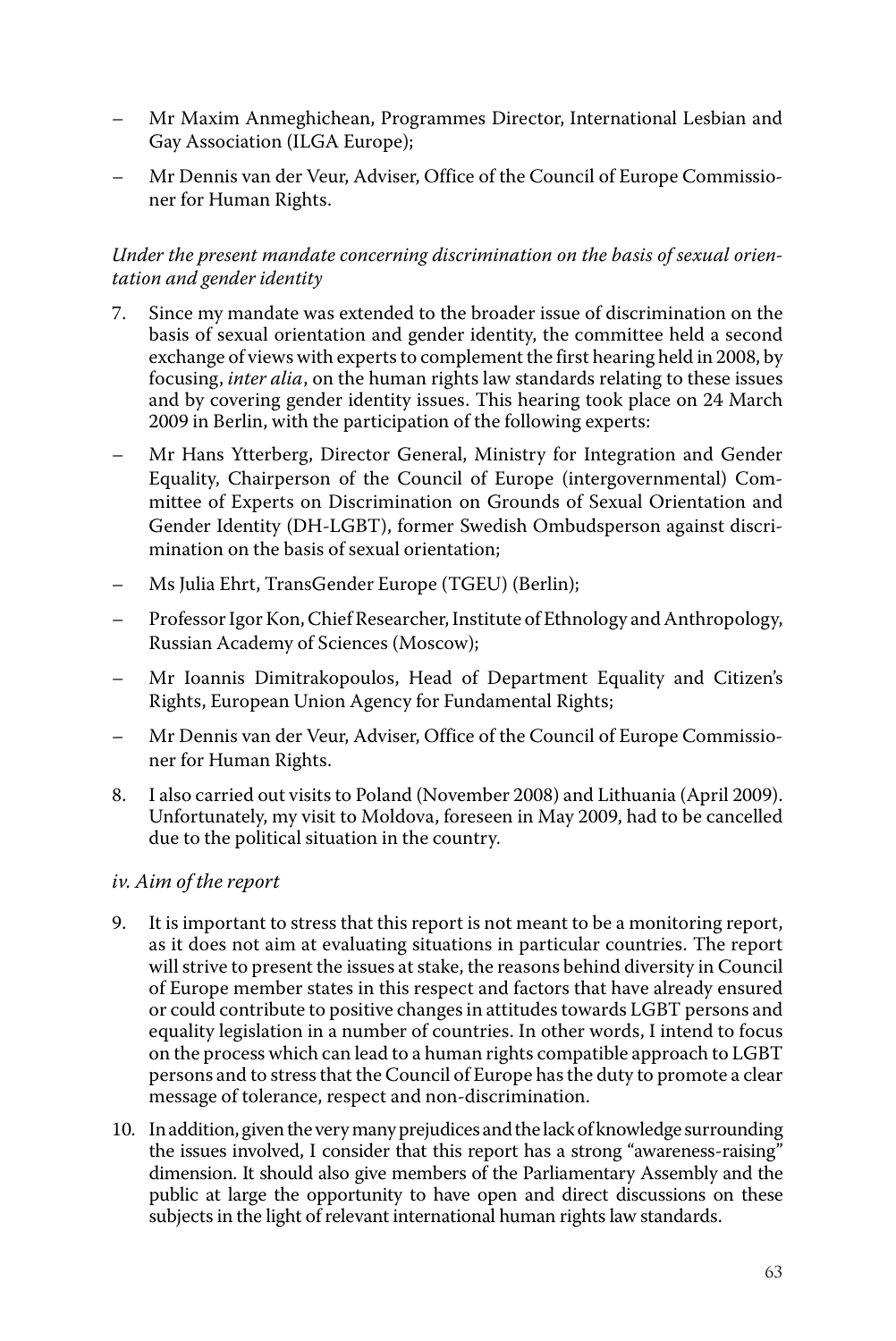- Mr Maxim Anmeghichean, Programmes Director, International Lesbian and Gay Association (ILGA Europe);
- Mr Dennis van der Veur, Adviser, Office of the Council of Europe Commissioner for Human Rights.

*Under the present mandate concerning discrimination on the basis of sexual orientation and gender identity*

7. Since my mandate was extended to the broader issue of discrimination on the basis of sexual orientation and gender identity, the committee held a second exchange of views with experts to complement the first hearing held in 2008, by focusing, *inter alia*, on the human rights law standards relating to these issues and by covering gender identity issues. This hearing took place on 24 March 2009 in Berlin, with the participation of the following experts:

- Mr Hans Ytterberg, Director General, Ministry for Integration and Gender Equality, Chairperson of the Council of Europe (intergovernmental) Committee of Experts on Discrimination on Grounds of Sexual Orientation and Gender Identity (DH-LGBT), former Swedish Ombudsperson against discrimination on the basis of sexual orientation;
- Ms Julia Ehrt, TransGender Europe (TGEU) (Berlin);
- Professor Igor Kon, Chief Researcher, Institute of Ethnology and Anthropology, Russian Academy of Sciences (Moscow);
- Mr Ioannis Dimitrakopoulos, Head of Department Equality and Citizen's Rights, European Union Agency for Fundamental Rights;
- Mr Dennis van der Veur, Adviser, Office of the Council of Europe Commissioner for Human Rights.

8. I also carried out visits to Poland (November 2008) and Lithuania (April 2009). Unfortunately, my visit to Moldova, foreseen in May 2009, had to be cancelled due to the political situation in the country.

*iv. Aim of the report*

9. It is important to stress that this report is not meant to be a monitoring report, as it does not aim at evaluating situations in particular countries. The report will strive to present the issues at stake, the reasons behind diversity in Council of Europe member states in this respect and factors that have already ensured or could contribute to positive changes in attitudes towards LGBT persons and equality legislation in a number of countries. In other words, I intend to focus on the process which can lead to a human rights compatible approach to LGBT persons and to stress that the Council of Europe has the duty to promote a clear message of tolerance, respect and non-discrimination.

10. In addition, given the very many prejudices and the lack of knowledge surrounding the issues involved, I consider that this report has a strong "awareness-raising" dimension. It should also give members of the Parliamentary Assembly and the public at large the opportunity to have open and direct discussions on these subjects in the light of relevant international human rights law standards.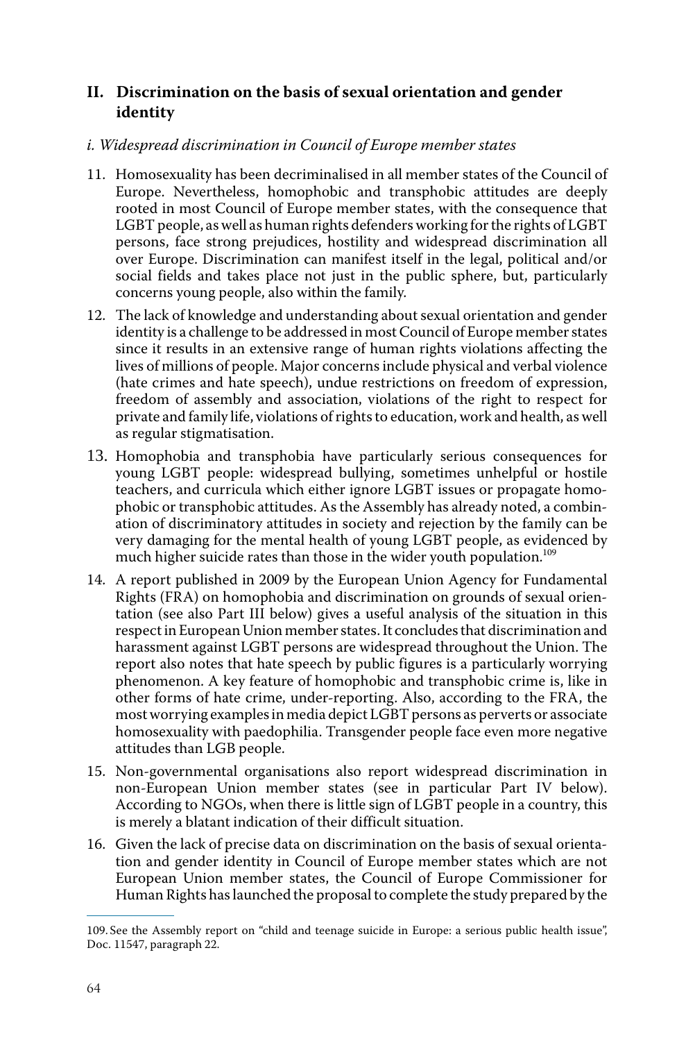## II. Discrimination on the basis of sexual orientation and gender identity

*i. Widespread discrimination in Council of Europe member states*

11. Homosexuality has been decriminalised in all member states of the Council of Europe. Nevertheless, homophobic and transphobic attitudes are deeply rooted in most Council of Europe member states, with the consequence that LGBT people, as well as human rights defenders working for the rights of LGBT persons, face strong prejudices, hostility and widespread discrimination all over Europe. Discrimination can manifest itself in the legal, political and/or social fields and takes place not just in the public sphere, but, particularly concerns young people, also within the family.

12. The lack of knowledge and understanding about sexual orientation and gender identity is a challenge to be addressed in most Council of Europe member states since it results in an extensive range of human rights violations affecting the lives of millions of people. Major concerns include physical and verbal violence (hate crimes and hate speech), undue restrictions on freedom of expression, freedom of assembly and association, violations of the right to respect for private and family life, violations of rights to education, work and health, as well as regular stigmatisation.

13. Homophobia and transphobia have particularly serious consequences for young LGBT people: widespread bullying, sometimes unhelpful or hostile teachers, and curricula which either ignore LGBT issues or propagate homophobic or transphobic attitudes. As the Assembly has already noted, a combination of discriminatory attitudes in society and rejection by the family can be very damaging for the mental health of young LGBT people, as evidenced by much higher suicide rates than those in the wider youth population.[109]

14. A report published in 2009 by the European Union Agency for Fundamental Rights (FRA) on homophobia and discrimination on grounds of sexual orientation (see also Part III below) gives a useful analysis of the situation in this respect in European Union member states. It concludes that discrimination and harassment against LGBT persons are widespread throughout the Union. The report also notes that hate speech by public figures is a particularly worrying phenomenon. A key feature of homophobic and transphobic crime is, like in other forms of hate crime, under-reporting. Also, according to the FRA, the most worrying examples in media depict LGBT persons as perverts or associate homosexuality with paedophilia. Transgender people face even more negative attitudes than LGB people.

15. Non-governmental organisations also report widespread discrimination in non-European Union member states (see in particular Part IV below). According to NGOs, when there is little sign of LGBT people in a country, this is merely a blatant indication of their difficult situation.

16. Given the lack of precise data on discrimination on the basis of sexual orientation and gender identity in Council of Europe member states which are not European Union member states, the Council of Europe Commissioner for Human Rights has launched the proposal to complete the study prepared by the

---

109. See the Assembly report on "child and teenage suicide in Europe: a serious public health issue", Doc. 11547, paragraph 22.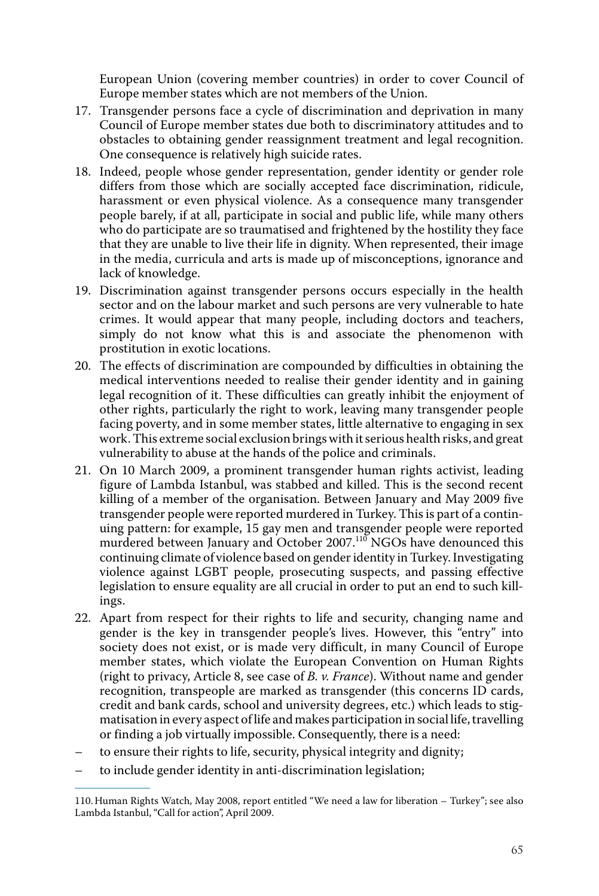European Union (covering member countries) in order to cover Council of Europe member states which are not members of the Union.

17. Transgender persons face a cycle of discrimination and deprivation in many Council of Europe member states due both to discriminatory attitudes and to obstacles to obtaining gender reassignment treatment and legal recognition. One consequence is relatively high suicide rates.

18. Indeed, people whose gender representation, gender identity or gender role differs from those which are socially accepted face discrimination, ridicule, harassment or even physical violence. As a consequence many transgender people barely, if at all, participate in social and public life, while many others who do participate are so traumatised and frightened by the hostility they face that they are unable to live their life in dignity. When represented, their image in the media, curricula and arts is made up of misconceptions, ignorance and lack of knowledge.

19. Discrimination against transgender persons occurs especially in the health sector and on the labour market and such persons are very vulnerable to hate crimes. It would appear that many people, including doctors and teachers, simply do not know what this is and associate the phenomenon with prostitution in exotic locations.

20. The effects of discrimination are compounded by difficulties in obtaining the medical interventions needed to realise their gender identity and in gaining legal recognition of it. These difficulties can greatly inhibit the enjoyment of other rights, particularly the right to work, leaving many transgender people facing poverty, and in some member states, little alternative to engaging in sex work. This extreme social exclusion brings with it serious health risks, and great vulnerability to abuse at the hands of the police and criminals.

21. On 10 March 2009, a prominent transgender human rights activist, leading figure of Lambda Istanbul, was stabbed and killed. This is the second recent killing of a member of the organisation. Between January and May 2009 five transgender people were reported murdered in Turkey. This is part of a continuing pattern: for example, 15 gay men and transgender people were reported murdered between January and October 2007.[110] NGOs have denounced this continuing climate of violence based on gender identity in Turkey. Investigating violence against LGBT people, prosecuting suspects, and passing effective legislation to ensure equality are all crucial in order to put an end to such killings.

22. Apart from respect for their rights to life and security, changing name and gender is the key in transgender people's lives. However, this "entry" into society does not exist, or is made very difficult, in many Council of Europe member states, which violate the European Convention on Human Rights (right to privacy, Article 8, see case of *B. v. France*). Without name and gender recognition, transpeople are marked as transgender (this concerns ID cards, credit and bank cards, school and university degrees, etc.) which leads to stigmatisation in every aspect of life and makes participation in social life, travelling or finding a job virtually impossible. Consequently, there is a need:

– to ensure their rights to life, security, physical integrity and dignity;
– to include gender identity in anti-discrimination legislation;

110. Human Rights Watch, May 2008, report entitled "We need a law for liberation – Turkey"; see also Lambda Istanbul, "Call for action", April 2009.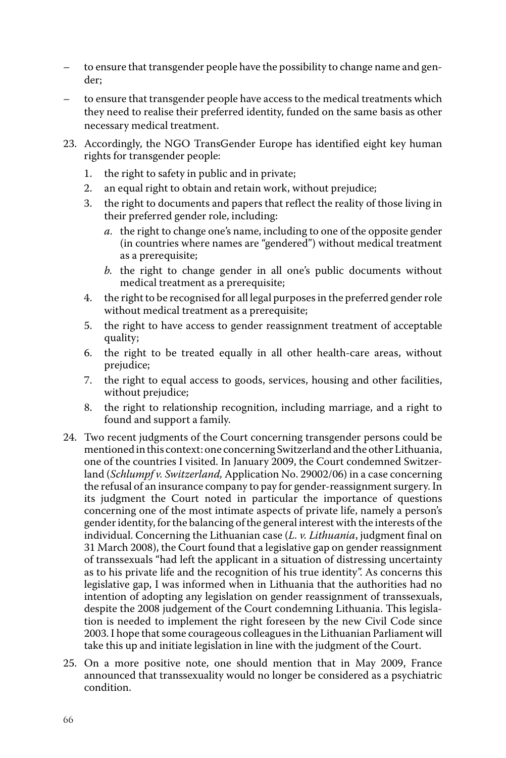– to ensure that transgender people have the possibility to change name and gender;

– to ensure that transgender people have access to the medical treatments which they need to realise their preferred identity, funded on the same basis as other necessary medical treatment.

23. Accordingly, the NGO TransGender Europe has identified eight key human rights for transgender people:

    1. the right to safety in public and in private;
    2. an equal right to obtain and retain work, without prejudice;
    3. the right to documents and papers that reflect the reality of those living in their preferred gender role, including:
        *a.* the right to change one's name, including to one of the opposite gender (in countries where names are "gendered") without medical treatment as a prerequisite;
        *b.* the right to change gender in all one's public documents without medical treatment as a prerequisite;
    4. the right to be recognised for all legal purposes in the preferred gender role without medical treatment as a prerequisite;
    5. the right to have access to gender reassignment treatment of acceptable quality;
    6. the right to be treated equally in all other health-care areas, without prejudice;
    7. the right to equal access to goods, services, housing and other facilities, without prejudice;
    8. the right to relationship recognition, including marriage, and a right to found and support a family.

24. Two recent judgments of the Court concerning transgender persons could be mentioned in this context: one concerning Switzerland and the other Lithuania, one of the countries I visited. In January 2009, the Court condemned Switzerland (*Schlumpf v. Switzerland,* Application No. 29002/06) in a case concerning the refusal of an insurance company to pay for gender-reassignment surgery. In its judgment the Court noted in particular the importance of questions concerning one of the most intimate aspects of private life, namely a person's gender identity, for the balancing of the general interest with the interests of the individual. Concerning the Lithuanian case (*L. v. Lithuania*, judgment final on 31 March 2008), the Court found that a legislative gap on gender reassignment of transsexuals "had left the applicant in a situation of distressing uncertainty as to his private life and the recognition of his true identity". As concerns this legislative gap, I was informed when in Lithuania that the authorities had no intention of adopting any legislation on gender reassignment of transsexuals, despite the 2008 judgement of the Court condemning Lithuania. This legislation is needed to implement the right foreseen by the new Civil Code since 2003. I hope that some courageous colleagues in the Lithuanian Parliament will take this up and initiate legislation in line with the judgment of the Court.

25. On a more positive note, one should mention that in May 2009, France announced that transsexuality would no longer be considered as a psychiatric condition.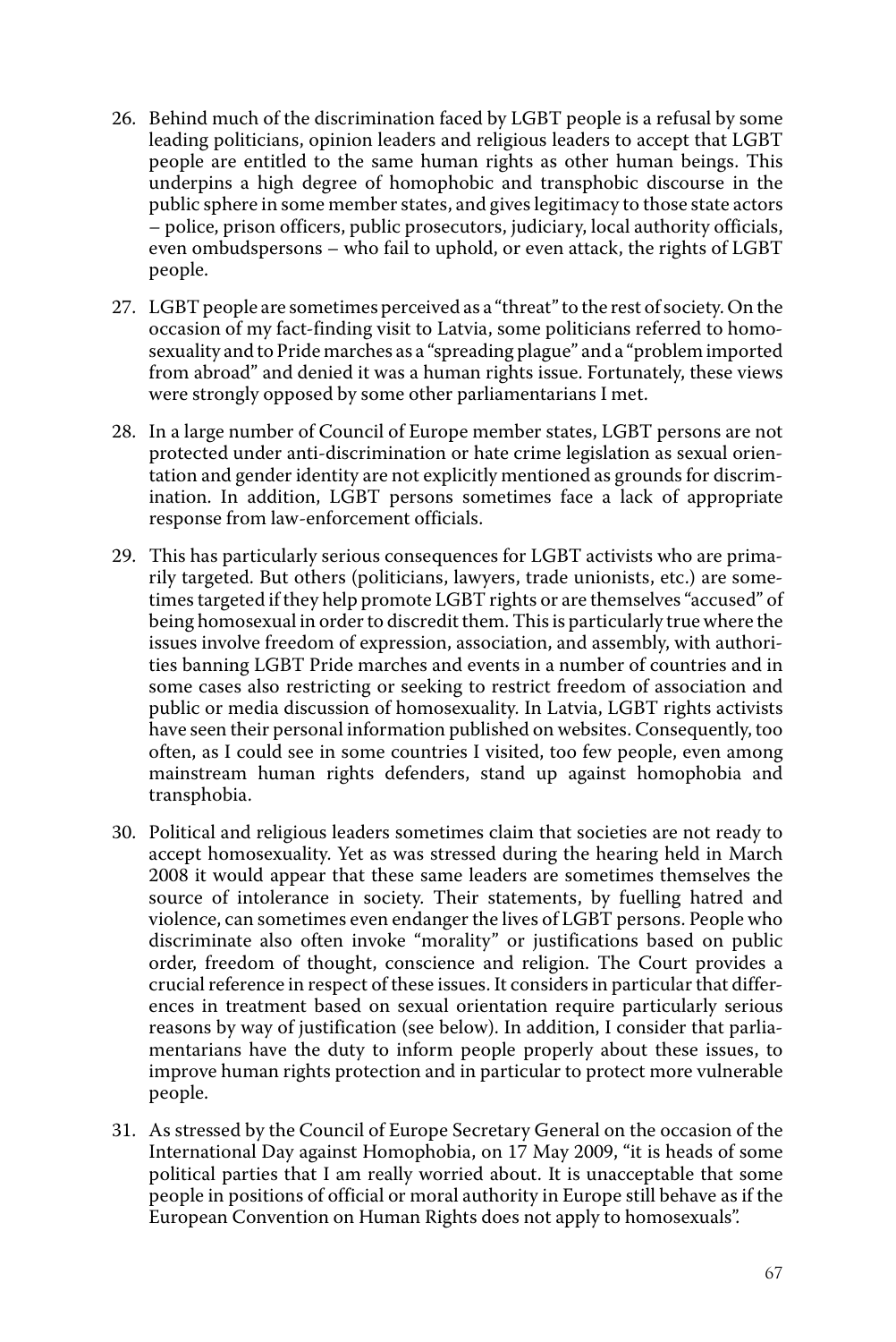26. Behind much of the discrimination faced by LGBT people is a refusal by some leading politicians, opinion leaders and religious leaders to accept that LGBT people are entitled to the same human rights as other human beings. This underpins a high degree of homophobic and transphobic discourse in the public sphere in some member states, and gives legitimacy to those state actors – police, prison officers, public prosecutors, judiciary, local authority officials, even ombudspersons – who fail to uphold, or even attack, the rights of LGBT people.

27. LGBT people are sometimes perceived as a "threat" to the rest of society. On the occasion of my fact-finding visit to Latvia, some politicians referred to homosexuality and to Pride marches as a "spreading plague" and a "problem imported from abroad" and denied it was a human rights issue. Fortunately, these views were strongly opposed by some other parliamentarians I met.

28. In a large number of Council of Europe member states, LGBT persons are not protected under anti-discrimination or hate crime legislation as sexual orientation and gender identity are not explicitly mentioned as grounds for discrimination. In addition, LGBT persons sometimes face a lack of appropriate response from law-enforcement officials.

29. This has particularly serious consequences for LGBT activists who are primarily targeted. But others (politicians, lawyers, trade unionists, etc.) are sometimes targeted if they help promote LGBT rights or are themselves "accused" of being homosexual in order to discredit them. This is particularly true where the issues involve freedom of expression, association, and assembly, with authorities banning LGBT Pride marches and events in a number of countries and in some cases also restricting or seeking to restrict freedom of association and public or media discussion of homosexuality. In Latvia, LGBT rights activists have seen their personal information published on websites. Consequently, too often, as I could see in some countries I visited, too few people, even among mainstream human rights defenders, stand up against homophobia and transphobia.

30. Political and religious leaders sometimes claim that societies are not ready to accept homosexuality. Yet as was stressed during the hearing held in March 2008 it would appear that these same leaders are sometimes themselves the source of intolerance in society. Their statements, by fuelling hatred and violence, can sometimes even endanger the lives of LGBT persons. People who discriminate also often invoke "morality" or justifications based on public order, freedom of thought, conscience and religion. The Court provides a crucial reference in respect of these issues. It considers in particular that differences in treatment based on sexual orientation require particularly serious reasons by way of justification (see below). In addition, I consider that parliamentarians have the duty to inform people properly about these issues, to improve human rights protection and in particular to protect more vulnerable people.

31. As stressed by the Council of Europe Secretary General on the occasion of the International Day against Homophobia, on 17 May 2009, "it is heads of some political parties that I am really worried about. It is unacceptable that some people in positions of official or moral authority in Europe still behave as if the European Convention on Human Rights does not apply to homosexuals".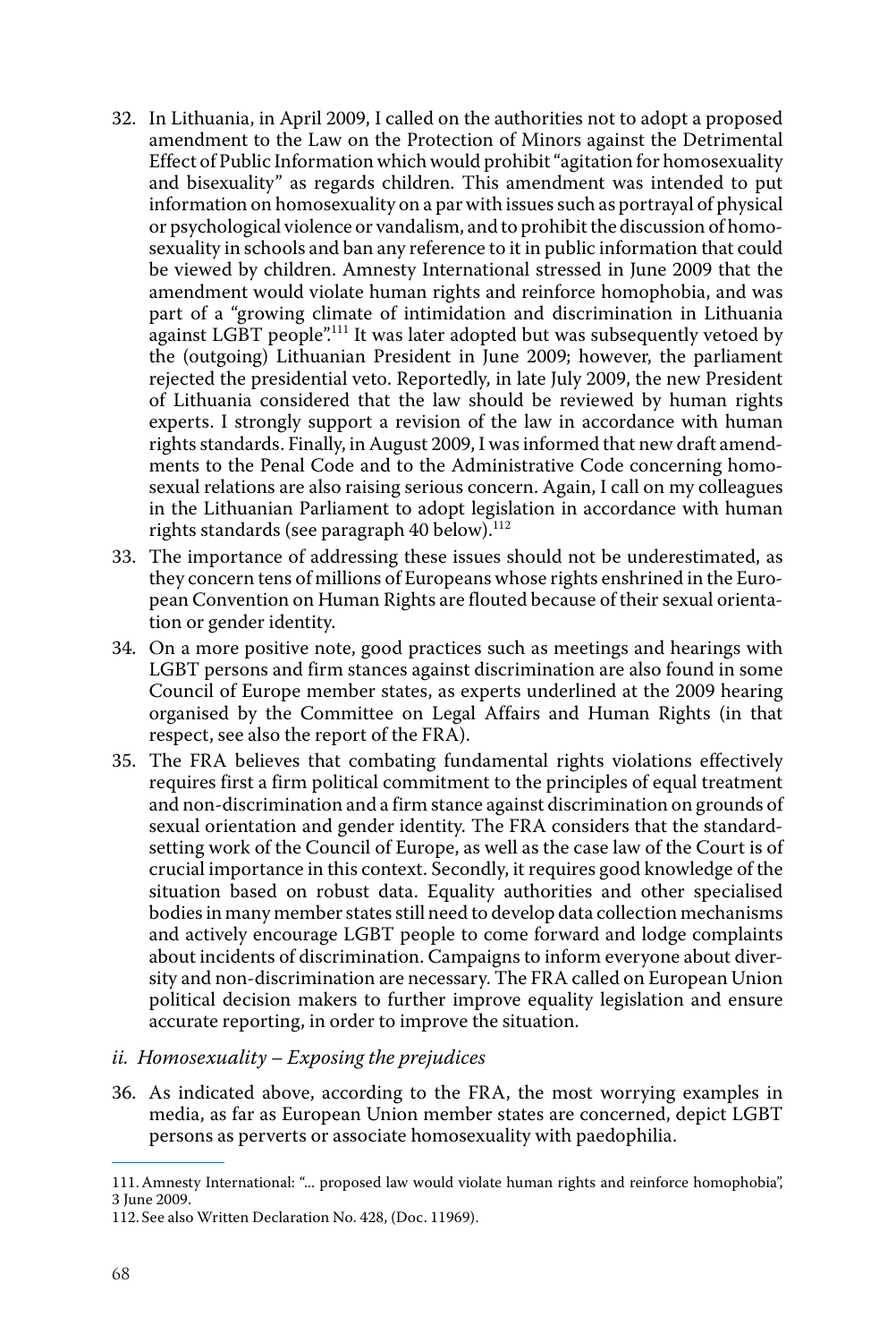32. In Lithuania, in April 2009, I called on the authorities not to adopt a proposed amendment to the Law on the Protection of Minors against the Detrimental Effect of Public Information which would prohibit "agitation for homosexuality and bisexuality" as regards children. This amendment was intended to put information on homosexuality on a par with issues such as portrayal of physical or psychological violence or vandalism, and to prohibit the discussion of homosexuality in schools and ban any reference to it in public information that could be viewed by children. Amnesty International stressed in June 2009 that the amendment would violate human rights and reinforce homophobia, and was part of a "growing climate of intimidation and discrimination in Lithuania against LGBT people".[111] It was later adopted but was subsequently vetoed by the (outgoing) Lithuanian President in June 2009; however, the parliament rejected the presidential veto. Reportedly, in late July 2009, the new President of Lithuania considered that the law should be reviewed by human rights experts. I strongly support a revision of the law in accordance with human rights standards. Finally, in August 2009, I was informed that new draft amendments to the Penal Code and to the Administrative Code concerning homosexual relations are also raising serious concern. Again, I call on my colleagues in the Lithuanian Parliament to adopt legislation in accordance with human rights standards (see paragraph 40 below).[112]
33. The importance of addressing these issues should not be underestimated, as they concern tens of millions of Europeans whose rights enshrined in the European Convention on Human Rights are flouted because of their sexual orientation or gender identity.
34. On a more positive note, good practices such as meetings and hearings with LGBT persons and firm stances against discrimination are also found in some Council of Europe member states, as experts underlined at the 2009 hearing organised by the Committee on Legal Affairs and Human Rights (in that respect, see also the report of the FRA).
35. The FRA believes that combating fundamental rights violations effectively requires first a firm political commitment to the principles of equal treatment and non-discrimination and a firm stance against discrimination on grounds of sexual orientation and gender identity. The FRA considers that the standard-setting work of the Council of Europe, as well as the case law of the Court is of crucial importance in this context. Secondly, it requires good knowledge of the situation based on robust data. Equality authorities and other specialised bodies in many member states still need to develop data collection mechanisms and actively encourage LGBT people to come forward and lodge complaints about incidents of discrimination. Campaigns to inform everyone about diversity and non-discrimination are necessary. The FRA called on European Union political decision makers to further improve equality legislation and ensure accurate reporting, in order to improve the situation.

*ii. Homosexuality – Exposing the prejudices*

36. As indicated above, according to the FRA, the most worrying examples in media, as far as European Union member states are concerned, depict LGBT persons as perverts or associate homosexuality with paedophilia.

111. Amnesty International: "... proposed law would violate human rights and reinforce homophobia", 3 June 2009.

112. See also Written Declaration No. 428, (Doc. 11969).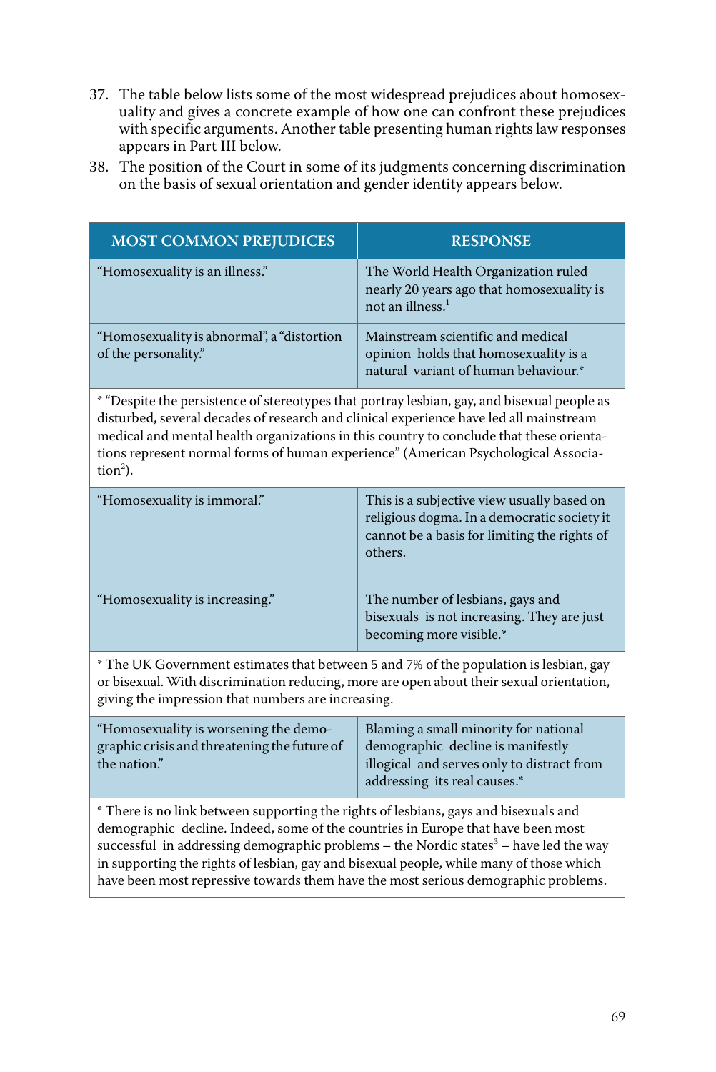37. The table below lists some of the most widespread prejudices about homosexuality and gives a concrete example of how one can confront these prejudices with specific arguments. Another table presenting human rights law responses appears in Part III below.
38. The position of the Court in some of its judgments concerning discrimination on the basis of sexual orientation and gender identity appears below.

| MOST COMMON PREJUDICES | RESPONSE |
|---|---|
| "Homosexuality is an illness." | The World Health Organization ruled nearly 20 years ago that homosexuality is not an illness.[1] |
| "Homosexuality is abnormal", a "distortion of the personality." | Mainstream scientific and medical opinion holds that homosexuality is a natural variant of human behaviour.* |
| * "Despite the persistence of stereotypes that portray lesbian, gay, and bisexual people as disturbed, several decades of research and clinical experience have led all mainstream medical and mental health organizations in this country to conclude that these orientations represent normal forms of human experience" (American Psychological Association[2]). | |
| "Homosexuality is immoral." | This is a subjective view usually based on religious dogma. In a democratic society it cannot be a basis for limiting the rights of others. |
| "Homosexuality is increasing." | The number of lesbians, gays and bisexuals is not increasing. They are just becoming more visible.* |
| * The UK Government estimates that between 5 and 7% of the population is lesbian, gay or bisexual. With discrimination reducing, more are open about their sexual orientation, giving the impression that numbers are increasing. | |
| "Homosexuality is worsening the demographic crisis and threatening the future of the nation." | Blaming a small minority for national demographic decline is manifestly illogical and serves only to distract from addressing its real causes.* |
| * There is no link between supporting the rights of lesbians, gays and bisexuals and demographic decline. Indeed, some of the countries in Europe that have been most successful in addressing demographic problems – the Nordic states[3] – have led the way in supporting the rights of lesbian, gay and bisexual people, while many of those which have been most repressive towards them have the most serious demographic problems. | |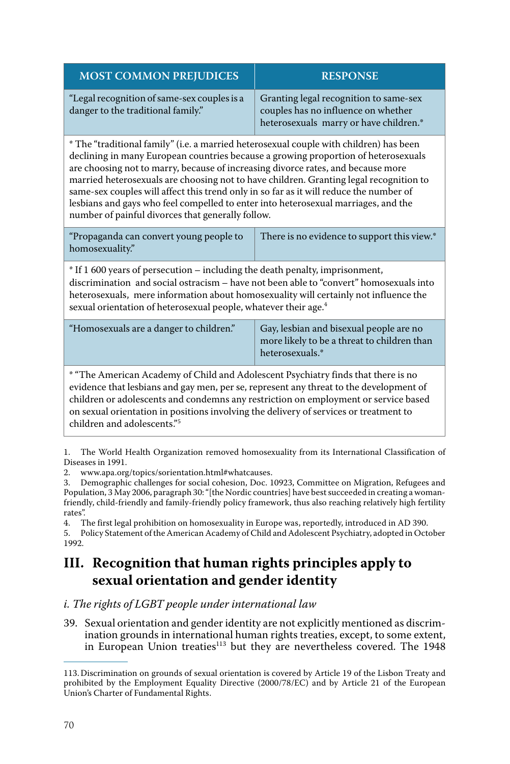| MOST COMMON PREJUDICES | RESPONSE |
|---|---|
| "Legal recognition of same-sex couples is a danger to the traditional family." | Granting legal recognition to same-sex couples has no influence on whether heterosexuals marry or have children.* |
| * The "traditional family" (i.e. a married heterosexual couple with children) has been declining in many European countries because a growing proportion of heterosexuals are choosing not to marry, because of increasing divorce rates, and because more married heterosexuals are choosing not to have children. Granting legal recognition to same-sex couples will affect this trend only in so far as it will reduce the number of lesbians and gays who feel compelled to enter into heterosexual marriages, and the number of painful divorces that generally follow. | |
| "Propaganda can convert young people to homosexuality." | There is no evidence to support this view.* |
| * If 1 600 years of persecution – including the death penalty, imprisonment, discrimination and social ostracism – have not been able to "convert" homosexuals into heterosexuals, mere information about homosexuality will certainly not influence the sexual orientation of heterosexual people, whatever their age.[4] | |
| "Homosexuals are a danger to children." | Gay, lesbian and bisexual people are no more likely to be a threat to children than heterosexuals.* |
| * "The American Academy of Child and Adolescent Psychiatry finds that there is no evidence that lesbians and gay men, per se, represent any threat to the development of children or adolescents and condemns any restriction on employment or service based on sexual orientation in positions involving the delivery of services or treatment to children and adolescents."[5] | |

1. The World Health Organization removed homosexuality from its International Classification of Diseases in 1991.
2. www.apa.org/topics/sorientation.html#whatcauses.
3. Demographic challenges for social cohesion, Doc. 10923, Committee on Migration, Refugees and Population, 3 May 2006, paragraph 30: "[the Nordic countries] have best succeeded in creating a woman-friendly, child-friendly and family-friendly policy framework, thus also reaching relatively high fertility rates".
4. The first legal prohibition on homosexuality in Europe was, reportedly, introduced in AD 390.
5. Policy Statement of the American Academy of Child and Adolescent Psychiatry, adopted in October 1992.

## III. Recognition that human rights principles apply to sexual orientation and gender identity

### *i. The rights of LGBT people under international law*

39. Sexual orientation and gender identity are not explicitly mentioned as discrimination grounds in international human rights treaties, except, to some extent, in European Union treaties[113] but they are nevertheless covered. The 1948

113. Discrimination on grounds of sexual orientation is covered by Article 19 of the Lisbon Treaty and prohibited by the Employment Equality Directive (2000/78/EC) and by Article 21 of the European Union's Charter of Fundamental Rights.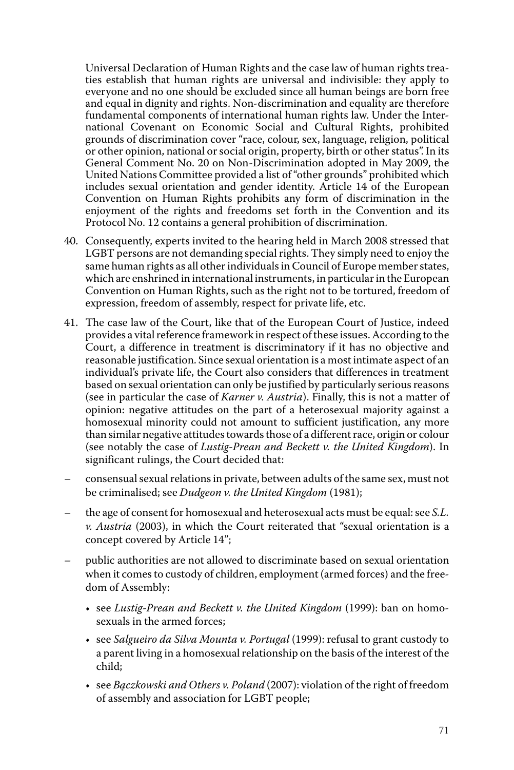Universal Declaration of Human Rights and the case law of human rights treaties establish that human rights are universal and indivisible: they apply to everyone and no one should be excluded since all human beings are born free and equal in dignity and rights. Non-discrimination and equality are therefore fundamental components of international human rights law. Under the International Covenant on Economic Social and Cultural Rights, prohibited grounds of discrimination cover "race, colour, sex, language, religion, political or other opinion, national or social origin, property, birth or other status". In its General Comment No. 20 on Non-Discrimination adopted in May 2009, the United Nations Committee provided a list of "other grounds" prohibited which includes sexual orientation and gender identity. Article 14 of the European Convention on Human Rights prohibits any form of discrimination in the enjoyment of the rights and freedoms set forth in the Convention and its Protocol No. 12 contains a general prohibition of discrimination.

40. Consequently, experts invited to the hearing held in March 2008 stressed that LGBT persons are not demanding special rights. They simply need to enjoy the same human rights as all other individuals in Council of Europe member states, which are enshrined in international instruments, in particular in the European Convention on Human Rights, such as the right not to be tortured, freedom of expression, freedom of assembly, respect for private life, etc.

41. The case law of the Court, like that of the European Court of Justice, indeed provides a vital reference framework in respect of these issues. According to the Court, a difference in treatment is discriminatory if it has no objective and reasonable justification. Since sexual orientation is a most intimate aspect of an individual's private life, the Court also considers that differences in treatment based on sexual orientation can only be justified by particularly serious reasons (see in particular the case of *Karner v. Austria*). Finally, this is not a matter of opinion: negative attitudes on the part of a heterosexual majority against a homosexual minority could not amount to sufficient justification, any more than similar negative attitudes towards those of a different race, origin or colour (see notably the case of *Lustig-Prean and Beckett v. the United Kingdom*). In significant rulings, the Court decided that:

- consensual sexual relations in private, between adults of the same sex, must not be criminalised; see *Dudgeon v. the United Kingdom* (1981);
- the age of consent for homosexual and heterosexual acts must be equal: see *S.L. v. Austria* (2003), in which the Court reiterated that "sexual orientation is a concept covered by Article 14";
- public authorities are not allowed to discriminate based on sexual orientation when it comes to custody of children, employment (armed forces) and the freedom of Assembly:
  - see *Lustig-Prean and Beckett v. the United Kingdom* (1999): ban on homosexuals in the armed forces;
  - see *Salgueiro da Silva Mounta v. Portugal* (1999): refusal to grant custody to a parent living in a homosexual relationship on the basis of the interest of the child;
  - see *Bączkowski and Others v. Poland* (2007): violation of the right of freedom of assembly and association for LGBT people;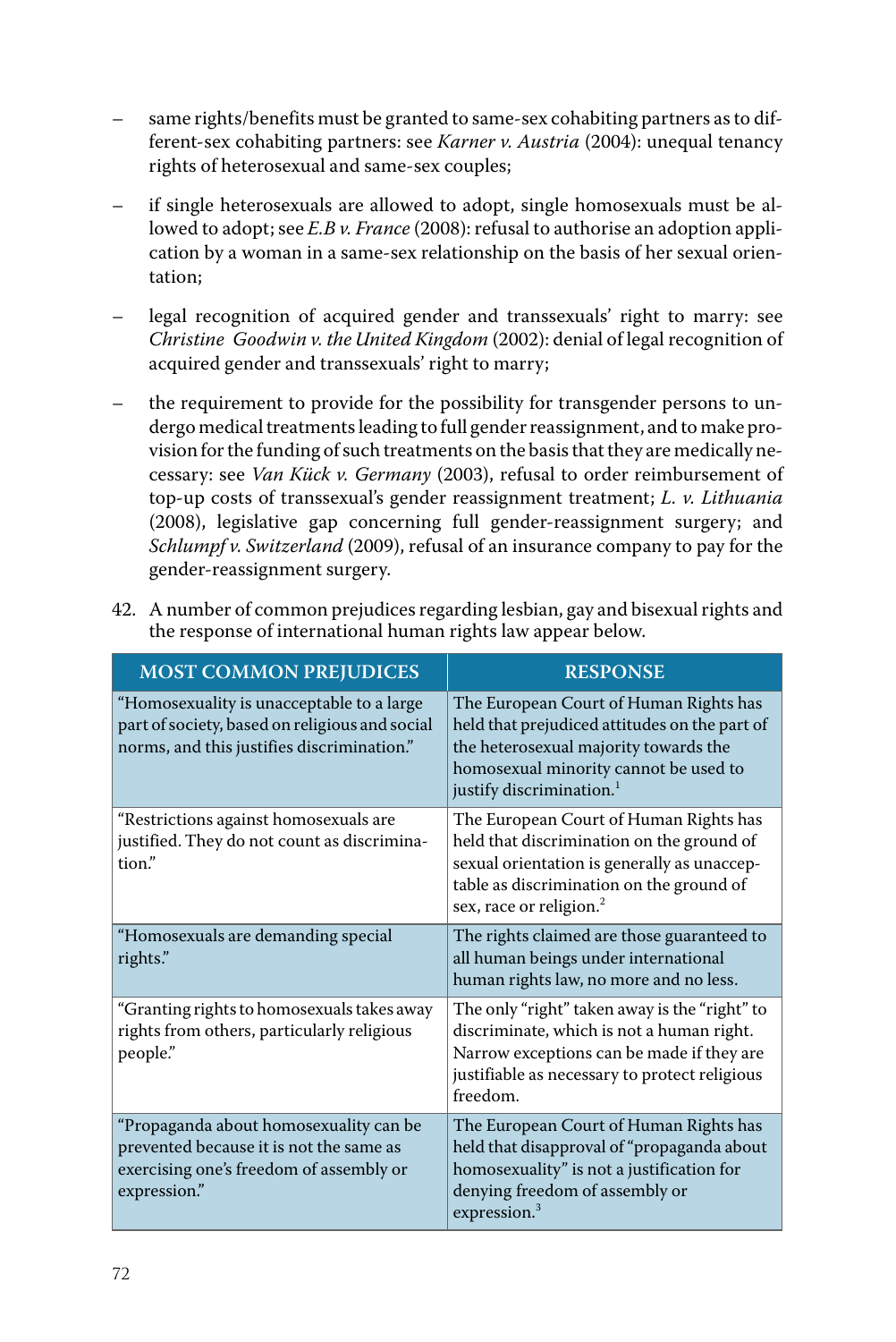- same rights/benefits must be granted to same-sex cohabiting partners as to different-sex cohabiting partners: see *Karner v. Austria* (2004): unequal tenancy rights of heterosexual and same-sex couples;
- if single heterosexuals are allowed to adopt, single homosexuals must be allowed to adopt; see *E.B v. France* (2008): refusal to authorise an adoption application by a woman in a same-sex relationship on the basis of her sexual orientation;
- legal recognition of acquired gender and transsexuals' right to marry: see *Christine Goodwin v. the United Kingdom* (2002): denial of legal recognition of acquired gender and transsexuals' right to marry;
- the requirement to provide for the possibility for transgender persons to undergo medical treatments leading to full gender reassignment, and to make provision for the funding of such treatments on the basis that they are medically necessary: see *Van Kück v. Germany* (2003), refusal to order reimbursement of top-up costs of transsexual's gender reassignment treatment; *L. v. Lithuania* (2008), legislative gap concerning full gender-reassignment surgery; and *Schlumpf v. Switzerland* (2009), refusal of an insurance company to pay for the gender-reassignment surgery.

42. A number of common prejudices regarding lesbian, gay and bisexual rights and the response of international human rights law appear below.

| MOST COMMON PREJUDICES | RESPONSE |
|---|---|
| "Homosexuality is unacceptable to a large part of society, based on religious and social norms, and this justifies discrimination." | The European Court of Human Rights has held that prejudiced attitudes on the part of the heterosexual majority towards the homosexual minority cannot be used to justify discrimination.[1] |
| "Restrictions against homosexuals are justified. They do not count as discrimination." | The European Court of Human Rights has held that discrimination on the ground of sexual orientation is generally as unacceptable as discrimination on the ground of sex, race or religion.[2] |
| "Homosexuals are demanding special rights." | The rights claimed are those guaranteed to all human beings under international human rights law, no more and no less. |
| "Granting rights to homosexuals takes away rights from others, particularly religious people." | The only "right" taken away is the "right" to discriminate, which is not a human right. Narrow exceptions can be made if they are justifiable as necessary to protect religious freedom. |
| "Propaganda about homosexuality can be prevented because it is not the same as exercising one's freedom of assembly or expression." | The European Court of Human Rights has held that disapproval of "propaganda about homosexuality" is not a justification for denying freedom of assembly or expression.[3] |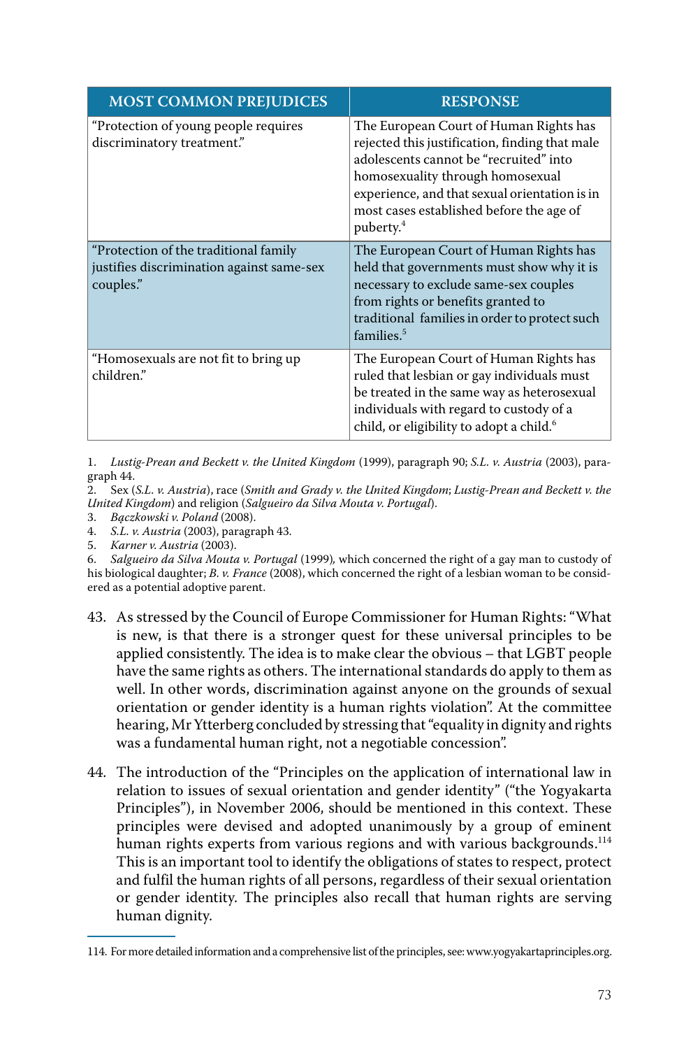| MOST COMMON PREJUDICES | RESPONSE |
| --- | --- |
| "Protection of young people requires discriminatory treatment." | The European Court of Human Rights has rejected this justification, finding that male adolescents cannot be "recruited" into homosexuality through homosexual experience, and that sexual orientation is in most cases established before the age of puberty.[4] |
| "Protection of the traditional family justifies discrimination against same-sex couples." | The European Court of Human Rights has held that governments must show why it is necessary to exclude same-sex couples from rights or benefits granted to traditional families in order to protect such families.[5] |
| "Homosexuals are not fit to bring up children." | The European Court of Human Rights has ruled that lesbian or gay individuals must be treated in the same way as heterosexual individuals with regard to custody of a child, or eligibility to adopt a child.[6] |

1. *Lustig-Prean and Beckett v. the United Kingdom* (1999), paragraph 90; *S.L. v. Austria* (2003), paragraph 44.
2. Sex (*S.L. v. Austria*), race (*Smith and Grady v. the United Kingdom*; *Lustig-Prean and Beckett v. the United Kingdom*) and religion (*Salgueiro da Silva Mouta v. Portugal*).
3. *Bączkowski v. Poland* (2008).
4. *S.L. v. Austria* (2003), paragraph 43.
5. *Karner v. Austria* (2003).
6. *Salgueiro da Silva Mouta v. Portugal* (1999), which concerned the right of a gay man to custody of his biological daughter; *B. v. France* (2008), which concerned the right of a lesbian woman to be considered as a potential adoptive parent.

43. As stressed by the Council of Europe Commissioner for Human Rights: "What is new, is that there is a stronger quest for these universal principles to be applied consistently. The idea is to make clear the obvious – that LGBT people have the same rights as others. The international standards do apply to them as well. In other words, discrimination against anyone on the grounds of sexual orientation or gender identity is a human rights violation". At the committee hearing, Mr Ytterberg concluded by stressing that "equality in dignity and rights was a fundamental human right, not a negotiable concession".

44. The introduction of the "Principles on the application of international law in relation to issues of sexual orientation and gender identity" ("the Yogyakarta Principles"), in November 2006, should be mentioned in this context. These principles were devised and adopted unanimously by a group of eminent human rights experts from various regions and with various backgrounds.[114] This is an important tool to identify the obligations of states to respect, protect and fulfil the human rights of all persons, regardless of their sexual orientation or gender identity. The principles also recall that human rights are serving human dignity.

114. For more detailed information and a comprehensive list of the principles, see: www.yogyakartaprinciples.org.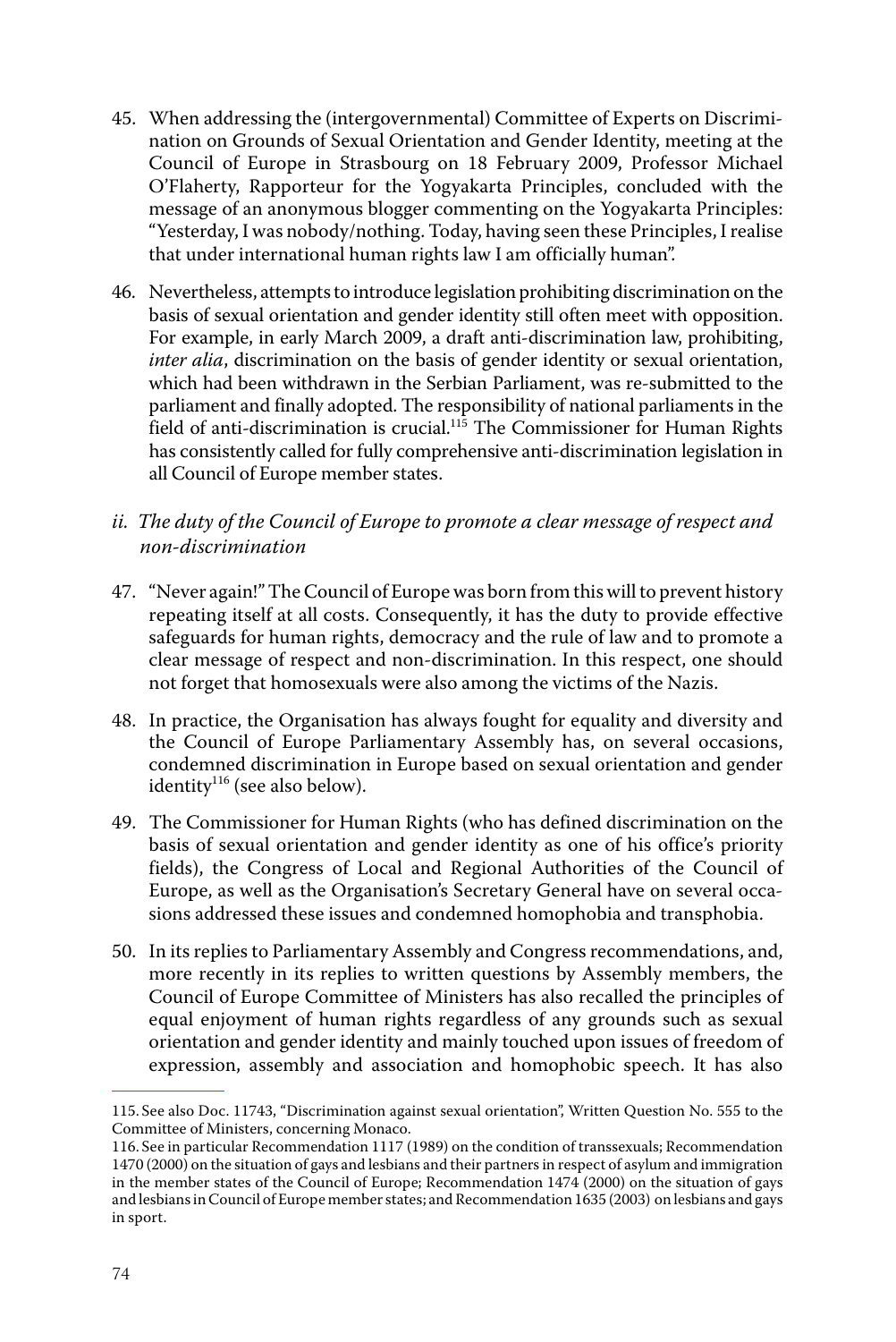45. When addressing the (intergovernmental) Committee of Experts on Discrimination on Grounds of Sexual Orientation and Gender Identity, meeting at the Council of Europe in Strasbourg on 18 February 2009, Professor Michael O'Flaherty, Rapporteur for the Yogyakarta Principles, concluded with the message of an anonymous blogger commenting on the Yogyakarta Principles: "Yesterday, I was nobody/nothing. Today, having seen these Principles, I realise that under international human rights law I am officially human".

46. Nevertheless, attempts to introduce legislation prohibiting discrimination on the basis of sexual orientation and gender identity still often meet with opposition. For example, in early March 2009, a draft anti-discrimination law, prohibiting, *inter alia*, discrimination on the basis of gender identity or sexual orientation, which had been withdrawn in the Serbian Parliament, was re-submitted to the parliament and finally adopted. The responsibility of national parliaments in the field of anti-discrimination is crucial.[115] The Commissioner for Human Rights has consistently called for fully comprehensive anti-discrimination legislation in all Council of Europe member states.

### *ii. The duty of the Council of Europe to promote a clear message of respect and non-discrimination*

47. "Never again!" The Council of Europe was born from this will to prevent history repeating itself at all costs. Consequently, it has the duty to provide effective safeguards for human rights, democracy and the rule of law and to promote a clear message of respect and non-discrimination. In this respect, one should not forget that homosexuals were also among the victims of the Nazis.

48. In practice, the Organisation has always fought for equality and diversity and the Council of Europe Parliamentary Assembly has, on several occasions, condemned discrimination in Europe based on sexual orientation and gender identity[116] (see also below).

49. The Commissioner for Human Rights (who has defined discrimination on the basis of sexual orientation and gender identity as one of his office's priority fields), the Congress of Local and Regional Authorities of the Council of Europe, as well as the Organisation's Secretary General have on several occasions addressed these issues and condemned homophobia and transphobia.

50. In its replies to Parliamentary Assembly and Congress recommendations, and, more recently in its replies to written questions by Assembly members, the Council of Europe Committee of Ministers has also recalled the principles of equal enjoyment of human rights regardless of any grounds such as sexual orientation and gender identity and mainly touched upon issues of freedom of expression, assembly and association and homophobic speech. It has also

---

115. See also Doc. 11743, "Discrimination against sexual orientation", Written Question No. 555 to the Committee of Ministers, concerning Monaco.

116. See in particular Recommendation 1117 (1989) on the condition of transsexuals; Recommendation 1470 (2000) on the situation of gays and lesbians and their partners in respect of asylum and immigration in the member states of the Council of Europe; Recommendation 1474 (2000) on the situation of gays and lesbians in Council of Europe member states; and Recommendation 1635 (2003) on lesbians and gays in sport.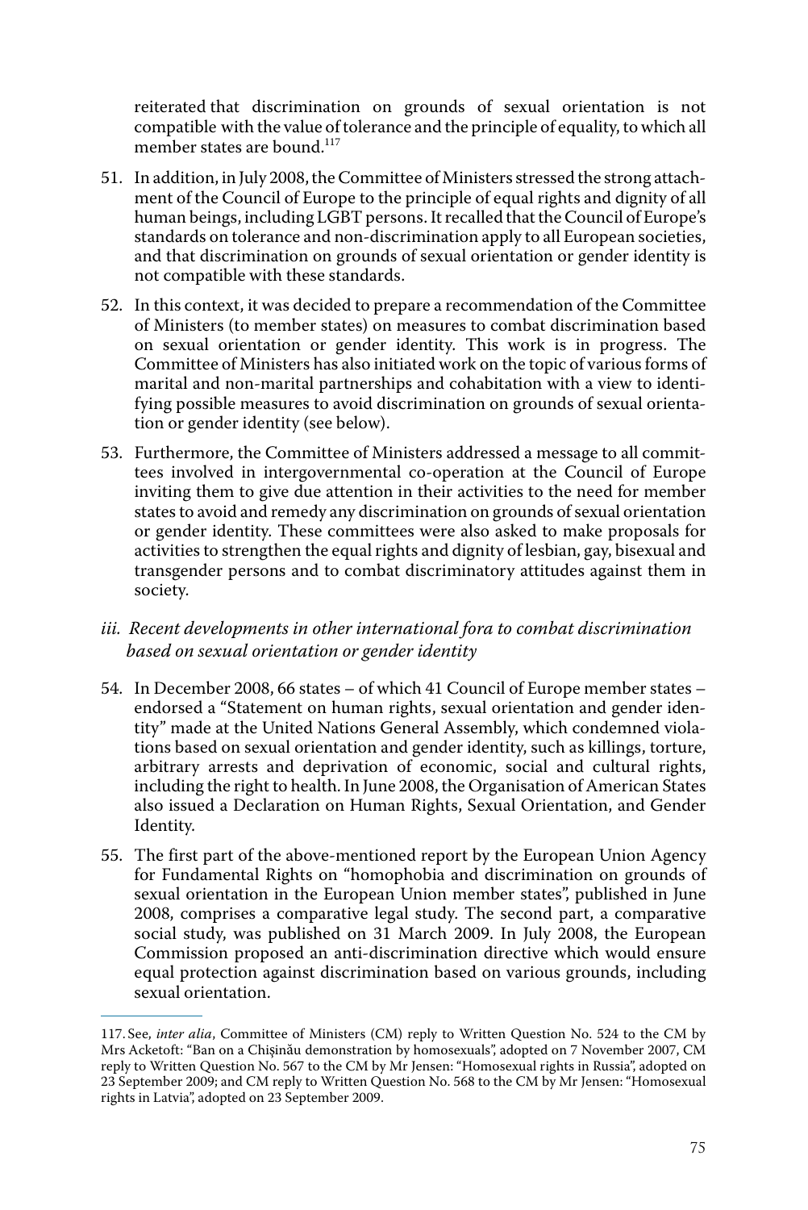reiterated that discrimination on grounds of sexual orientation is not compatible with the value of tolerance and the principle of equality, to which all member states are bound.[117]

51. In addition, in July 2008, the Committee of Ministers stressed the strong attachment of the Council of Europe to the principle of equal rights and dignity of all human beings, including LGBT persons. It recalled that the Council of Europe's standards on tolerance and non-discrimination apply to all European societies, and that discrimination on grounds of sexual orientation or gender identity is not compatible with these standards.

52. In this context, it was decided to prepare a recommendation of the Committee of Ministers (to member states) on measures to combat discrimination based on sexual orientation or gender identity. This work is in progress. The Committee of Ministers has also initiated work on the topic of various forms of marital and non-marital partnerships and cohabitation with a view to identifying possible measures to avoid discrimination on grounds of sexual orientation or gender identity (see below).

53. Furthermore, the Committee of Ministers addressed a message to all committees involved in intergovernmental co-operation at the Council of Europe inviting them to give due attention in their activities to the need for member states to avoid and remedy any discrimination on grounds of sexual orientation or gender identity. These committees were also asked to make proposals for activities to strengthen the equal rights and dignity of lesbian, gay, bisexual and transgender persons and to combat discriminatory attitudes against them in society.

### *iii. Recent developments in other international fora to combat discrimination based on sexual orientation or gender identity*

54. In December 2008, 66 states – of which 41 Council of Europe member states – endorsed a "Statement on human rights, sexual orientation and gender identity" made at the United Nations General Assembly, which condemned violations based on sexual orientation and gender identity, such as killings, torture, arbitrary arrests and deprivation of economic, social and cultural rights, including the right to health. In June 2008, the Organisation of American States also issued a Declaration on Human Rights, Sexual Orientation, and Gender Identity.

55. The first part of the above-mentioned report by the European Union Agency for Fundamental Rights on "homophobia and discrimination on grounds of sexual orientation in the European Union member states", published in June 2008, comprises a comparative legal study. The second part, a comparative social study, was published on 31 March 2009. In July 2008, the European Commission proposed an anti-discrimination directive which would ensure equal protection against discrimination based on various grounds, including sexual orientation.

---

117. See, *inter alia*, Committee of Ministers (CM) reply to Written Question No. 524 to the CM by Mrs Acketoft: "Ban on a Chişinău demonstration by homosexuals", adopted on 7 November 2007, CM reply to Written Question No. 567 to the CM by Mr Jensen: "Homosexual rights in Russia", adopted on 23 September 2009; and CM reply to Written Question No. 568 to the CM by Mr Jensen: "Homosexual rights in Latvia", adopted on 23 September 2009.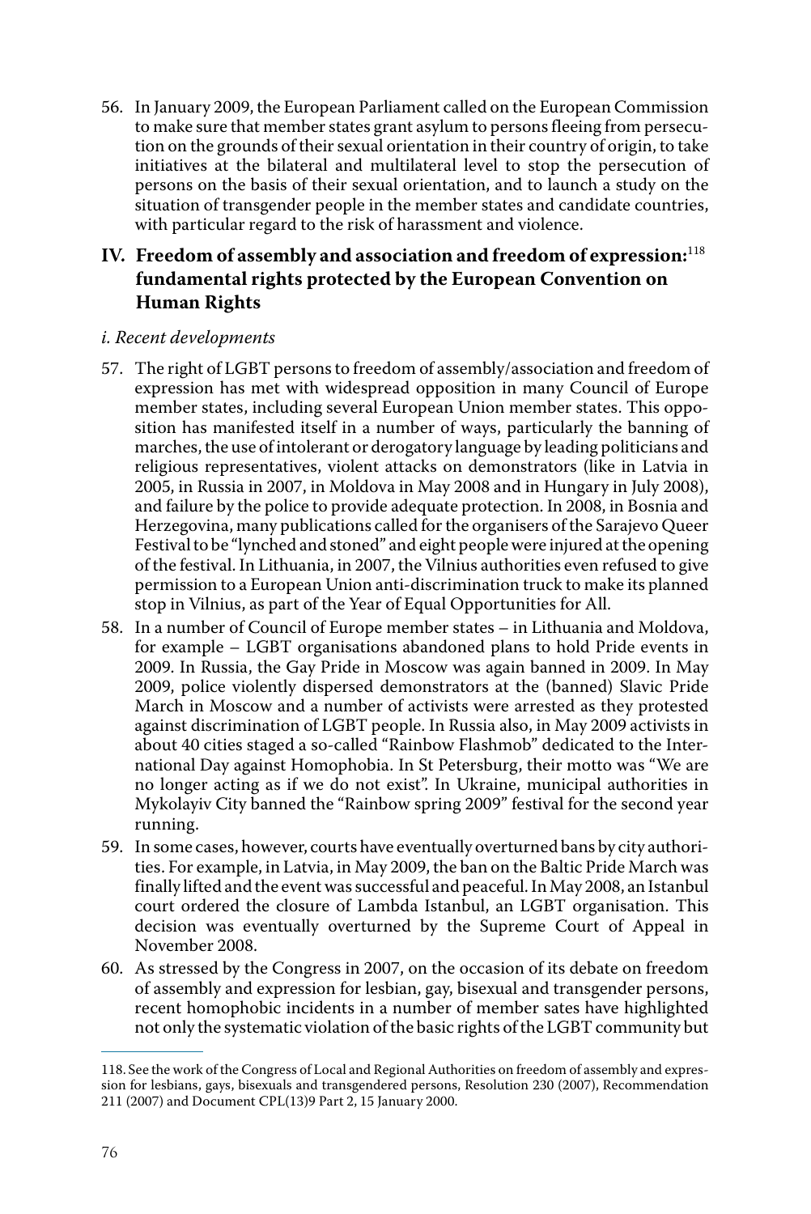56. In January 2009, the European Parliament called on the European Commission to make sure that member states grant asylum to persons fleeing from persecution on the grounds of their sexual orientation in their country of origin, to take initiatives at the bilateral and multilateral level to stop the persecution of persons on the basis of their sexual orientation, and to launch a study on the situation of transgender people in the member states and candidate countries, with particular regard to the risk of harassment and violence.

## IV. Freedom of assembly and association and freedom of expression:[118] fundamental rights protected by the European Convention on Human Rights

### *i. Recent developments*

57. The right of LGBT persons to freedom of assembly/association and freedom of expression has met with widespread opposition in many Council of Europe member states, including several European Union member states. This opposition has manifested itself in a number of ways, particularly the banning of marches, the use of intolerant or derogatory language by leading politicians and religious representatives, violent attacks on demonstrators (like in Latvia in 2005, in Russia in 2007, in Moldova in May 2008 and in Hungary in July 2008), and failure by the police to provide adequate protection. In 2008, in Bosnia and Herzegovina, many publications called for the organisers of the Sarajevo Queer Festival to be "lynched and stoned" and eight people were injured at the opening of the festival. In Lithuania, in 2007, the Vilnius authorities even refused to give permission to a European Union anti-discrimination truck to make its planned stop in Vilnius, as part of the Year of Equal Opportunities for All.

58. In a number of Council of Europe member states – in Lithuania and Moldova, for example – LGBT organisations abandoned plans to hold Pride events in 2009. In Russia, the Gay Pride in Moscow was again banned in 2009. In May 2009, police violently dispersed demonstrators at the (banned) Slavic Pride March in Moscow and a number of activists were arrested as they protested against discrimination of LGBT people. In Russia also, in May 2009 activists in about 40 cities staged a so-called "Rainbow Flashmob" dedicated to the International Day against Homophobia. In St Petersburg, their motto was "We are no longer acting as if we do not exist". In Ukraine, municipal authorities in Mykolayiv City banned the "Rainbow spring 2009" festival for the second year running.

59. In some cases, however, courts have eventually overturned bans by city authorities. For example, in Latvia, in May 2009, the ban on the Baltic Pride March was finally lifted and the event was successful and peaceful. In May 2008, an Istanbul court ordered the closure of Lambda Istanbul, an LGBT organisation. This decision was eventually overturned by the Supreme Court of Appeal in November 2008.

60. As stressed by the Congress in 2007, on the occasion of its debate on freedom of assembly and expression for lesbian, gay, bisexual and transgender persons, recent homophobic incidents in a number of member sates have highlighted not only the systematic violation of the basic rights of the LGBT community but

---

118. See the work of the Congress of Local and Regional Authorities on freedom of assembly and expression for lesbians, gays, bisexuals and transgendered persons, Resolution 230 (2007), Recommendation 211 (2007) and Document CPL(13)9 Part 2, 15 January 2000.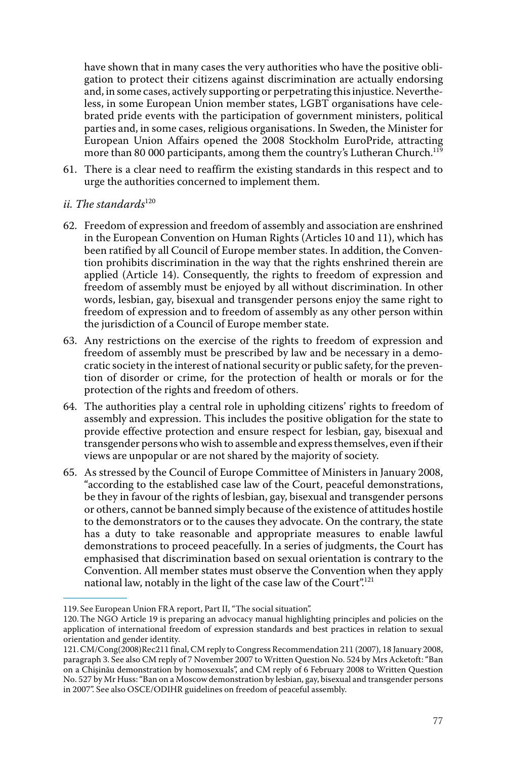have shown that in many cases the very authorities who have the positive obligation to protect their citizens against discrimination are actually endorsing and, in some cases, actively supporting or perpetrating this injustice. Nevertheless, in some European Union member states, LGBT organisations have celebrated pride events with the participation of government ministers, political parties and, in some cases, religious organisations. In Sweden, the Minister for European Union Affairs opened the 2008 Stockholm EuroPride, attracting more than 80 000 participants, among them the country's Lutheran Church.[119]

61. There is a clear need to reaffirm the existing standards in this respect and to urge the authorities concerned to implement them.

*ii. The standards*[120]

62. Freedom of expression and freedom of assembly and association are enshrined in the European Convention on Human Rights (Articles 10 and 11), which has been ratified by all Council of Europe member states. In addition, the Convention prohibits discrimination in the way that the rights enshrined therein are applied (Article 14). Consequently, the rights to freedom of expression and freedom of assembly must be enjoyed by all without discrimination. In other words, lesbian, gay, bisexual and transgender persons enjoy the same right to freedom of expression and to freedom of assembly as any other person within the jurisdiction of a Council of Europe member state.

63. Any restrictions on the exercise of the rights to freedom of expression and freedom of assembly must be prescribed by law and be necessary in a democratic society in the interest of national security or public safety, for the prevention of disorder or crime, for the protection of health or morals or for the protection of the rights and freedom of others.

64. The authorities play a central role in upholding citizens' rights to freedom of assembly and expression. This includes the positive obligation for the state to provide effective protection and ensure respect for lesbian, gay, bisexual and transgender persons who wish to assemble and express themselves, even if their views are unpopular or are not shared by the majority of society.

65. As stressed by the Council of Europe Committee of Ministers in January 2008, "according to the established case law of the Court, peaceful demonstrations, be they in favour of the rights of lesbian, gay, bisexual and transgender persons or others, cannot be banned simply because of the existence of attitudes hostile to the demonstrators or to the causes they advocate. On the contrary, the state has a duty to take reasonable and appropriate measures to enable lawful demonstrations to proceed peacefully. In a series of judgments, the Court has emphasised that discrimination based on sexual orientation is contrary to the Convention. All member states must observe the Convention when they apply national law, notably in the light of the case law of the Court".[121]

---

119. See European Union FRA report, Part II, "The social situation".

120. The NGO Article 19 is preparing an advocacy manual highlighting principles and policies on the application of international freedom of expression standards and best practices in relation to sexual orientation and gender identity.

121. CM/Cong(2008)Rec211 final, CM reply to Congress Recommendation 211 (2007), 18 January 2008, paragraph 3. See also CM reply of 7 November 2007 to Written Question No. 524 by Mrs Acketoft: "Ban on a Chişinău demonstration by homosexuals", and CM reply of 6 February 2008 to Written Question No. 527 by Mr Huss: "Ban on a Moscow demonstration by lesbian, gay, bisexual and transgender persons in 2007". See also OSCE/ODIHR guidelines on freedom of peaceful assembly.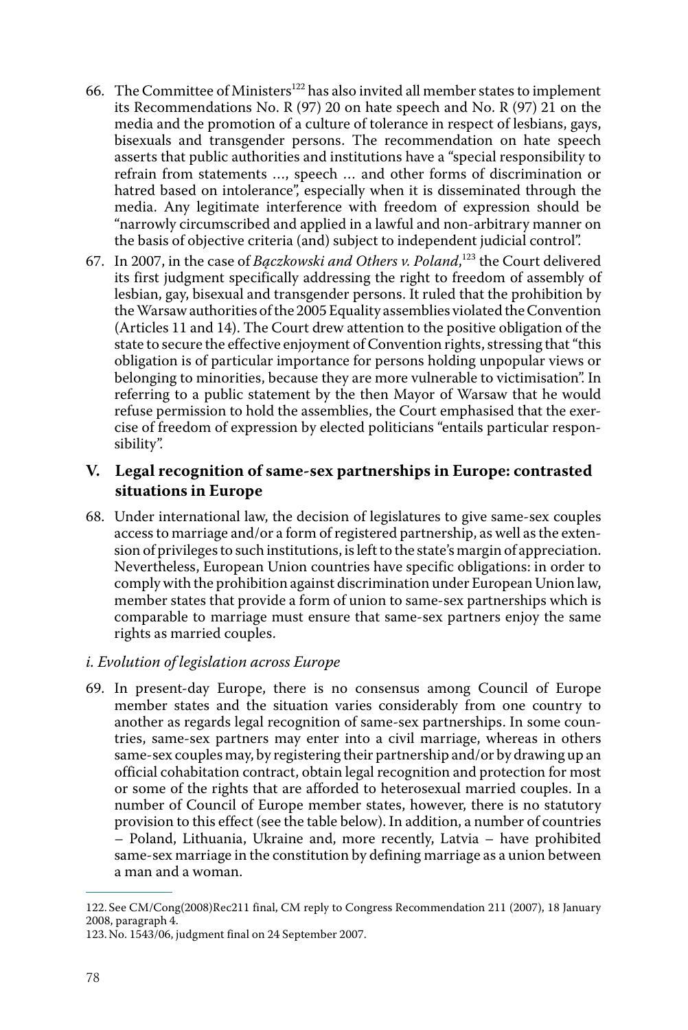66. The Committee of Ministers[122] has also invited all member states to implement its Recommendations No. R (97) 20 on hate speech and No. R (97) 21 on the media and the promotion of a culture of tolerance in respect of lesbians, gays, bisexuals and transgender persons. The recommendation on hate speech asserts that public authorities and institutions have a "special responsibility to refrain from statements …, speech … and other forms of discrimination or hatred based on intolerance", especially when it is disseminated through the media. Any legitimate interference with freedom of expression should be "narrowly circumscribed and applied in a lawful and non-arbitrary manner on the basis of objective criteria (and) subject to independent judicial control".

67. In 2007, in the case of *Bączkowski and Others v. Poland*,[123] the Court delivered its first judgment specifically addressing the right to freedom of assembly of lesbian, gay, bisexual and transgender persons. It ruled that the prohibition by the Warsaw authorities of the 2005 Equality assemblies violated the Convention (Articles 11 and 14). The Court drew attention to the positive obligation of the state to secure the effective enjoyment of Convention rights, stressing that "this obligation is of particular importance for persons holding unpopular views or belonging to minorities, because they are more vulnerable to victimisation". In referring to a public statement by the then Mayor of Warsaw that he would refuse permission to hold the assemblies, the Court emphasised that the exercise of freedom of expression by elected politicians "entails particular responsibility".

## V. Legal recognition of same-sex partnerships in Europe: contrasted situations in Europe

68. Under international law, the decision of legislatures to give same-sex couples access to marriage and/or a form of registered partnership, as well as the extension of privileges to such institutions, is left to the state's margin of appreciation. Nevertheless, European Union countries have specific obligations: in order to comply with the prohibition against discrimination under European Union law, member states that provide a form of union to same-sex partnerships which is comparable to marriage must ensure that same-sex partners enjoy the same rights as married couples.

### *i. Evolution of legislation across Europe*

69. In present-day Europe, there is no consensus among Council of Europe member states and the situation varies considerably from one country to another as regards legal recognition of same-sex partnerships. In some countries, same-sex partners may enter into a civil marriage, whereas in others same-sex couples may, by registering their partnership and/or by drawing up an official cohabitation contract, obtain legal recognition and protection for most or some of the rights that are afforded to heterosexual married couples. In a number of Council of Europe member states, however, there is no statutory provision to this effect (see the table below). In addition, a number of countries – Poland, Lithuania, Ukraine and, more recently, Latvia – have prohibited same-sex marriage in the constitution by defining marriage as a union between a man and a woman.

---

122. See CM/Cong(2008)Rec211 final, CM reply to Congress Recommendation 211 (2007), 18 January 2008, paragraph 4.

123. No. 1543/06, judgment final on 24 September 2007.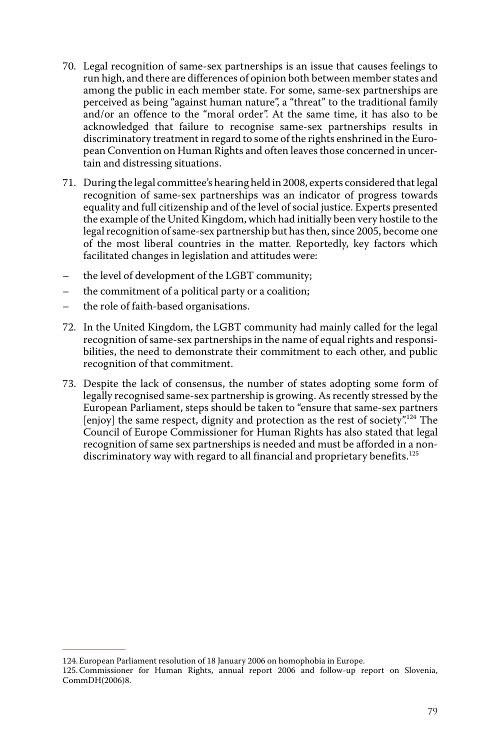70. Legal recognition of same-sex partnerships is an issue that causes feelings to run high, and there are differences of opinion both between member states and among the public in each member state. For some, same-sex partnerships are perceived as being "against human nature", a "threat" to the traditional family and/or an offence to the "moral order". At the same time, it has also to be acknowledged that failure to recognise same-sex partnerships results in discriminatory treatment in regard to some of the rights enshrined in the European Convention on Human Rights and often leaves those concerned in uncertain and distressing situations.

71. During the legal committee's hearing held in 2008, experts considered that legal recognition of same-sex partnerships was an indicator of progress towards equality and full citizenship and of the level of social justice. Experts presented the example of the United Kingdom, which had initially been very hostile to the legal recognition of same-sex partnership but has then, since 2005, become one of the most liberal countries in the matter. Reportedly, key factors which facilitated changes in legislation and attitudes were:

– the level of development of the LGBT community;
– the commitment of a political party or a coalition;
– the role of faith-based organisations.

72. In the United Kingdom, the LGBT community had mainly called for the legal recognition of same-sex partnerships in the name of equal rights and responsibilities, the need to demonstrate their commitment to each other, and public recognition of that commitment.

73. Despite the lack of consensus, the number of states adopting some form of legally recognised same-sex partnership is growing. As recently stressed by the European Parliament, steps should be taken to "ensure that same-sex partners [enjoy] the same respect, dignity and protection as the rest of society".[124] The Council of Europe Commissioner for Human Rights has also stated that legal recognition of same sex partnerships is needed and must be afforded in a non-discriminatory way with regard to all financial and proprietary benefits.[125]

---

124. European Parliament resolution of 18 January 2006 on homophobia in Europe.

125. Commissioner for Human Rights, annual report 2006 and follow-up report on Slovenia, CommDH(2006)8.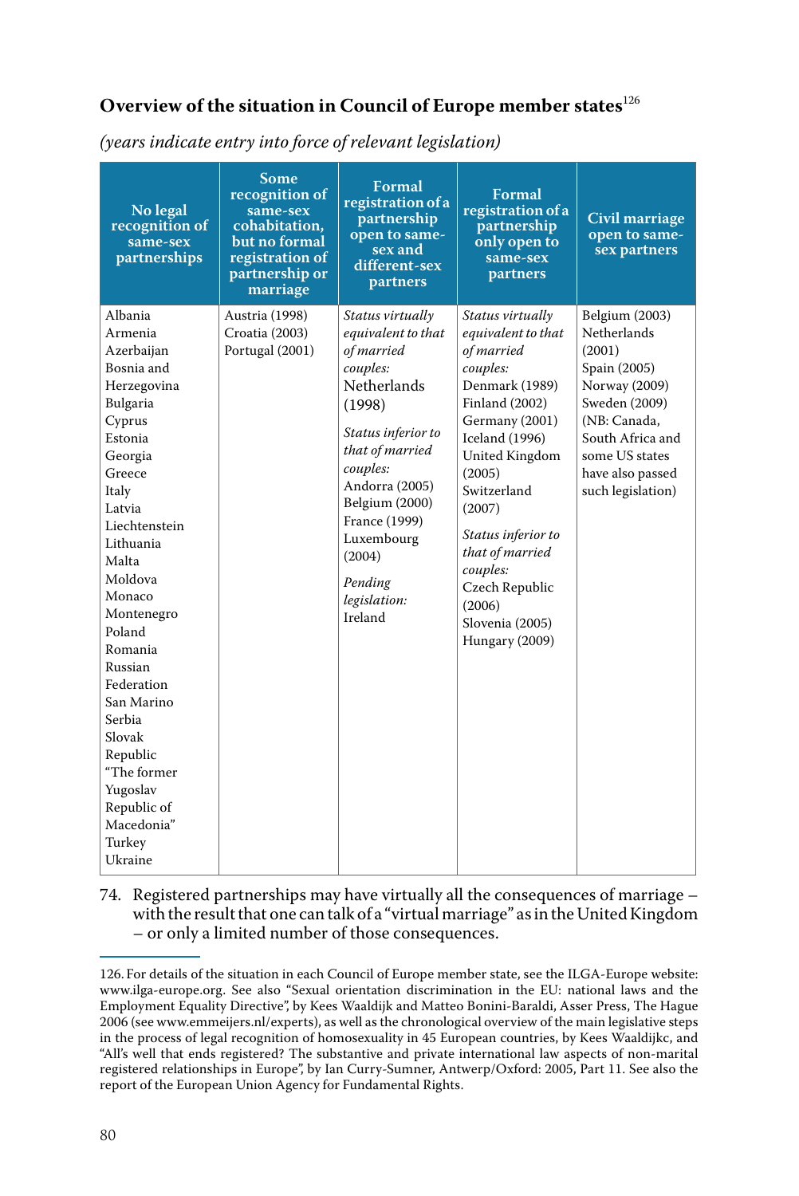### Overview of the situation in Council of Europe member states[126]

*(years indicate entry into force of relevant legislation)*

| No legal recognition of same-sex partnerships | Some recognition of same-sex cohabitation, but no formal registration of partnership or marriage | Formal registration of a partnership open to same-sex and different-sex partners | Formal registration of a partnership only open to same-sex partners | Civil marriage open to same-sex partners |
|---|---|---|---|---|
| Albania<br>Armenia<br>Azerbaijan<br>Bosnia and Herzegovina<br>Bulgaria<br>Cyprus<br>Estonia<br>Georgia<br>Greece<br>Italy<br>Latvia<br>Liechtenstein<br>Lithuania<br>Malta<br>Moldova<br>Monaco<br>Montenegro<br>Poland<br>Romania<br>Russian Federation<br>San Marino<br>Serbia<br>Slovak Republic<br>"The former Yugoslav Republic of Macedonia"<br>Turkey<br>Ukraine | Austria (1998)<br>Croatia (2003)<br>Portugal (2001) | *Status virtually equivalent to that of married couples:*<br>Netherlands (1998)<br><br>*Status inferior to that of married couples:*<br>Andorra (2005)<br>Belgium (2000)<br>France (1999)<br>Luxembourg (2004)<br><br>*Pending legislation:*<br>Ireland | *Status virtually equivalent to that of married couples:*<br>Denmark (1989)<br>Finland (2002)<br>Germany (2001)<br>Iceland (1996)<br>United Kingdom (2005)<br>Switzerland (2007)<br><br>*Status inferior to that of married couples:*<br>Czech Republic (2006)<br>Slovenia (2005)<br>Hungary (2009) | Belgium (2003)<br>Netherlands (2001)<br>Spain (2005)<br>Norway (2009)<br>Sweden (2009)<br>(NB: Canada, South Africa and some US states have also passed such legislation) |

74. Registered partnerships may have virtually all the consequences of marriage – with the result that one can talk of a "virtual marriage" as in the United Kingdom – or only a limited number of those consequences.

---

126. For details of the situation in each Council of Europe member state, see the ILGA-Europe website: www.ilga-europe.org. See also "Sexual orientation discrimination in the EU: national laws and the Employment Equality Directive", by Kees Waaldijk and Matteo Bonini-Baraldi, Asser Press, The Hague 2006 (see www.emmeijers.nl/experts), as well as the chronological overview of the main legislative steps in the process of legal recognition of homosexuality in 45 European countries, by Kees Waaldijkc, and "All's well that ends registered? The substantive and private international law aspects of non-marital registered relationships in Europe", by Ian Curry-Sumner, Antwerp/Oxford: 2005, Part 11. See also the report of the European Union Agency for Fundamental Rights.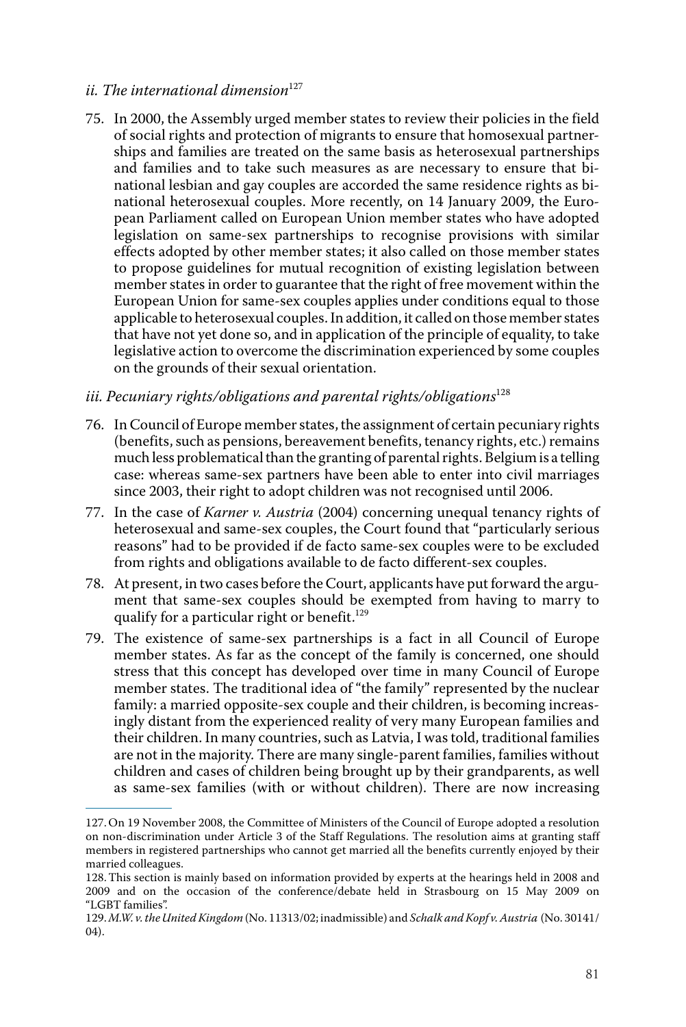*ii. The international dimension*[127]

75. In 2000, the Assembly urged member states to review their policies in the field of social rights and protection of migrants to ensure that homosexual partnerships and families are treated on the same basis as heterosexual partnerships and families and to take such measures as are necessary to ensure that bi-national lesbian and gay couples are accorded the same residence rights as bi-national heterosexual couples. More recently, on 14 January 2009, the European Parliament called on European Union member states who have adopted legislation on same-sex partnerships to recognise provisions with similar effects adopted by other member states; it also called on those member states to propose guidelines for mutual recognition of existing legislation between member states in order to guarantee that the right of free movement within the European Union for same-sex couples applies under conditions equal to those applicable to heterosexual couples. In addition, it called on those member states that have not yet done so, and in application of the principle of equality, to take legislative action to overcome the discrimination experienced by some couples on the grounds of their sexual orientation.

*iii. Pecuniary rights/obligations and parental rights/obligations*[128]

76. In Council of Europe member states, the assignment of certain pecuniary rights (benefits, such as pensions, bereavement benefits, tenancy rights, etc.) remains much less problematical than the granting of parental rights. Belgium is a telling case: whereas same-sex partners have been able to enter into civil marriages since 2003, their right to adopt children was not recognised until 2006.

77. In the case of *Karner v. Austria* (2004) concerning unequal tenancy rights of heterosexual and same-sex couples, the Court found that "particularly serious reasons" had to be provided if de facto same-sex couples were to be excluded from rights and obligations available to de facto different-sex couples.

78. At present, in two cases before the Court, applicants have put forward the argument that same-sex couples should be exempted from having to marry to qualify for a particular right or benefit.[129]

79. The existence of same-sex partnerships is a fact in all Council of Europe member states. As far as the concept of the family is concerned, one should stress that this concept has developed over time in many Council of Europe member states. The traditional idea of "the family" represented by the nuclear family: a married opposite-sex couple and their children, is becoming increasingly distant from the experienced reality of very many European families and their children. In many countries, such as Latvia, I was told, traditional families are not in the majority. There are many single-parent families, families without children and cases of children being brought up by their grandparents, as well as same-sex families (with or without children). There are now increasing

---

127. On 19 November 2008, the Committee of Ministers of the Council of Europe adopted a resolution on non-discrimination under Article 3 of the Staff Regulations. The resolution aims at granting staff members in registered partnerships who cannot get married all the benefits currently enjoyed by their married colleagues.

128. This section is mainly based on information provided by experts at the hearings held in 2008 and 2009 and on the occasion of the conference/debate held in Strasbourg on 15 May 2009 on "LGBT families".

129. *M.W. v. the United Kingdom* (No. 11313/02; inadmissible) and *Schalk and Kopf v. Austria* (No. 30141/04).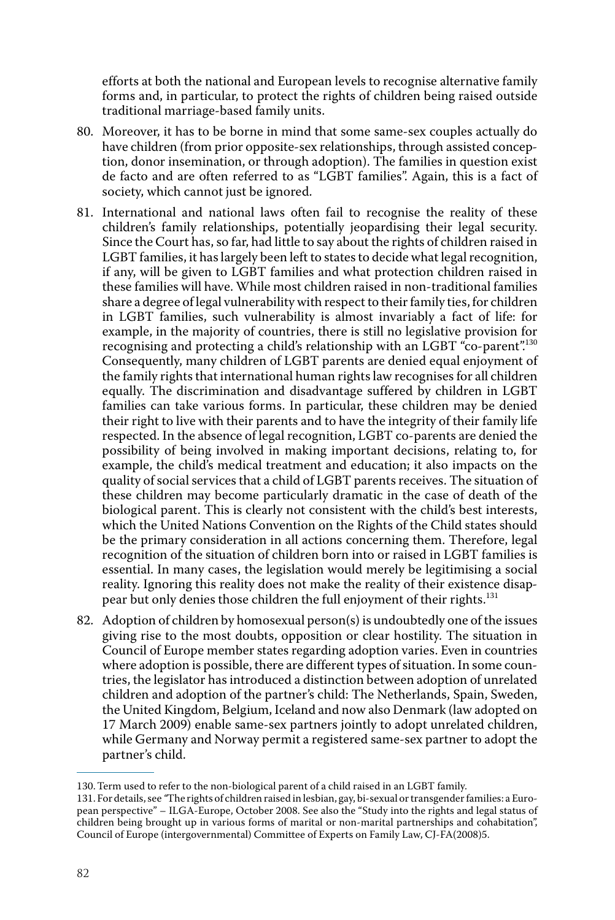efforts at both the national and European levels to recognise alternative family forms and, in particular, to protect the rights of children being raised outside traditional marriage-based family units.

80. Moreover, it has to be borne in mind that some same-sex couples actually do have children (from prior opposite-sex relationships, through assisted conception, donor insemination, or through adoption). The families in question exist de facto and are often referred to as "LGBT families". Again, this is a fact of society, which cannot just be ignored.

81. International and national laws often fail to recognise the reality of these children's family relationships, potentially jeopardising their legal security. Since the Court has, so far, had little to say about the rights of children raised in LGBT families, it has largely been left to states to decide what legal recognition, if any, will be given to LGBT families and what protection children raised in these families will have. While most children raised in non-traditional families share a degree of legal vulnerability with respect to their family ties, for children in LGBT families, such vulnerability is almost invariably a fact of life: for example, in the majority of countries, there is still no legislative provision for recognising and protecting a child's relationship with an LGBT "co-parent".[130] Consequently, many children of LGBT parents are denied equal enjoyment of the family rights that international human rights law recognises for all children equally. The discrimination and disadvantage suffered by children in LGBT families can take various forms. In particular, these children may be denied their right to live with their parents and to have the integrity of their family life respected. In the absence of legal recognition, LGBT co-parents are denied the possibility of being involved in making important decisions, relating to, for example, the child's medical treatment and education; it also impacts on the quality of social services that a child of LGBT parents receives. The situation of these children may become particularly dramatic in the case of death of the biological parent. This is clearly not consistent with the child's best interests, which the United Nations Convention on the Rights of the Child states should be the primary consideration in all actions concerning them. Therefore, legal recognition of the situation of children born into or raised in LGBT families is essential. In many cases, the legislation would merely be legitimising a social reality. Ignoring this reality does not make the reality of their existence disappear but only denies those children the full enjoyment of their rights.[131]

82. Adoption of children by homosexual person(s) is undoubtedly one of the issues giving rise to the most doubts, opposition or clear hostility. The situation in Council of Europe member states regarding adoption varies. Even in countries where adoption is possible, there are different types of situation. In some countries, the legislator has introduced a distinction between adoption of unrelated children and adoption of the partner's child: The Netherlands, Spain, Sweden, the United Kingdom, Belgium, Iceland and now also Denmark (law adopted on 17 March 2009) enable same-sex partners jointly to adopt unrelated children, while Germany and Norway permit a registered same-sex partner to adopt the partner's child.

---

130. Term used to refer to the non-biological parent of a child raised in an LGBT family.

131. For details, see "The rights of children raised in lesbian, gay, bi-sexual or transgender families: a European perspective" – ILGA-Europe, October 2008. See also the "Study into the rights and legal status of children being brought up in various forms of marital or non-marital partnerships and cohabitation", Council of Europe (intergovernmental) Committee of Experts on Family Law, CJ-FA(2008)5.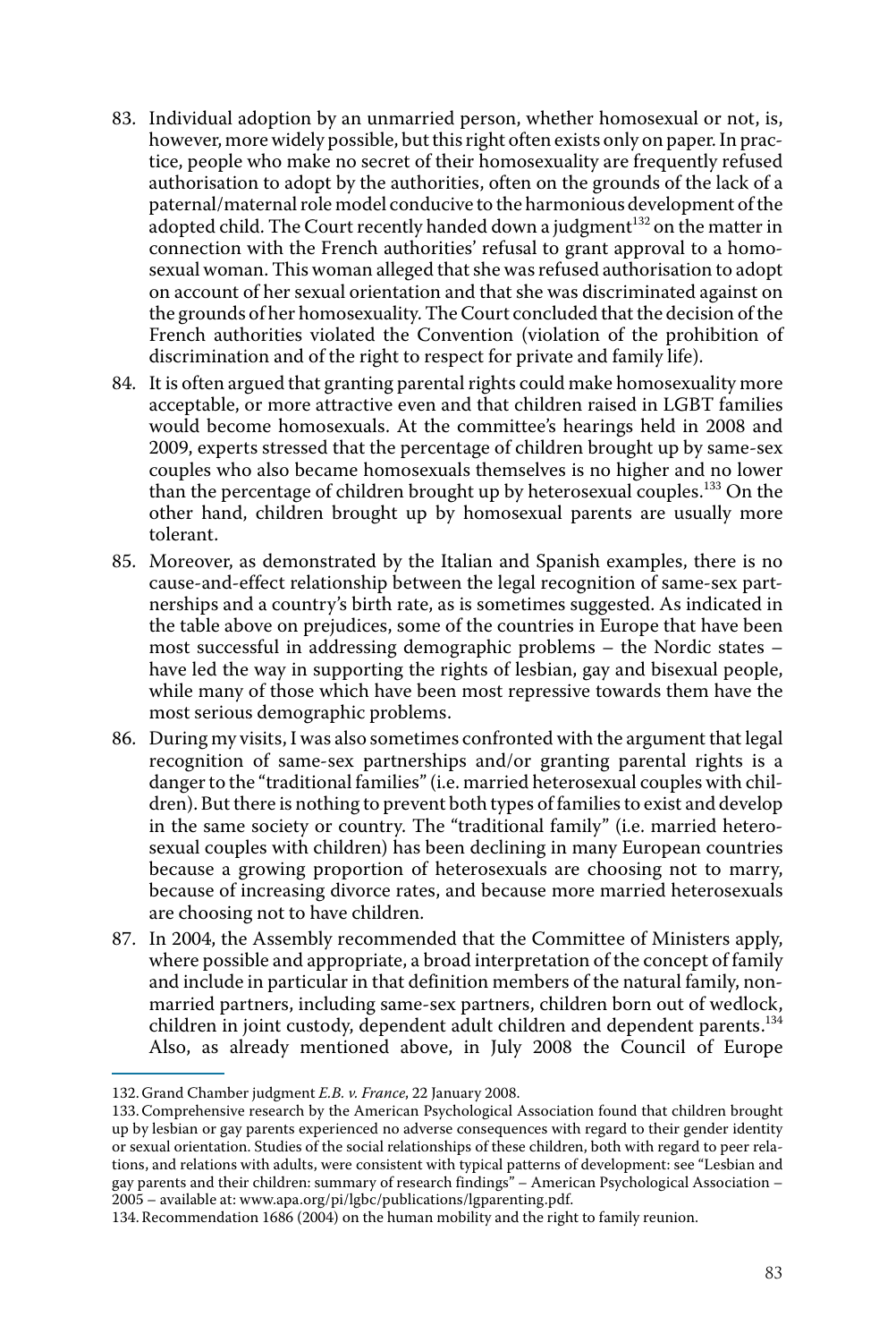83. Individual adoption by an unmarried person, whether homosexual or not, is, however, more widely possible, but this right often exists only on paper. In practice, people who make no secret of their homosexuality are frequently refused authorisation to adopt by the authorities, often on the grounds of the lack of a paternal/maternal role model conducive to the harmonious development of the adopted child. The Court recently handed down a judgment[132] on the matter in connection with the French authorities' refusal to grant approval to a homosexual woman. This woman alleged that she was refused authorisation to adopt on account of her sexual orientation and that she was discriminated against on the grounds of her homosexuality. The Court concluded that the decision of the French authorities violated the Convention (violation of the prohibition of discrimination and of the right to respect for private and family life).

84. It is often argued that granting parental rights could make homosexuality more acceptable, or more attractive even and that children raised in LGBT families would become homosexuals. At the committee's hearings held in 2008 and 2009, experts stressed that the percentage of children brought up by same-sex couples who also became homosexuals themselves is no higher and no lower than the percentage of children brought up by heterosexual couples.[133] On the other hand, children brought up by homosexual parents are usually more tolerant.

85. Moreover, as demonstrated by the Italian and Spanish examples, there is no cause-and-effect relationship between the legal recognition of same-sex partnerships and a country's birth rate, as is sometimes suggested. As indicated in the table above on prejudices, some of the countries in Europe that have been most successful in addressing demographic problems – the Nordic states – have led the way in supporting the rights of lesbian, gay and bisexual people, while many of those which have been most repressive towards them have the most serious demographic problems.

86. During my visits, I was also sometimes confronted with the argument that legal recognition of same-sex partnerships and/or granting parental rights is a danger to the "traditional families" (i.e. married heterosexual couples with children). But there is nothing to prevent both types of families to exist and develop in the same society or country. The "traditional family" (i.e. married heterosexual couples with children) has been declining in many European countries because a growing proportion of heterosexuals are choosing not to marry, because of increasing divorce rates, and because more married heterosexuals are choosing not to have children.

87. In 2004, the Assembly recommended that the Committee of Ministers apply, where possible and appropriate, a broad interpretation of the concept of family and include in particular in that definition members of the natural family, non-married partners, including same-sex partners, children born out of wedlock, children in joint custody, dependent adult children and dependent parents.[134] Also, as already mentioned above, in July 2008 the Council of Europe

---

132. Grand Chamber judgment *E.B. v. France*, 22 January 2008.

133. Comprehensive research by the American Psychological Association found that children brought up by lesbian or gay parents experienced no adverse consequences with regard to their gender identity or sexual orientation. Studies of the social relationships of these children, both with regard to peer relations, and relations with adults, were consistent with typical patterns of development: see "Lesbian and gay parents and their children: summary of research findings" – American Psychological Association – 2005 – available at: www.apa.org/pi/lgbc/publications/lgparenting.pdf.

134. Recommendation 1686 (2004) on the human mobility and the right to family reunion.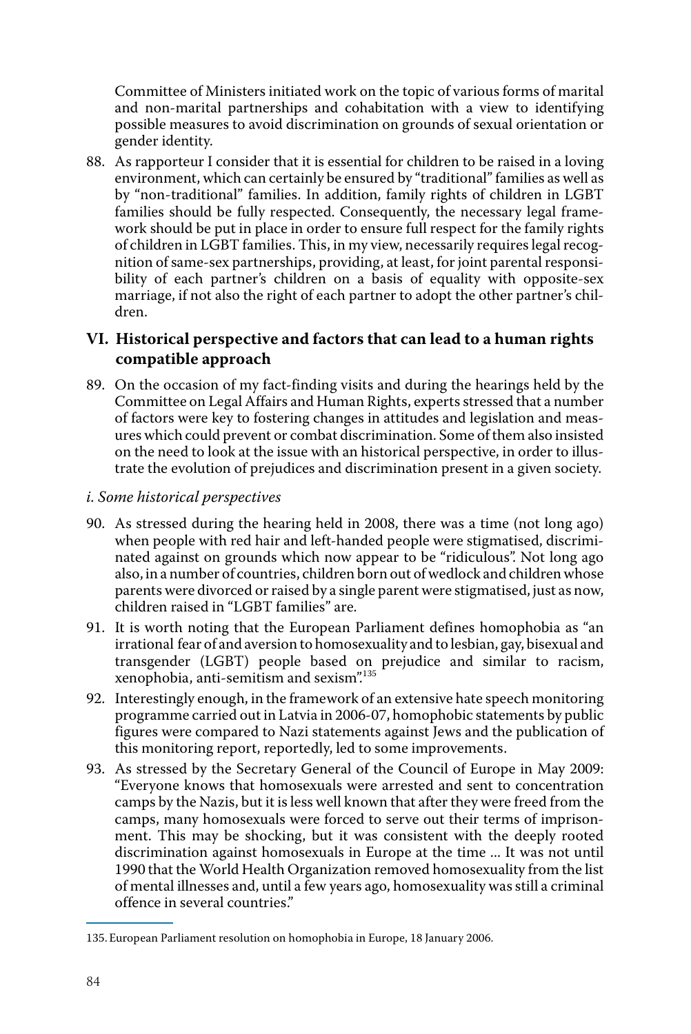Committee of Ministers initiated work on the topic of various forms of marital and non-marital partnerships and cohabitation with a view to identifying possible measures to avoid discrimination on grounds of sexual orientation or gender identity.

88. As rapporteur I consider that it is essential for children to be raised in a loving environment, which can certainly be ensured by "traditional" families as well as by "non-traditional" families. In addition, family rights of children in LGBT families should be fully respected. Consequently, the necessary legal framework should be put in place in order to ensure full respect for the family rights of children in LGBT families. This, in my view, necessarily requires legal recognition of same-sex partnerships, providing, at least, for joint parental responsibility of each partner's children on a basis of equality with opposite-sex marriage, if not also the right of each partner to adopt the other partner's children.

## VI. Historical perspective and factors that can lead to a human rights compatible approach

89. On the occasion of my fact-finding visits and during the hearings held by the Committee on Legal Affairs and Human Rights, experts stressed that a number of factors were key to fostering changes in attitudes and legislation and measures which could prevent or combat discrimination. Some of them also insisted on the need to look at the issue with an historical perspective, in order to illustrate the evolution of prejudices and discrimination present in a given society.

### *i. Some historical perspectives*

90. As stressed during the hearing held in 2008, there was a time (not long ago) when people with red hair and left-handed people were stigmatised, discriminated against on grounds which now appear to be "ridiculous". Not long ago also, in a number of countries, children born out of wedlock and children whose parents were divorced or raised by a single parent were stigmatised, just as now, children raised in "LGBT families" are.

91. It is worth noting that the European Parliament defines homophobia as "an irrational fear of and aversion to homosexuality and to lesbian, gay, bisexual and transgender (LGBT) people based on prejudice and similar to racism, xenophobia, anti-semitism and sexism".[135]

92. Interestingly enough, in the framework of an extensive hate speech monitoring programme carried out in Latvia in 2006-07, homophobic statements by public figures were compared to Nazi statements against Jews and the publication of this monitoring report, reportedly, led to some improvements.

93. As stressed by the Secretary General of the Council of Europe in May 2009: "Everyone knows that homosexuals were arrested and sent to concentration camps by the Nazis, but it is less well known that after they were freed from the camps, many homosexuals were forced to serve out their terms of imprisonment. This may be shocking, but it was consistent with the deeply rooted discrimination against homosexuals in Europe at the time ... It was not until 1990 that the World Health Organization removed homosexuality from the list of mental illnesses and, until a few years ago, homosexuality was still a criminal offence in several countries."

---

135. European Parliament resolution on homophobia in Europe, 18 January 2006.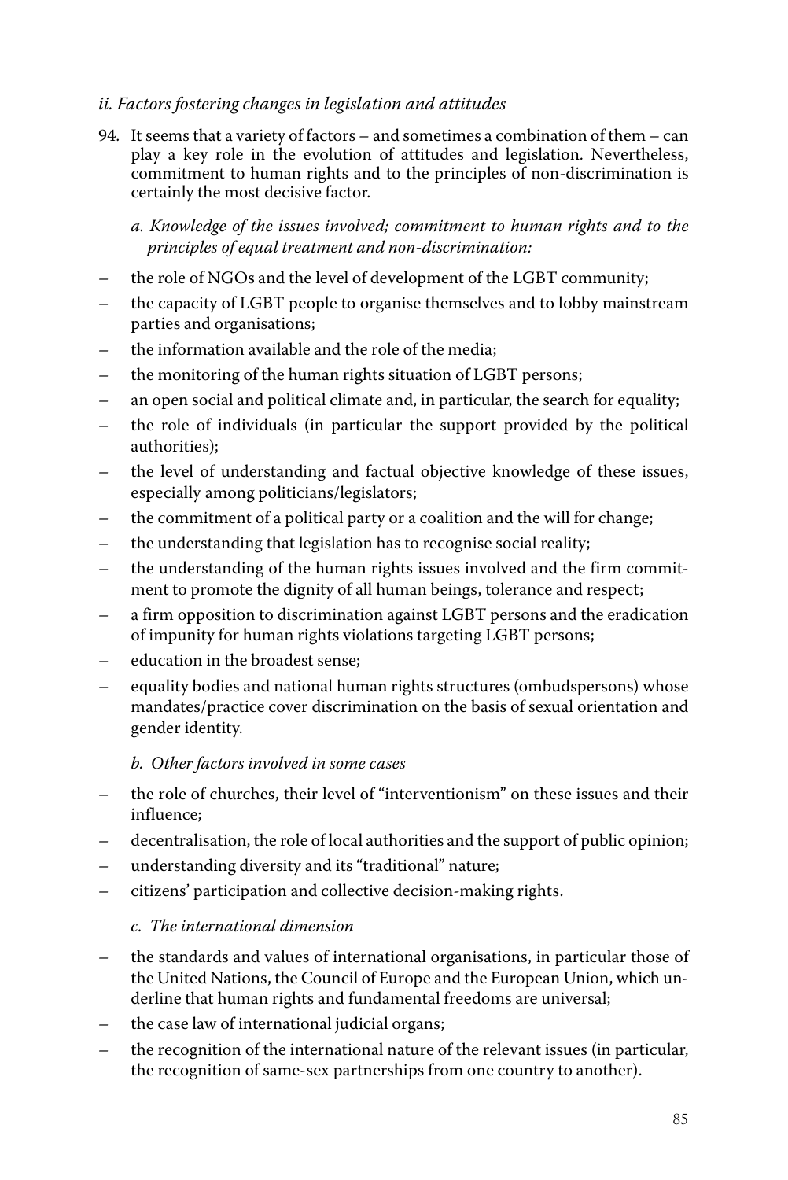### *ii. Factors fostering changes in legislation and attitudes*

94. It seems that a variety of factors – and sometimes a combination of them – can play a key role in the evolution of attitudes and legislation. Nevertheless, commitment to human rights and to the principles of non-discrimination is certainly the most decisive factor.

*a. Knowledge of the issues involved; commitment to human rights and to the principles of equal treatment and non-discrimination:*

- the role of NGOs and the level of development of the LGBT community;
- the capacity of LGBT people to organise themselves and to lobby mainstream parties and organisations;
- the information available and the role of the media;
- the monitoring of the human rights situation of LGBT persons;
- an open social and political climate and, in particular, the search for equality;
- the role of individuals (in particular the support provided by the political authorities);
- the level of understanding and factual objective knowledge of these issues, especially among politicians/legislators;
- the commitment of a political party or a coalition and the will for change;
- the understanding that legislation has to recognise social reality;
- the understanding of the human rights issues involved and the firm commitment to promote the dignity of all human beings, tolerance and respect;
- a firm opposition to discrimination against LGBT persons and the eradication of impunity for human rights violations targeting LGBT persons;
- education in the broadest sense;
- equality bodies and national human rights structures (ombudspersons) whose mandates/practice cover discrimination on the basis of sexual orientation and gender identity.

*b. Other factors involved in some cases*

- the role of churches, their level of "interventionism" on these issues and their influence;
- decentralisation, the role of local authorities and the support of public opinion;
- understanding diversity and its "traditional" nature;
- citizens' participation and collective decision-making rights.

*c. The international dimension*

- the standards and values of international organisations, in particular those of the United Nations, the Council of Europe and the European Union, which underline that human rights and fundamental freedoms are universal;
- the case law of international judicial organs;
- the recognition of the international nature of the relevant issues (in particular, the recognition of same-sex partnerships from one country to another).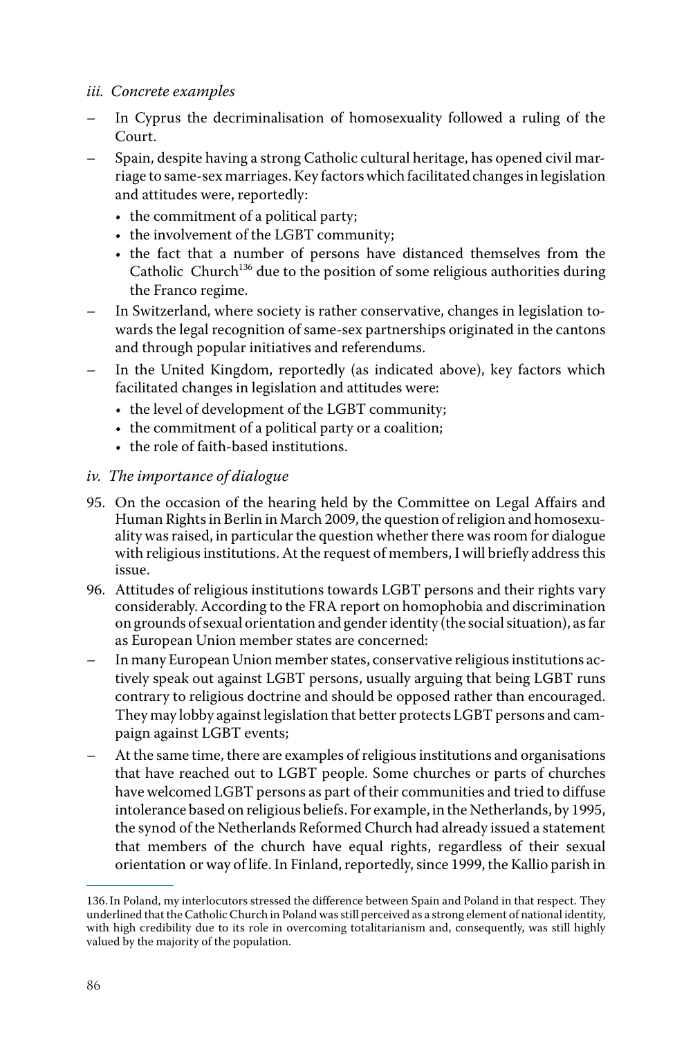*iii. Concrete examples*

– In Cyprus the decriminalisation of homosexuality followed a ruling of the Court.
– Spain, despite having a strong Catholic cultural heritage, has opened civil marriage to same-sex marriages. Key factors which facilitated changes in legislation and attitudes were, reportedly:
  - the commitment of a political party;
  - the involvement of the LGBT community;
  - the fact that a number of persons have distanced themselves from the Catholic Church[136] due to the position of some religious authorities during the Franco regime.
– In Switzerland, where society is rather conservative, changes in legislation towards the legal recognition of same-sex partnerships originated in the cantons and through popular initiatives and referendums.
– In the United Kingdom, reportedly (as indicated above), key factors which facilitated changes in legislation and attitudes were:
  - the level of development of the LGBT community;
  - the commitment of a political party or a coalition;
  - the role of faith-based institutions.

*iv. The importance of dialogue*

95. On the occasion of the hearing held by the Committee on Legal Affairs and Human Rights in Berlin in March 2009, the question of religion and homosexuality was raised, in particular the question whether there was room for dialogue with religious institutions. At the request of members, I will briefly address this issue.

96. Attitudes of religious institutions towards LGBT persons and their rights vary considerably. According to the FRA report on homophobia and discrimination on grounds of sexual orientation and gender identity (the social situation), as far as European Union member states are concerned:

– In many European Union member states, conservative religious institutions actively speak out against LGBT persons, usually arguing that being LGBT runs contrary to religious doctrine and should be opposed rather than encouraged. They may lobby against legislation that better protects LGBT persons and campaign against LGBT events;
– At the same time, there are examples of religious institutions and organisations that have reached out to LGBT people. Some churches or parts of churches have welcomed LGBT persons as part of their communities and tried to diffuse intolerance based on religious beliefs. For example, in the Netherlands, by 1995, the synod of the Netherlands Reformed Church had already issued a statement that members of the church have equal rights, regardless of their sexual orientation or way of life. In Finland, reportedly, since 1999, the Kallio parish in

136. In Poland, my interlocutors stressed the difference between Spain and Poland in that respect. They underlined that the Catholic Church in Poland was still perceived as a strong element of national identity, with high credibility due to its role in overcoming totalitarianism and, consequently, was still highly valued by the majority of the population.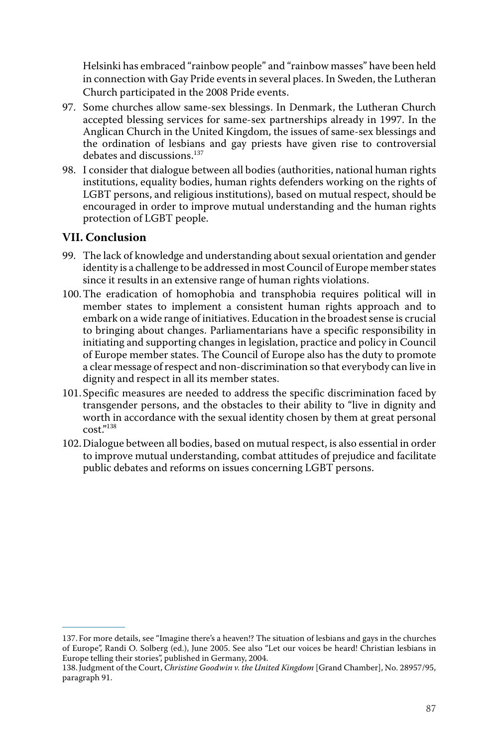Helsinki has embraced "rainbow people" and "rainbow masses" have been held in connection with Gay Pride events in several places. In Sweden, the Lutheran Church participated in the 2008 Pride events.

97. Some churches allow same-sex blessings. In Denmark, the Lutheran Church accepted blessing services for same-sex partnerships already in 1997. In the Anglican Church in the United Kingdom, the issues of same-sex blessings and the ordination of lesbians and gay priests have given rise to controversial debates and discussions.[137]
98. I consider that dialogue between all bodies (authorities, national human rights institutions, equality bodies, human rights defenders working on the rights of LGBT persons, and religious institutions), based on mutual respect, should be encouraged in order to improve mutual understanding and the human rights protection of LGBT people.

## VII. Conclusion

99. The lack of knowledge and understanding about sexual orientation and gender identity is a challenge to be addressed in most Council of Europe member states since it results in an extensive range of human rights violations.
100. The eradication of homophobia and transphobia requires political will in member states to implement a consistent human rights approach and to embark on a wide range of initiatives. Education in the broadest sense is crucial to bringing about changes. Parliamentarians have a specific responsibility in initiating and supporting changes in legislation, practice and policy in Council of Europe member states. The Council of Europe also has the duty to promote a clear message of respect and non-discrimination so that everybody can live in dignity and respect in all its member states.
101. Specific measures are needed to address the specific discrimination faced by transgender persons, and the obstacles to their ability to "live in dignity and worth in accordance with the sexual identity chosen by them at great personal cost."[138]
102. Dialogue between all bodies, based on mutual respect, is also essential in order to improve mutual understanding, combat attitudes of prejudice and facilitate public debates and reforms on issues concerning LGBT persons.

---

137. For more details, see "Imagine there's a heaven!? The situation of lesbians and gays in the churches of Europe", Randi O. Solberg (ed.), June 2005. See also "Let our voices be heard! Christian lesbians in Europe telling their stories", published in Germany, 2004.

138. Judgment of the Court, *Christine Goodwin v. the United Kingdom* [Grand Chamber], No. 28957/95, paragraph 91.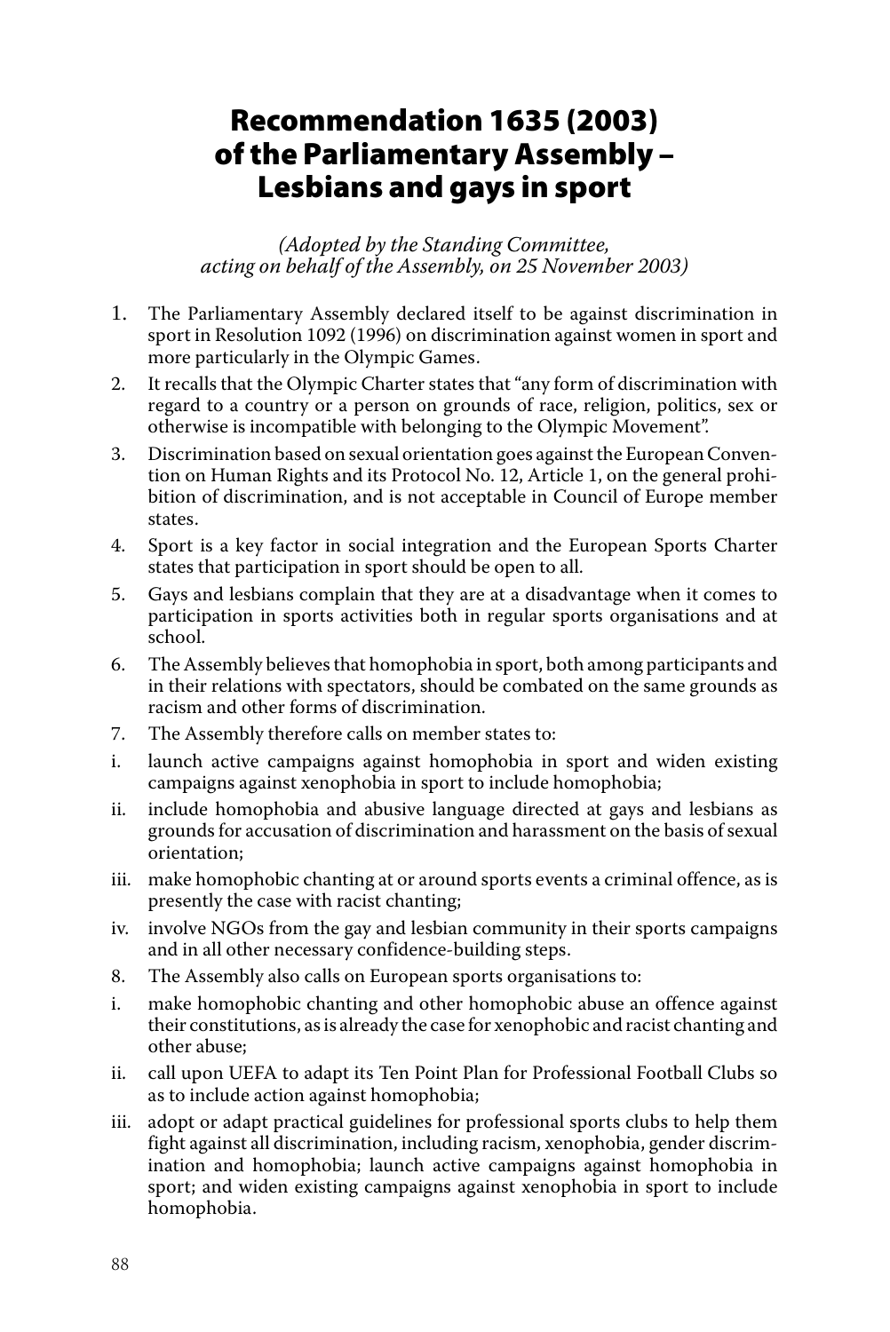# Recommendation 1635 (2003) of the Parliamentary Assembly – Lesbians and gays in sport

*(Adopted by the Standing Committee, acting on behalf of the Assembly, on 25 November 2003)*

1. The Parliamentary Assembly declared itself to be against discrimination in sport in Resolution 1092 (1996) on discrimination against women in sport and more particularly in the Olympic Games.
2. It recalls that the Olympic Charter states that "any form of discrimination with regard to a country or a person on grounds of race, religion, politics, sex or otherwise is incompatible with belonging to the Olympic Movement".
3. Discrimination based on sexual orientation goes against the European Convention on Human Rights and its Protocol No. 12, Article 1, on the general prohibition of discrimination, and is not acceptable in Council of Europe member states.
4. Sport is a key factor in social integration and the European Sports Charter states that participation in sport should be open to all.
5. Gays and lesbians complain that they are at a disadvantage when it comes to participation in sports activities both in regular sports organisations and at school.
6. The Assembly believes that homophobia in sport, both among participants and in their relations with spectators, should be combated on the same grounds as racism and other forms of discrimination.
7. The Assembly therefore calls on member states to:

   i. launch active campaigns against homophobia in sport and widen existing campaigns against xenophobia in sport to include homophobia;

   ii. include homophobia and abusive language directed at gays and lesbians as grounds for accusation of discrimination and harassment on the basis of sexual orientation;

   iii. make homophobic chanting at or around sports events a criminal offence, as is presently the case with racist chanting;

   iv. involve NGOs from the gay and lesbian community in their sports campaigns and in all other necessary confidence-building steps.

8. The Assembly also calls on European sports organisations to:

   i. make homophobic chanting and other homophobic abuse an offence against their constitutions, as is already the case for xenophobic and racist chanting and other abuse;

   ii. call upon UEFA to adapt its Ten Point Plan for Professional Football Clubs so as to include action against homophobia;

   iii. adopt or adapt practical guidelines for professional sports clubs to help them fight against all discrimination, including racism, xenophobia, gender discrimination and homophobia; launch active campaigns against homophobia in sport; and widen existing campaigns against xenophobia in sport to include homophobia.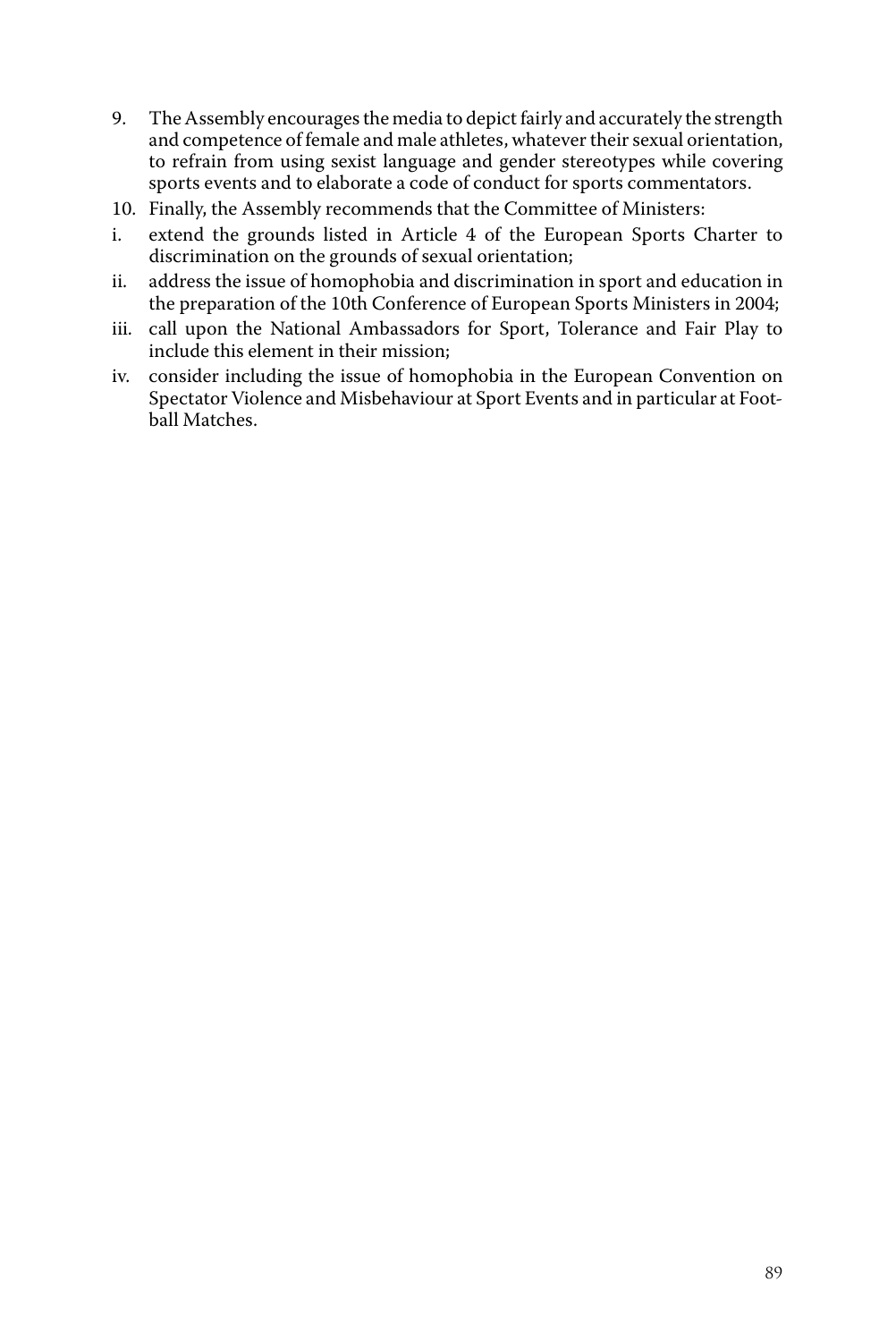9. The Assembly encourages the media to depict fairly and accurately the strength and competence of female and male athletes, whatever their sexual orientation, to refrain from using sexist language and gender stereotypes while covering sports events and to elaborate a code of conduct for sports commentators.

10. Finally, the Assembly recommends that the Committee of Ministers:

i. extend the grounds listed in Article 4 of the European Sports Charter to discrimination on the grounds of sexual orientation;

ii. address the issue of homophobia and discrimination in sport and education in the preparation of the 10th Conference of European Sports Ministers in 2004;

iii. call upon the National Ambassadors for Sport, Tolerance and Fair Play to include this element in their mission;

iv. consider including the issue of homophobia in the European Convention on Spectator Violence and Misbehaviour at Sport Events and in particular at Football Matches.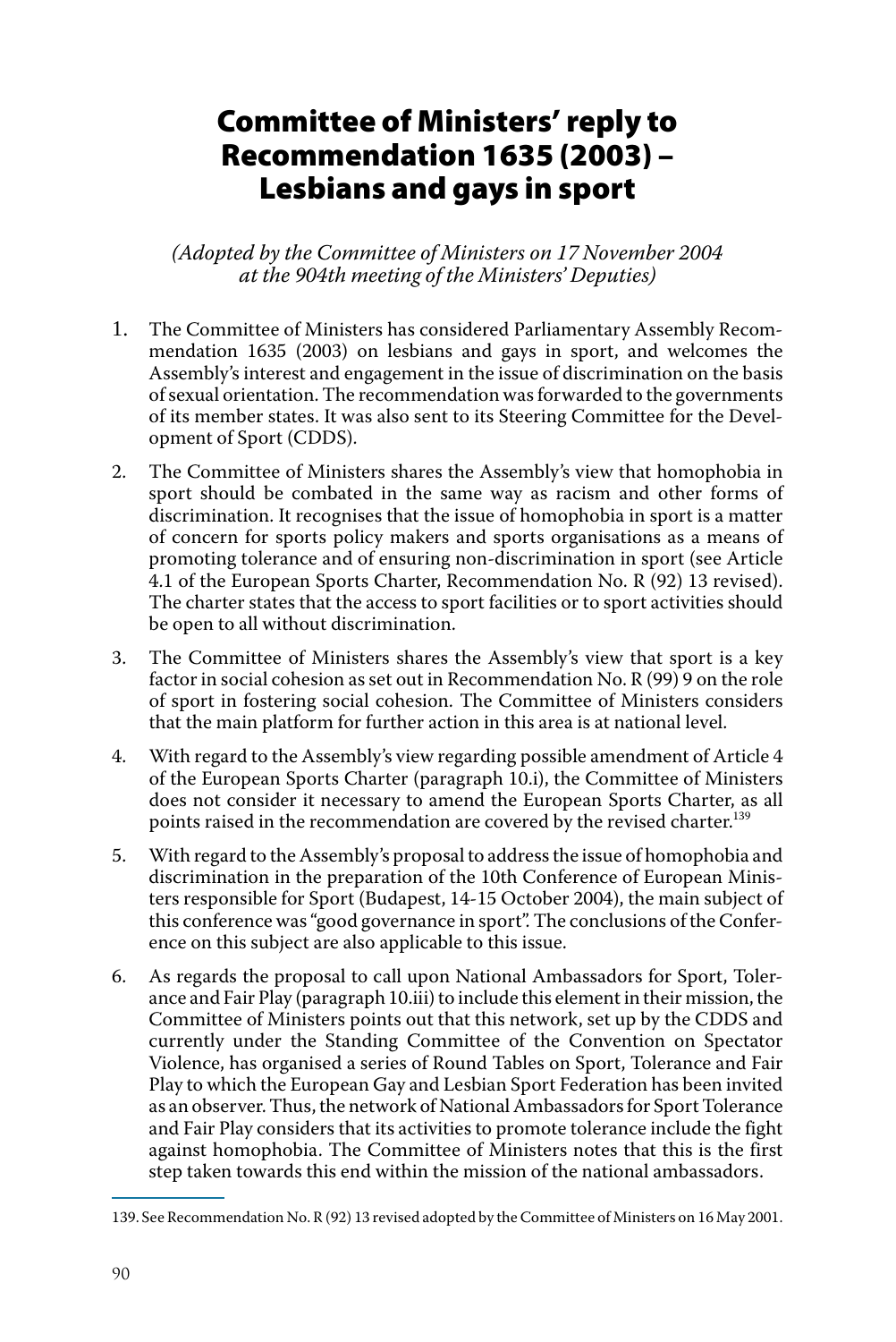# Committee of Ministers' reply to Recommendation 1635 (2003) – Lesbians and gays in sport

*(Adopted by the Committee of Ministers on 17 November 2004 at the 904th meeting of the Ministers' Deputies)*

1. The Committee of Ministers has considered Parliamentary Assembly Recommendation 1635 (2003) on lesbians and gays in sport, and welcomes the Assembly's interest and engagement in the issue of discrimination on the basis of sexual orientation. The recommendation was forwarded to the governments of its member states. It was also sent to its Steering Committee for the Development of Sport (CDDS).

2. The Committee of Ministers shares the Assembly's view that homophobia in sport should be combated in the same way as racism and other forms of discrimination. It recognises that the issue of homophobia in sport is a matter of concern for sports policy makers and sports organisations as a means of promoting tolerance and of ensuring non-discrimination in sport (see Article 4.1 of the European Sports Charter, Recommendation No. R (92) 13 revised). The charter states that the access to sport facilities or to sport activities should be open to all without discrimination.

3. The Committee of Ministers shares the Assembly's view that sport is a key factor in social cohesion as set out in Recommendation No. R (99) 9 on the role of sport in fostering social cohesion. The Committee of Ministers considers that the main platform for further action in this area is at national level.

4. With regard to the Assembly's view regarding possible amendment of Article 4 of the European Sports Charter (paragraph 10.i), the Committee of Ministers does not consider it necessary to amend the European Sports Charter, as all points raised in the recommendation are covered by the revised charter.[139]

5. With regard to the Assembly's proposal to address the issue of homophobia and discrimination in the preparation of the 10th Conference of European Ministers responsible for Sport (Budapest, 14-15 October 2004), the main subject of this conference was "good governance in sport". The conclusions of the Conference on this subject are also applicable to this issue.

6. As regards the proposal to call upon National Ambassadors for Sport, Tolerance and Fair Play (paragraph 10.iii) to include this element in their mission, the Committee of Ministers points out that this network, set up by the CDDS and currently under the Standing Committee of the Convention on Spectator Violence, has organised a series of Round Tables on Sport, Tolerance and Fair Play to which the European Gay and Lesbian Sport Federation has been invited as an observer. Thus, the network of National Ambassadors for Sport Tolerance and Fair Play considers that its activities to promote tolerance include the fight against homophobia. The Committee of Ministers notes that this is the first step taken towards this end within the mission of the national ambassadors.

139. See Recommendation No. R (92) 13 revised adopted by the Committee of Ministers on 16 May 2001.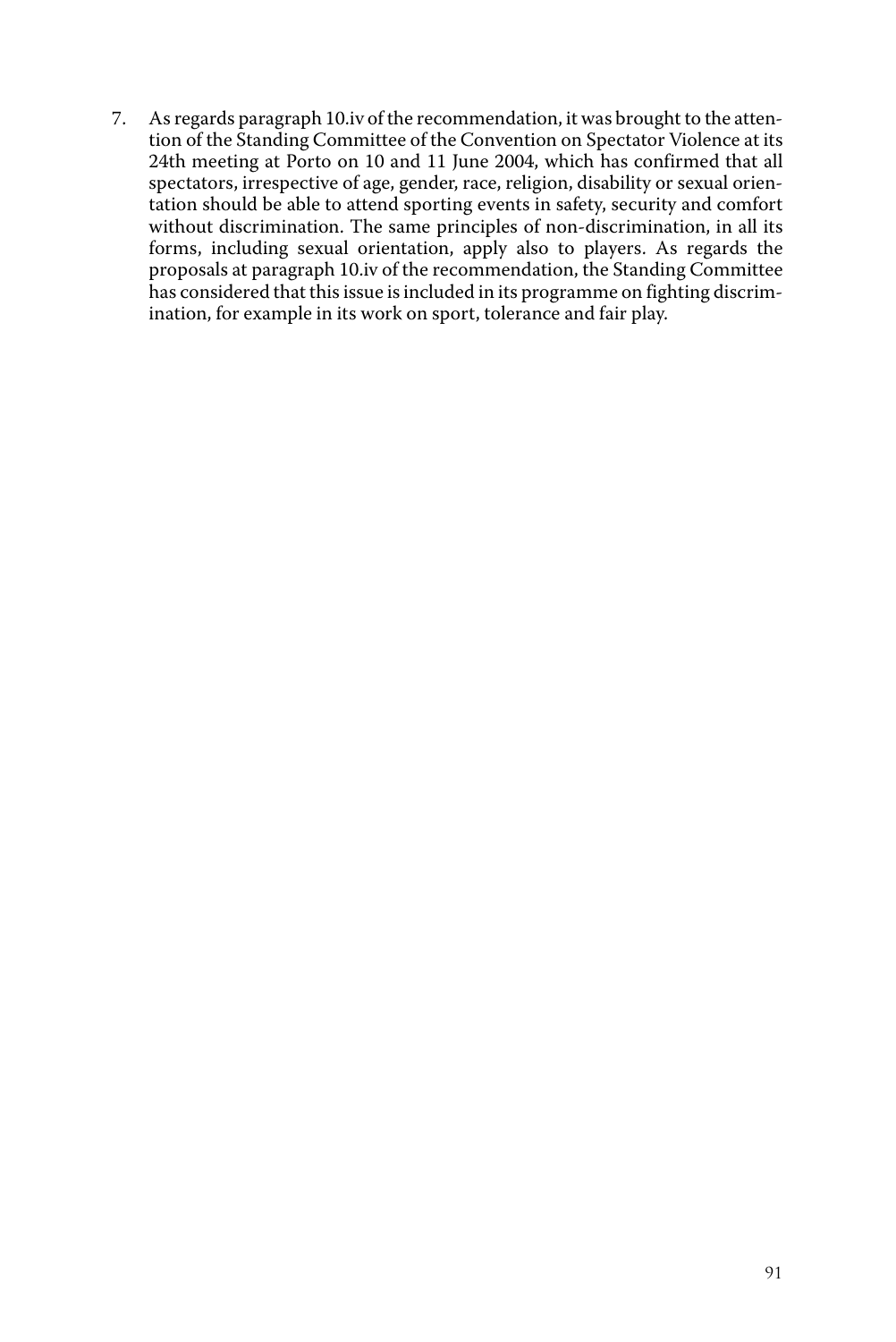7. As regards paragraph 10.iv of the recommendation, it was brought to the attention of the Standing Committee of the Convention on Spectator Violence at its 24th meeting at Porto on 10 and 11 June 2004, which has confirmed that all spectators, irrespective of age, gender, race, religion, disability or sexual orientation should be able to attend sporting events in safety, security and comfort without discrimination. The same principles of non-discrimination, in all its forms, including sexual orientation, apply also to players. As regards the proposals at paragraph 10.iv of the recommendation, the Standing Committee has considered that this issue is included in its programme on fighting discrimination, for example in its work on sport, tolerance and fair play.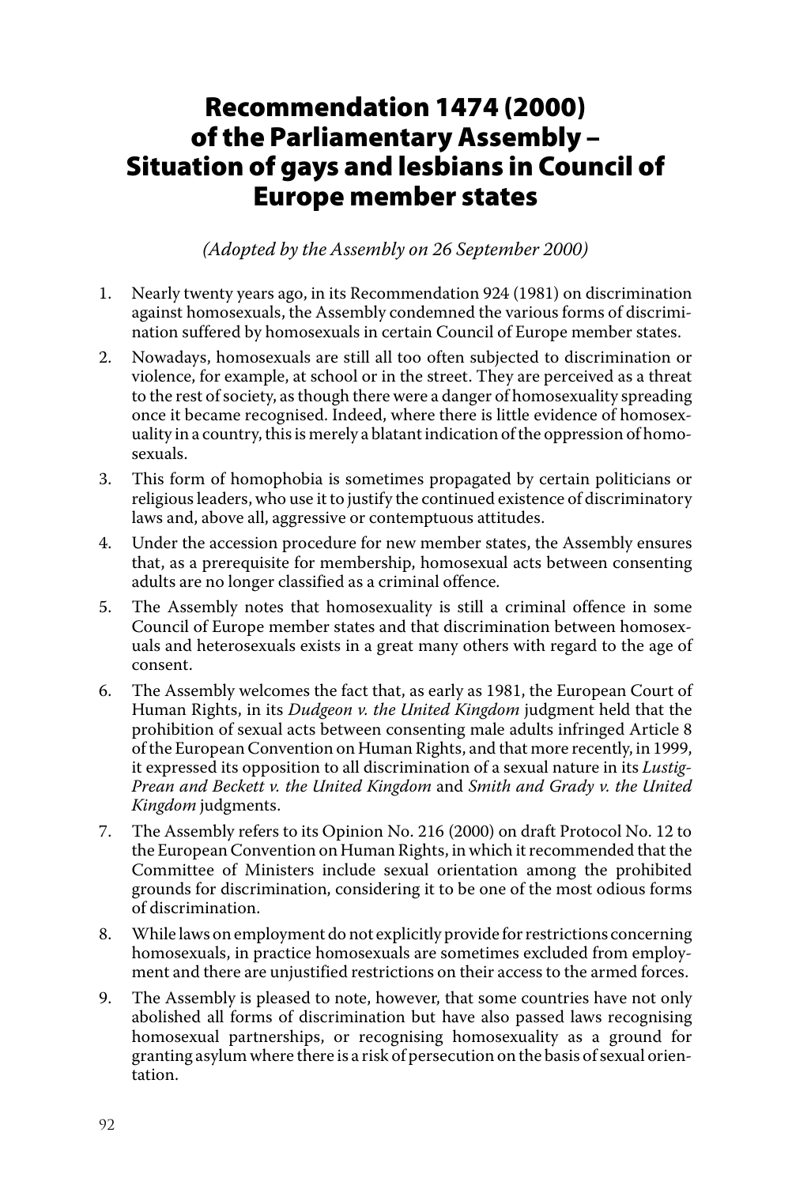# Recommendation 1474 (2000) of the Parliamentary Assembly – Situation of gays and lesbians in Council of Europe member states

*(Adopted by the Assembly on 26 September 2000)*

1. Nearly twenty years ago, in its Recommendation 924 (1981) on discrimination against homosexuals, the Assembly condemned the various forms of discrimination suffered by homosexuals in certain Council of Europe member states.
2. Nowadays, homosexuals are still all too often subjected to discrimination or violence, for example, at school or in the street. They are perceived as a threat to the rest of society, as though there were a danger of homosexuality spreading once it became recognised. Indeed, where there is little evidence of homosexuality in a country, this is merely a blatant indication of the oppression of homosexuals.
3. This form of homophobia is sometimes propagated by certain politicians or religious leaders, who use it to justify the continued existence of discriminatory laws and, above all, aggressive or contemptuous attitudes.
4. Under the accession procedure for new member states, the Assembly ensures that, as a prerequisite for membership, homosexual acts between consenting adults are no longer classified as a criminal offence.
5. The Assembly notes that homosexuality is still a criminal offence in some Council of Europe member states and that discrimination between homosexuals and heterosexuals exists in a great many others with regard to the age of consent.
6. The Assembly welcomes the fact that, as early as 1981, the European Court of Human Rights, in its *Dudgeon v. the United Kingdom* judgment held that the prohibition of sexual acts between consenting male adults infringed Article 8 of the European Convention on Human Rights, and that more recently, in 1999, it expressed its opposition to all discrimination of a sexual nature in its *Lustig-Prean and Beckett v. the United Kingdom* and *Smith and Grady v. the United Kingdom* judgments.
7. The Assembly refers to its Opinion No. 216 (2000) on draft Protocol No. 12 to the European Convention on Human Rights, in which it recommended that the Committee of Ministers include sexual orientation among the prohibited grounds for discrimination, considering it to be one of the most odious forms of discrimination.
8. While laws on employment do not explicitly provide for restrictions concerning homosexuals, in practice homosexuals are sometimes excluded from employment and there are unjustified restrictions on their access to the armed forces.
9. The Assembly is pleased to note, however, that some countries have not only abolished all forms of discrimination but have also passed laws recognising homosexual partnerships, or recognising homosexuality as a ground for granting asylum where there is a risk of persecution on the basis of sexual orientation.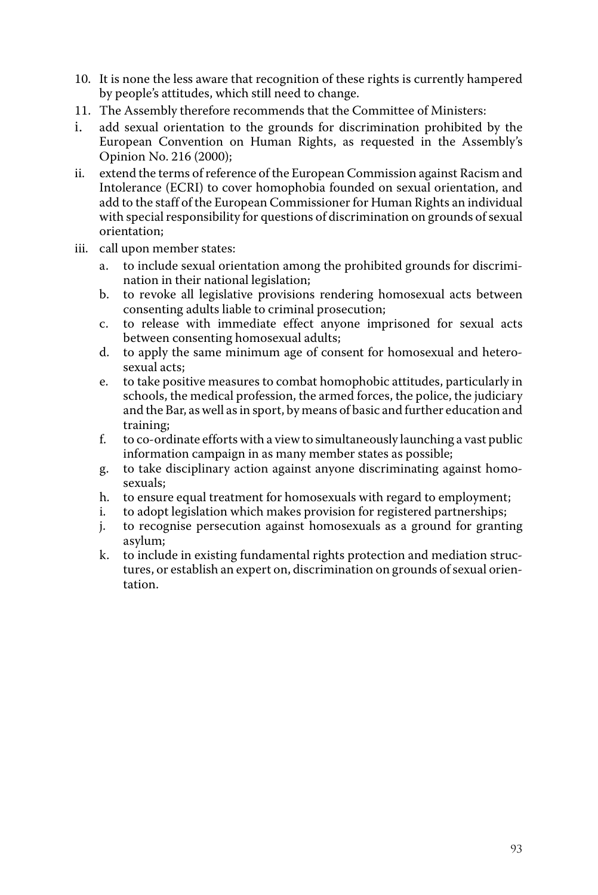10. It is none the less aware that recognition of these rights is currently hampered by people's attitudes, which still need to change.
11. The Assembly therefore recommends that the Committee of Ministers:

i. add sexual orientation to the grounds for discrimination prohibited by the European Convention on Human Rights, as requested in the Assembly's Opinion No. 216 (2000);

ii. extend the terms of reference of the European Commission against Racism and Intolerance (ECRI) to cover homophobia founded on sexual orientation, and add to the staff of the European Commissioner for Human Rights an individual with special responsibility for questions of discrimination on grounds of sexual orientation;

iii. call upon member states:

   a. to include sexual orientation among the prohibited grounds for discrimination in their national legislation;
   b. to revoke all legislative provisions rendering homosexual acts between consenting adults liable to criminal prosecution;
   c. to release with immediate effect anyone imprisoned for sexual acts between consenting homosexual adults;
   d. to apply the same minimum age of consent for homosexual and heterosexual acts;
   e. to take positive measures to combat homophobic attitudes, particularly in schools, the medical profession, the armed forces, the police, the judiciary and the Bar, as well as in sport, by means of basic and further education and training;
   f. to co-ordinate efforts with a view to simultaneously launching a vast public information campaign in as many member states as possible;
   g. to take disciplinary action against anyone discriminating against homosexuals;
   h. to ensure equal treatment for homosexuals with regard to employment;
   i. to adopt legislation which makes provision for registered partnerships;
   j. to recognise persecution against homosexuals as a ground for granting asylum;
   k. to include in existing fundamental rights protection and mediation structures, or establish an expert on, discrimination on grounds of sexual orientation.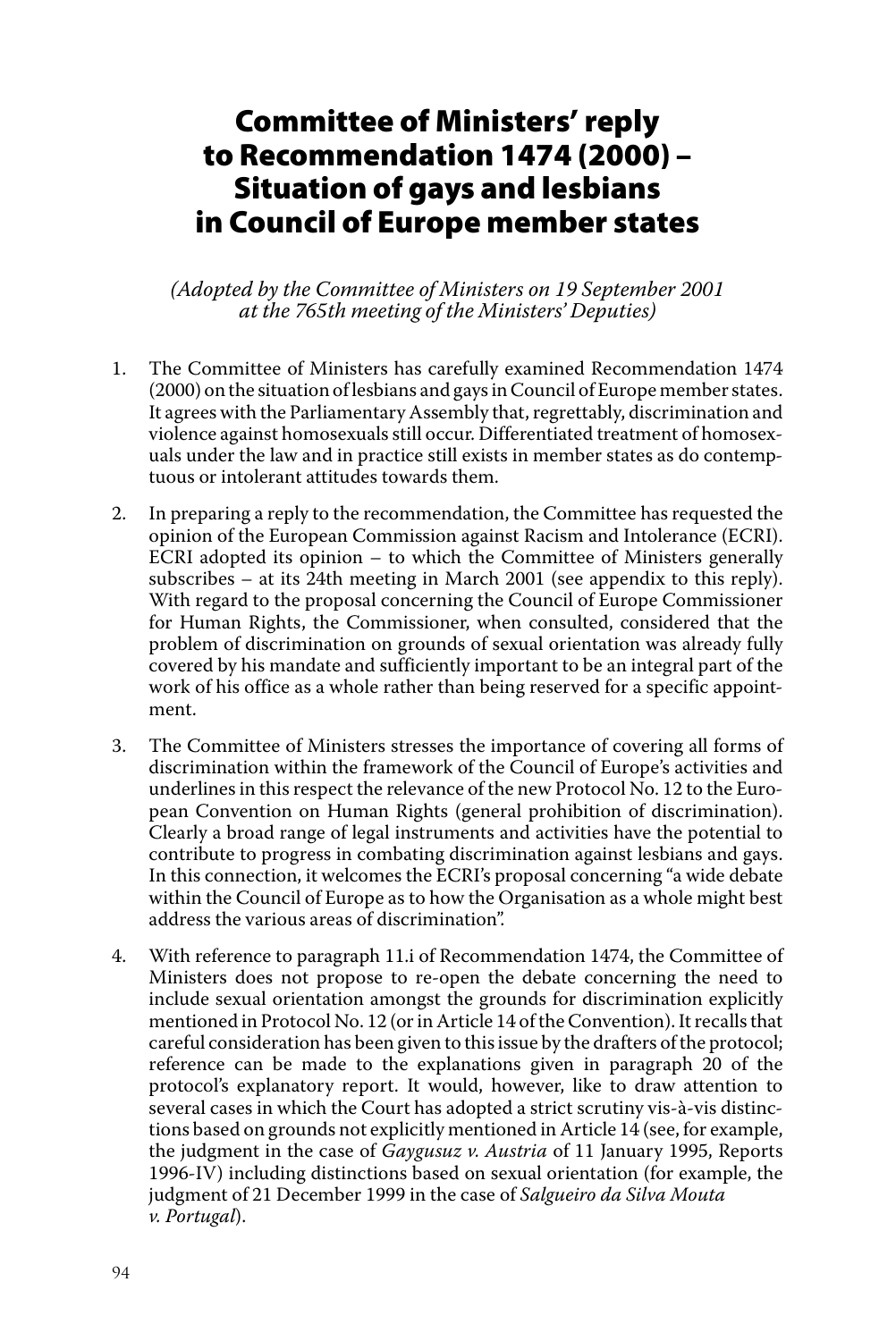# Committee of Ministers' reply to Recommendation 1474 (2000) – Situation of gays and lesbians in Council of Europe member states

*(Adopted by the Committee of Ministers on 19 September 2001 at the 765th meeting of the Ministers' Deputies)*

1. The Committee of Ministers has carefully examined Recommendation 1474 (2000) on the situation of lesbians and gays in Council of Europe member states. It agrees with the Parliamentary Assembly that, regrettably, discrimination and violence against homosexuals still occur. Differentiated treatment of homosexuals under the law and in practice still exists in member states as do contemptuous or intolerant attitudes towards them.

2. In preparing a reply to the recommendation, the Committee has requested the opinion of the European Commission against Racism and Intolerance (ECRI). ECRI adopted its opinion – to which the Committee of Ministers generally subscribes – at its 24th meeting in March 2001 (see appendix to this reply). With regard to the proposal concerning the Council of Europe Commissioner for Human Rights, the Commissioner, when consulted, considered that the problem of discrimination on grounds of sexual orientation was already fully covered by his mandate and sufficiently important to be an integral part of the work of his office as a whole rather than being reserved for a specific appointment.

3. The Committee of Ministers stresses the importance of covering all forms of discrimination within the framework of the Council of Europe's activities and underlines in this respect the relevance of the new Protocol No. 12 to the European Convention on Human Rights (general prohibition of discrimination). Clearly a broad range of legal instruments and activities have the potential to contribute to progress in combating discrimination against lesbians and gays. In this connection, it welcomes the ECRI's proposal concerning "a wide debate within the Council of Europe as to how the Organisation as a whole might best address the various areas of discrimination".

4. With reference to paragraph 11.i of Recommendation 1474, the Committee of Ministers does not propose to re-open the debate concerning the need to include sexual orientation amongst the grounds for discrimination explicitly mentioned in Protocol No. 12 (or in Article 14 of the Convention). It recalls that careful consideration has been given to this issue by the drafters of the protocol; reference can be made to the explanations given in paragraph 20 of the protocol's explanatory report. It would, however, like to draw attention to several cases in which the Court has adopted a strict scrutiny vis-à-vis distinctions based on grounds not explicitly mentioned in Article 14 (see, for example, the judgment in the case of *Gaygusuz v. Austria* of 11 January 1995, Reports 1996-IV) including distinctions based on sexual orientation (for example, the judgment of 21 December 1999 in the case of *Salgueiro da Silva Mouta v. Portugal*).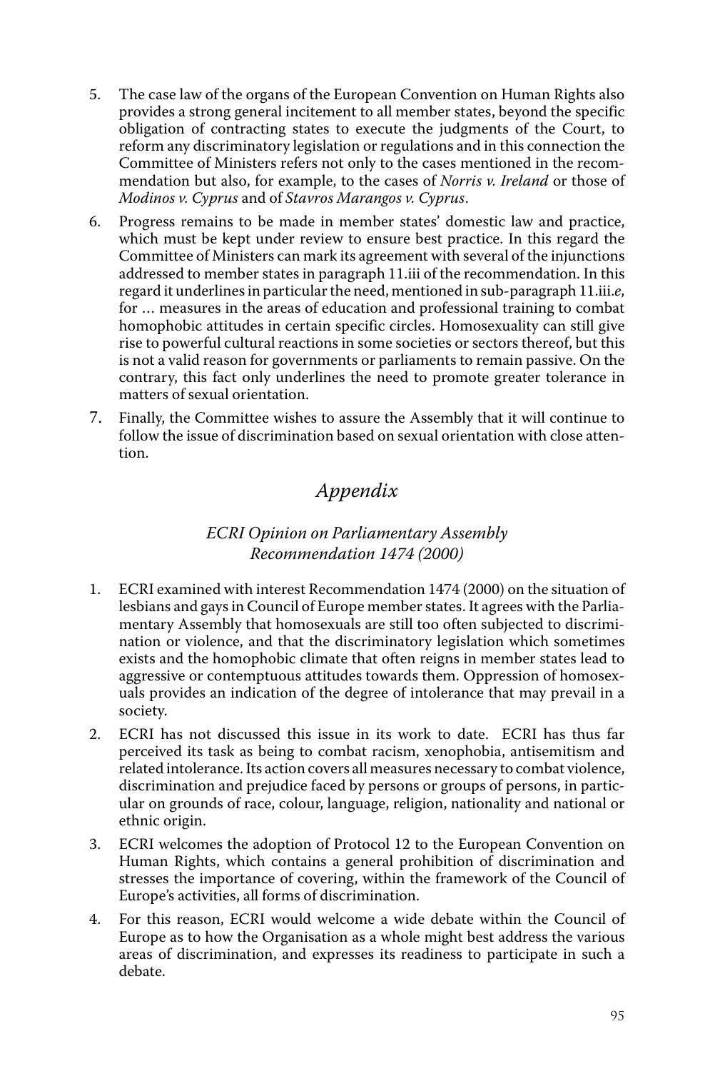5. The case law of the organs of the European Convention on Human Rights also provides a strong general incitement to all member states, beyond the specific obligation of contracting states to execute the judgments of the Court, to reform any discriminatory legislation or regulations and in this connection the Committee of Ministers refers not only to the cases mentioned in the recommendation but also, for example, to the cases of *Norris v. Ireland* or those of *Modinos v. Cyprus* and of *Stavros Marangos v. Cyprus*.

6. Progress remains to be made in member states' domestic law and practice, which must be kept under review to ensure best practice. In this regard the Committee of Ministers can mark its agreement with several of the injunctions addressed to member states in paragraph 11.iii of the recommendation. In this regard it underlines in particular the need, mentioned in sub-paragraph 11.iii.*e*, for … measures in the areas of education and professional training to combat homophobic attitudes in certain specific circles. Homosexuality can still give rise to powerful cultural reactions in some societies or sectors thereof, but this is not a valid reason for governments or parliaments to remain passive. On the contrary, this fact only underlines the need to promote greater tolerance in matters of sexual orientation.

7. Finally, the Committee wishes to assure the Assembly that it will continue to follow the issue of discrimination based on sexual orientation with close attention.

## *Appendix*

### *ECRI Opinion on Parliamentary Assembly Recommendation 1474 (2000)*

1. ECRI examined with interest Recommendation 1474 (2000) on the situation of lesbians and gays in Council of Europe member states. It agrees with the Parliamentary Assembly that homosexuals are still too often subjected to discrimination or violence, and that the discriminatory legislation which sometimes exists and the homophobic climate that often reigns in member states lead to aggressive or contemptuous attitudes towards them. Oppression of homosexuals provides an indication of the degree of intolerance that may prevail in a society.

2. ECRI has not discussed this issue in its work to date. ECRI has thus far perceived its task as being to combat racism, xenophobia, antisemitism and related intolerance. Its action covers all measures necessary to combat violence, discrimination and prejudice faced by persons or groups of persons, in particular on grounds of race, colour, language, religion, nationality and national or ethnic origin.

3. ECRI welcomes the adoption of Protocol 12 to the European Convention on Human Rights, which contains a general prohibition of discrimination and stresses the importance of covering, within the framework of the Council of Europe's activities, all forms of discrimination.

4. For this reason, ECRI would welcome a wide debate within the Council of Europe as to how the Organisation as a whole might best address the various areas of discrimination, and expresses its readiness to participate in such a debate.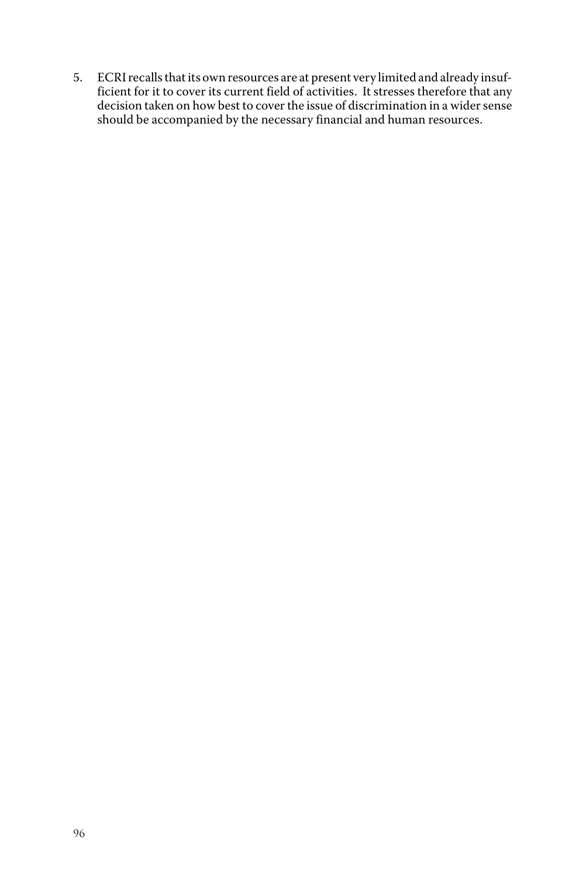5. ECRI recalls that its own resources are at present very limited and already insufficient for it to cover its current field of activities. It stresses therefore that any decision taken on how best to cover the issue of discrimination in a wider sense should be accompanied by the necessary financial and human resources.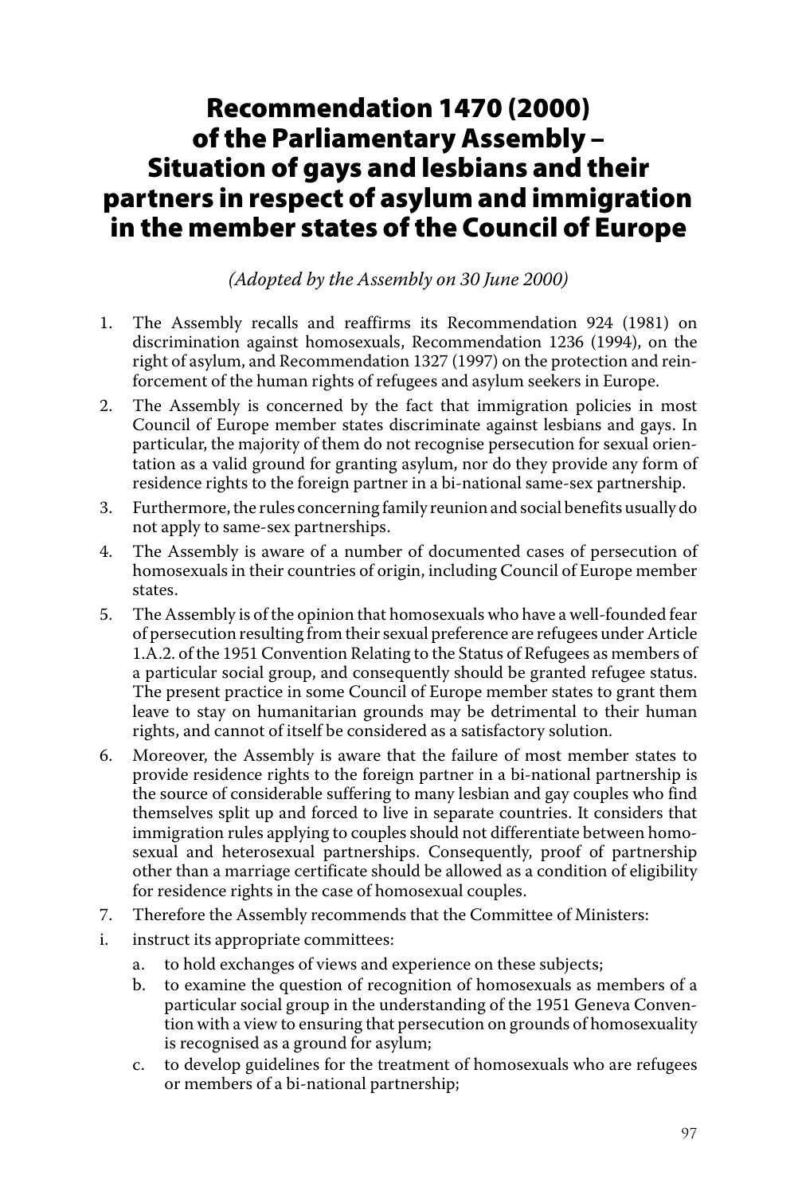# Recommendation 1470 (2000) of the Parliamentary Assembly – Situation of gays and lesbians and their partners in respect of asylum and immigration in the member states of the Council of Europe

*(Adopted by the Assembly on 30 June 2000)*

1. The Assembly recalls and reaffirms its Recommendation 924 (1981) on discrimination against homosexuals, Recommendation 1236 (1994), on the right of asylum, and Recommendation 1327 (1997) on the protection and reinforcement of the human rights of refugees and asylum seekers in Europe.
2. The Assembly is concerned by the fact that immigration policies in most Council of Europe member states discriminate against lesbians and gays. In particular, the majority of them do not recognise persecution for sexual orientation as a valid ground for granting asylum, nor do they provide any form of residence rights to the foreign partner in a bi-national same-sex partnership.
3. Furthermore, the rules concerning family reunion and social benefits usually do not apply to same-sex partnerships.
4. The Assembly is aware of a number of documented cases of persecution of homosexuals in their countries of origin, including Council of Europe member states.
5. The Assembly is of the opinion that homosexuals who have a well-founded fear of persecution resulting from their sexual preference are refugees under Article 1.A.2. of the 1951 Convention Relating to the Status of Refugees as members of a particular social group, and consequently should be granted refugee status. The present practice in some Council of Europe member states to grant them leave to stay on humanitarian grounds may be detrimental to their human rights, and cannot of itself be considered as a satisfactory solution.
6. Moreover, the Assembly is aware that the failure of most member states to provide residence rights to the foreign partner in a bi-national partnership is the source of considerable suffering to many lesbian and gay couples who find themselves split up and forced to live in separate countries. It considers that immigration rules applying to couples should not differentiate between homosexual and heterosexual partnerships. Consequently, proof of partnership other than a marriage certificate should be allowed as a condition of eligibility for residence rights in the case of homosexual couples.
7. Therefore the Assembly recommends that the Committee of Ministers:

i. instruct its appropriate committees:
   a. to hold exchanges of views and experience on these subjects;
   b. to examine the question of recognition of homosexuals as members of a particular social group in the understanding of the 1951 Geneva Convention with a view to ensuring that persecution on grounds of homosexuality is recognised as a ground for asylum;
   c. to develop guidelines for the treatment of homosexuals who are refugees or members of a bi-national partnership;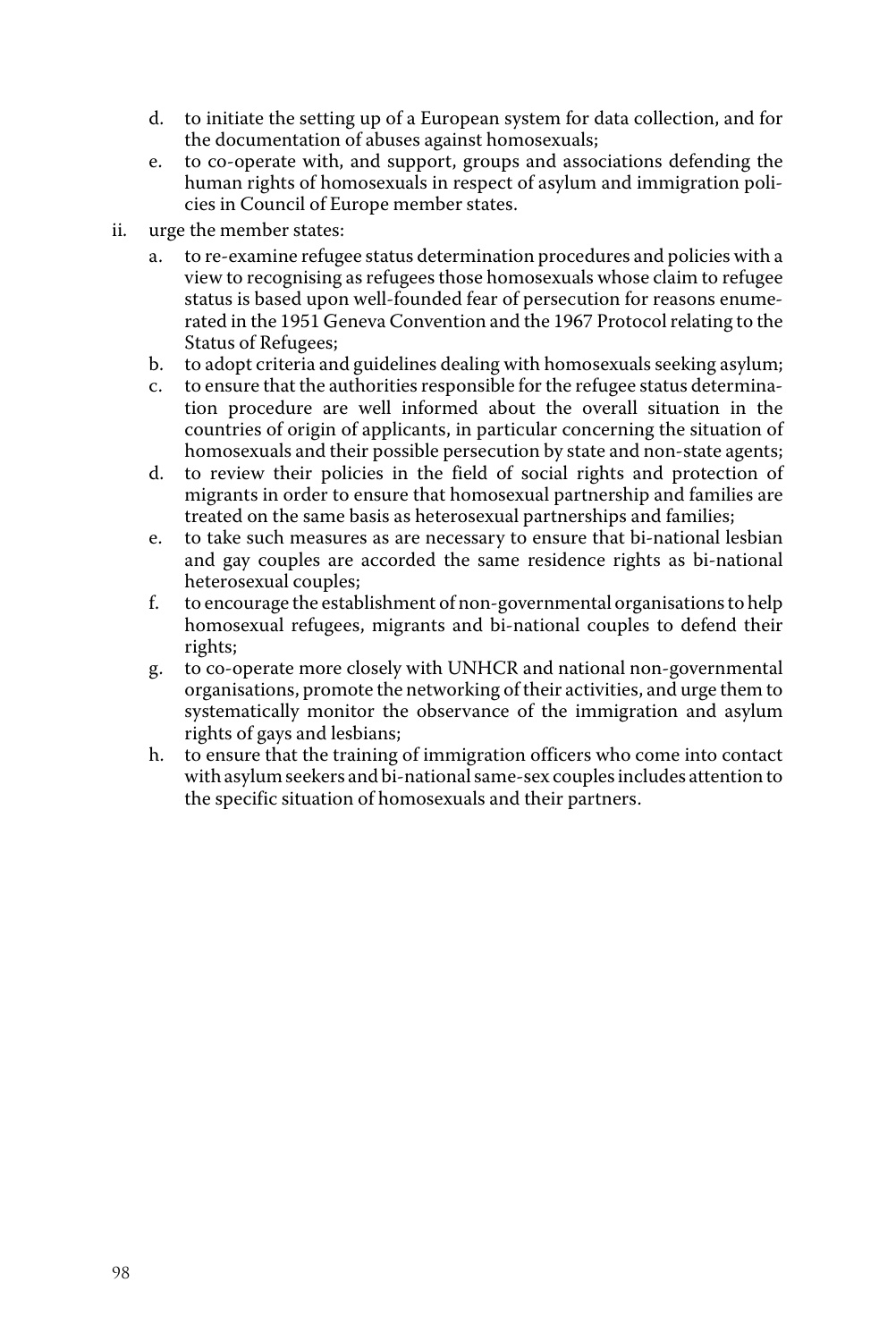d. to initiate the setting up of a European system for data collection, and for the documentation of abuses against homosexuals;
e. to co-operate with, and support, groups and associations defending the human rights of homosexuals in respect of asylum and immigration policies in Council of Europe member states.

ii. urge the member states:

a. to re-examine refugee status determination procedures and policies with a view to recognising as refugees those homosexuals whose claim to refugee status is based upon well-founded fear of persecution for reasons enumerated in the 1951 Geneva Convention and the 1967 Protocol relating to the Status of Refugees;
b. to adopt criteria and guidelines dealing with homosexuals seeking asylum;
c. to ensure that the authorities responsible for the refugee status determination procedure are well informed about the overall situation in the countries of origin of applicants, in particular concerning the situation of homosexuals and their possible persecution by state and non-state agents;
d. to review their policies in the field of social rights and protection of migrants in order to ensure that homosexual partnership and families are treated on the same basis as heterosexual partnerships and families;
e. to take such measures as are necessary to ensure that bi-national lesbian and gay couples are accorded the same residence rights as bi-national heterosexual couples;
f. to encourage the establishment of non-governmental organisations to help homosexual refugees, migrants and bi-national couples to defend their rights;
g. to co-operate more closely with UNHCR and national non-governmental organisations, promote the networking of their activities, and urge them to systematically monitor the observance of the immigration and asylum rights of gays and lesbians;
h. to ensure that the training of immigration officers who come into contact with asylum seekers and bi-national same-sex couples includes attention to the specific situation of homosexuals and their partners.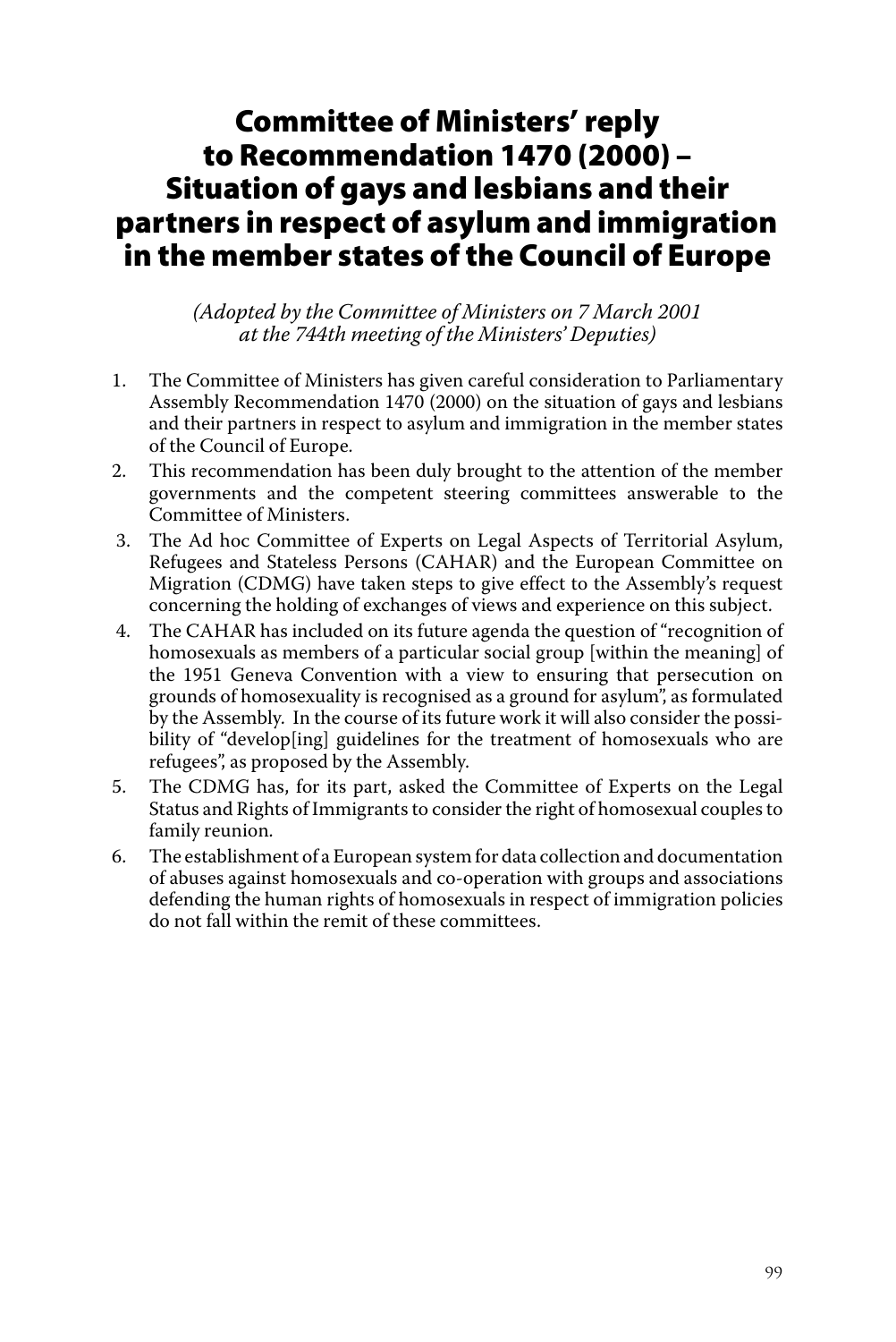# Committee of Ministers' reply to Recommendation 1470 (2000) – Situation of gays and lesbians and their partners in respect of asylum and immigration in the member states of the Council of Europe

*(Adopted by the Committee of Ministers on 7 March 2001 at the 744th meeting of the Ministers' Deputies)*

1. The Committee of Ministers has given careful consideration to Parliamentary Assembly Recommendation 1470 (2000) on the situation of gays and lesbians and their partners in respect to asylum and immigration in the member states of the Council of Europe.
2. This recommendation has been duly brought to the attention of the member governments and the competent steering committees answerable to the Committee of Ministers.
3. The Ad hoc Committee of Experts on Legal Aspects of Territorial Asylum, Refugees and Stateless Persons (CAHAR) and the European Committee on Migration (CDMG) have taken steps to give effect to the Assembly's request concerning the holding of exchanges of views and experience on this subject.
4. The CAHAR has included on its future agenda the question of "recognition of homosexuals as members of a particular social group [within the meaning] of the 1951 Geneva Convention with a view to ensuring that persecution on grounds of homosexuality is recognised as a ground for asylum", as formulated by the Assembly. In the course of its future work it will also consider the possibility of "develop[ing] guidelines for the treatment of homosexuals who are refugees", as proposed by the Assembly.
5. The CDMG has, for its part, asked the Committee of Experts on the Legal Status and Rights of Immigrants to consider the right of homosexual couples to family reunion.
6. The establishment of a European system for data collection and documentation of abuses against homosexuals and co-operation with groups and associations defending the human rights of homosexuals in respect of immigration policies do not fall within the remit of these committees.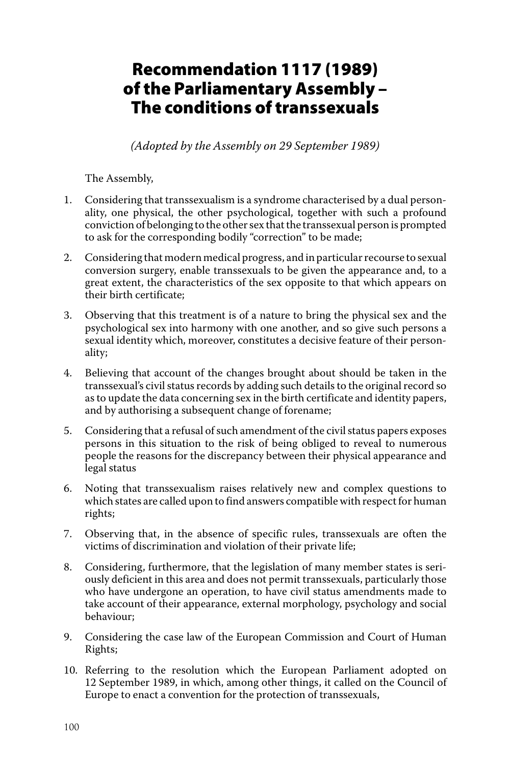# Recommendation 1117 (1989) of the Parliamentary Assembly – The conditions of transsexuals

*(Adopted by the Assembly on 29 September 1989)*

The Assembly,

1. Considering that transsexualism is a syndrome characterised by a dual personality, one physical, the other psychological, together with such a profound conviction of belonging to the other sex that the transsexual person is prompted to ask for the corresponding bodily "correction" to be made;

2. Considering that modern medical progress, and in particular recourse to sexual conversion surgery, enable transsexuals to be given the appearance and, to a great extent, the characteristics of the sex opposite to that which appears on their birth certificate;

3. Observing that this treatment is of a nature to bring the physical sex and the psychological sex into harmony with one another, and so give such persons a sexual identity which, moreover, constitutes a decisive feature of their personality;

4. Believing that account of the changes brought about should be taken in the transsexual's civil status records by adding such details to the original record so as to update the data concerning sex in the birth certificate and identity papers, and by authorising a subsequent change of forename;

5. Considering that a refusal of such amendment of the civil status papers exposes persons in this situation to the risk of being obliged to reveal to numerous people the reasons for the discrepancy between their physical appearance and legal status

6. Noting that transsexualism raises relatively new and complex questions to which states are called upon to find answers compatible with respect for human rights;

7. Observing that, in the absence of specific rules, transsexuals are often the victims of discrimination and violation of their private life;

8. Considering, furthermore, that the legislation of many member states is seriously deficient in this area and does not permit transsexuals, particularly those who have undergone an operation, to have civil status amendments made to take account of their appearance, external morphology, psychology and social behaviour;

9. Considering the case law of the European Commission and Court of Human Rights;

10. Referring to the resolution which the European Parliament adopted on 12 September 1989, in which, among other things, it called on the Council of Europe to enact a convention for the protection of transsexuals,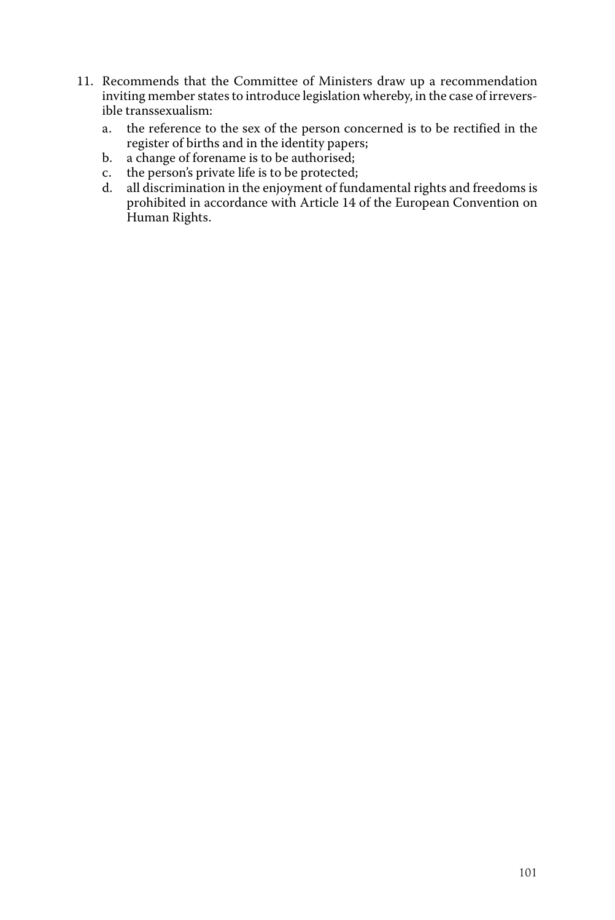11. Recommends that the Committee of Ministers draw up a recommendation inviting member states to introduce legislation whereby, in the case of irreversible transsexualism:
    a. the reference to the sex of the person concerned is to be rectified in the register of births and in the identity papers;
    b. a change of forename is to be authorised;
    c. the person's private life is to be protected;
    d. all discrimination in the enjoyment of fundamental rights and freedoms is prohibited in accordance with Article 14 of the European Convention on Human Rights.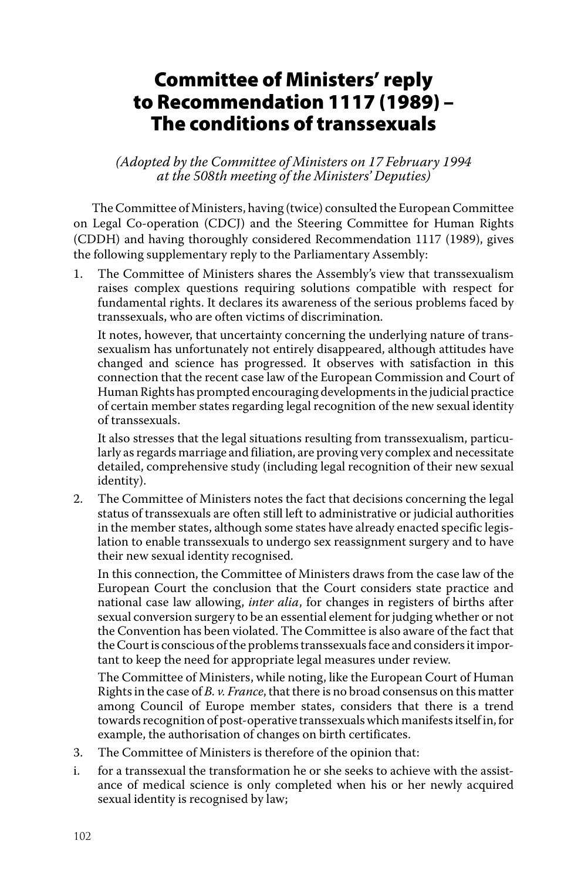# Committee of Ministers' reply to Recommendation 1117 (1989) – The conditions of transsexuals

*(Adopted by the Committee of Ministers on 17 February 1994 at the 508th meeting of the Ministers' Deputies)*

The Committee of Ministers, having (twice) consulted the European Committee on Legal Co-operation (CDCJ) and the Steering Committee for Human Rights (CDDH) and having thoroughly considered Recommendation 1117 (1989), gives the following supplementary reply to the Parliamentary Assembly:

1. The Committee of Ministers shares the Assembly's view that transsexualism raises complex questions requiring solutions compatible with respect for fundamental rights. It declares its awareness of the serious problems faced by transsexuals, who are often victims of discrimination.

   It notes, however, that uncertainty concerning the underlying nature of transsexualism has unfortunately not entirely disappeared, although attitudes have changed and science has progressed. It observes with satisfaction in this connection that the recent case law of the European Commission and Court of Human Rights has prompted encouraging developments in the judicial practice of certain member states regarding legal recognition of the new sexual identity of transsexuals.

   It also stresses that the legal situations resulting from transsexualism, particularly as regards marriage and filiation, are proving very complex and necessitate detailed, comprehensive study (including legal recognition of their new sexual identity).

2. The Committee of Ministers notes the fact that decisions concerning the legal status of transsexuals are often still left to administrative or judicial authorities in the member states, although some states have already enacted specific legislation to enable transsexuals to undergo sex reassignment surgery and to have their new sexual identity recognised.

   In this connection, the Committee of Ministers draws from the case law of the European Court the conclusion that the Court considers state practice and national case law allowing, *inter alia*, for changes in registers of births after sexual conversion surgery to be an essential element for judging whether or not the Convention has been violated. The Committee is also aware of the fact that the Court is conscious of the problems transsexuals face and considers it important to keep the need for appropriate legal measures under review.

   The Committee of Ministers, while noting, like the European Court of Human Rights in the case of *B. v. France*, that there is no broad consensus on this matter among Council of Europe member states, considers that there is a trend towards recognition of post-operative transsexuals which manifests itself in, for example, the authorisation of changes on birth certificates.

3. The Committee of Ministers is therefore of the opinion that:

i. for a transsexual the transformation he or she seeks to achieve with the assistance of medical science is only completed when his or her newly acquired sexual identity is recognised by law;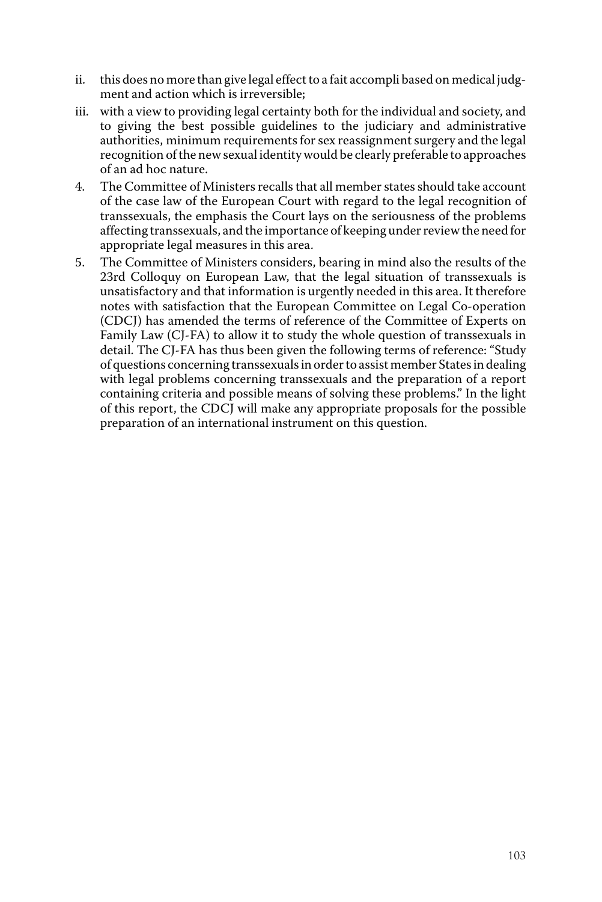ii. this does no more than give legal effect to a fait accompli based on medical judgment and action which is irreversible;

iii. with a view to providing legal certainty both for the individual and society, and to giving the best possible guidelines to the judiciary and administrative authorities, minimum requirements for sex reassignment surgery and the legal recognition of the new sexual identity would be clearly preferable to approaches of an ad hoc nature.

4. The Committee of Ministers recalls that all member states should take account of the case law of the European Court with regard to the legal recognition of transsexuals, the emphasis the Court lays on the seriousness of the problems affecting transsexuals, and the importance of keeping under review the need for appropriate legal measures in this area.

5. The Committee of Ministers considers, bearing in mind also the results of the 23rd Colloquy on European Law, that the legal situation of transsexuals is unsatisfactory and that information is urgently needed in this area. It therefore notes with satisfaction that the European Committee on Legal Co-operation (CDCJ) has amended the terms of reference of the Committee of Experts on Family Law (CJ-FA) to allow it to study the whole question of transsexuals in detail. The CJ-FA has thus been given the following terms of reference: "Study of questions concerning transsexuals in order to assist member States in dealing with legal problems concerning transsexuals and the preparation of a report containing criteria and possible means of solving these problems." In the light of this report, the CDCJ will make any appropriate proposals for the possible preparation of an international instrument on this question.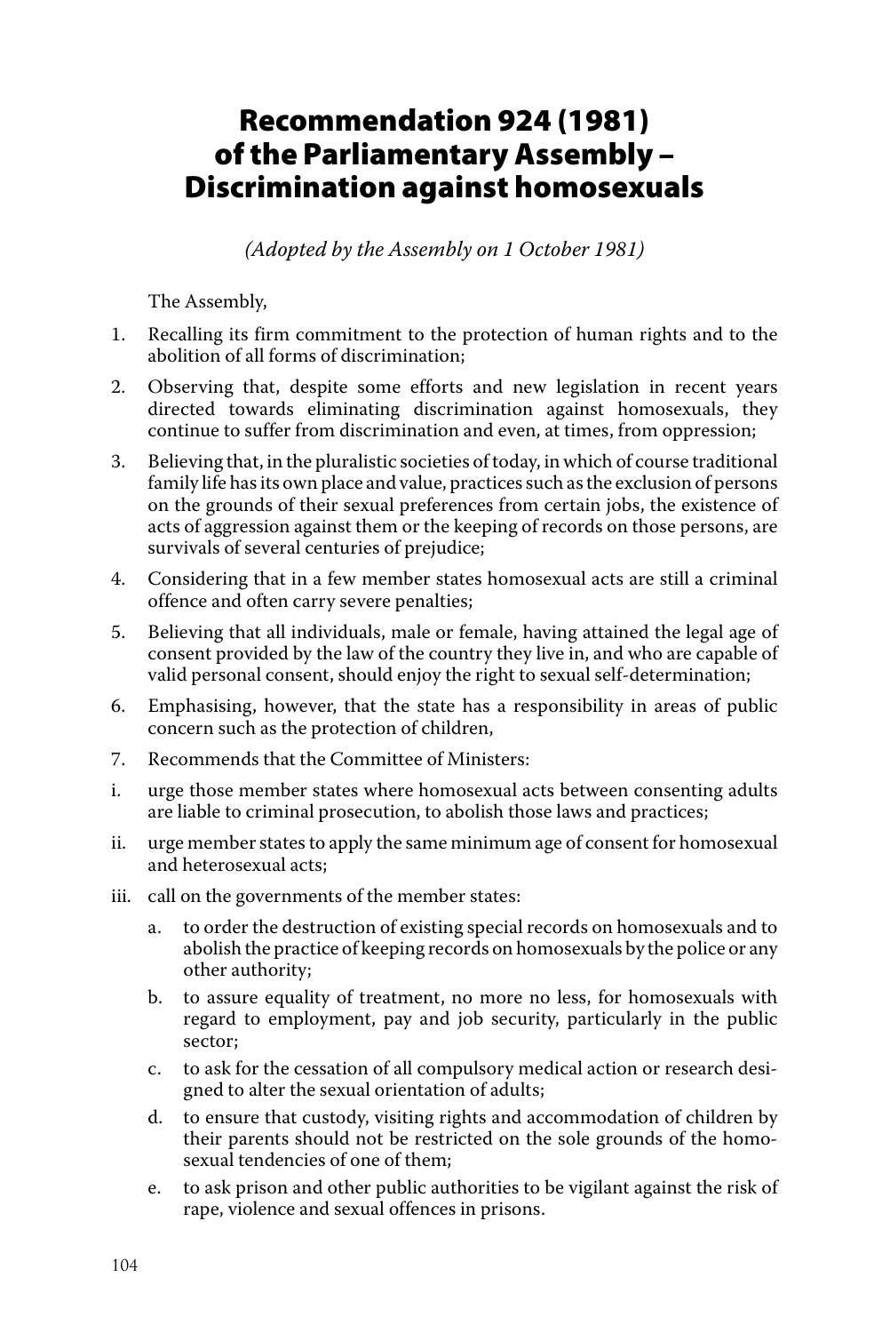# Recommendation 924 (1981) of the Parliamentary Assembly – Discrimination against homosexuals

*(Adopted by the Assembly on 1 October 1981)*

The Assembly,

1. Recalling its firm commitment to the protection of human rights and to the abolition of all forms of discrimination;
2. Observing that, despite some efforts and new legislation in recent years directed towards eliminating discrimination against homosexuals, they continue to suffer from discrimination and even, at times, from oppression;
3. Believing that, in the pluralistic societies of today, in which of course traditional family life has its own place and value, practices such as the exclusion of persons on the grounds of their sexual preferences from certain jobs, the existence of acts of aggression against them or the keeping of records on those persons, are survivals of several centuries of prejudice;
4. Considering that in a few member states homosexual acts are still a criminal offence and often carry severe penalties;
5. Believing that all individuals, male or female, having attained the legal age of consent provided by the law of the country they live in, and who are capable of valid personal consent, should enjoy the right to sexual self-determination;
6. Emphasising, however, that the state has a responsibility in areas of public concern such as the protection of children,
7. Recommends that the Committee of Ministers:

i. urge those member states where homosexual acts between consenting adults are liable to criminal prosecution, to abolish those laws and practices;

ii. urge member states to apply the same minimum age of consent for homosexual and heterosexual acts;

iii. call on the governments of the member states:

   a. to order the destruction of existing special records on homosexuals and to abolish the practice of keeping records on homosexuals by the police or any other authority;

   b. to assure equality of treatment, no more no less, for homosexuals with regard to employment, pay and job security, particularly in the public sector;

   c. to ask for the cessation of all compulsory medical action or research designed to alter the sexual orientation of adults;

   d. to ensure that custody, visiting rights and accommodation of children by their parents should not be restricted on the sole grounds of the homosexual tendencies of one of them;

   e. to ask prison and other public authorities to be vigilant against the risk of rape, violence and sexual offences in prisons.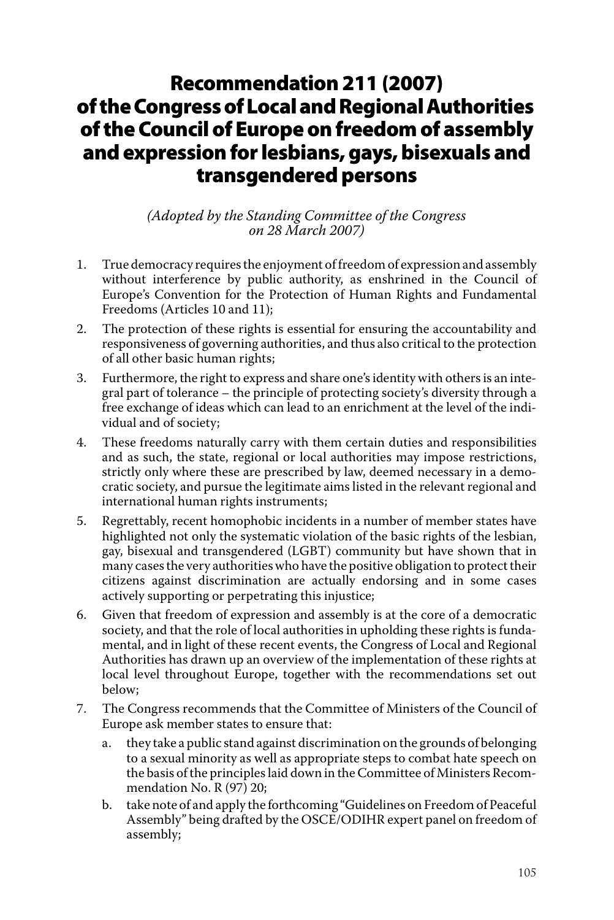# Recommendation 211 (2007) of the Congress of Local and Regional Authorities of the Council of Europe on freedom of assembly and expression for lesbians, gays, bisexuals and transgendered persons

*(Adopted by the Standing Committee of the Congress on 28 March 2007)*

1. True democracy requires the enjoyment of freedom of expression and assembly without interference by public authority, as enshrined in the Council of Europe's Convention for the Protection of Human Rights and Fundamental Freedoms (Articles 10 and 11);
2. The protection of these rights is essential for ensuring the accountability and responsiveness of governing authorities, and thus also critical to the protection of all other basic human rights;
3. Furthermore, the right to express and share one's identity with others is an integral part of tolerance – the principle of protecting society's diversity through a free exchange of ideas which can lead to an enrichment at the level of the individual and of society;
4. These freedoms naturally carry with them certain duties and responsibilities and as such, the state, regional or local authorities may impose restrictions, strictly only where these are prescribed by law, deemed necessary in a democratic society, and pursue the legitimate aims listed in the relevant regional and international human rights instruments;
5. Regrettably, recent homophobic incidents in a number of member states have highlighted not only the systematic violation of the basic rights of the lesbian, gay, bisexual and transgendered (LGBT) community but have shown that in many cases the very authorities who have the positive obligation to protect their citizens against discrimination are actually endorsing and in some cases actively supporting or perpetrating this injustice;
6. Given that freedom of expression and assembly is at the core of a democratic society, and that the role of local authorities in upholding these rights is fundamental, and in light of these recent events, the Congress of Local and Regional Authorities has drawn up an overview of the implementation of these rights at local level throughout Europe, together with the recommendations set out below;
7. The Congress recommends that the Committee of Ministers of the Council of Europe ask member states to ensure that:
   a. they take a public stand against discrimination on the grounds of belonging to a sexual minority as well as appropriate steps to combat hate speech on the basis of the principles laid down in the Committee of Ministers Recommendation No. R (97) 20;
   b. take note of and apply the forthcoming "Guidelines on Freedom of Peaceful Assembly" being drafted by the OSCE/ODIHR expert panel on freedom of assembly;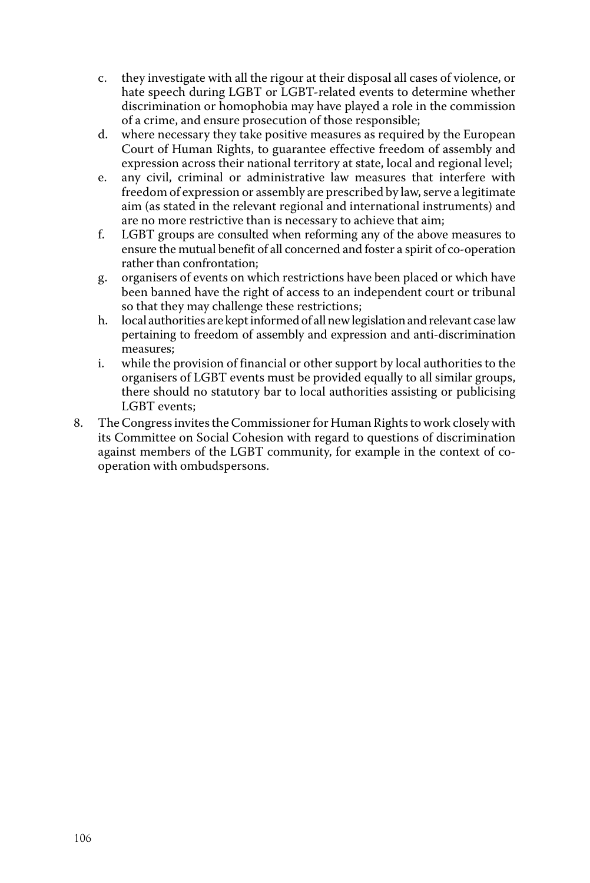c. they investigate with all the rigour at their disposal all cases of violence, or hate speech during LGBT or LGBT-related events to determine whether discrimination or homophobia may have played a role in the commission of a crime, and ensure prosecution of those responsible;
d. where necessary they take positive measures as required by the European Court of Human Rights, to guarantee effective freedom of assembly and expression across their national territory at state, local and regional level;
e. any civil, criminal or administrative law measures that interfere with freedom of expression or assembly are prescribed by law, serve a legitimate aim (as stated in the relevant regional and international instruments) and are no more restrictive than is necessary to achieve that aim;
f. LGBT groups are consulted when reforming any of the above measures to ensure the mutual benefit of all concerned and foster a spirit of co-operation rather than confrontation;
g. organisers of events on which restrictions have been placed or which have been banned have the right of access to an independent court or tribunal so that they may challenge these restrictions;
h. local authorities are kept informed of all new legislation and relevant case law pertaining to freedom of assembly and expression and anti-discrimination measures;
i. while the provision of financial or other support by local authorities to the organisers of LGBT events must be provided equally to all similar groups, there should no statutory bar to local authorities assisting or publicising LGBT events;

8. The Congress invites the Commissioner for Human Rights to work closely with its Committee on Social Cohesion with regard to questions of discrimination against members of the LGBT community, for example in the context of co-operation with ombudspersons.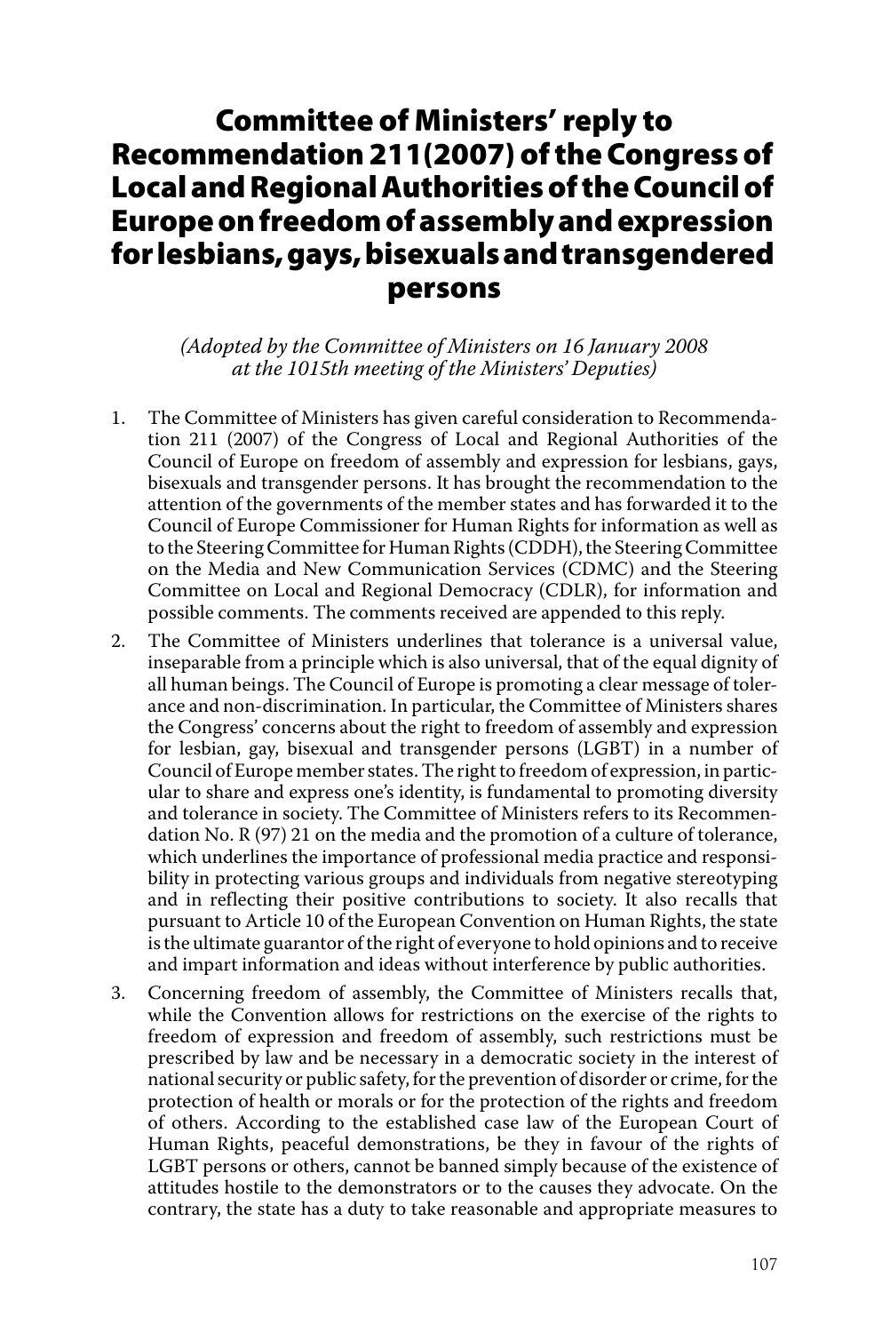# Committee of Ministers' reply to Recommendation 211(2007) of the Congress of Local and Regional Authorities of the Council of Europe on freedom of assembly and expression for lesbians, gays, bisexuals and transgendered persons

*(Adopted by the Committee of Ministers on 16 January 2008 at the 1015th meeting of the Ministers' Deputies)*

1. The Committee of Ministers has given careful consideration to Recommendation 211 (2007) of the Congress of Local and Regional Authorities of the Council of Europe on freedom of assembly and expression for lesbians, gays, bisexuals and transgender persons. It has brought the recommendation to the attention of the governments of the member states and has forwarded it to the Council of Europe Commissioner for Human Rights for information as well as to the Steering Committee for Human Rights (CDDH), the Steering Committee on the Media and New Communication Services (CDMC) and the Steering Committee on Local and Regional Democracy (CDLR), for information and possible comments. The comments received are appended to this reply.
2. The Committee of Ministers underlines that tolerance is a universal value, inseparable from a principle which is also universal, that of the equal dignity of all human beings. The Council of Europe is promoting a clear message of tolerance and non-discrimination. In particular, the Committee of Ministers shares the Congress' concerns about the right to freedom of assembly and expression for lesbian, gay, bisexual and transgender persons (LGBT) in a number of Council of Europe member states. The right to freedom of expression, in particular to share and express one's identity, is fundamental to promoting diversity and tolerance in society. The Committee of Ministers refers to its Recommendation No. R (97) 21 on the media and the promotion of a culture of tolerance, which underlines the importance of professional media practice and responsibility in protecting various groups and individuals from negative stereotyping and in reflecting their positive contributions to society. It also recalls that pursuant to Article 10 of the European Convention on Human Rights, the state is the ultimate guarantor of the right of everyone to hold opinions and to receive and impart information and ideas without interference by public authorities.
3. Concerning freedom of assembly, the Committee of Ministers recalls that, while the Convention allows for restrictions on the exercise of the rights to freedom of expression and freedom of assembly, such restrictions must be prescribed by law and be necessary in a democratic society in the interest of national security or public safety, for the prevention of disorder or crime, for the protection of health or morals or for the protection of the rights and freedom of others. According to the established case law of the European Court of Human Rights, peaceful demonstrations, be they in favour of the rights of LGBT persons or others, cannot be banned simply because of the existence of attitudes hostile to the demonstrators or to the causes they advocate. On the contrary, the state has a duty to take reasonable and appropriate measures to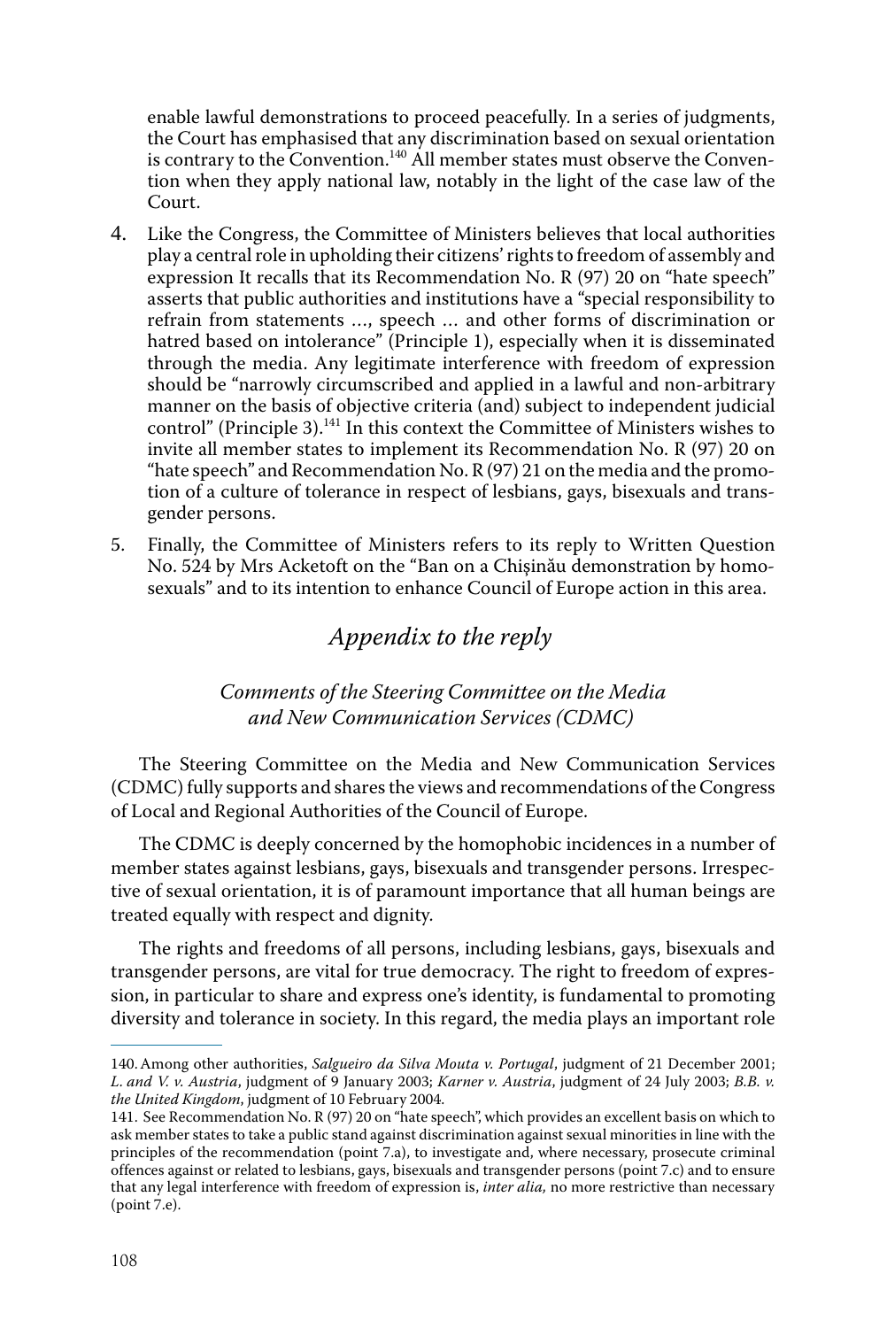enable lawful demonstrations to proceed peacefully. In a series of judgments, the Court has emphasised that any discrimination based on sexual orientation is contrary to the Convention.[140] All member states must observe the Convention when they apply national law, notably in the light of the case law of the Court.

4. Like the Congress, the Committee of Ministers believes that local authorities play a central role in upholding their citizens' rights to freedom of assembly and expression It recalls that its Recommendation No. R (97) 20 on "hate speech" asserts that public authorities and institutions have a "special responsibility to refrain from statements …, speech … and other forms of discrimination or hatred based on intolerance" (Principle 1), especially when it is disseminated through the media. Any legitimate interference with freedom of expression should be "narrowly circumscribed and applied in a lawful and non-arbitrary manner on the basis of objective criteria (and) subject to independent judicial control" (Principle 3).[141] In this context the Committee of Ministers wishes to invite all member states to implement its Recommendation No. R (97) 20 on "hate speech" and Recommendation No. R (97) 21 on the media and the promotion of a culture of tolerance in respect of lesbians, gays, bisexuals and transgender persons.

5. Finally, the Committee of Ministers refers to its reply to Written Question No. 524 by Mrs Acketoft on the "Ban on a Chişinău demonstration by homosexuals" and to its intention to enhance Council of Europe action in this area.

## *Appendix to the reply*

### *Comments of the Steering Committee on the Media and New Communication Services (CDMC)*

The Steering Committee on the Media and New Communication Services (CDMC) fully supports and shares the views and recommendations of the Congress of Local and Regional Authorities of the Council of Europe.

The CDMC is deeply concerned by the homophobic incidences in a number of member states against lesbians, gays, bisexuals and transgender persons. Irrespective of sexual orientation, it is of paramount importance that all human beings are treated equally with respect and dignity.

The rights and freedoms of all persons, including lesbians, gays, bisexuals and transgender persons, are vital for true democracy. The right to freedom of expression, in particular to share and express one's identity, is fundamental to promoting diversity and tolerance in society. In this regard, the media plays an important role

---

140. Among other authorities, *Salgueiro da Silva Mouta v. Portugal*, judgment of 21 December 2001; *L. and V. v. Austria*, judgment of 9 January 2003; *Karner v. Austria*, judgment of 24 July 2003; *B.B. v. the United Kingdom*, judgment of 10 February 2004.

141. See Recommendation No. R (97) 20 on "hate speech", which provides an excellent basis on which to ask member states to take a public stand against discrimination against sexual minorities in line with the principles of the recommendation (point 7.a), to investigate and, where necessary, prosecute criminal offences against or related to lesbians, gays, bisexuals and transgender persons (point 7.c) and to ensure that any legal interference with freedom of expression is, *inter alia,* no more restrictive than necessary (point 7.e).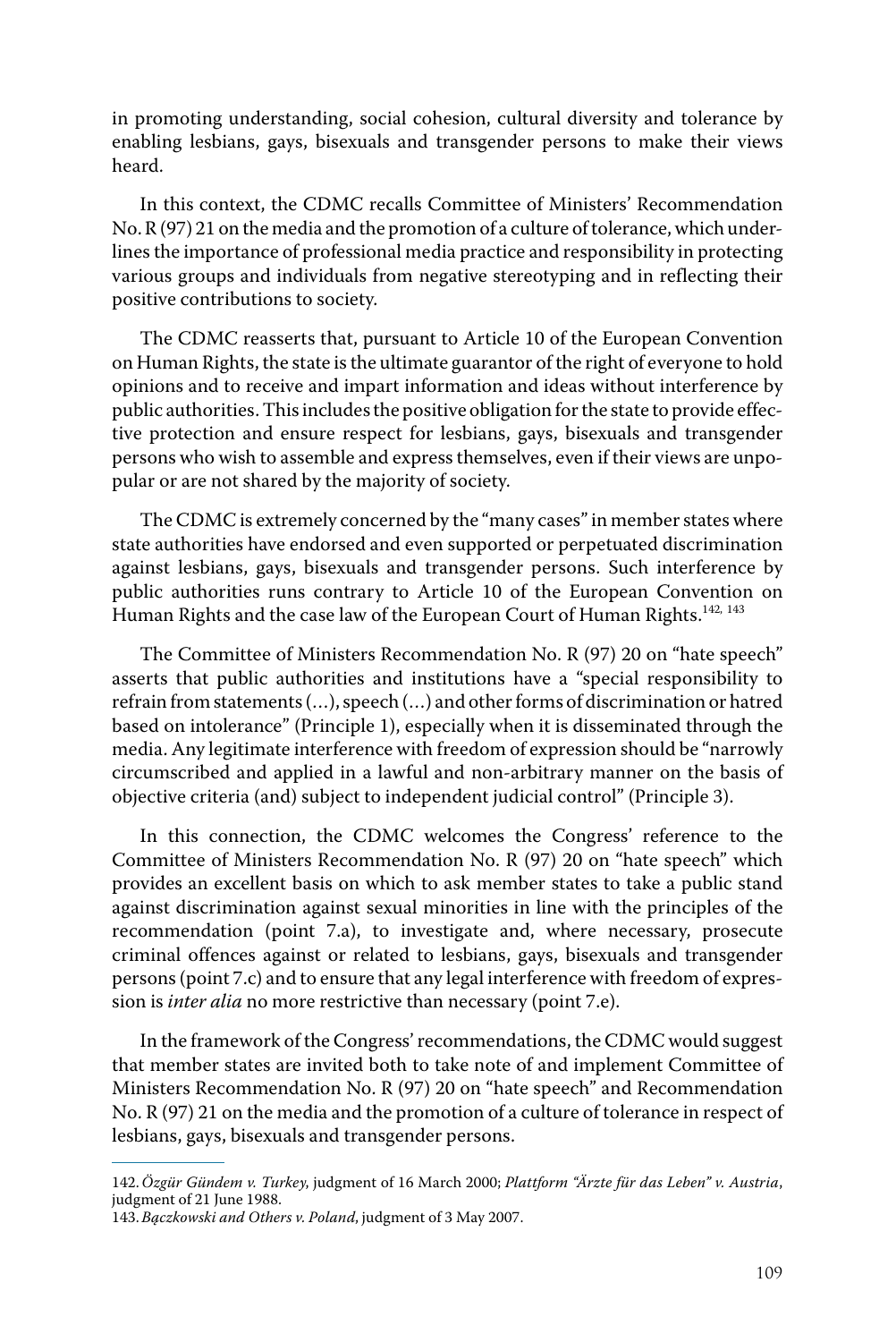in promoting understanding, social cohesion, cultural diversity and tolerance by enabling lesbians, gays, bisexuals and transgender persons to make their views heard.

In this context, the CDMC recalls Committee of Ministers' Recommendation No. R (97) 21 on the media and the promotion of a culture of tolerance, which underlines the importance of professional media practice and responsibility in protecting various groups and individuals from negative stereotyping and in reflecting their positive contributions to society.

The CDMC reasserts that, pursuant to Article 10 of the European Convention on Human Rights, the state is the ultimate guarantor of the right of everyone to hold opinions and to receive and impart information and ideas without interference by public authorities. This includes the positive obligation for the state to provide effective protection and ensure respect for lesbians, gays, bisexuals and transgender persons who wish to assemble and express themselves, even if their views are unpopular or are not shared by the majority of society.

The CDMC is extremely concerned by the "many cases" in member states where state authorities have endorsed and even supported or perpetuated discrimination against lesbians, gays, bisexuals and transgender persons. Such interference by public authorities runs contrary to Article 10 of the European Convention on Human Rights and the case law of the European Court of Human Rights.[142, 143]

The Committee of Ministers Recommendation No. R (97) 20 on "hate speech" asserts that public authorities and institutions have a "special responsibility to refrain from statements (…), speech (…) and other forms of discrimination or hatred based on intolerance" (Principle 1), especially when it is disseminated through the media. Any legitimate interference with freedom of expression should be "narrowly circumscribed and applied in a lawful and non-arbitrary manner on the basis of objective criteria (and) subject to independent judicial control" (Principle 3).

In this connection, the CDMC welcomes the Congress' reference to the Committee of Ministers Recommendation No. R (97) 20 on "hate speech" which provides an excellent basis on which to ask member states to take a public stand against discrimination against sexual minorities in line with the principles of the recommendation (point 7.a), to investigate and, where necessary, prosecute criminal offences against or related to lesbians, gays, bisexuals and transgender persons (point 7.c) and to ensure that any legal interference with freedom of expression is *inter alia* no more restrictive than necessary (point 7.e).

In the framework of the Congress' recommendations, the CDMC would suggest that member states are invited both to take note of and implement Committee of Ministers Recommendation No. R (97) 20 on "hate speech" and Recommendation No. R (97) 21 on the media and the promotion of a culture of tolerance in respect of lesbians, gays, bisexuals and transgender persons.

---

142. *Özgür Gündem v. Turkey*, judgment of 16 March 2000; *Plattform "Ärzte für das Leben" v. Austria*, judgment of 21 June 1988.

143. *Bączkowski and Others v. Poland*, judgment of 3 May 2007.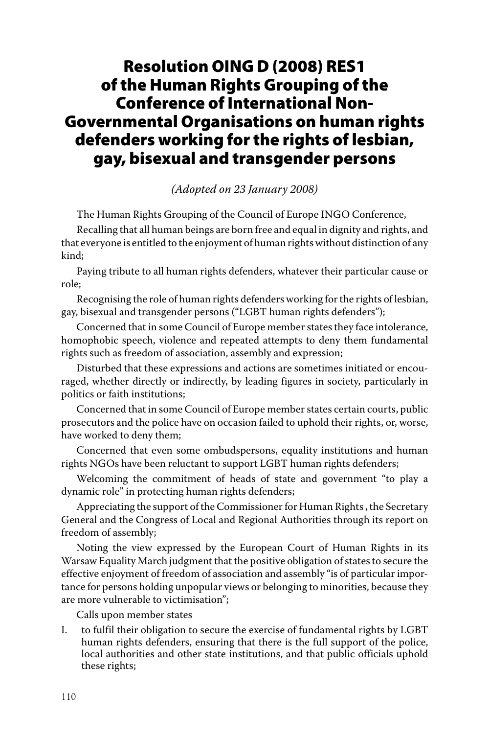# Resolution OING D (2008) RES1 of the Human Rights Grouping of the Conference of International Non-Governmental Organisations on human rights defenders working for the rights of lesbian, gay, bisexual and transgender persons

*(Adopted on 23 January 2008)*

The Human Rights Grouping of the Council of Europe INGO Conference,

Recalling that all human beings are born free and equal in dignity and rights, and that everyone is entitled to the enjoyment of human rights without distinction of any kind;

Paying tribute to all human rights defenders, whatever their particular cause or role;

Recognising the role of human rights defenders working for the rights of lesbian, gay, bisexual and transgender persons ("LGBT human rights defenders");

Concerned that in some Council of Europe member states they face intolerance, homophobic speech, violence and repeated attempts to deny them fundamental rights such as freedom of association, assembly and expression;

Disturbed that these expressions and actions are sometimes initiated or encouraged, whether directly or indirectly, by leading figures in society, particularly in politics or faith institutions;

Concerned that in some Council of Europe member states certain courts, public prosecutors and the police have on occasion failed to uphold their rights, or, worse, have worked to deny them;

Concerned that even some ombudspersons, equality institutions and human rights NGOs have been reluctant to support LGBT human rights defenders;

Welcoming the commitment of heads of state and government "to play a dynamic role" in protecting human rights defenders;

Appreciating the support of the Commissioner for Human Rights , the Secretary General and the Congress of Local and Regional Authorities through its report on freedom of assembly;

Noting the view expressed by the European Court of Human Rights in its Warsaw Equality March judgment that the positive obligation of states to secure the effective enjoyment of freedom of association and assembly "is of particular importance for persons holding unpopular views or belonging to minorities, because they are more vulnerable to victimisation";

Calls upon member states

I. to fulfil their obligation to secure the exercise of fundamental rights by LGBT human rights defenders, ensuring that there is the full support of the police, local authorities and other state institutions, and that public officials uphold these rights;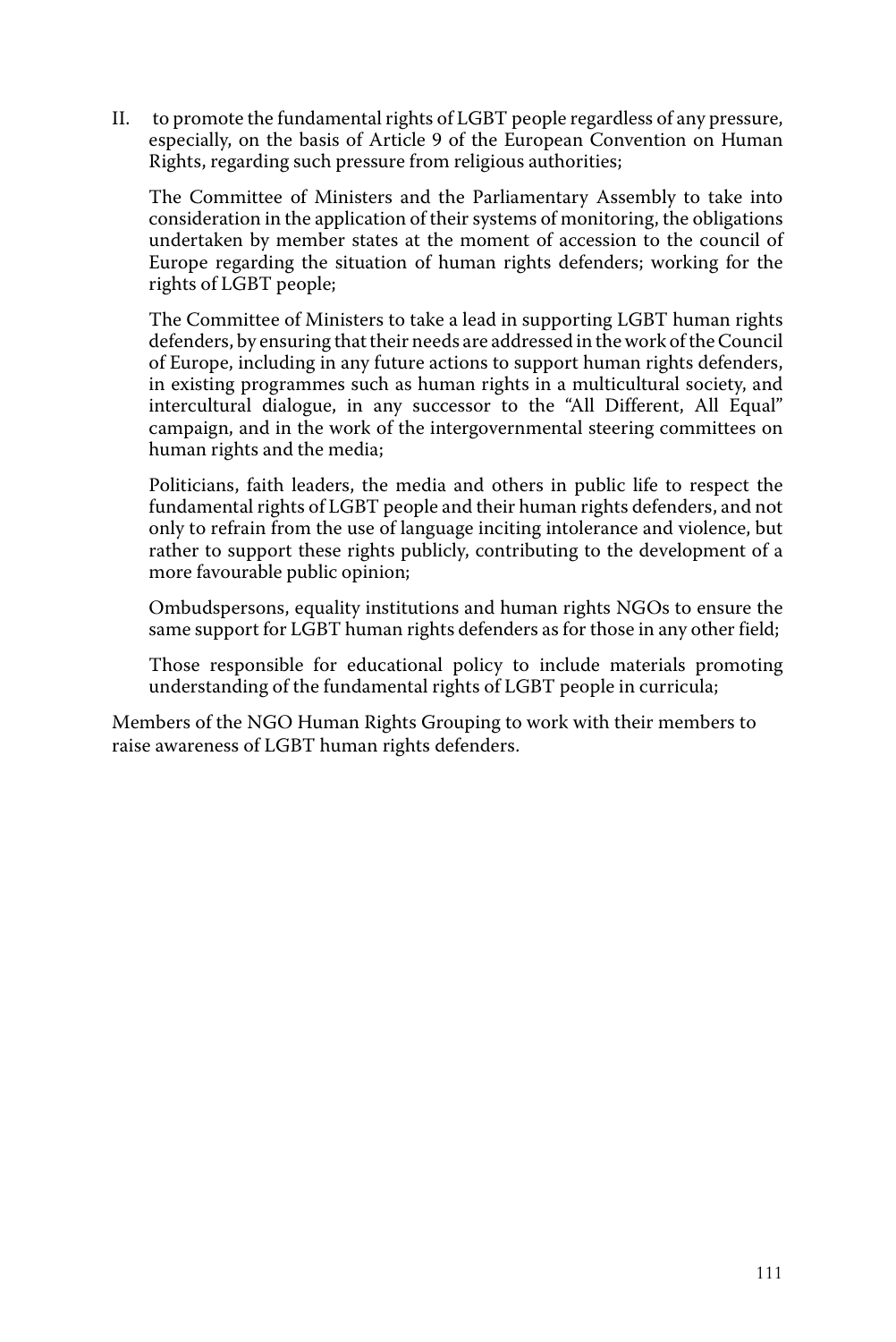II. to promote the fundamental rights of LGBT people regardless of any pressure, especially, on the basis of Article 9 of the European Convention on Human Rights, regarding such pressure from religious authorities;

The Committee of Ministers and the Parliamentary Assembly to take into consideration in the application of their systems of monitoring, the obligations undertaken by member states at the moment of accession to the council of Europe regarding the situation of human rights defenders; working for the rights of LGBT people;

The Committee of Ministers to take a lead in supporting LGBT human rights defenders, by ensuring that their needs are addressed in the work of the Council of Europe, including in any future actions to support human rights defenders, in existing programmes such as human rights in a multicultural society, and intercultural dialogue, in any successor to the "All Different, All Equal" campaign, and in the work of the intergovernmental steering committees on human rights and the media;

Politicians, faith leaders, the media and others in public life to respect the fundamental rights of LGBT people and their human rights defenders, and not only to refrain from the use of language inciting intolerance and violence, but rather to support these rights publicly, contributing to the development of a more favourable public opinion;

Ombudspersons, equality institutions and human rights NGOs to ensure the same support for LGBT human rights defenders as for those in any other field;

Those responsible for educational policy to include materials promoting understanding of the fundamental rights of LGBT people in curricula;

Members of the NGO Human Rights Grouping to work with their members to raise awareness of LGBT human rights defenders.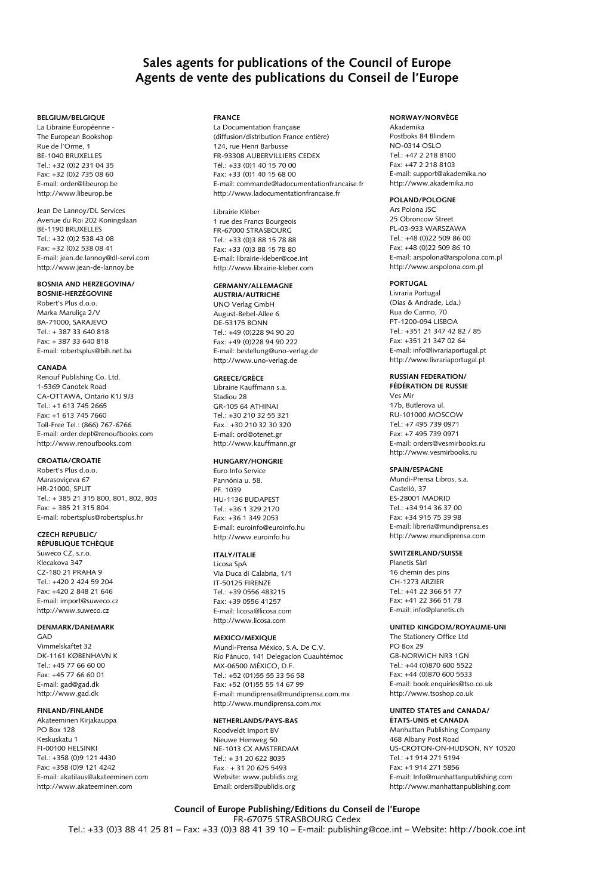# Sales agents for publications of the Council of Europe
# Agents de vente des publications du Conseil de l'Europe

**BELGIUM/BELGIQUE**
La Librairie Européenne -
The European Bookshop
Rue de l'Orme, 1
BE-1040 BRUXELLES
Tel.: +32 (0)2 231 04 35
Fax: +32 (0)2 735 08 60
E-mail: order@libeurop.be
http://www.libeurop.be

Jean De Lannoy/DL Services
Avenue du Roi 202 Koningslaan
BE-1190 BRUXELLES
Tel.: +32 (0)2 538 43 08
Fax: +32 (0)2 538 08 41
E-mail: jean.de.lannoy@dl-servi.com
http://www.jean-de-lannoy.be

**BOSNIA AND HERZEGOVINA/ BOSNIE-HERZÉGOVINE**
Robert's Plus d.o.o.
Marka Maruliça 2/V
BA-71000, SARAJEVO
Tel.: + 387 33 640 818
Fax: + 387 33 640 818
E-mail: robertsplus@bih.net.ba

**CANADA**
Renouf Publishing Co. Ltd.
1-5369 Canotek Road
CA-OTTAWA, Ontario K1J 9J3
Tel.: +1 613 745 2665
Fax: +1 613 745 7660
Toll-Free Tel.: (866) 767-6766
E-mail: order.dept@renoufbooks.com
http://www.renoufbooks.com

**CROATIA/CROATIE**
Robert's Plus d.o.o.
Marasoviçeva 67
HR-21000, SPLIT
Tel.: + 385 21 315 800, 801, 802, 803
Fax: + 385 21 315 804
E-mail: robertsplus@robertsplus.hr

**CZECH REPUBLIC/ RÉPUBLIQUE TCHÈQUE**
Suweco CZ, s.r.o.
Klecakova 347
CZ-180 21 PRAHA 9
Tel.: +420 2 424 59 204
Fax: +420 2 848 21 646
E-mail: import@suweco.cz
http://www.suweco.cz

**DENMARK/DANEMARK**
GAD
Vimmelskaftet 32
DK-1161 KØBENHAVN K
Tel.: +45 77 66 60 00
Fax: +45 77 66 60 01
E-mail: gad@gad.dk
http://www.gad.dk

**FINLAND/FINLANDE**
Akateeminen Kirjakauppa
PO Box 128
Keskuskatu 1
FI-00100 HELSINKI
Tel.: +358 (0)9 121 4430
Fax: +358 (0)9 121 4242
E-mail: akatilaus@akateeminen.com
http://www.akateeminen.com

**FRANCE**
La Documentation française
(diffusion/distribution France entière)
124, rue Henri Barbusse
FR-93308 AUBERVILLIERS CEDEX
Tél.: +33 (0)1 40 15 70 00
Fax: +33 (0)1 40 15 68 00
E-mail: commande@ladocumentationfrancaise.fr
http://www.ladocumentationfrancaise.fr

Librairie Kléber
1 rue des Francs Bourgeois
FR-67000 STRASBOURG
Tel.: +33 (0)3 88 15 78 88
Fax: +33 (0)3 88 15 78 80
E-mail: librairie-kleber@coe.int
http://www.librairie-kleber.com

**GERMANY/ALLEMAGNE AUSTRIA/AUTRICHE**
UNO Verlag GmbH
August-Bebel-Allee 6
DE-53175 BONN
Tel.: +49 (0)228 94 90 20
Fax: +49 (0)228 94 90 222
E-mail: bestellung@uno-verlag.de
http://www.uno-verlag.de

**GREECE/GRÈCE**
Librairie Kauffmann s.a.
Stadiou 28
GR-105 64 ATHINAI
Tel.: +30 210 32 55 321
Fax.: +30 210 32 30 320
E-mail: ord@otenet.gr
http://www.kauffmann.gr

**HUNGARY/HONGRIE**
Euro Info Service
Pannónia u. 58.
PF. 1039
HU-1136 BUDAPEST
Tel.: +36 1 329 2170
Fax: +36 1 349 2053
E-mail: euroinfo@euroinfo.hu
http://www.euroinfo.hu

**ITALY/ITALIE**
Licosa SpA
Via Duca di Calabria, 1/1
IT-50125 FIRENZE
Tel.: +39 0556 483215
Fax: +39 0556 41257
E-mail: licosa@licosa.com
http://www.licosa.com

**MEXICO/MEXIQUE**
Mundi-Prensa México, S.A. De C.V.
Río Pánuco, 141 Delegacíon Cuauhtémoc
MX-06500 MÉXICO, D.F.
Tel.: +52 (01)55 55 33 56 58
Fax: +52 (01)55 55 14 67 99
E-mail: mundiprensa@mundiprensa.com.mx
http://www.mundiprensa.com.mx

**NETHERLANDS/PAYS-BAS**
Roodveldt Import BV
Nieuwe Hemweg 50
NE-1013 CX AMSTERDAM
Tel.: + 31 20 622 8035
Fax.: + 31 20 625 5493
Website: www.publidis.org
Email: orders@publidis.org

**NORWAY/NORVÈGE**
Akademika
Postboks 84 Blindern
NO-0314 OSLO
Tel.: +47 2 218 8100
Fax: +47 2 218 8103
E-mail: support@akademika.no
http://www.akademika.no

**POLAND/POLOGNE**
Ars Polona JSC
25 Obroncow Street
PL-03-933 WARSZAWA
Tel.: +48 (0)22 509 86 00
Fax: +48 (0)22 509 86 10
E-mail: arspolona@arspolona.com.pl
http://www.arspolona.com.pl

**PORTUGAL**
Livraria Portugal
(Dias & Andrade, Lda.)
Rua do Carmo, 70
PT-1200-094 LISBOA
Tel.: +351 21 347 42 82 / 85
Fax: +351 21 347 02 64
E-mail: info@livrariaportugal.pt
http://www.livrariaportugal.pt

**RUSSIAN FEDERATION/ FÉDÉRATION DE RUSSIE**
Ves Mir
17b, Butlerova ul.
RU-101000 MOSCOW
Tel.: +7 495 739 0971
Fax: +7 495 739 0971
E-mail: orders@vesmirbooks.ru
http://www.vesmirbooks.ru

**SPAIN/ESPAGNE**
Mundi-Prensa Libros, s.a.
Castelló, 37
ES-28001 MADRID
Tel.: +34 914 36 37 00
Fax: +34 915 75 39 98
E-mail: libreria@mundiprensa.es
http://www.mundiprensa.com

**SWITZERLAND/SUISSE**
Planetis Sàrl
16 chemin des pins
CH-1273 ARZIER
Tel.: +41 22 366 51 77
Fax: +41 22 366 51 78
E-mail: info@planetis.ch

**UNITED KINGDOM/ROYAUME-UNI**
The Stationery Office Ltd
PO Box 29
GB-NORWICH NR3 1GN
Tel.: +44 (0)870 600 5522
Fax: +44 (0)870 600 5533
E-mail: book.enquiries@tso.co.uk
http://www.tsoshop.co.uk

**UNITED STATES and CANADA/ ÉTATS-UNIS et CANADA**
Manhattan Publishing Company
468 Albany Post Road
US-CROTON-ON-HUDSON, NY 10520
Tel.: +1 914 271 5194
Fax: +1 914 271 5856
E-mail: Info@manhattanpublishing.com
http://www.manhattanpublishing.com

**Council of Europe Publishing/Editions du Conseil de l'Europe**
FR-67075 STRASBOURG Cedex
Tel.: +33 (0)3 88 41 25 81 – Fax: +33 (0)3 88 41 39 10 – E-mail: publishing@coe.int – Website: http://book.coe.int